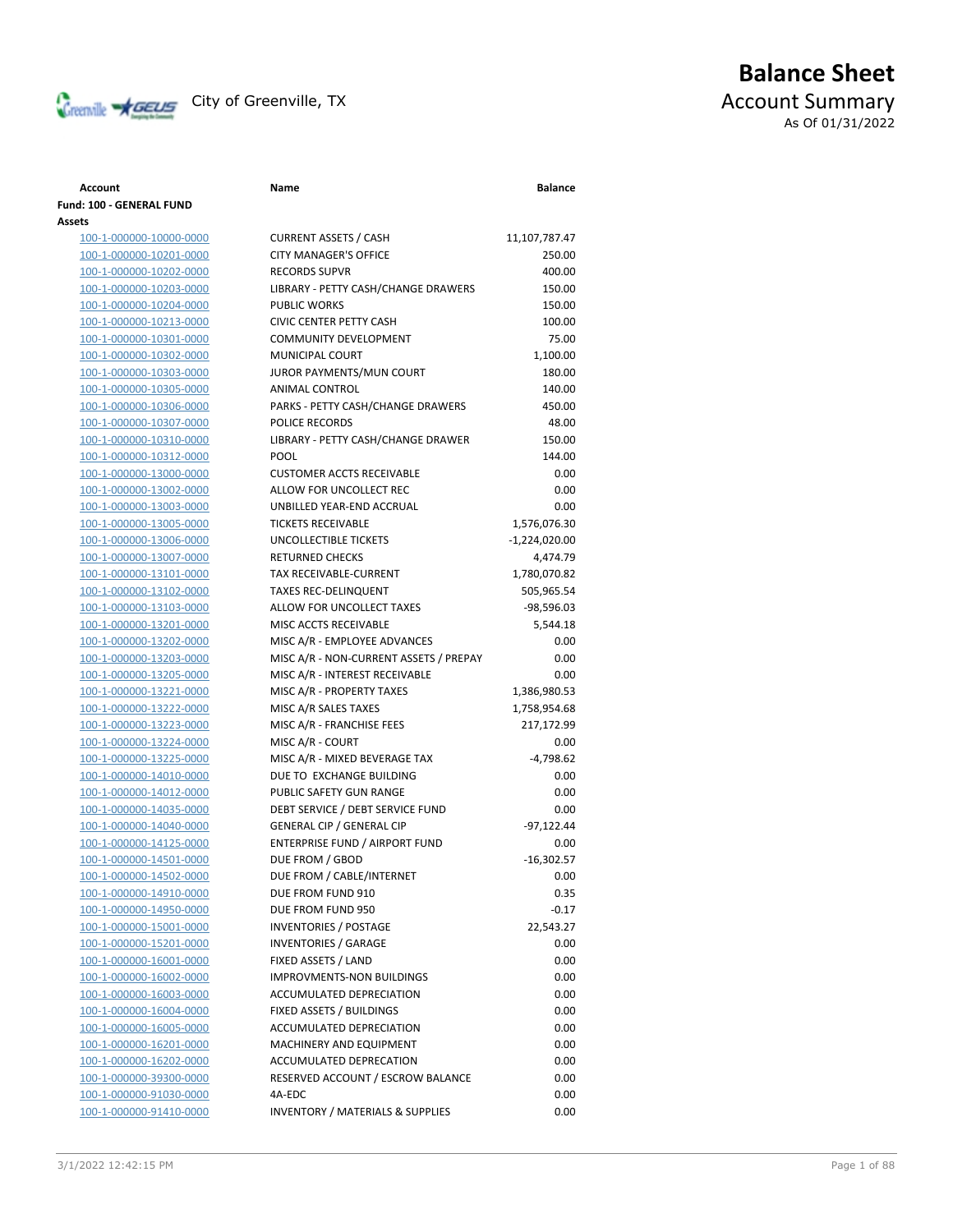# Balance Sheet

## Account Summary

City of Greenville, TX

As Of 01/31/2022

| Account | Name | Balance |
|---|---|---|
| **Fund: 100 - GENERAL FUND** | | |
| **Assets** | | |
| 100-1-000000-10000-0000 | CURRENT ASSETS / CASH | 11,107,787.47 |
| 100-1-000000-10201-0000 | CITY MANAGER'S OFFICE | 250.00 |
| 100-1-000000-10202-0000 | RECORDS SUPVR | 400.00 |
| 100-1-000000-10203-0000 | LIBRARY - PETTY CASH/CHANGE DRAWERS | 150.00 |
| 100-1-000000-10204-0000 | PUBLIC WORKS | 150.00 |
| 100-1-000000-10213-0000 | CIVIC CENTER PETTY CASH | 100.00 |
| 100-1-000000-10301-0000 | COMMUNITY DEVELOPMENT | 75.00 |
| 100-1-000000-10302-0000 | MUNICIPAL COURT | 1,100.00 |
| 100-1-000000-10303-0000 | JUROR PAYMENTS/MUN COURT | 180.00 |
| 100-1-000000-10305-0000 | ANIMAL CONTROL | 140.00 |
| 100-1-000000-10306-0000 | PARKS - PETTY CASH/CHANGE DRAWERS | 450.00 |
| 100-1-000000-10307-0000 | POLICE RECORDS | 48.00 |
| 100-1-000000-10310-0000 | LIBRARY - PETTY CASH/CHANGE DRAWER | 150.00 |
| 100-1-000000-10312-0000 | POOL | 144.00 |
| 100-1-000000-13000-0000 | CUSTOMER ACCTS RECEIVABLE | 0.00 |
| 100-1-000000-13002-0000 | ALLOW FOR UNCOLLECT REC | 0.00 |
| 100-1-000000-13003-0000 | UNBILLED YEAR-END ACCRUAL | 0.00 |
| 100-1-000000-13005-0000 | TICKETS RECEIVABLE | 1,576,076.30 |
| 100-1-000000-13006-0000 | UNCOLLECTIBLE TICKETS | -1,224,020.00 |
| 100-1-000000-13007-0000 | RETURNED CHECKS | 4,474.79 |
| 100-1-000000-13101-0000 | TAX RECEIVABLE-CURRENT | 1,780,070.82 |
| 100-1-000000-13102-0000 | TAXES REC-DELINQUENT | 505,965.54 |
| 100-1-000000-13103-0000 | ALLOW FOR UNCOLLECT TAXES | -98,596.03 |
| 100-1-000000-13201-0000 | MISC ACCTS RECEIVABLE | 5,544.18 |
| 100-1-000000-13202-0000 | MISC A/R - EMPLOYEE ADVANCES | 0.00 |
| 100-1-000000-13203-0000 | MISC A/R - NON-CURRENT ASSETS / PREPAY | 0.00 |
| 100-1-000000-13205-0000 | MISC A/R - INTEREST RECEIVABLE | 0.00 |
| 100-1-000000-13221-0000 | MISC A/R - PROPERTY TAXES | 1,386,980.53 |
| 100-1-000000-13222-0000 | MISC A/R SALES TAXES | 1,758,954.68 |
| 100-1-000000-13223-0000 | MISC A/R - FRANCHISE FEES | 217,172.99 |
| 100-1-000000-13224-0000 | MISC A/R - COURT | 0.00 |
| 100-1-000000-13225-0000 | MISC A/R - MIXED BEVERAGE TAX | -4,798.62 |
| 100-1-000000-14010-0000 | DUE TO EXCHANGE BUILDING | 0.00 |
| 100-1-000000-14012-0000 | PUBLIC SAFETY GUN RANGE | 0.00 |
| 100-1-000000-14035-0000 | DEBT SERVICE / DEBT SERVICE FUND | 0.00 |
| 100-1-000000-14040-0000 | GENERAL CIP / GENERAL CIP | -97,122.44 |
| 100-1-000000-14125-0000 | ENTERPRISE FUND / AIRPORT FUND | 0.00 |
| 100-1-000000-14501-0000 | DUE FROM / GBOD | -16,302.57 |
| 100-1-000000-14502-0000 | DUE FROM / CABLE/INTERNET | 0.00 |
| 100-1-000000-14910-0000 | DUE FROM FUND 910 | 0.35 |
| 100-1-000000-14950-0000 | DUE FROM FUND 950 | -0.17 |
| 100-1-000000-15001-0000 | INVENTORIES / POSTAGE | 22,543.27 |
| 100-1-000000-15201-0000 | INVENTORIES / GARAGE | 0.00 |
| 100-1-000000-16001-0000 | FIXED ASSETS / LAND | 0.00 |
| 100-1-000000-16002-0000 | IMPROVMENTS-NON BUILDINGS | 0.00 |
| 100-1-000000-16003-0000 | ACCUMULATED DEPRECIATION | 0.00 |
| 100-1-000000-16004-0000 | FIXED ASSETS / BUILDINGS | 0.00 |
| 100-1-000000-16005-0000 | ACCUMULATED DEPRECIATION | 0.00 |
| 100-1-000000-16201-0000 | MACHINERY AND EQUIPMENT | 0.00 |
| 100-1-000000-16202-0000 | ACCUMULATED DEPRECATION | 0.00 |
| 100-1-000000-39300-0000 | RESERVED ACCOUNT / ESCROW BALANCE | 0.00 |
| 100-1-000000-91030-0000 | 4A-EDC | 0.00 |
| 100-1-000000-91410-0000 | INVENTORY / MATERIALS & SUPPLIES | 0.00 |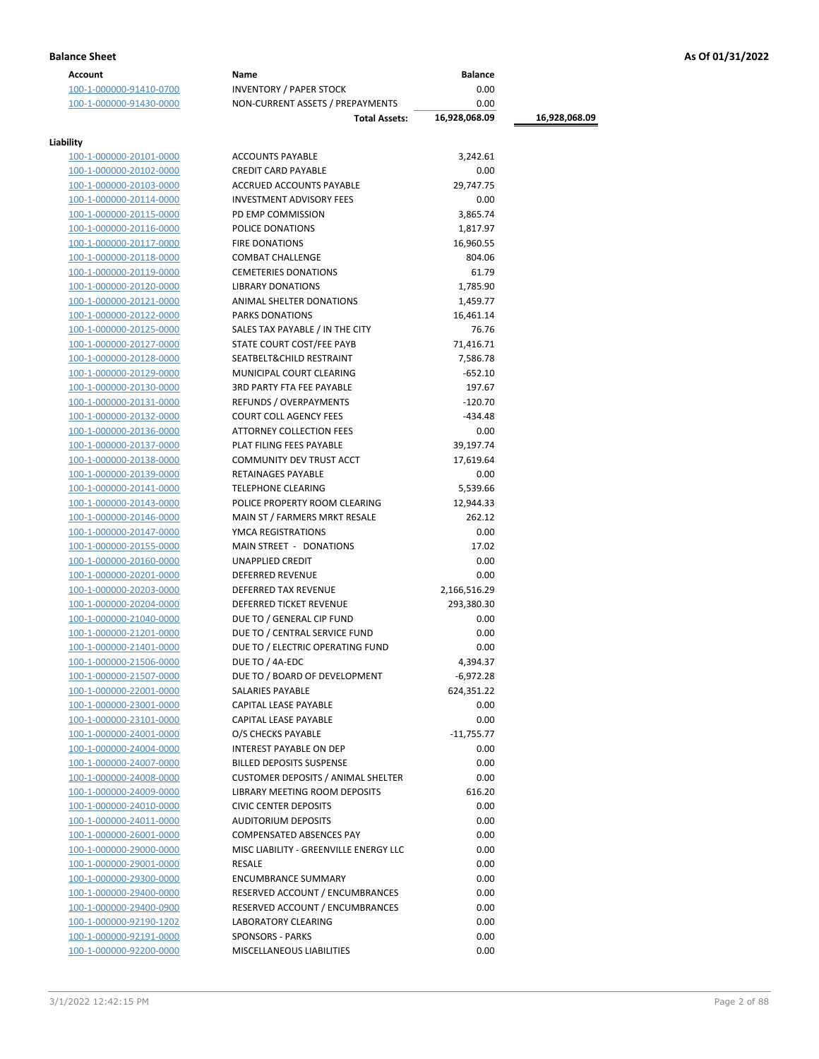**Balance Sheet** **As Of 01/31/2022**

| Account | Name | Balance | |
|---|---|---|---|
| 100-1-000000-91410-0700 | INVENTORY / PAPER STOCK | 0.00 | |
| 100-1-000000-91430-0000 | NON-CURRENT ASSETS / PREPAYMENTS | 0.00 | |
| | **Total Assets:** | **16,928,068.09** | **16,928,068.09** |

**Liability**

| Account | Name | Balance |
|---|---|---|
| 100-1-000000-20101-0000 | ACCOUNTS PAYABLE | 3,242.61 |
| 100-1-000000-20102-0000 | CREDIT CARD PAYABLE | 0.00 |
| 100-1-000000-20103-0000 | ACCRUED ACCOUNTS PAYABLE | 29,747.75 |
| 100-1-000000-20114-0000 | INVESTMENT ADVISORY FEES | 0.00 |
| 100-1-000000-20115-0000 | PD EMP COMMISSION | 3,865.74 |
| 100-1-000000-20116-0000 | POLICE DONATIONS | 1,817.97 |
| 100-1-000000-20117-0000 | FIRE DONATIONS | 16,960.55 |
| 100-1-000000-20118-0000 | COMBAT CHALLENGE | 804.06 |
| 100-1-000000-20119-0000 | CEMETERIES DONATIONS | 61.79 |
| 100-1-000000-20120-0000 | LIBRARY DONATIONS | 1,785.90 |
| 100-1-000000-20121-0000 | ANIMAL SHELTER DONATIONS | 1,459.77 |
| 100-1-000000-20122-0000 | PARKS DONATIONS | 16,461.14 |
| 100-1-000000-20125-0000 | SALES TAX PAYABLE / IN THE CITY | 76.76 |
| 100-1-000000-20127-0000 | STATE COURT COST/FEE PAYB | 71,416.71 |
| 100-1-000000-20128-0000 | SEATBELT&CHILD RESTRAINT | 7,586.78 |
| 100-1-000000-20129-0000 | MUNICIPAL COURT CLEARING | -652.10 |
| 100-1-000000-20130-0000 | 3RD PARTY FTA FEE PAYABLE | 197.67 |
| 100-1-000000-20131-0000 | REFUNDS / OVERPAYMENTS | -120.70 |
| 100-1-000000-20132-0000 | COURT COLL AGENCY FEES | -434.48 |
| 100-1-000000-20136-0000 | ATTORNEY COLLECTION FEES | 0.00 |
| 100-1-000000-20137-0000 | PLAT FILING FEES PAYABLE | 39,197.74 |
| 100-1-000000-20138-0000 | COMMUNITY DEV TRUST ACCT | 17,619.64 |
| 100-1-000000-20139-0000 | RETAINAGES PAYABLE | 0.00 |
| 100-1-000000-20141-0000 | TELEPHONE CLEARING | 5,539.66 |
| 100-1-000000-20143-0000 | POLICE PROPERTY ROOM CLEARING | 12,944.33 |
| 100-1-000000-20146-0000 | MAIN ST / FARMERS MRKT RESALE | 262.12 |
| 100-1-000000-20147-0000 | YMCA REGISTRATIONS | 0.00 |
| 100-1-000000-20155-0000 | MAIN STREET - DONATIONS | 17.02 |
| 100-1-000000-20160-0000 | UNAPPLIED CREDIT | 0.00 |
| 100-1-000000-20201-0000 | DEFERRED REVENUE | 0.00 |
| 100-1-000000-20203-0000 | DEFERRED TAX REVENUE | 2,166,516.29 |
| 100-1-000000-20204-0000 | DEFERRED TICKET REVENUE | 293,380.30 |
| 100-1-000000-21040-0000 | DUE TO / GENERAL CIP FUND | 0.00 |
| 100-1-000000-21201-0000 | DUE TO / CENTRAL SERVICE FUND | 0.00 |
| 100-1-000000-21401-0000 | DUE TO / ELECTRIC OPERATING FUND | 0.00 |
| 100-1-000000-21506-0000 | DUE TO / 4A-EDC | 4,394.37 |
| 100-1-000000-21507-0000 | DUE TO / BOARD OF DEVELOPMENT | -6,972.28 |
| 100-1-000000-22001-0000 | SALARIES PAYABLE | 624,351.22 |
| 100-1-000000-23001-0000 | CAPITAL LEASE PAYABLE | 0.00 |
| 100-1-000000-23101-0000 | CAPITAL LEASE PAYABLE | 0.00 |
| 100-1-000000-24001-0000 | O/S CHECKS PAYABLE | -11,755.77 |
| 100-1-000000-24004-0000 | INTEREST PAYABLE ON DEP | 0.00 |
| 100-1-000000-24007-0000 | BILLED DEPOSITS SUSPENSE | 0.00 |
| 100-1-000000-24008-0000 | CUSTOMER DEPOSITS / ANIMAL SHELTER | 0.00 |
| 100-1-000000-24009-0000 | LIBRARY MEETING ROOM DEPOSITS | 616.20 |
| 100-1-000000-24010-0000 | CIVIC CENTER DEPOSITS | 0.00 |
| 100-1-000000-24011-0000 | AUDITORIUM DEPOSITS | 0.00 |
| 100-1-000000-26001-0000 | COMPENSATED ABSENCES PAY | 0.00 |
| 100-1-000000-29000-0000 | MISC LIABILITY - GREENVILLE ENERGY LLC | 0.00 |
| 100-1-000000-29001-0000 | RESALE | 0.00 |
| 100-1-000000-29300-0000 | ENCUMBRANCE SUMMARY | 0.00 |
| 100-1-000000-29400-0000 | RESERVED ACCOUNT / ENCUMBRANCES | 0.00 |
| 100-1-000000-29400-0900 | RESERVED ACCOUNT / ENCUMBRANCES | 0.00 |
| 100-1-000000-92190-1202 | LABORATORY CLEARING | 0.00 |
| 100-1-000000-92191-0000 | SPONSORS - PARKS | 0.00 |
| 100-1-000000-92200-0000 | MISCELLANEOUS LIABILITIES | 0.00 |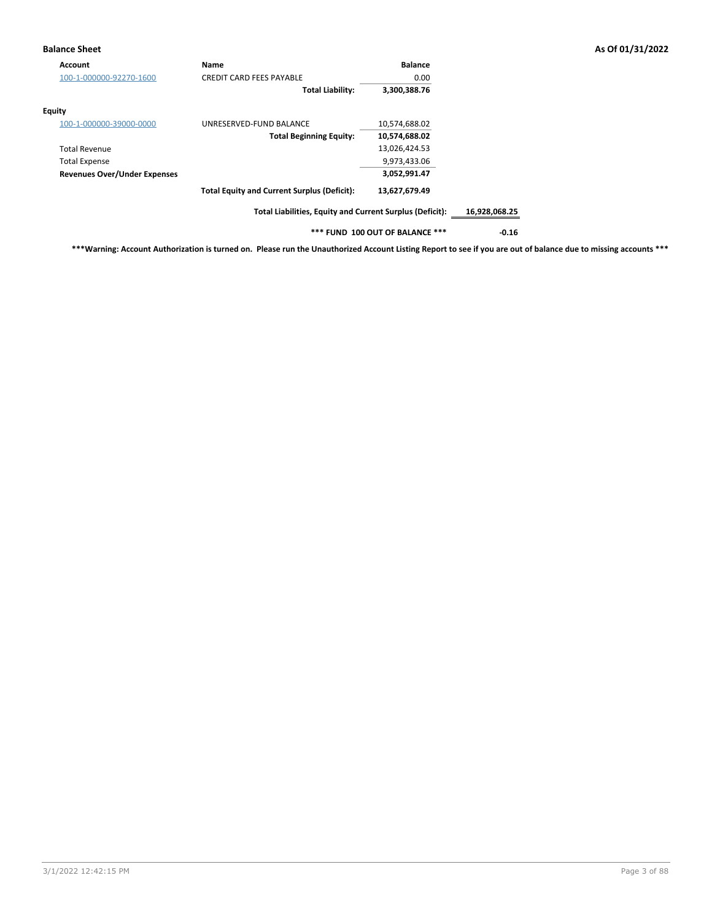**Balance Sheet** | **As Of 01/31/2022**

| Account | Name | Balance | |
|---|---|---|---|
| 100-1-000000-92270-1600 | CREDIT CARD FEES PAYABLE | 0.00 | |
| | **Total Liability:** | **3,300,388.76** | |
| **Equity** | | | |
| 100-1-000000-39000-0000 | UNRESERVED-FUND BALANCE | 10,574,688.02 | |
| | **Total Beginning Equity:** | **10,574,688.02** | |
| Total Revenue | | 13,026,424.53 | |
| Total Expense | | 9,973,433.06 | |
| **Revenues Over/Under Expenses** | | **3,052,991.47** | |
| | **Total Equity and Current Surplus (Deficit):** | **13,627,679.49** | |
| | **Total Liabilities, Equity and Current Surplus (Deficit):** | | **16,928,068.25** |
| | **\*\*\* FUND 100 OUT OF BALANCE \*\*\*** | | **-0.16** |

**\*\*\*Warning: Account Authorization is turned on. Please run the Unauthorized Account Listing Report to see if you are out of balance due to missing accounts \*\*\***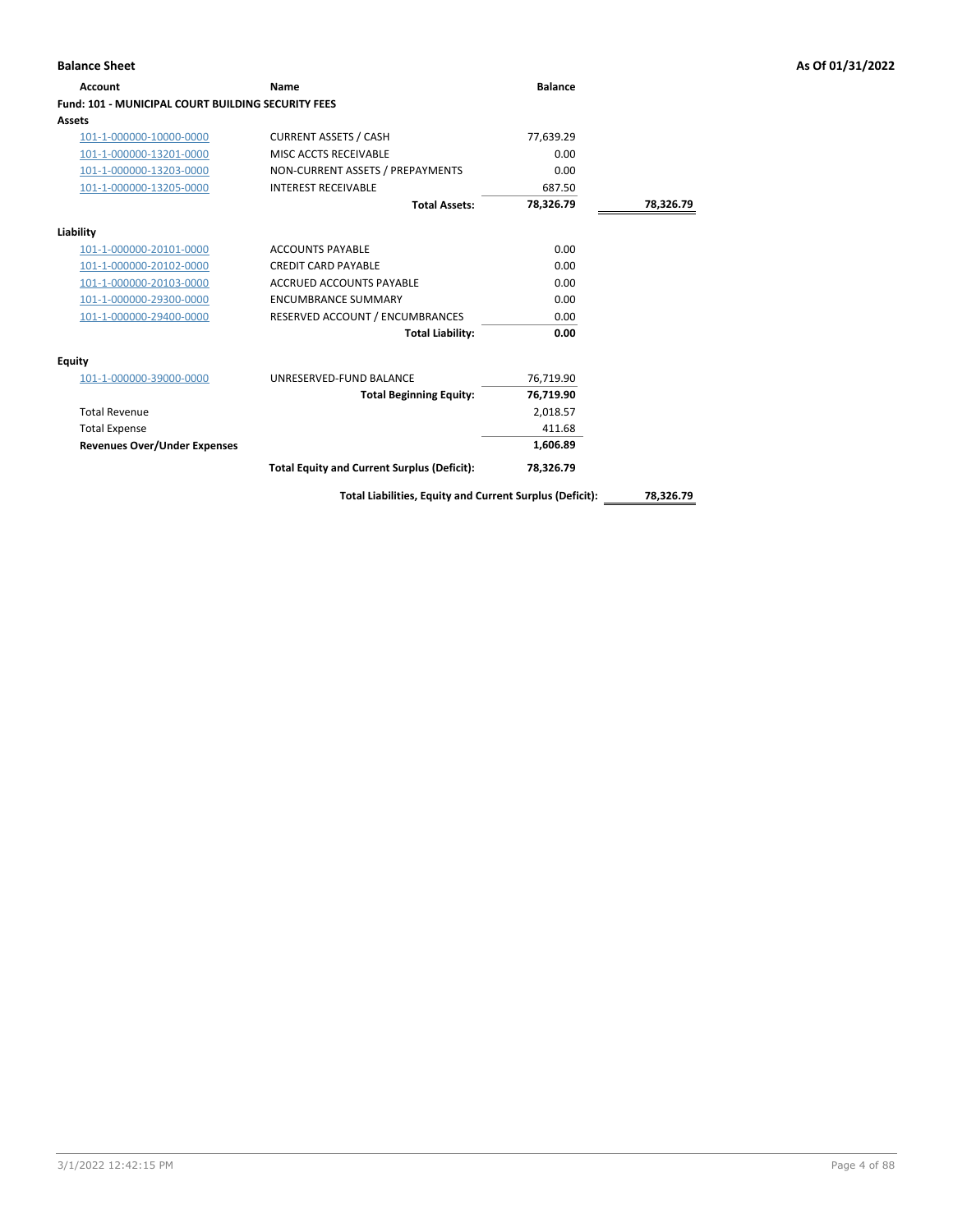## Balance Sheet

As Of 01/31/2022

| Account | Name | Balance | |
|---|---|---|---|
| **Fund: 101 - MUNICIPAL COURT BUILDING SECURITY FEES** | | | |
| **Assets** | | | |
| 101-1-000000-10000-0000 | CURRENT ASSETS / CASH | 77,639.29 | |
| 101-1-000000-13201-0000 | MISC ACCTS RECEIVABLE | 0.00 | |
| 101-1-000000-13203-0000 | NON-CURRENT ASSETS / PREPAYMENTS | 0.00 | |
| 101-1-000000-13205-0000 | INTEREST RECEIVABLE | 687.50 | |
| | **Total Assets:** | **78,326.79** | **78,326.79** |
| **Liability** | | | |
| 101-1-000000-20101-0000 | ACCOUNTS PAYABLE | 0.00 | |
| 101-1-000000-20102-0000 | CREDIT CARD PAYABLE | 0.00 | |
| 101-1-000000-20103-0000 | ACCRUED ACCOUNTS PAYABLE | 0.00 | |
| 101-1-000000-29300-0000 | ENCUMBRANCE SUMMARY | 0.00 | |
| 101-1-000000-29400-0000 | RESERVED ACCOUNT / ENCUMBRANCES | 0.00 | |
| | **Total Liability:** | **0.00** | |
| **Equity** | | | |
| 101-1-000000-39000-0000 | UNRESERVED-FUND BALANCE | 76,719.90 | |
| | **Total Beginning Equity:** | **76,719.90** | |
| Total Revenue | | 2,018.57 | |
| Total Expense | | 411.68 | |
| **Revenues Over/Under Expenses** | | **1,606.89** | |
| | **Total Equity and Current Surplus (Deficit):** | **78,326.79** | |
| | **Total Liabilities, Equity and Current Surplus (Deficit):** | | **78,326.79** |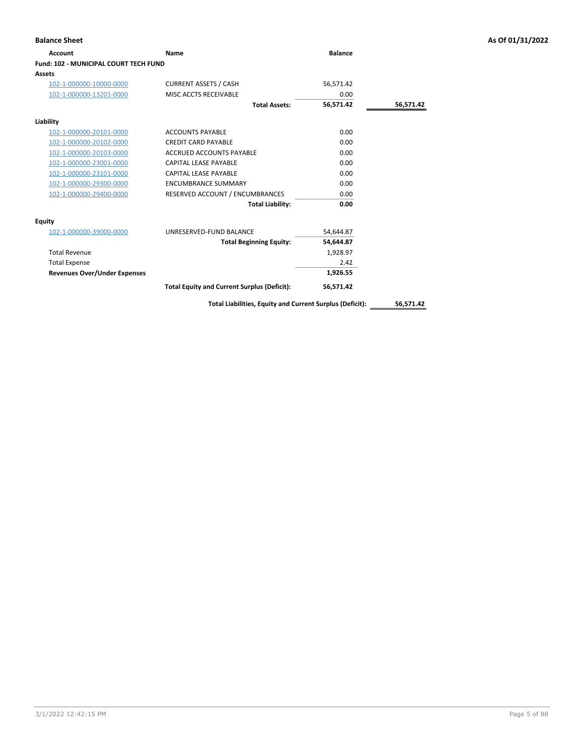**Balance Sheet** — As Of 01/31/2022

| Account | Name | Balance | |
|---|---|---|---|
| **Fund: 102 - MUNICIPAL COURT TECH FUND** | | | |
| **Assets** | | | |
| 102-1-000000-10000-0000 | CURRENT ASSETS / CASH | 56,571.42 | |
| 102-1-000000-13201-0000 | MISC ACCTS RECEIVABLE | 0.00 | |
| | **Total Assets:** | **56,571.42** | **56,571.42** |
| **Liability** | | | |
| 102-1-000000-20101-0000 | ACCOUNTS PAYABLE | 0.00 | |
| 102-1-000000-20102-0000 | CREDIT CARD PAYABLE | 0.00 | |
| 102-1-000000-20103-0000 | ACCRUED ACCOUNTS PAYABLE | 0.00 | |
| 102-1-000000-23001-0000 | CAPITAL LEASE PAYABLE | 0.00 | |
| 102-1-000000-23101-0000 | CAPITAL LEASE PAYABLE | 0.00 | |
| 102-1-000000-29300-0000 | ENCUMBRANCE SUMMARY | 0.00 | |
| 102-1-000000-29400-0000 | RESERVED ACCOUNT / ENCUMBRANCES | 0.00 | |
| | **Total Liability:** | **0.00** | |
| **Equity** | | | |
| 102-1-000000-39000-0000 | UNRESERVED-FUND BALANCE | 54,644.87 | |
| | **Total Beginning Equity:** | **54,644.87** | |
| Total Revenue | | 1,928.97 | |
| Total Expense | | 2.42 | |
| **Revenues Over/Under Expenses** | | **1,926.55** | |
| | **Total Equity and Current Surplus (Deficit):** | **56,571.42** | |
| | **Total Liabilities, Equity and Current Surplus (Deficit):** | | **56,571.42** |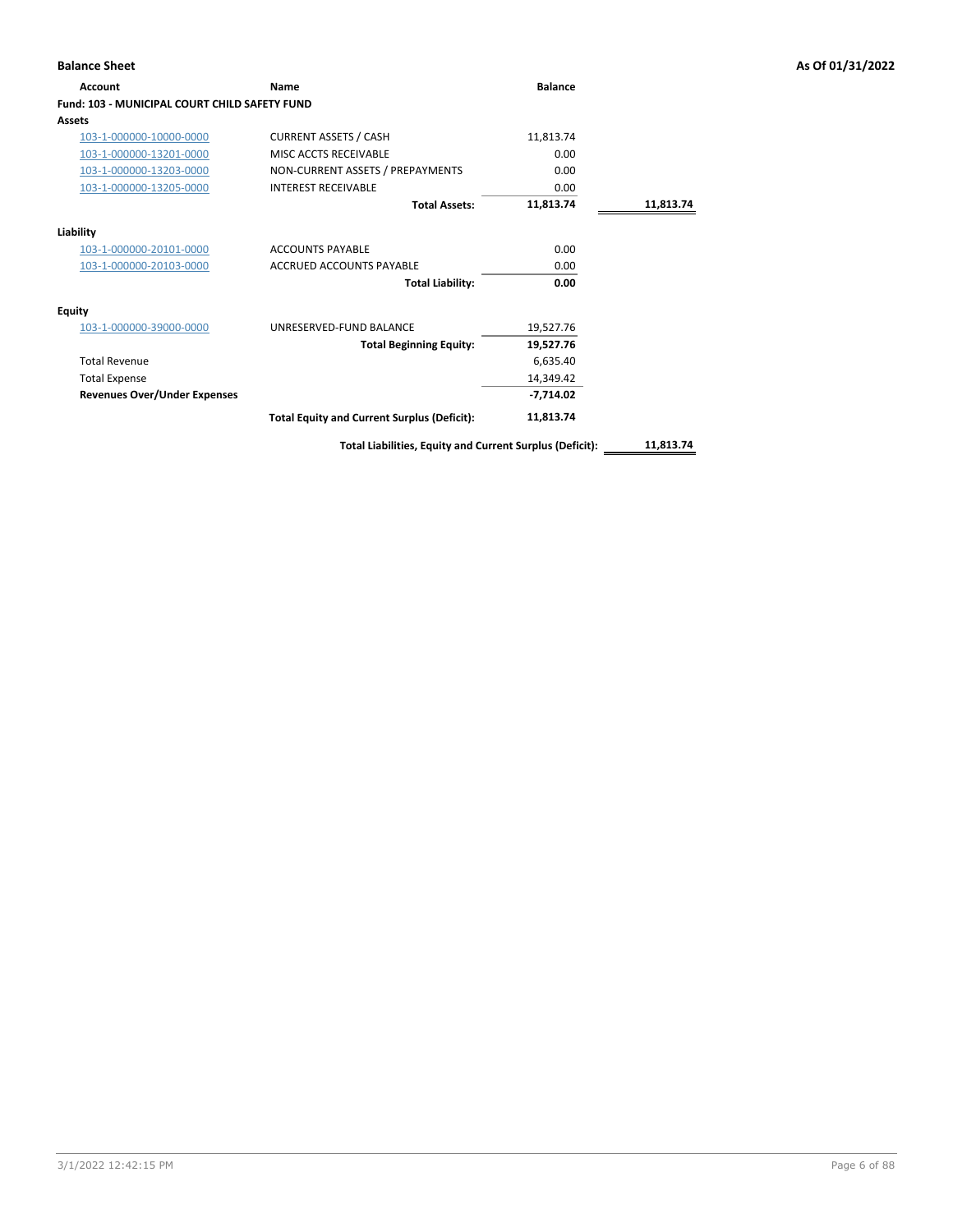## Balance Sheet

**As Of 01/31/2022**

| Account | Name | Balance | |
|---|---|---|---|
| **Fund: 103 - MUNICIPAL COURT CHILD SAFETY FUND** | | | |
| **Assets** | | | |
| 103-1-000000-10000-0000 | CURRENT ASSETS / CASH | 11,813.74 | |
| 103-1-000000-13201-0000 | MISC ACCTS RECEIVABLE | 0.00 | |
| 103-1-000000-13203-0000 | NON-CURRENT ASSETS / PREPAYMENTS | 0.00 | |
| 103-1-000000-13205-0000 | INTEREST RECEIVABLE | 0.00 | |
| | **Total Assets:** | **11,813.74** | **11,813.74** |
| **Liability** | | | |
| 103-1-000000-20101-0000 | ACCOUNTS PAYABLE | 0.00 | |
| 103-1-000000-20103-0000 | ACCRUED ACCOUNTS PAYABLE | 0.00 | |
| | **Total Liability:** | **0.00** | |
| **Equity** | | | |
| 103-1-000000-39000-0000 | UNRESERVED-FUND BALANCE | 19,527.76 | |
| | **Total Beginning Equity:** | **19,527.76** | |
| Total Revenue | | 6,635.40 | |
| Total Expense | | 14,349.42 | |
| **Revenues Over/Under Expenses** | | **-7,714.02** | |
| | **Total Equity and Current Surplus (Deficit):** | **11,813.74** | |
| | **Total Liabilities, Equity and Current Surplus (Deficit):** | | **11,813.74** |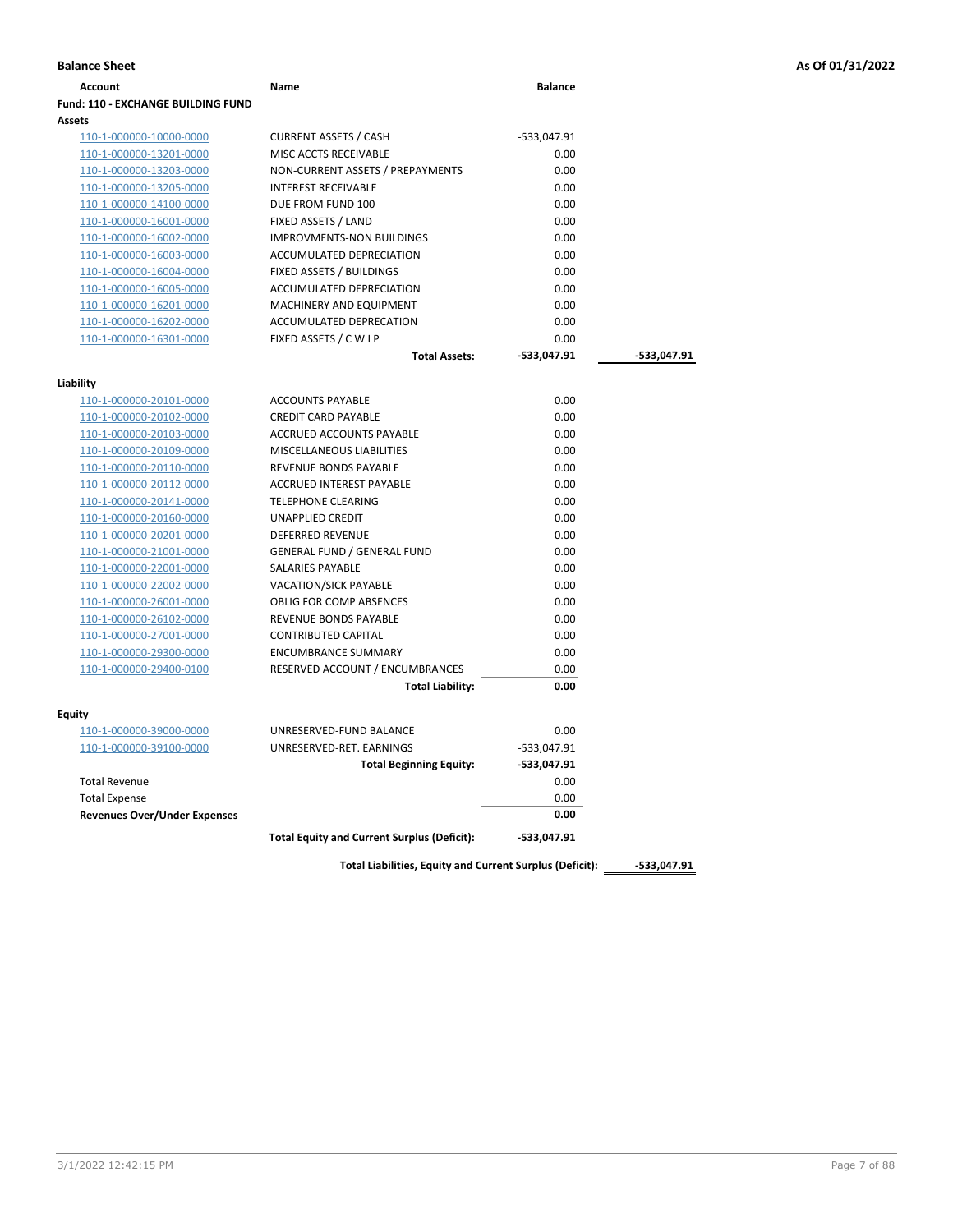**Balance Sheet** — **As Of 01/31/2022**

| Account | Name | Balance | |
|---|---|---|---|
| **Fund: 110 - EXCHANGE BUILDING FUND** | | | |
| **Assets** | | | |
| 110-1-000000-10000-0000 | CURRENT ASSETS / CASH | -533,047.91 | |
| 110-1-000000-13201-0000 | MISC ACCTS RECEIVABLE | 0.00 | |
| 110-1-000000-13203-0000 | NON-CURRENT ASSETS / PREPAYMENTS | 0.00 | |
| 110-1-000000-13205-0000 | INTEREST RECEIVABLE | 0.00 | |
| 110-1-000000-14100-0000 | DUE FROM FUND 100 | 0.00 | |
| 110-1-000000-16001-0000 | FIXED ASSETS / LAND | 0.00 | |
| 110-1-000000-16002-0000 | IMPROVMENTS-NON BUILDINGS | 0.00 | |
| 110-1-000000-16003-0000 | ACCUMULATED DEPRECIATION | 0.00 | |
| 110-1-000000-16004-0000 | FIXED ASSETS / BUILDINGS | 0.00 | |
| 110-1-000000-16005-0000 | ACCUMULATED DEPRECIATION | 0.00 | |
| 110-1-000000-16201-0000 | MACHINERY AND EQUIPMENT | 0.00 | |
| 110-1-000000-16202-0000 | ACCUMULATED DEPRECATION | 0.00 | |
| 110-1-000000-16301-0000 | FIXED ASSETS / C W I P | 0.00 | |
| | **Total Assets:** | **-533,047.91** | **-533,047.91** |
| **Liability** | | | |
| 110-1-000000-20101-0000 | ACCOUNTS PAYABLE | 0.00 | |
| 110-1-000000-20102-0000 | CREDIT CARD PAYABLE | 0.00 | |
| 110-1-000000-20103-0000 | ACCRUED ACCOUNTS PAYABLE | 0.00 | |
| 110-1-000000-20109-0000 | MISCELLANEOUS LIABILITIES | 0.00 | |
| 110-1-000000-20110-0000 | REVENUE BONDS PAYABLE | 0.00 | |
| 110-1-000000-20112-0000 | ACCRUED INTEREST PAYABLE | 0.00 | |
| 110-1-000000-20141-0000 | TELEPHONE CLEARING | 0.00 | |
| 110-1-000000-20160-0000 | UNAPPLIED CREDIT | 0.00 | |
| 110-1-000000-20201-0000 | DEFERRED REVENUE | 0.00 | |
| 110-1-000000-21001-0000 | GENERAL FUND / GENERAL FUND | 0.00 | |
| 110-1-000000-22001-0000 | SALARIES PAYABLE | 0.00 | |
| 110-1-000000-22002-0000 | VACATION/SICK PAYABLE | 0.00 | |
| 110-1-000000-26001-0000 | OBLIG FOR COMP ABSENCES | 0.00 | |
| 110-1-000000-26102-0000 | REVENUE BONDS PAYABLE | 0.00 | |
| 110-1-000000-27001-0000 | CONTRIBUTED CAPITAL | 0.00 | |
| 110-1-000000-29300-0000 | ENCUMBRANCE SUMMARY | 0.00 | |
| 110-1-000000-29400-0100 | RESERVED ACCOUNT / ENCUMBRANCES | 0.00 | |
| | **Total Liability:** | **0.00** | |
| **Equity** | | | |
| 110-1-000000-39000-0000 | UNRESERVED-FUND BALANCE | 0.00 | |
| 110-1-000000-39100-0000 | UNRESERVED-RET. EARNINGS | -533,047.91 | |
| | **Total Beginning Equity:** | **-533,047.91** | |
| Total Revenue | | 0.00 | |
| Total Expense | | 0.00 | |
| **Revenues Over/Under Expenses** | | **0.00** | |
| | **Total Equity and Current Surplus (Deficit):** | **-533,047.91** | |
| | **Total Liabilities, Equity and Current Surplus (Deficit):** | | **-533,047.91** |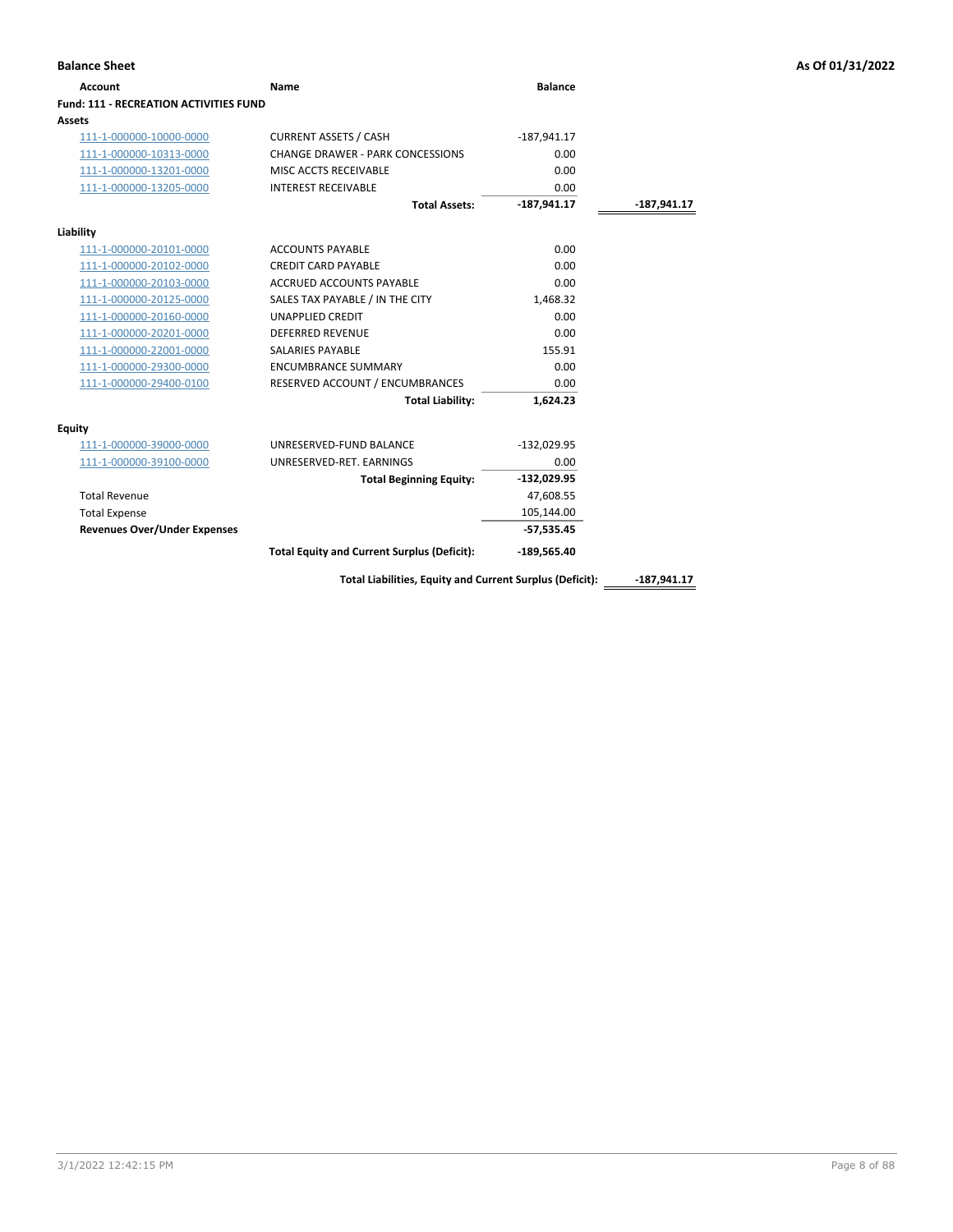## Balance Sheet

**As Of 01/31/2022**

| Account | Name | Balance | |
|---|---|---|---|
| **Fund: 111 - RECREATION ACTIVITIES FUND** | | | |
| **Assets** | | | |
| 111-1-000000-10000-0000 | CURRENT ASSETS / CASH | -187,941.17 | |
| 111-1-000000-10313-0000 | CHANGE DRAWER - PARK CONCESSIONS | 0.00 | |
| 111-1-000000-13201-0000 | MISC ACCTS RECEIVABLE | 0.00 | |
| 111-1-000000-13205-0000 | INTEREST RECEIVABLE | 0.00 | |
| | **Total Assets:** | **-187,941.17** | **-187,941.17** |
| **Liability** | | | |
| 111-1-000000-20101-0000 | ACCOUNTS PAYABLE | 0.00 | |
| 111-1-000000-20102-0000 | CREDIT CARD PAYABLE | 0.00 | |
| 111-1-000000-20103-0000 | ACCRUED ACCOUNTS PAYABLE | 0.00 | |
| 111-1-000000-20125-0000 | SALES TAX PAYABLE / IN THE CITY | 1,468.32 | |
| 111-1-000000-20160-0000 | UNAPPLIED CREDIT | 0.00 | |
| 111-1-000000-20201-0000 | DEFERRED REVENUE | 0.00 | |
| 111-1-000000-22001-0000 | SALARIES PAYABLE | 155.91 | |
| 111-1-000000-29300-0000 | ENCUMBRANCE SUMMARY | 0.00 | |
| 111-1-000000-29400-0100 | RESERVED ACCOUNT / ENCUMBRANCES | 0.00 | |
| | **Total Liability:** | **1,624.23** | |
| **Equity** | | | |
| 111-1-000000-39000-0000 | UNRESERVED-FUND BALANCE | -132,029.95 | |
| 111-1-000000-39100-0000 | UNRESERVED-RET. EARNINGS | 0.00 | |
| | **Total Beginning Equity:** | **-132,029.95** | |
| Total Revenue | | 47,608.55 | |
| Total Expense | | 105,144.00 | |
| **Revenues Over/Under Expenses** | | **-57,535.45** | |
| | **Total Equity and Current Surplus (Deficit):** | **-189,565.40** | |
| | **Total Liabilities, Equity and Current Surplus (Deficit):** | | **-187,941.17** |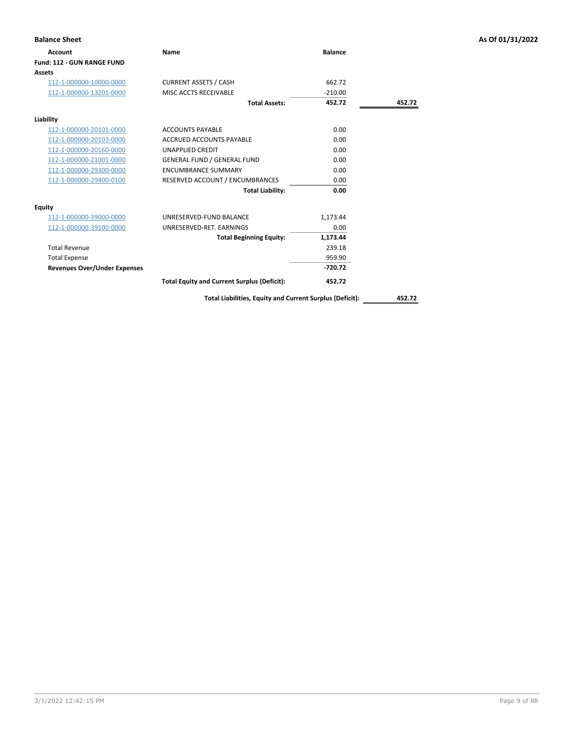## Balance Sheet

**As Of 01/31/2022**

| Account | Name | Balance | |
|---|---|---|---|
| **Fund: 112 - GUN RANGE FUND** | | | |
| **Assets** | | | |
| 112-1-000000-10000-0000 | CURRENT ASSETS / CASH | 662.72 | |
| 112-1-000000-13201-0000 | MISC ACCTS RECEIVABLE | -210.00 | |
| | **Total Assets:** | **452.72** | **452.72** |
| **Liability** | | | |
| 112-1-000000-20101-0000 | ACCOUNTS PAYABLE | 0.00 | |
| 112-1-000000-20103-0000 | ACCRUED ACCOUNTS PAYABLE | 0.00 | |
| 112-1-000000-20160-0000 | UNAPPLIED CREDIT | 0.00 | |
| 112-1-000000-21001-0000 | GENERAL FUND / GENERAL FUND | 0.00 | |
| 112-1-000000-29300-0000 | ENCUMBRANCE SUMMARY | 0.00 | |
| 112-1-000000-29400-0100 | RESERVED ACCOUNT / ENCUMBRANCES | 0.00 | |
| | **Total Liability:** | **0.00** | |
| **Equity** | | | |
| 112-1-000000-39000-0000 | UNRESERVED-FUND BALANCE | 1,173.44 | |
| 112-1-000000-39100-0000 | UNRESERVED-RET. EARNINGS | 0.00 | |
| | **Total Beginning Equity:** | **1,173.44** | |
| Total Revenue | | 239.18 | |
| Total Expense | | 959.90 | |
| **Revenues Over/Under Expenses** | | **-720.72** | |
| | **Total Equity and Current Surplus (Deficit):** | **452.72** | |
| | **Total Liabilities, Equity and Current Surplus (Deficit):** | | **452.72** |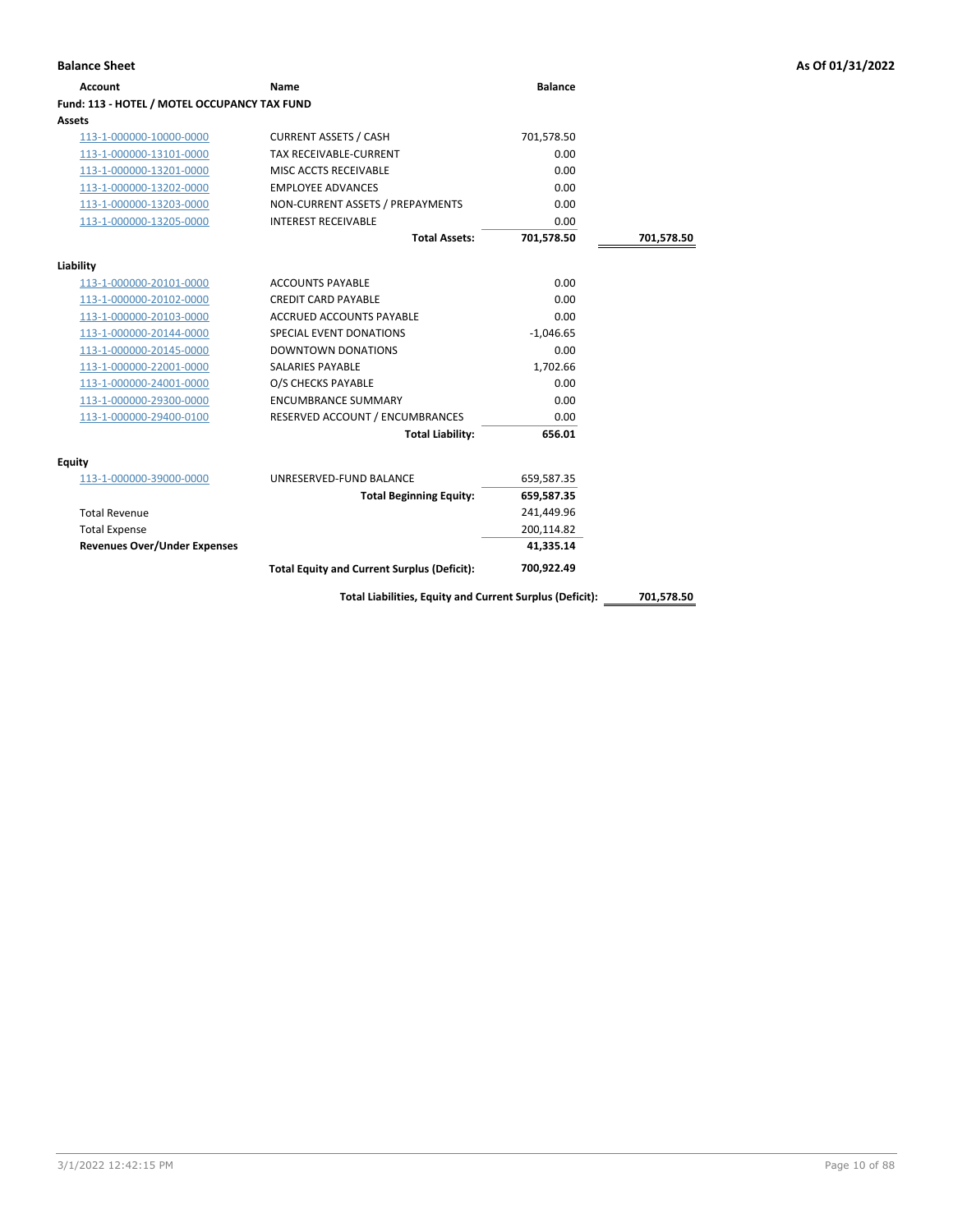**Balance Sheet** **As Of 01/31/2022**

| Account | Name | Balance | |
|---|---|---|---|
| **Fund: 113 - HOTEL / MOTEL OCCUPANCY TAX FUND** | | | |
| **Assets** | | | |
| 113-1-000000-10000-0000 | CURRENT ASSETS / CASH | 701,578.50 | |
| 113-1-000000-13101-0000 | TAX RECEIVABLE-CURRENT | 0.00 | |
| 113-1-000000-13201-0000 | MISC ACCTS RECEIVABLE | 0.00 | |
| 113-1-000000-13202-0000 | EMPLOYEE ADVANCES | 0.00 | |
| 113-1-000000-13203-0000 | NON-CURRENT ASSETS / PREPAYMENTS | 0.00 | |
| 113-1-000000-13205-0000 | INTEREST RECEIVABLE | 0.00 | |
| | **Total Assets:** | **701,578.50** | **701,578.50** |
| **Liability** | | | |
| 113-1-000000-20101-0000 | ACCOUNTS PAYABLE | 0.00 | |
| 113-1-000000-20102-0000 | CREDIT CARD PAYABLE | 0.00 | |
| 113-1-000000-20103-0000 | ACCRUED ACCOUNTS PAYABLE | 0.00 | |
| 113-1-000000-20144-0000 | SPECIAL EVENT DONATIONS | -1,046.65 | |
| 113-1-000000-20145-0000 | DOWNTOWN DONATIONS | 0.00 | |
| 113-1-000000-22001-0000 | SALARIES PAYABLE | 1,702.66 | |
| 113-1-000000-24001-0000 | O/S CHECKS PAYABLE | 0.00 | |
| 113-1-000000-29300-0000 | ENCUMBRANCE SUMMARY | 0.00 | |
| 113-1-000000-29400-0100 | RESERVED ACCOUNT / ENCUMBRANCES | 0.00 | |
| | **Total Liability:** | **656.01** | |
| **Equity** | | | |
| 113-1-000000-39000-0000 | UNRESERVED-FUND BALANCE | 659,587.35 | |
| | **Total Beginning Equity:** | **659,587.35** | |
| Total Revenue | | 241,449.96 | |
| Total Expense | | 200,114.82 | |
| **Revenues Over/Under Expenses** | | **41,335.14** | |
| | **Total Equity and Current Surplus (Deficit):** | **700,922.49** | |
| | **Total Liabilities, Equity and Current Surplus (Deficit):** | | **701,578.50** |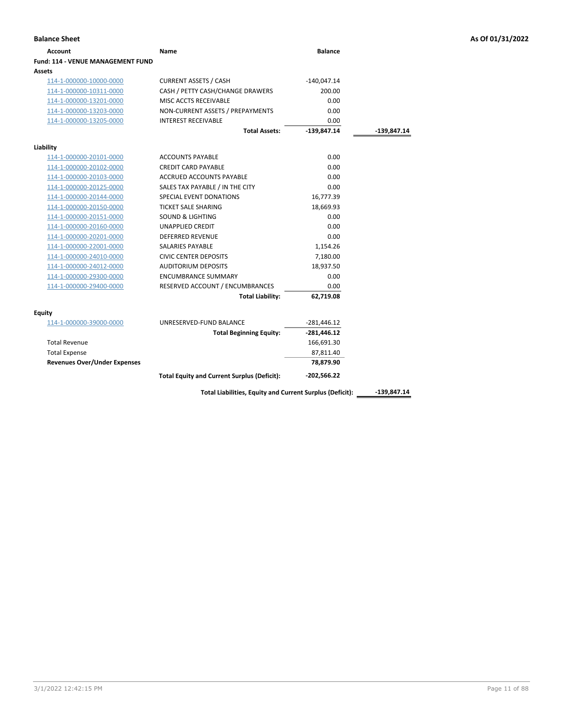**Balance Sheet** — As Of 01/31/2022

| Account | Name | Balance | |
|---|---|---|---|
| **Fund: 114 - VENUE MANAGEMENT FUND** | | | |
| **Assets** | | | |
| 114-1-000000-10000-0000 | CURRENT ASSETS / CASH | -140,047.14 | |
| 114-1-000000-10311-0000 | CASH / PETTY CASH/CHANGE DRAWERS | 200.00 | |
| 114-1-000000-13201-0000 | MISC ACCTS RECEIVABLE | 0.00 | |
| 114-1-000000-13203-0000 | NON-CURRENT ASSETS / PREPAYMENTS | 0.00 | |
| 114-1-000000-13205-0000 | INTEREST RECEIVABLE | 0.00 | |
| | **Total Assets:** | **-139,847.14** | **-139,847.14** |
| **Liability** | | | |
| 114-1-000000-20101-0000 | ACCOUNTS PAYABLE | 0.00 | |
| 114-1-000000-20102-0000 | CREDIT CARD PAYABLE | 0.00 | |
| 114-1-000000-20103-0000 | ACCRUED ACCOUNTS PAYABLE | 0.00 | |
| 114-1-000000-20125-0000 | SALES TAX PAYABLE / IN THE CITY | 0.00 | |
| 114-1-000000-20144-0000 | SPECIAL EVENT DONATIONS | 16,777.39 | |
| 114-1-000000-20150-0000 | TICKET SALE SHARING | 18,669.93 | |
| 114-1-000000-20151-0000 | SOUND & LIGHTING | 0.00 | |
| 114-1-000000-20160-0000 | UNAPPLIED CREDIT | 0.00 | |
| 114-1-000000-20201-0000 | DEFERRED REVENUE | 0.00 | |
| 114-1-000000-22001-0000 | SALARIES PAYABLE | 1,154.26 | |
| 114-1-000000-24010-0000 | CIVIC CENTER DEPOSITS | 7,180.00 | |
| 114-1-000000-24012-0000 | AUDITORIUM DEPOSITS | 18,937.50 | |
| 114-1-000000-29300-0000 | ENCUMBRANCE SUMMARY | 0.00 | |
| 114-1-000000-29400-0000 | RESERVED ACCOUNT / ENCUMBRANCES | 0.00 | |
| | **Total Liability:** | **62,719.08** | |
| **Equity** | | | |
| 114-1-000000-39000-0000 | UNRESERVED-FUND BALANCE | -281,446.12 | |
| | **Total Beginning Equity:** | **-281,446.12** | |
| Total Revenue | | 166,691.30 | |
| Total Expense | | 87,811.40 | |
| **Revenues Over/Under Expenses** | | **78,879.90** | |
| | **Total Equity and Current Surplus (Deficit):** | **-202,566.22** | |
| | **Total Liabilities, Equity and Current Surplus (Deficit):** | | **-139,847.14** |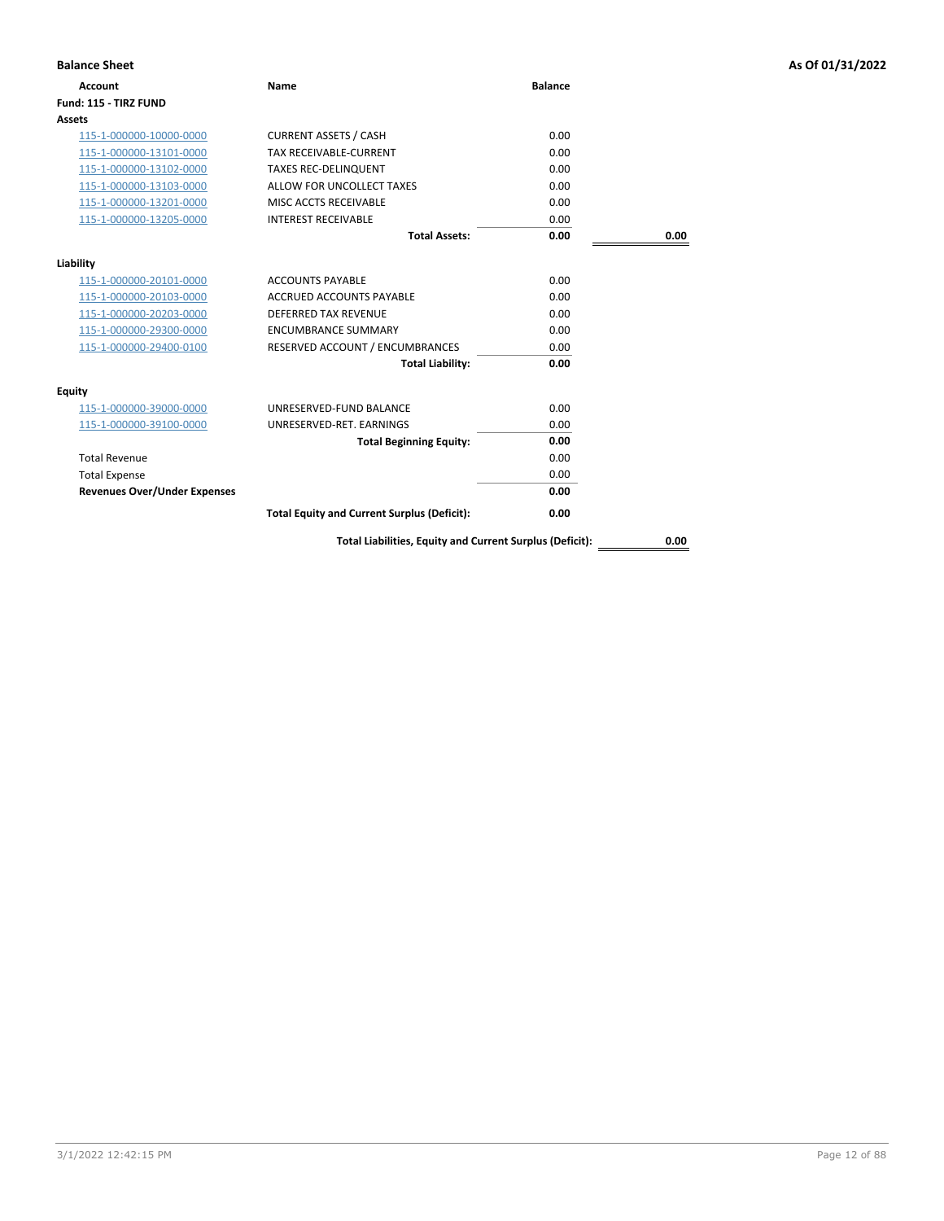## Balance Sheet

As Of 01/31/2022

| Account | Name | Balance | |
|---|---|---|---|
| **Fund: 115 - TIRZ FUND** | | | |
| **Assets** | | | |
| 115-1-000000-10000-0000 | CURRENT ASSETS / CASH | 0.00 | |
| 115-1-000000-13101-0000 | TAX RECEIVABLE-CURRENT | 0.00 | |
| 115-1-000000-13102-0000 | TAXES REC-DELINQUENT | 0.00 | |
| 115-1-000000-13103-0000 | ALLOW FOR UNCOLLECT TAXES | 0.00 | |
| 115-1-000000-13201-0000 | MISC ACCTS RECEIVABLE | 0.00 | |
| 115-1-000000-13205-0000 | INTEREST RECEIVABLE | 0.00 | |
| | **Total Assets:** | **0.00** | **0.00** |
| **Liability** | | | |
| 115-1-000000-20101-0000 | ACCOUNTS PAYABLE | 0.00 | |
| 115-1-000000-20103-0000 | ACCRUED ACCOUNTS PAYABLE | 0.00 | |
| 115-1-000000-20203-0000 | DEFERRED TAX REVENUE | 0.00 | |
| 115-1-000000-29300-0000 | ENCUMBRANCE SUMMARY | 0.00 | |
| 115-1-000000-29400-0100 | RESERVED ACCOUNT / ENCUMBRANCES | 0.00 | |
| | **Total Liability:** | **0.00** | |
| **Equity** | | | |
| 115-1-000000-39000-0000 | UNRESERVED-FUND BALANCE | 0.00 | |
| 115-1-000000-39100-0000 | UNRESERVED-RET. EARNINGS | 0.00 | |
| | **Total Beginning Equity:** | **0.00** | |
| Total Revenue | | 0.00 | |
| Total Expense | | 0.00 | |
| **Revenues Over/Under Expenses** | | **0.00** | |
| | **Total Equity and Current Surplus (Deficit):** | **0.00** | |
| | **Total Liabilities, Equity and Current Surplus (Deficit):** | | **0.00** |

3/1/2022 12:42:15 PM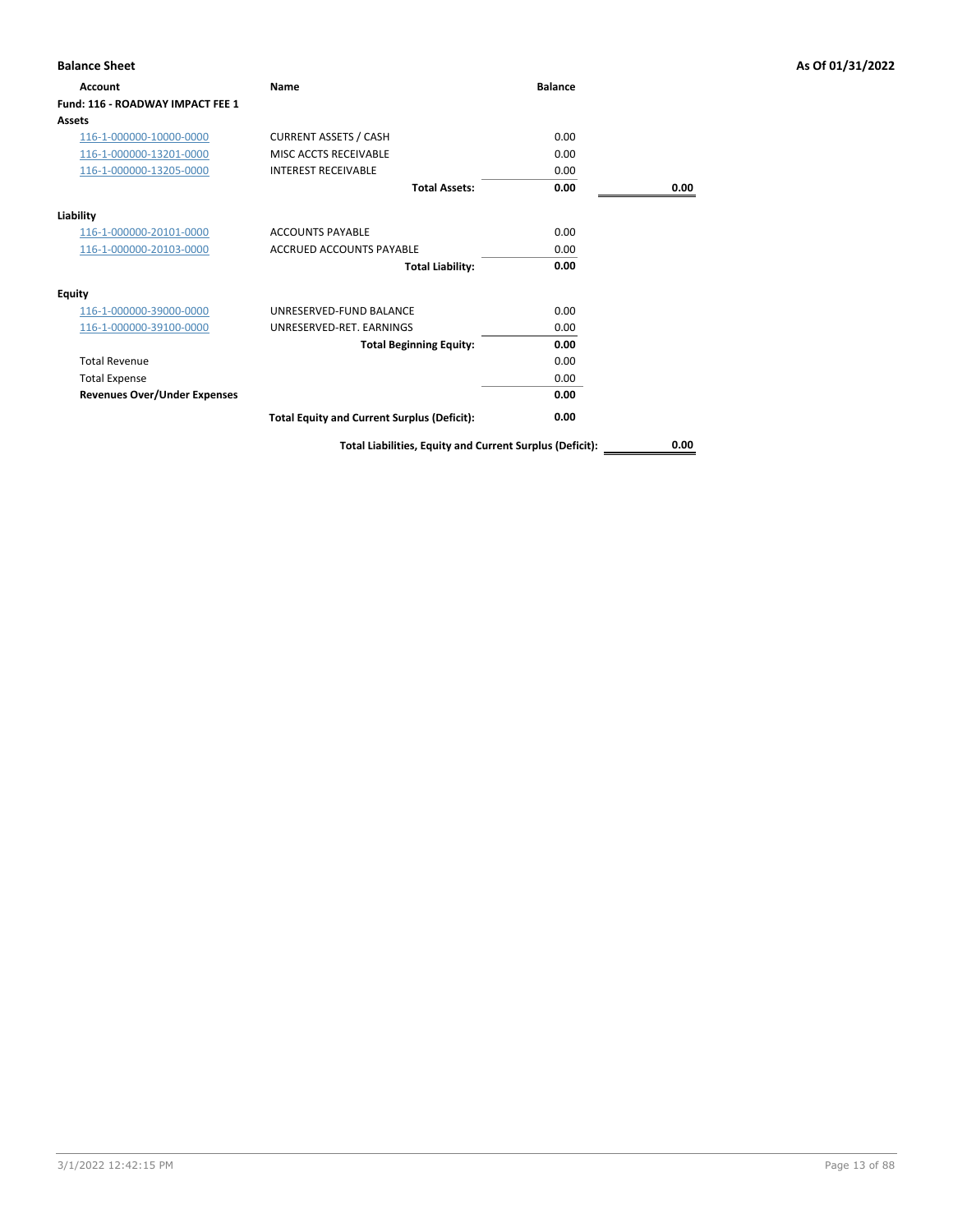**Balance Sheet** — As Of 01/31/2022

| Account | Name | Balance | |
|---|---|---|---|
| **Fund: 116 - ROADWAY IMPACT FEE 1** | | | |
| **Assets** | | | |
| 116-1-000000-10000-0000 | CURRENT ASSETS / CASH | 0.00 | |
| 116-1-000000-13201-0000 | MISC ACCTS RECEIVABLE | 0.00 | |
| 116-1-000000-13205-0000 | INTEREST RECEIVABLE | 0.00 | |
| | **Total Assets:** | **0.00** | **0.00** |
| **Liability** | | | |
| 116-1-000000-20101-0000 | ACCOUNTS PAYABLE | 0.00 | |
| 116-1-000000-20103-0000 | ACCRUED ACCOUNTS PAYABLE | 0.00 | |
| | **Total Liability:** | **0.00** | |
| **Equity** | | | |
| 116-1-000000-39000-0000 | UNRESERVED-FUND BALANCE | 0.00 | |
| 116-1-000000-39100-0000 | UNRESERVED-RET. EARNINGS | 0.00 | |
| | **Total Beginning Equity:** | **0.00** | |
| Total Revenue | | 0.00 | |
| Total Expense | | 0.00 | |
| **Revenues Over/Under Expenses** | | **0.00** | |
| | **Total Equity and Current Surplus (Deficit):** | **0.00** | |
| | **Total Liabilities, Equity and Current Surplus (Deficit):** | | **0.00** |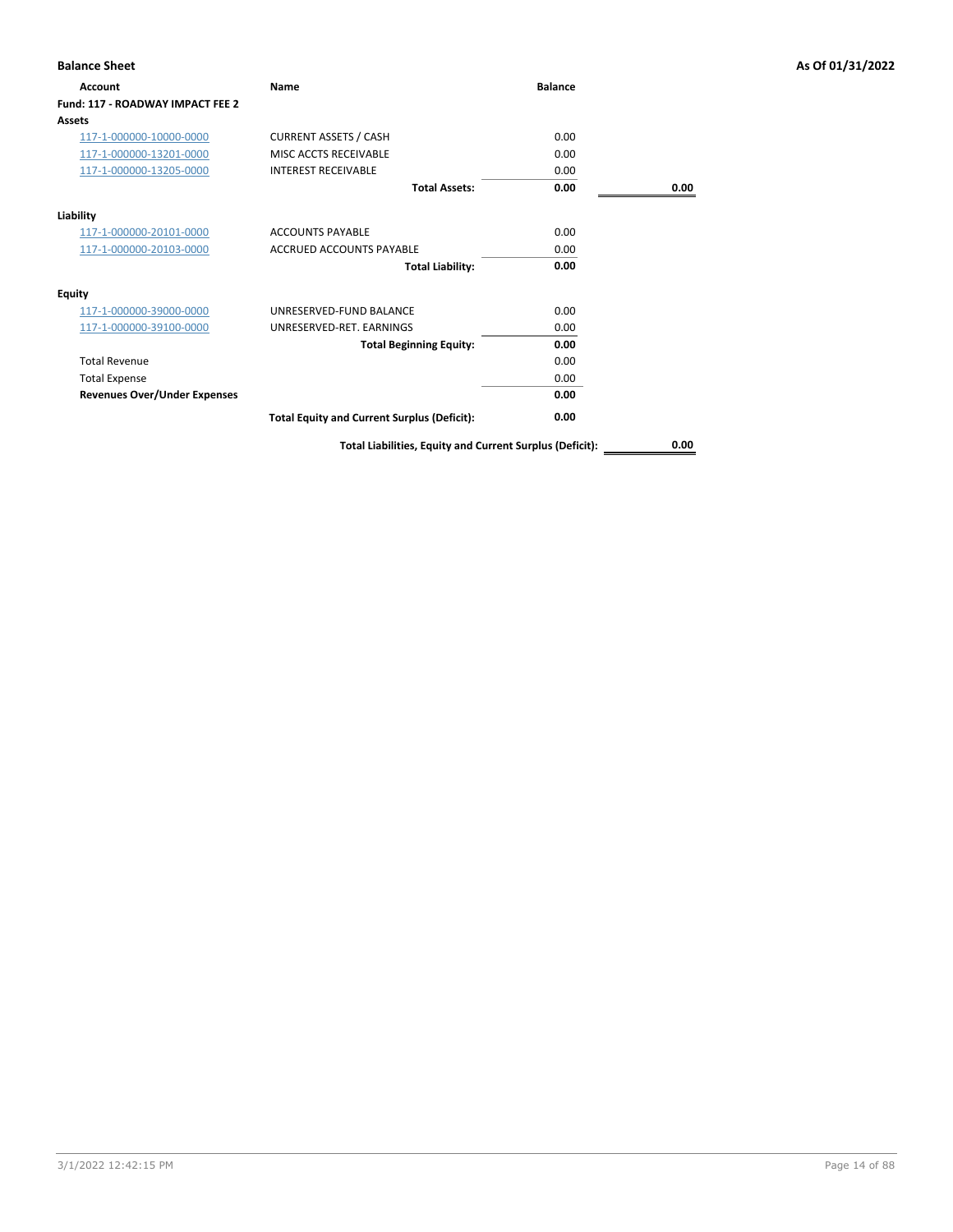**Balance Sheet** **As Of 01/31/2022**

| Account | Name | Balance | |
|---|---|---|---|
| **Fund: 117 - ROADWAY IMPACT FEE 2** | | | |
| **Assets** | | | |
| 117-1-000000-10000-0000 | CURRENT ASSETS / CASH | 0.00 | |
| 117-1-000000-13201-0000 | MISC ACCTS RECEIVABLE | 0.00 | |
| 117-1-000000-13205-0000 | INTEREST RECEIVABLE | 0.00 | |
| | **Total Assets:** | **0.00** | **0.00** |
| **Liability** | | | |
| 117-1-000000-20101-0000 | ACCOUNTS PAYABLE | 0.00 | |
| 117-1-000000-20103-0000 | ACCRUED ACCOUNTS PAYABLE | 0.00 | |
| | **Total Liability:** | **0.00** | |
| **Equity** | | | |
| 117-1-000000-39000-0000 | UNRESERVED-FUND BALANCE | 0.00 | |
| 117-1-000000-39100-0000 | UNRESERVED-RET. EARNINGS | 0.00 | |
| | **Total Beginning Equity:** | **0.00** | |
| Total Revenue | | 0.00 | |
| Total Expense | | 0.00 | |
| **Revenues Over/Under Expenses** | | **0.00** | |
| | **Total Equity and Current Surplus (Deficit):** | **0.00** | |
| | **Total Liabilities, Equity and Current Surplus (Deficit):** | | **0.00** |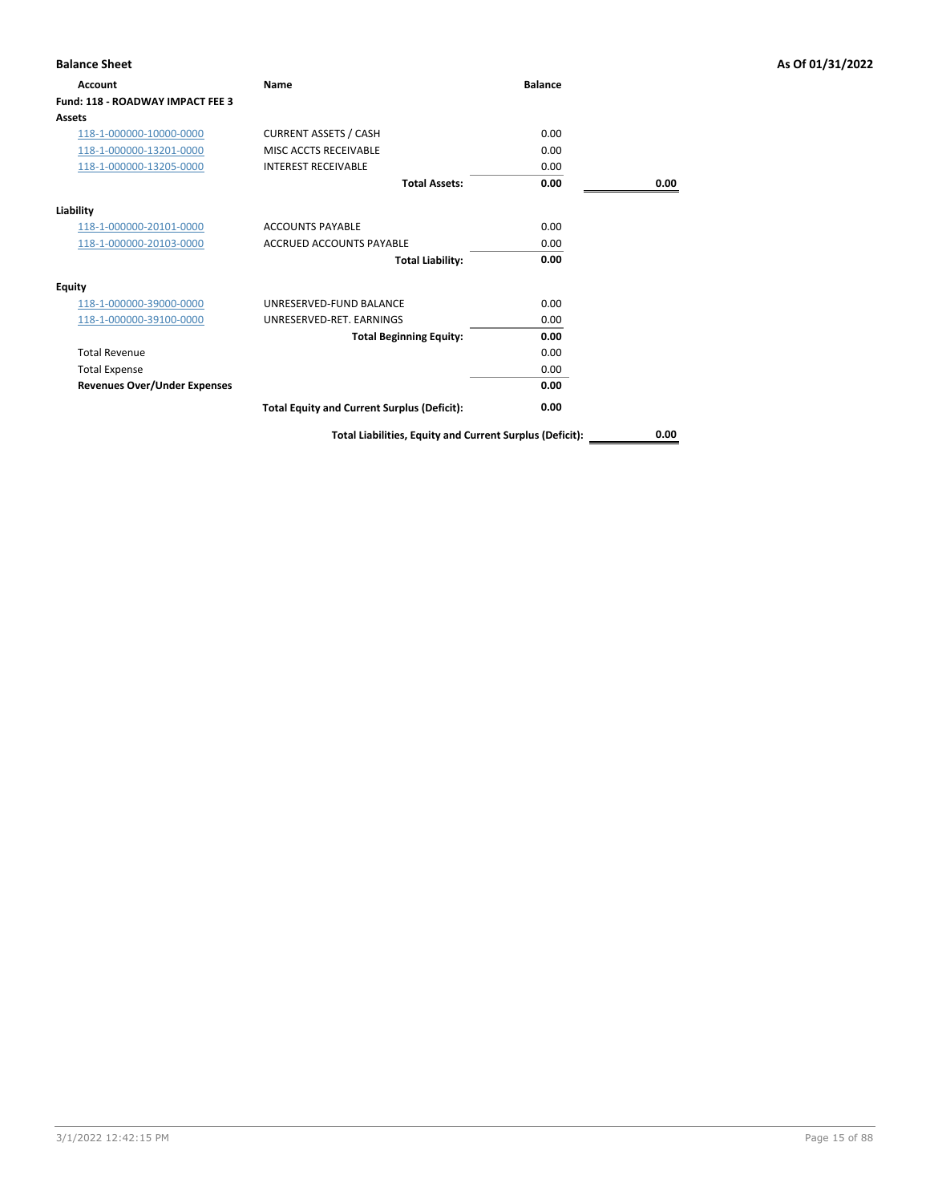**Balance Sheet** **As Of 01/31/2022**

| Account | Name | Balance | |
|---|---|---|---|
| **Fund: 118 - ROADWAY IMPACT FEE 3** | | | |
| **Assets** | | | |
| 118-1-000000-10000-0000 | CURRENT ASSETS / CASH | 0.00 | |
| 118-1-000000-13201-0000 | MISC ACCTS RECEIVABLE | 0.00 | |
| 118-1-000000-13205-0000 | INTEREST RECEIVABLE | 0.00 | |
| | **Total Assets:** | **0.00** | **0.00** |
| **Liability** | | | |
| 118-1-000000-20101-0000 | ACCOUNTS PAYABLE | 0.00 | |
| 118-1-000000-20103-0000 | ACCRUED ACCOUNTS PAYABLE | 0.00 | |
| | **Total Liability:** | **0.00** | |
| **Equity** | | | |
| 118-1-000000-39000-0000 | UNRESERVED-FUND BALANCE | 0.00 | |
| 118-1-000000-39100-0000 | UNRESERVED-RET. EARNINGS | 0.00 | |
| | **Total Beginning Equity:** | **0.00** | |
| Total Revenue | | 0.00 | |
| Total Expense | | 0.00 | |
| **Revenues Over/Under Expenses** | | **0.00** | |
| | **Total Equity and Current Surplus (Deficit):** | **0.00** | |
| | **Total Liabilities, Equity and Current Surplus (Deficit):** | | **0.00** |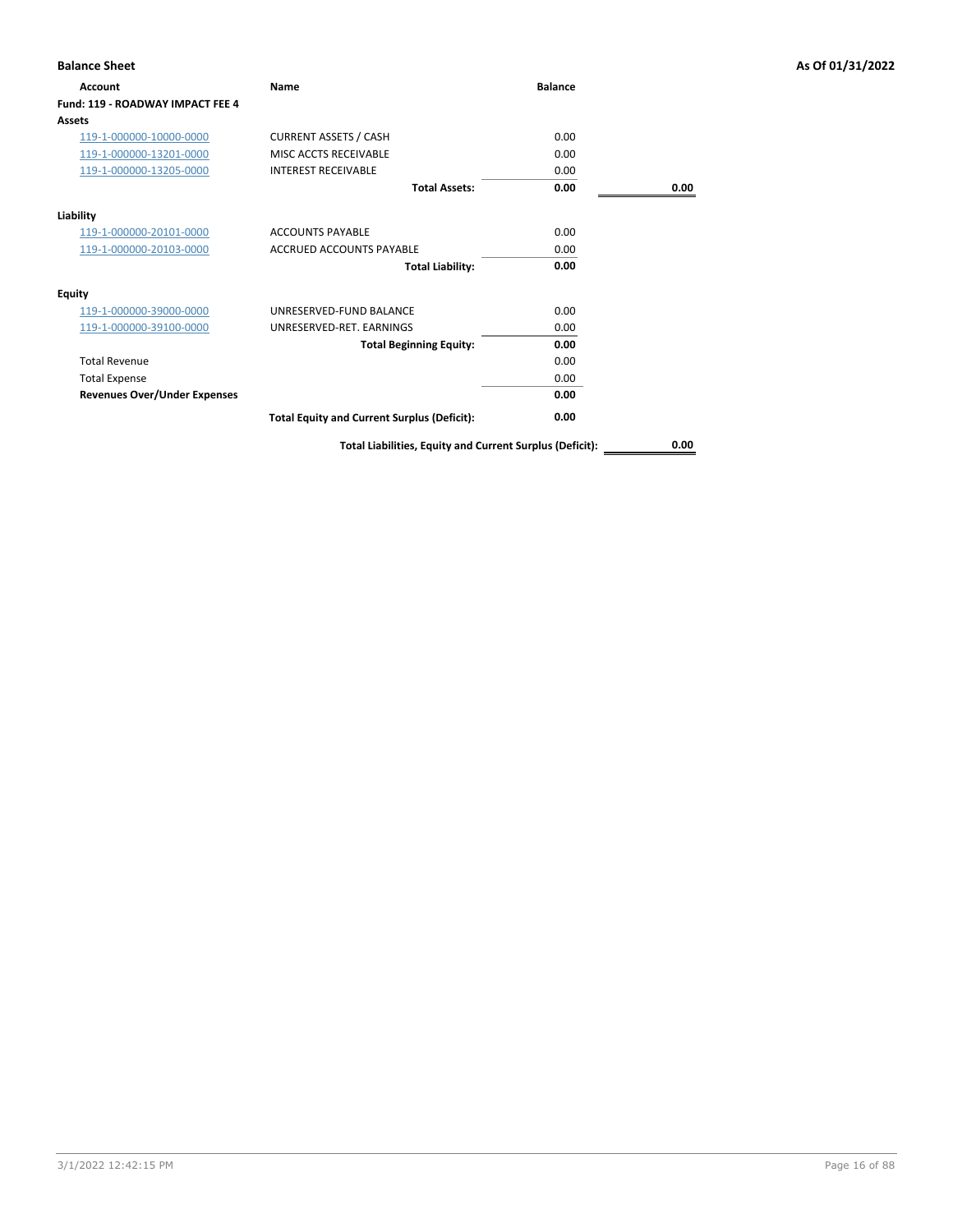**Balance Sheet** — As Of 01/31/2022

| Account | Name | Balance | |
|---|---|---|---|
| **Fund: 119 - ROADWAY IMPACT FEE 4** | | | |
| **Assets** | | | |
| 119-1-000000-10000-0000 | CURRENT ASSETS / CASH | 0.00 | |
| 119-1-000000-13201-0000 | MISC ACCTS RECEIVABLE | 0.00 | |
| 119-1-000000-13205-0000 | INTEREST RECEIVABLE | 0.00 | |
| | **Total Assets:** | **0.00** | **0.00** |
| **Liability** | | | |
| 119-1-000000-20101-0000 | ACCOUNTS PAYABLE | 0.00 | |
| 119-1-000000-20103-0000 | ACCRUED ACCOUNTS PAYABLE | 0.00 | |
| | **Total Liability:** | **0.00** | |
| **Equity** | | | |
| 119-1-000000-39000-0000 | UNRESERVED-FUND BALANCE | 0.00 | |
| 119-1-000000-39100-0000 | UNRESERVED-RET. EARNINGS | 0.00 | |
| | **Total Beginning Equity:** | **0.00** | |
| Total Revenue | | 0.00 | |
| Total Expense | | 0.00 | |
| **Revenues Over/Under Expenses** | | **0.00** | |
| | **Total Equity and Current Surplus (Deficit):** | **0.00** | |
| | **Total Liabilities, Equity and Current Surplus (Deficit):** | | **0.00** |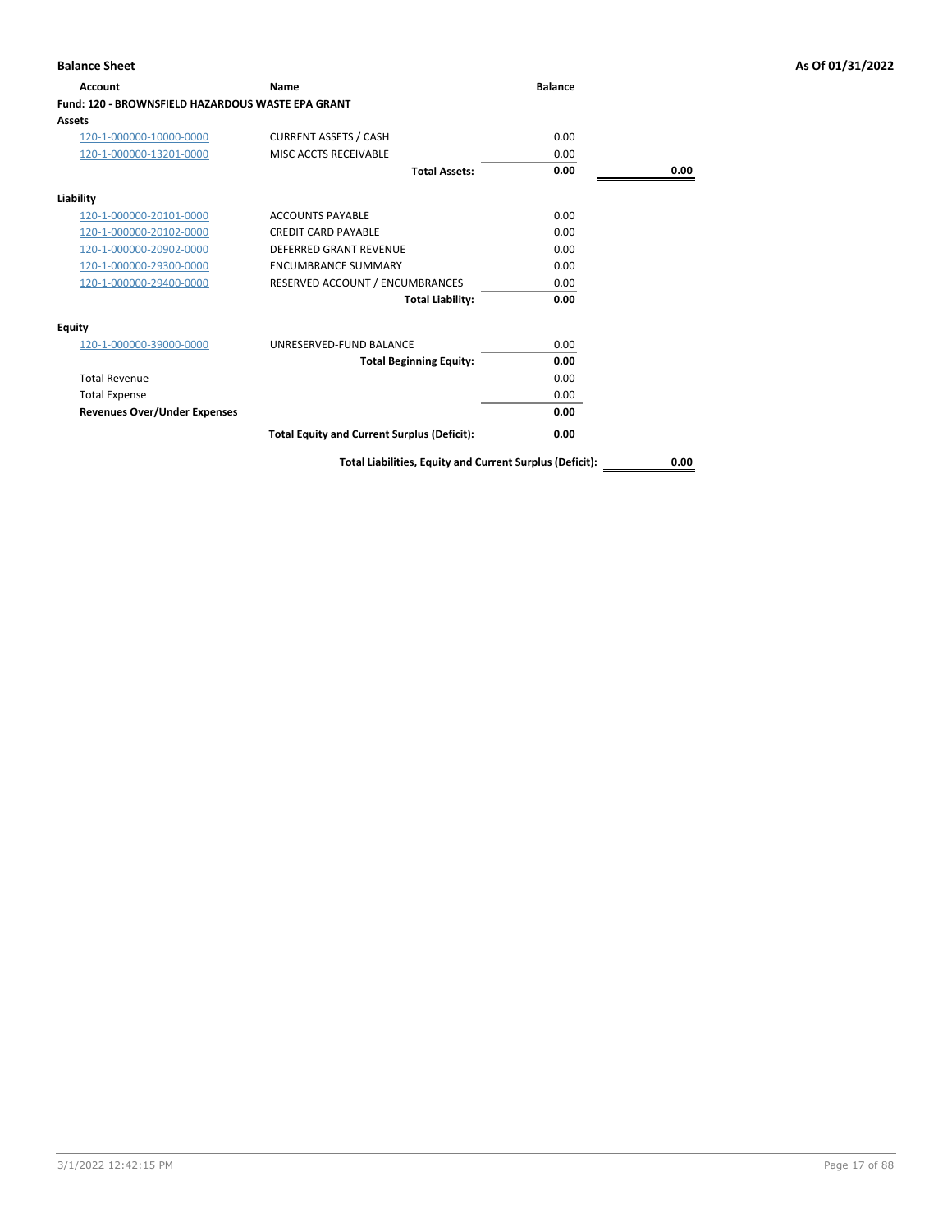**Balance Sheet** — As Of 01/31/2022

| Account | Name | Balance | |
|---|---|---|---|
| **Fund: 120 - BROWNSFIELD HAZARDOUS WASTE EPA GRANT** | | | |
| **Assets** | | | |
| 120-1-000000-10000-0000 | CURRENT ASSETS / CASH | 0.00 | |
| 120-1-000000-13201-0000 | MISC ACCTS RECEIVABLE | 0.00 | |
| | **Total Assets:** | **0.00** | **0.00** |
| **Liability** | | | |
| 120-1-000000-20101-0000 | ACCOUNTS PAYABLE | 0.00 | |
| 120-1-000000-20102-0000 | CREDIT CARD PAYABLE | 0.00 | |
| 120-1-000000-20902-0000 | DEFERRED GRANT REVENUE | 0.00 | |
| 120-1-000000-29300-0000 | ENCUMBRANCE SUMMARY | 0.00 | |
| 120-1-000000-29400-0000 | RESERVED ACCOUNT / ENCUMBRANCES | 0.00 | |
| | **Total Liability:** | **0.00** | |
| **Equity** | | | |
| 120-1-000000-39000-0000 | UNRESERVED-FUND BALANCE | 0.00 | |
| | **Total Beginning Equity:** | **0.00** | |
| Total Revenue | | 0.00 | |
| Total Expense | | 0.00 | |
| **Revenues Over/Under Expenses** | | **0.00** | |
| | **Total Equity and Current Surplus (Deficit):** | **0.00** | |
| | **Total Liabilities, Equity and Current Surplus (Deficit):** | | **0.00** |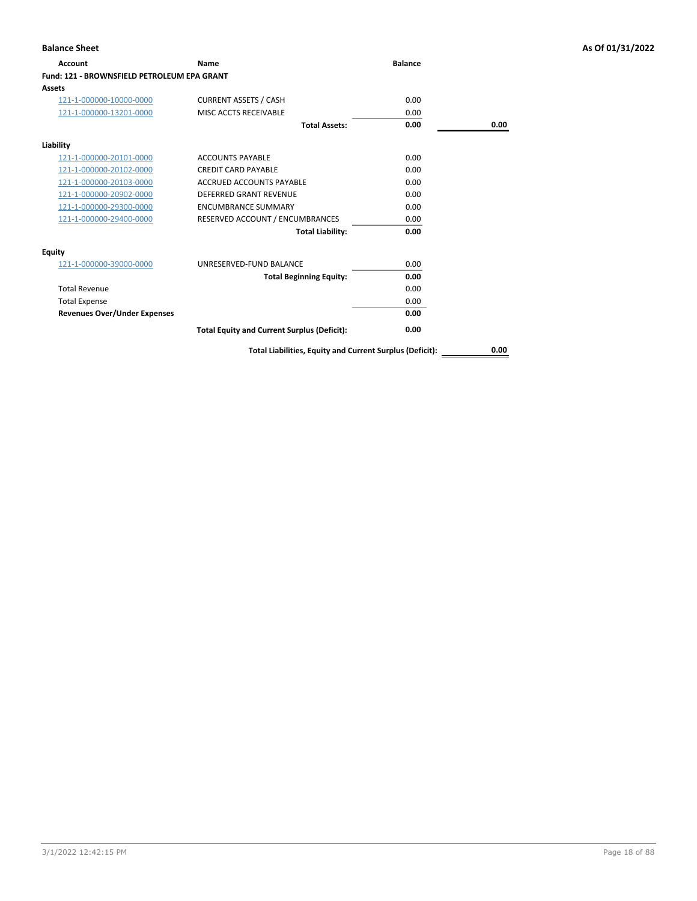**Balance Sheet** **As Of 01/31/2022**

| Account | Name | Balance | |
|---|---|---|---|
| **Fund: 121 - BROWNSFIELD PETROLEUM EPA GRANT** | | | |
| **Assets** | | | |
| 121-1-000000-10000-0000 | CURRENT ASSETS / CASH | 0.00 | |
| 121-1-000000-13201-0000 | MISC ACCTS RECEIVABLE | 0.00 | |
| | **Total Assets:** | **0.00** | **0.00** |
| **Liability** | | | |
| 121-1-000000-20101-0000 | ACCOUNTS PAYABLE | 0.00 | |
| 121-1-000000-20102-0000 | CREDIT CARD PAYABLE | 0.00 | |
| 121-1-000000-20103-0000 | ACCRUED ACCOUNTS PAYABLE | 0.00 | |
| 121-1-000000-20902-0000 | DEFERRED GRANT REVENUE | 0.00 | |
| 121-1-000000-29300-0000 | ENCUMBRANCE SUMMARY | 0.00 | |
| 121-1-000000-29400-0000 | RESERVED ACCOUNT / ENCUMBRANCES | 0.00 | |
| | **Total Liability:** | **0.00** | |
| **Equity** | | | |
| 121-1-000000-39000-0000 | UNRESERVED-FUND BALANCE | 0.00 | |
| | **Total Beginning Equity:** | **0.00** | |
| Total Revenue | | 0.00 | |
| Total Expense | | 0.00 | |
| **Revenues Over/Under Expenses** | | **0.00** | |
| | **Total Equity and Current Surplus (Deficit):** | **0.00** | |
| | **Total Liabilities, Equity and Current Surplus (Deficit):** | | **0.00** |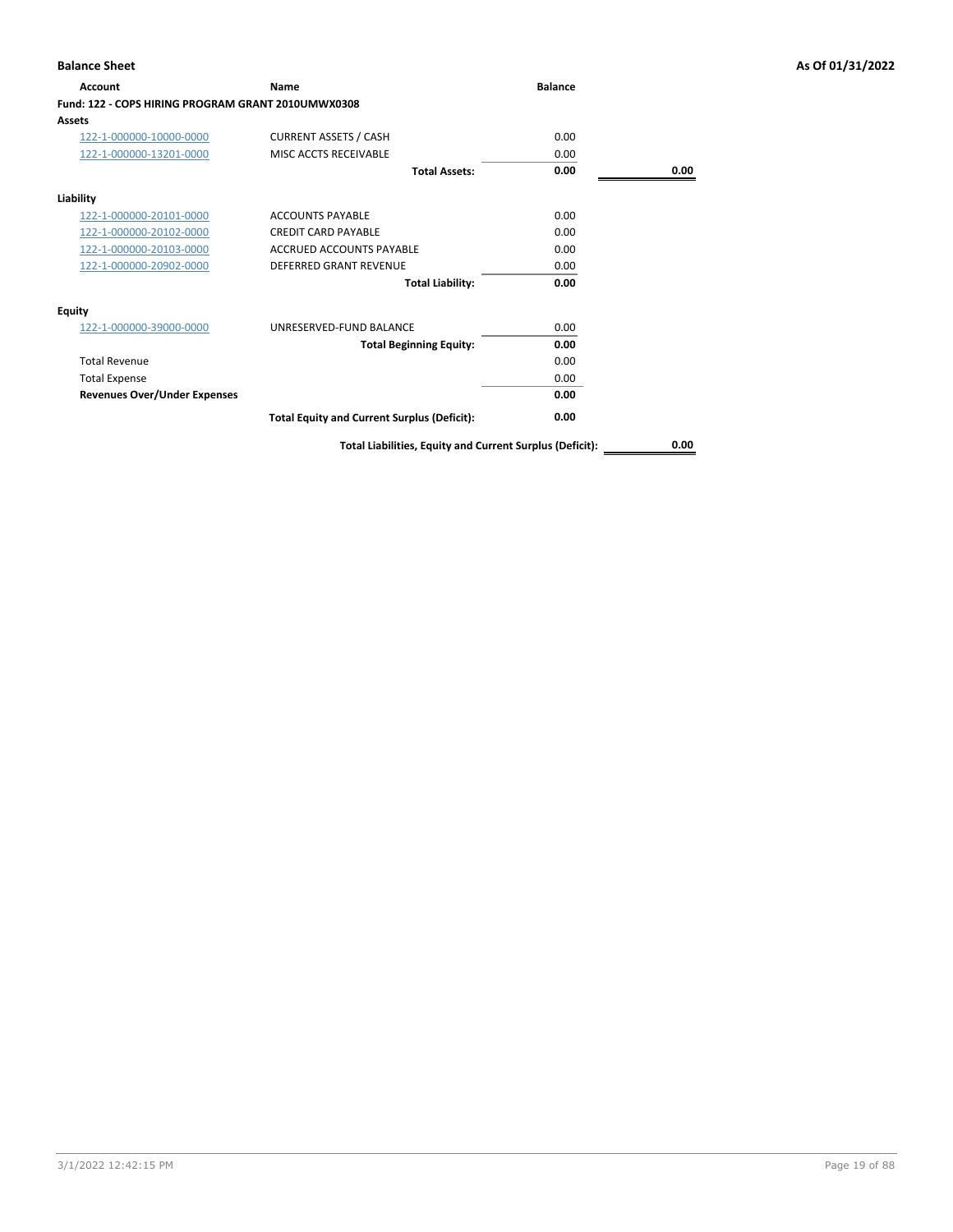**Balance Sheet** **As Of 01/31/2022**

| Account | Name | Balance | |
|---|---|---|---|
| **Fund: 122 - COPS HIRING PROGRAM GRANT 2010UMWX0308** | | | |
| **Assets** | | | |
| 122-1-000000-10000-0000 | CURRENT ASSETS / CASH | 0.00 | |
| 122-1-000000-13201-0000 | MISC ACCTS RECEIVABLE | 0.00 | |
| | **Total Assets:** | **0.00** | **0.00** |
| **Liability** | | | |
| 122-1-000000-20101-0000 | ACCOUNTS PAYABLE | 0.00 | |
| 122-1-000000-20102-0000 | CREDIT CARD PAYABLE | 0.00 | |
| 122-1-000000-20103-0000 | ACCRUED ACCOUNTS PAYABLE | 0.00 | |
| 122-1-000000-20902-0000 | DEFERRED GRANT REVENUE | 0.00 | |
| | **Total Liability:** | **0.00** | |
| **Equity** | | | |
| 122-1-000000-39000-0000 | UNRESERVED-FUND BALANCE | 0.00 | |
| | **Total Beginning Equity:** | **0.00** | |
| Total Revenue | | 0.00 | |
| Total Expense | | 0.00 | |
| **Revenues Over/Under Expenses** | | **0.00** | |
| | **Total Equity and Current Surplus (Deficit):** | **0.00** | |
| | **Total Liabilities, Equity and Current Surplus (Deficit):** | | **0.00** |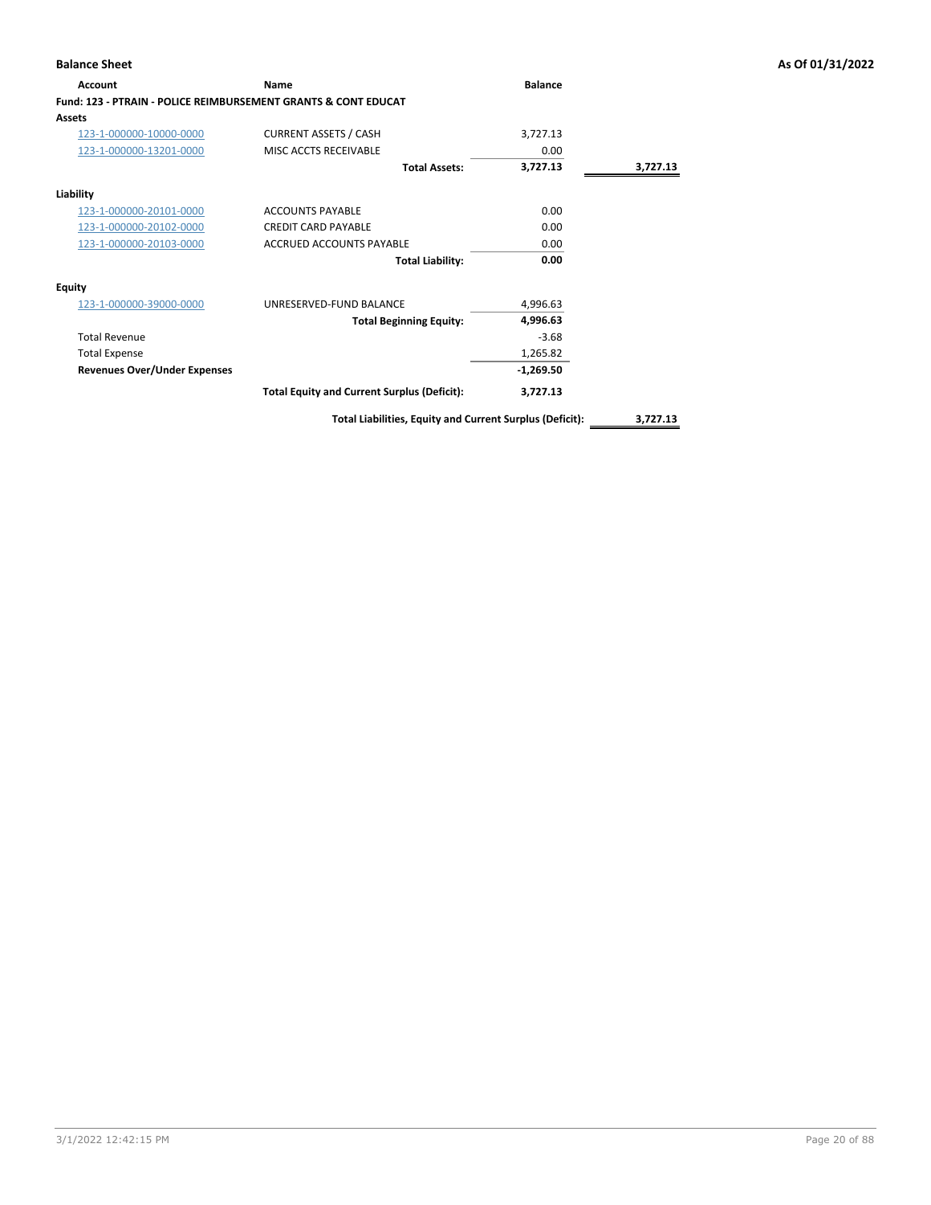**Balance Sheet** **As Of 01/31/2022**

| Account | Name | Balance | |
|---|---|---|---|
| **Fund: 123 - PTRAIN - POLICE REIMBURSEMENT GRANTS & CONT EDUCAT** | | | |
| **Assets** | | | |
| 123-1-000000-10000-0000 | CURRENT ASSETS / CASH | 3,727.13 | |
| 123-1-000000-13201-0000 | MISC ACCTS RECEIVABLE | 0.00 | |
| | **Total Assets:** | **3,727.13** | **3,727.13** |
| **Liability** | | | |
| 123-1-000000-20101-0000 | ACCOUNTS PAYABLE | 0.00 | |
| 123-1-000000-20102-0000 | CREDIT CARD PAYABLE | 0.00 | |
| 123-1-000000-20103-0000 | ACCRUED ACCOUNTS PAYABLE | 0.00 | |
| | **Total Liability:** | **0.00** | |
| **Equity** | | | |
| 123-1-000000-39000-0000 | UNRESERVED-FUND BALANCE | 4,996.63 | |
| | **Total Beginning Equity:** | **4,996.63** | |
| Total Revenue | | -3.68 | |
| Total Expense | | 1,265.82 | |
| **Revenues Over/Under Expenses** | | **-1,269.50** | |
| | **Total Equity and Current Surplus (Deficit):** | **3,727.13** | |
| | **Total Liabilities, Equity and Current Surplus (Deficit):** | | **3,727.13** |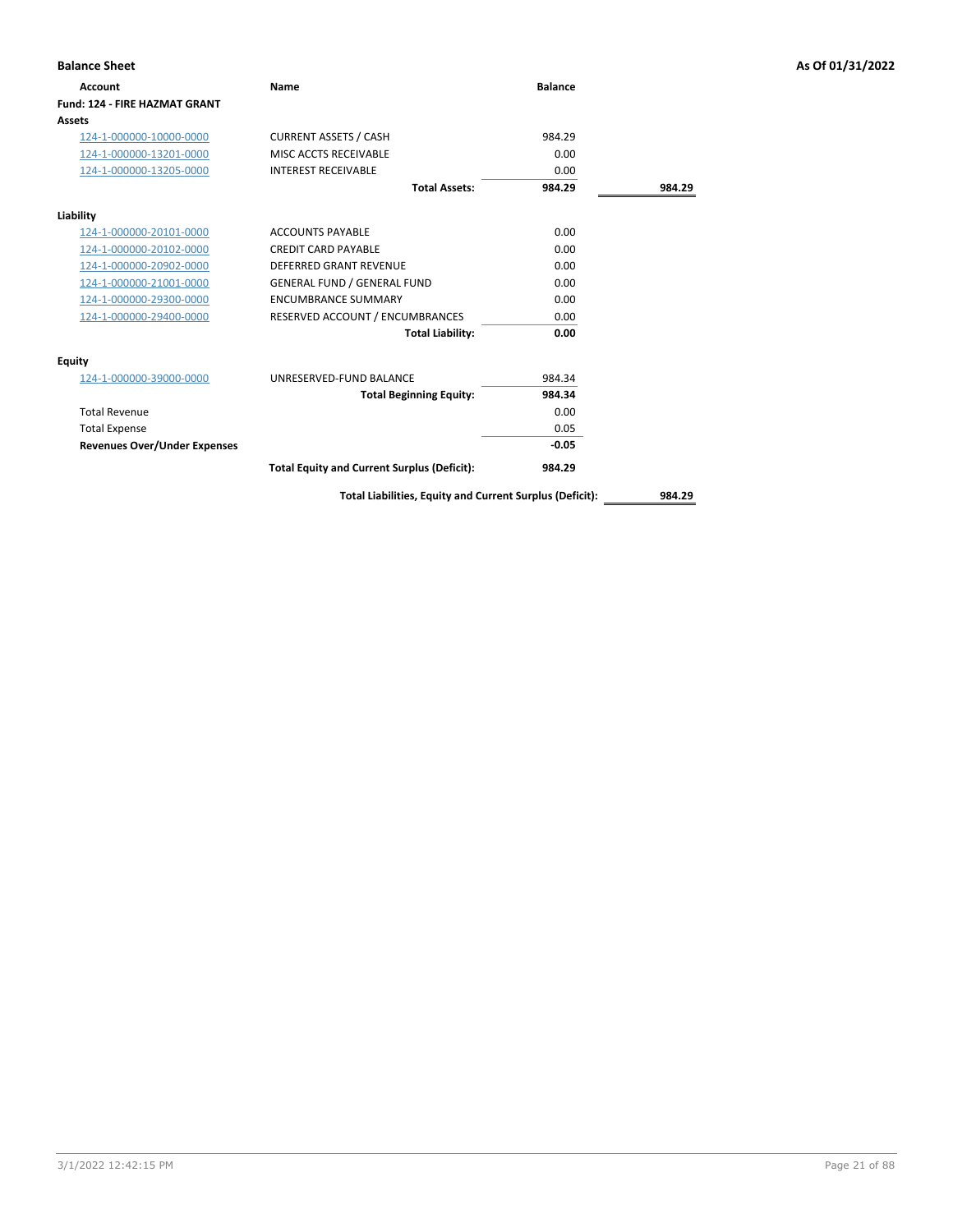## Balance Sheet

**As Of 01/31/2022**

| Account | Name | Balance | |
|---|---|---|---|
| **Fund: 124 - FIRE HAZMAT GRANT** | | | |
| **Assets** | | | |
| 124-1-000000-10000-0000 | CURRENT ASSETS / CASH | 984.29 | |
| 124-1-000000-13201-0000 | MISC ACCTS RECEIVABLE | 0.00 | |
| 124-1-000000-13205-0000 | INTEREST RECEIVABLE | 0.00 | |
| | **Total Assets:** | **984.29** | **984.29** |
| **Liability** | | | |
| 124-1-000000-20101-0000 | ACCOUNTS PAYABLE | 0.00 | |
| 124-1-000000-20102-0000 | CREDIT CARD PAYABLE | 0.00 | |
| 124-1-000000-20902-0000 | DEFERRED GRANT REVENUE | 0.00 | |
| 124-1-000000-21001-0000 | GENERAL FUND / GENERAL FUND | 0.00 | |
| 124-1-000000-29300-0000 | ENCUMBRANCE SUMMARY | 0.00 | |
| 124-1-000000-29400-0000 | RESERVED ACCOUNT / ENCUMBRANCES | 0.00 | |
| | **Total Liability:** | **0.00** | |
| **Equity** | | | |
| 124-1-000000-39000-0000 | UNRESERVED-FUND BALANCE | 984.34 | |
| | **Total Beginning Equity:** | **984.34** | |
| Total Revenue | | 0.00 | |
| Total Expense | | 0.05 | |
| **Revenues Over/Under Expenses** | | **-0.05** | |
| | **Total Equity and Current Surplus (Deficit):** | **984.29** | |
| | **Total Liabilities, Equity and Current Surplus (Deficit):** | | **984.29** |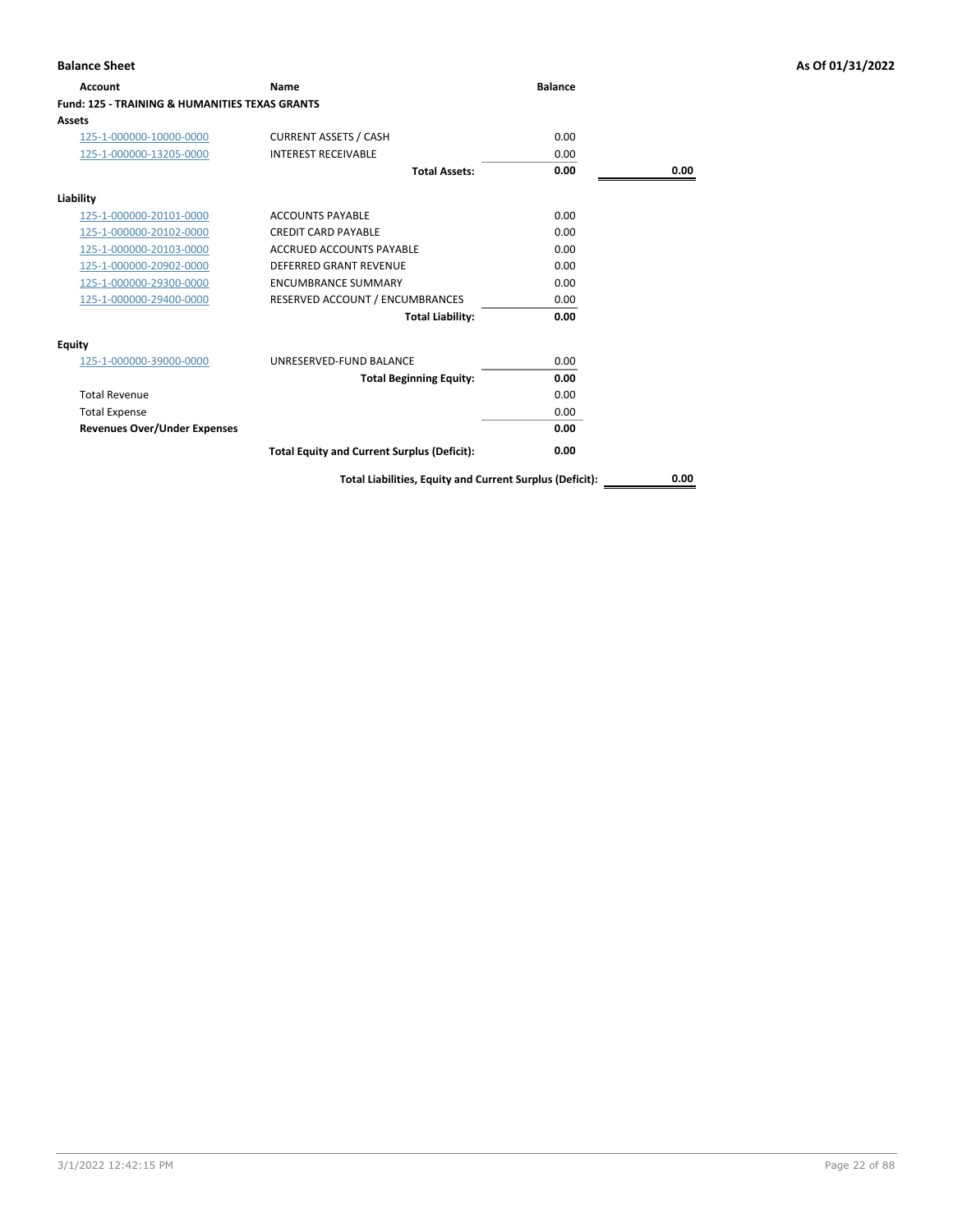**Balance Sheet** — As Of 01/31/2022

| Account | Name | Balance | |
|---|---|---|---|
| **Fund: 125 - TRAINING & HUMANITIES TEXAS GRANTS** | | | |
| **Assets** | | | |
| 125-1-000000-10000-0000 | CURRENT ASSETS / CASH | 0.00 | |
| 125-1-000000-13205-0000 | INTEREST RECEIVABLE | 0.00 | |
| | **Total Assets:** | **0.00** | **0.00** |
| **Liability** | | | |
| 125-1-000000-20101-0000 | ACCOUNTS PAYABLE | 0.00 | |
| 125-1-000000-20102-0000 | CREDIT CARD PAYABLE | 0.00 | |
| 125-1-000000-20103-0000 | ACCRUED ACCOUNTS PAYABLE | 0.00 | |
| 125-1-000000-20902-0000 | DEFERRED GRANT REVENUE | 0.00 | |
| 125-1-000000-29300-0000 | ENCUMBRANCE SUMMARY | 0.00 | |
| 125-1-000000-29400-0000 | RESERVED ACCOUNT / ENCUMBRANCES | 0.00 | |
| | **Total Liability:** | **0.00** | |
| **Equity** | | | |
| 125-1-000000-39000-0000 | UNRESERVED-FUND BALANCE | 0.00 | |
| | **Total Beginning Equity:** | **0.00** | |
| Total Revenue | | 0.00 | |
| Total Expense | | 0.00 | |
| **Revenues Over/Under Expenses** | | **0.00** | |
| | **Total Equity and Current Surplus (Deficit):** | **0.00** | |
| | **Total Liabilities, Equity and Current Surplus (Deficit):** | | **0.00** |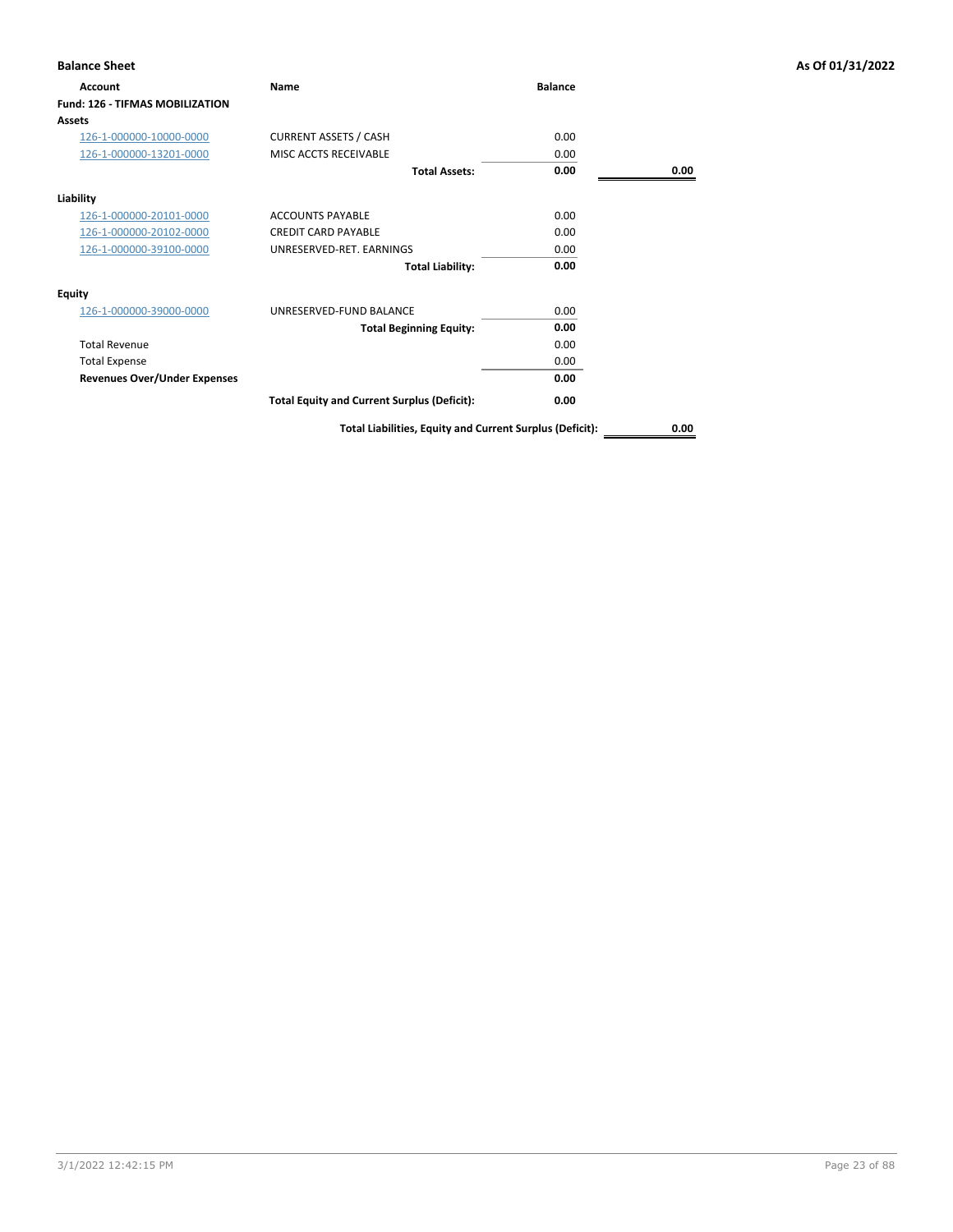**Balance Sheet** **As Of 01/31/2022**

| Account | Name | Balance | |
|---|---|---|---|
| **Fund: 126 - TIFMAS MOBILIZATION** | | | |
| **Assets** | | | |
| 126-1-000000-10000-0000 | CURRENT ASSETS / CASH | 0.00 | |
| 126-1-000000-13201-0000 | MISC ACCTS RECEIVABLE | 0.00 | |
| | **Total Assets:** | **0.00** | **0.00** |
| **Liability** | | | |
| 126-1-000000-20101-0000 | ACCOUNTS PAYABLE | 0.00 | |
| 126-1-000000-20102-0000 | CREDIT CARD PAYABLE | 0.00 | |
| 126-1-000000-39100-0000 | UNRESERVED-RET. EARNINGS | 0.00 | |
| | **Total Liability:** | **0.00** | |
| **Equity** | | | |
| 126-1-000000-39000-0000 | UNRESERVED-FUND BALANCE | 0.00 | |
| | **Total Beginning Equity:** | **0.00** | |
| Total Revenue | | 0.00 | |
| Total Expense | | 0.00 | |
| **Revenues Over/Under Expenses** | | **0.00** | |
| | **Total Equity and Current Surplus (Deficit):** | **0.00** | |
| | **Total Liabilities, Equity and Current Surplus (Deficit):** | | **0.00** |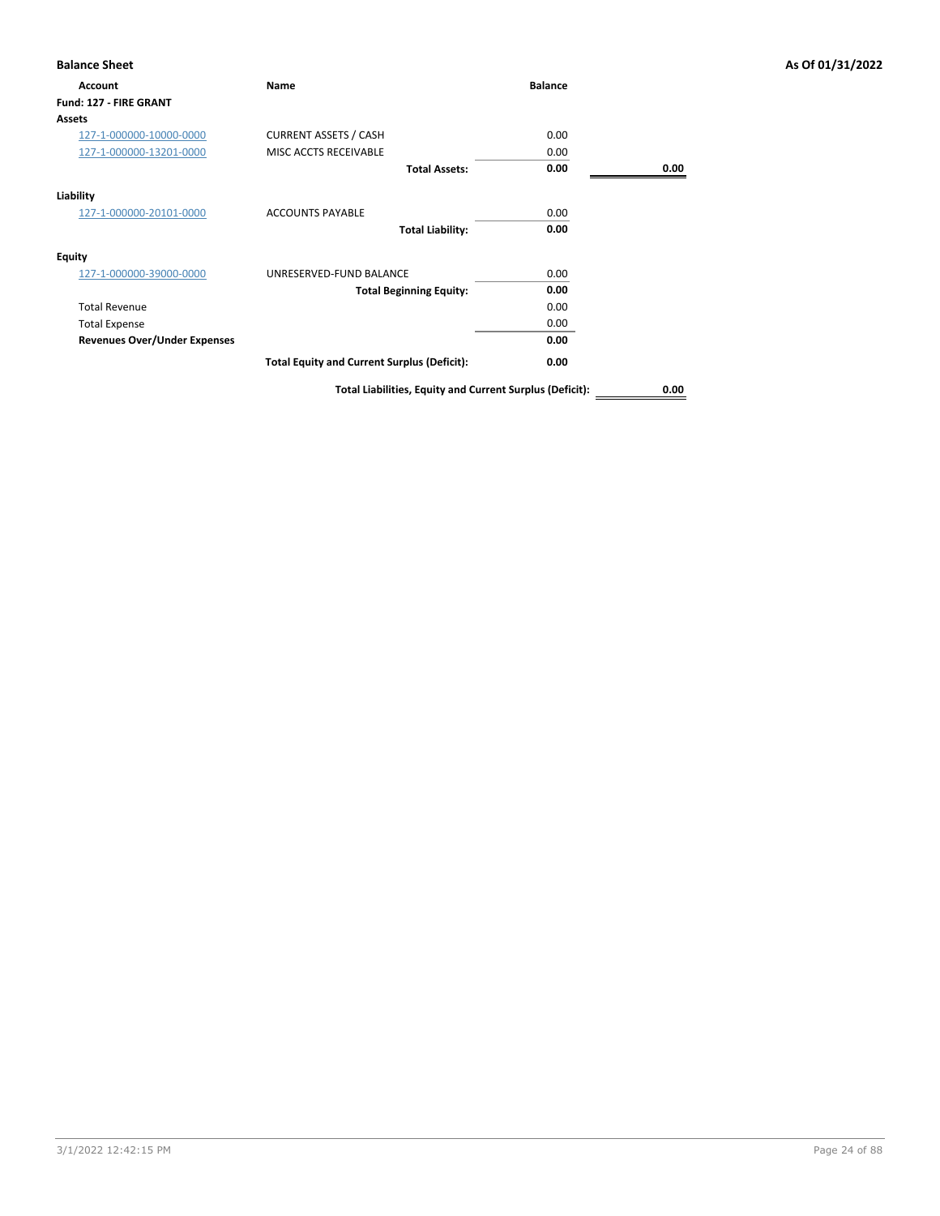**Balance Sheet** | **As Of 01/31/2022**

| Account | Name | Balance | |
|---|---|---|---|
| **Fund: 127 - FIRE GRANT** | | | |
| **Assets** | | | |
| 127-1-000000-10000-0000 | CURRENT ASSETS / CASH | 0.00 | |
| 127-1-000000-13201-0000 | MISC ACCTS RECEIVABLE | 0.00 | |
| | **Total Assets:** | **0.00** | **0.00** |
| **Liability** | | | |
| 127-1-000000-20101-0000 | ACCOUNTS PAYABLE | 0.00 | |
| | **Total Liability:** | **0.00** | |
| **Equity** | | | |
| 127-1-000000-39000-0000 | UNRESERVED-FUND BALANCE | 0.00 | |
| | **Total Beginning Equity:** | **0.00** | |
| Total Revenue | | 0.00 | |
| Total Expense | | 0.00 | |
| **Revenues Over/Under Expenses** | | **0.00** | |
| | **Total Equity and Current Surplus (Deficit):** | **0.00** | |
| | **Total Liabilities, Equity and Current Surplus (Deficit):** | | **0.00** |

3/1/2022 12:42:15 PM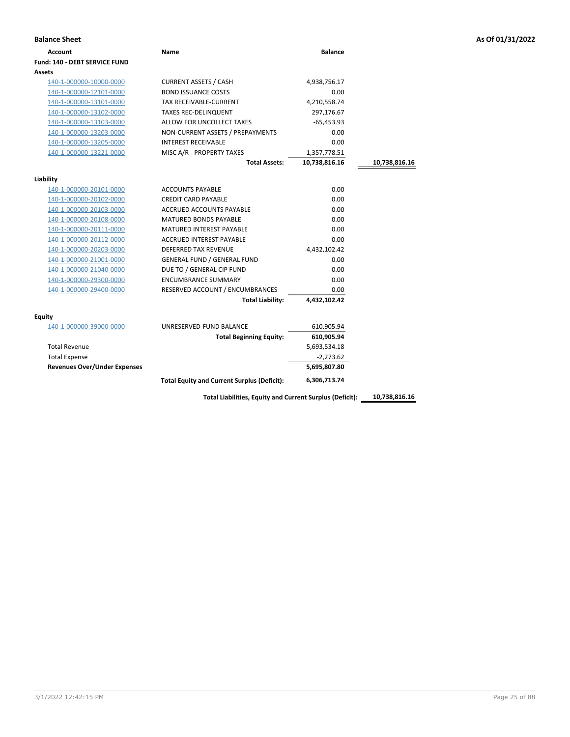**Balance Sheet** — As Of 01/31/2022

| Account | Name | Balance | |
|---|---|---|---|
| **Fund: 140 - DEBT SERVICE FUND** | | | |
| **Assets** | | | |
| 140-1-000000-10000-0000 | CURRENT ASSETS / CASH | 4,938,756.17 | |
| 140-1-000000-12101-0000 | BOND ISSUANCE COSTS | 0.00 | |
| 140-1-000000-13101-0000 | TAX RECEIVABLE-CURRENT | 4,210,558.74 | |
| 140-1-000000-13102-0000 | TAXES REC-DELINQUENT | 297,176.67 | |
| 140-1-000000-13103-0000 | ALLOW FOR UNCOLLECT TAXES | -65,453.93 | |
| 140-1-000000-13203-0000 | NON-CURRENT ASSETS / PREPAYMENTS | 0.00 | |
| 140-1-000000-13205-0000 | INTEREST RECEIVABLE | 0.00 | |
| 140-1-000000-13221-0000 | MISC A/R - PROPERTY TAXES | 1,357,778.51 | |
| | **Total Assets:** | **10,738,816.16** | **10,738,816.16** |
| **Liability** | | | |
| 140-1-000000-20101-0000 | ACCOUNTS PAYABLE | 0.00 | |
| 140-1-000000-20102-0000 | CREDIT CARD PAYABLE | 0.00 | |
| 140-1-000000-20103-0000 | ACCRUED ACCOUNTS PAYABLE | 0.00 | |
| 140-1-000000-20108-0000 | MATURED BONDS PAYABLE | 0.00 | |
| 140-1-000000-20111-0000 | MATURED INTEREST PAYABLE | 0.00 | |
| 140-1-000000-20112-0000 | ACCRUED INTEREST PAYABLE | 0.00 | |
| 140-1-000000-20203-0000 | DEFERRED TAX REVENUE | 4,432,102.42 | |
| 140-1-000000-21001-0000 | GENERAL FUND / GENERAL FUND | 0.00 | |
| 140-1-000000-21040-0000 | DUE TO / GENERAL CIP FUND | 0.00 | |
| 140-1-000000-29300-0000 | ENCUMBRANCE SUMMARY | 0.00 | |
| 140-1-000000-29400-0000 | RESERVED ACCOUNT / ENCUMBRANCES | 0.00 | |
| | **Total Liability:** | **4,432,102.42** | |
| **Equity** | | | |
| 140-1-000000-39000-0000 | UNRESERVED-FUND BALANCE | 610,905.94 | |
| | **Total Beginning Equity:** | **610,905.94** | |
| Total Revenue | | 5,693,534.18 | |
| Total Expense | | -2,273.62 | |
| **Revenues Over/Under Expenses** | | **5,695,807.80** | |
| | **Total Equity and Current Surplus (Deficit):** | **6,306,713.74** | |
| | **Total Liabilities, Equity and Current Surplus (Deficit):** | | **10,738,816.16** |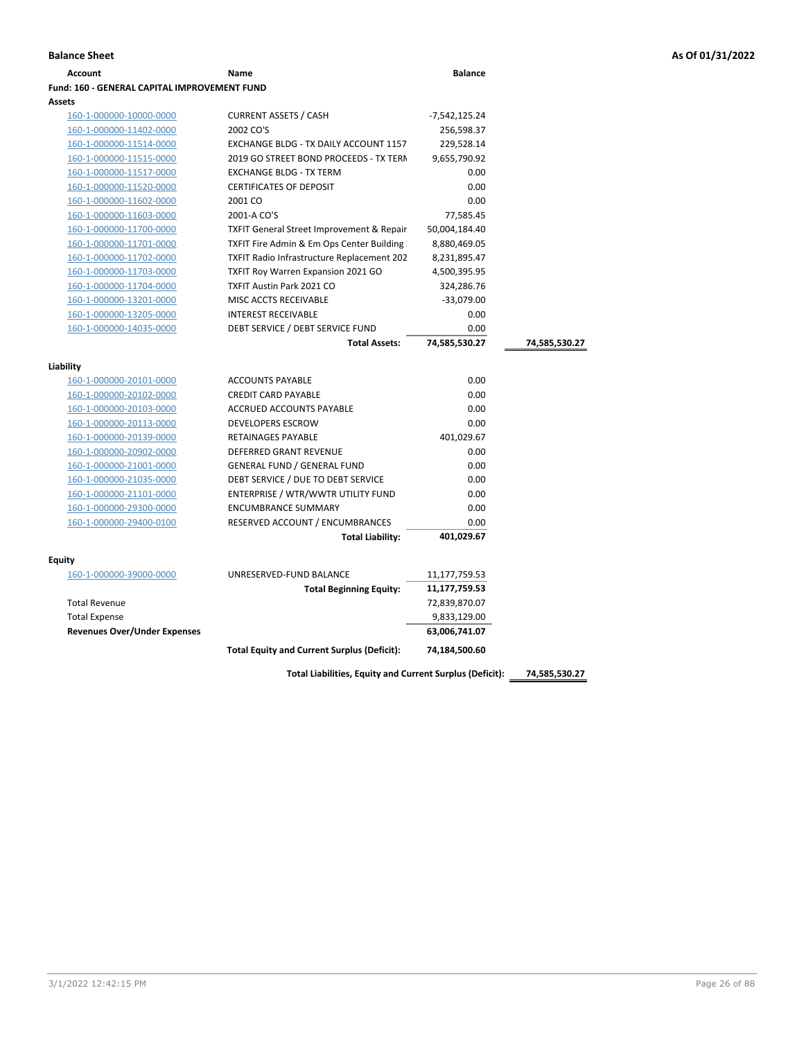**Balance Sheet** — As Of 01/31/2022

| Account | Name | Balance | |
|---|---|---|---|
| **Fund: 160 - GENERAL CAPITAL IMPROVEMENT FUND** | | | |
| **Assets** | | | |
| 160-1-000000-10000-0000 | CURRENT ASSETS / CASH | -7,542,125.24 | |
| 160-1-000000-11402-0000 | 2002 CO'S | 256,598.37 | |
| 160-1-000000-11514-0000 | EXCHANGE BLDG - TX DAILY ACCOUNT 1157 | 229,528.14 | |
| 160-1-000000-11515-0000 | 2019 GO STREET BOND PROCEEDS - TX TERN | 9,655,790.92 | |
| 160-1-000000-11517-0000 | EXCHANGE BLDG - TX TERM | 0.00 | |
| 160-1-000000-11520-0000 | CERTIFICATES OF DEPOSIT | 0.00 | |
| 160-1-000000-11602-0000 | 2001 CO | 0.00 | |
| 160-1-000000-11603-0000 | 2001-A CO'S | 77,585.45 | |
| 160-1-000000-11700-0000 | TXFIT General Street Improvement & Repair | 50,004,184.40 | |
| 160-1-000000-11701-0000 | TXFIT Fire Admin & Em Ops Center Building | 8,880,469.05 | |
| 160-1-000000-11702-0000 | TXFIT Radio Infrastructure Replacement 202 | 8,231,895.47 | |
| 160-1-000000-11703-0000 | TXFIT Roy Warren Expansion 2021 GO | 4,500,395.95 | |
| 160-1-000000-11704-0000 | TXFIT Austin Park 2021 CO | 324,286.76 | |
| 160-1-000000-13201-0000 | MISC ACCTS RECEIVABLE | -33,079.00 | |
| 160-1-000000-13205-0000 | INTEREST RECEIVABLE | 0.00 | |
| 160-1-000000-14035-0000 | DEBT SERVICE / DEBT SERVICE FUND | 0.00 | |
| | **Total Assets:** | **74,585,530.27** | **74,585,530.27** |
| **Liability** | | | |
| 160-1-000000-20101-0000 | ACCOUNTS PAYABLE | 0.00 | |
| 160-1-000000-20102-0000 | CREDIT CARD PAYABLE | 0.00 | |
| 160-1-000000-20103-0000 | ACCRUED ACCOUNTS PAYABLE | 0.00 | |
| 160-1-000000-20113-0000 | DEVELOPERS ESCROW | 0.00 | |
| 160-1-000000-20139-0000 | RETAINAGES PAYABLE | 401,029.67 | |
| 160-1-000000-20902-0000 | DEFERRED GRANT REVENUE | 0.00 | |
| 160-1-000000-21001-0000 | GENERAL FUND / GENERAL FUND | 0.00 | |
| 160-1-000000-21035-0000 | DEBT SERVICE / DUE TO DEBT SERVICE | 0.00 | |
| 160-1-000000-21101-0000 | ENTERPRISE / WTR/WWTR UTILITY FUND | 0.00 | |
| 160-1-000000-29300-0000 | ENCUMBRANCE SUMMARY | 0.00 | |
| 160-1-000000-29400-0100 | RESERVED ACCOUNT / ENCUMBRANCES | 0.00 | |
| | **Total Liability:** | **401,029.67** | |
| **Equity** | | | |
| 160-1-000000-39000-0000 | UNRESERVED-FUND BALANCE | 11,177,759.53 | |
| | **Total Beginning Equity:** | **11,177,759.53** | |
| Total Revenue | | 72,839,870.07 | |
| Total Expense | | 9,833,129.00 | |
| **Revenues Over/Under Expenses** | | **63,006,741.07** | |
| | **Total Equity and Current Surplus (Deficit):** | **74,184,500.60** | |
| | **Total Liabilities, Equity and Current Surplus (Deficit):** | | **74,585,530.27** |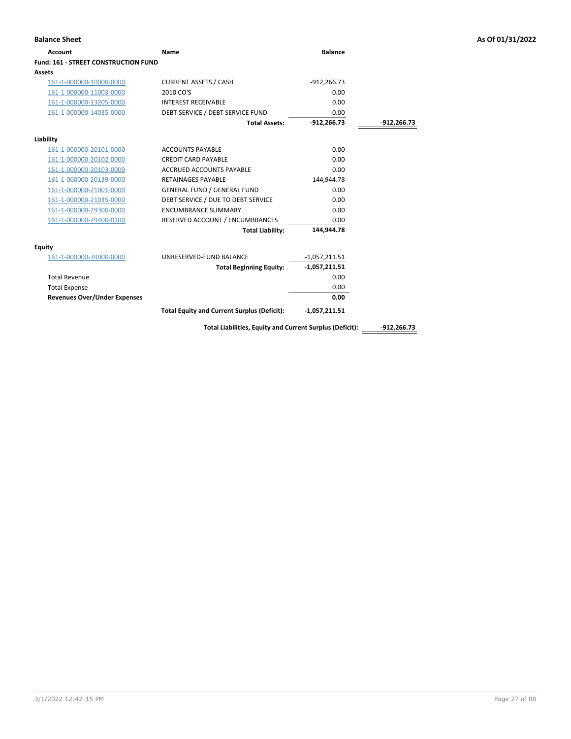**Balance Sheet** **As Of 01/31/2022**

| Account | Name | Balance | |
|---|---|---|---|
| **Fund: 161 - STREET CONSTRUCTION FUND** | | | |
| **Assets** | | | |
| 161-1-000000-10000-0000 | CURRENT ASSETS / CASH | -912,266.73 | |
| 161-1-000000-11003-0000 | 2010 CO'S | 0.00 | |
| 161-1-000000-13205-0000 | INTEREST RECEIVABLE | 0.00 | |
| 161-1-000000-14035-0000 | DEBT SERVICE / DEBT SERVICE FUND | 0.00 | |
| | **Total Assets:** | **-912,266.73** | **-912,266.73** |
| **Liability** | | | |
| 161-1-000000-20101-0000 | ACCOUNTS PAYABLE | 0.00 | |
| 161-1-000000-20102-0000 | CREDIT CARD PAYABLE | 0.00 | |
| 161-1-000000-20103-0000 | ACCRUED ACCOUNTS PAYABLE | 0.00 | |
| 161-1-000000-20139-0000 | RETAINAGES PAYABLE | 144,944.78 | |
| 161-1-000000-21001-0000 | GENERAL FUND / GENERAL FUND | 0.00 | |
| 161-1-000000-21035-0000 | DEBT SERVICE / DUE TO DEBT SERVICE | 0.00 | |
| 161-1-000000-29300-0000 | ENCUMBRANCE SUMMARY | 0.00 | |
| 161-1-000000-29400-0100 | RESERVED ACCOUNT / ENCUMBRANCES | 0.00 | |
| | **Total Liability:** | **144,944.78** | |
| **Equity** | | | |
| 161-1-000000-39000-0000 | UNRESERVED-FUND BALANCE | -1,057,211.51 | |
| | **Total Beginning Equity:** | **-1,057,211.51** | |
| Total Revenue | | 0.00 | |
| Total Expense | | 0.00 | |
| **Revenues Over/Under Expenses** | | **0.00** | |
| | **Total Equity and Current Surplus (Deficit):** | **-1,057,211.51** | |
| | **Total Liabilities, Equity and Current Surplus (Deficit):** | | **-912,266.73** |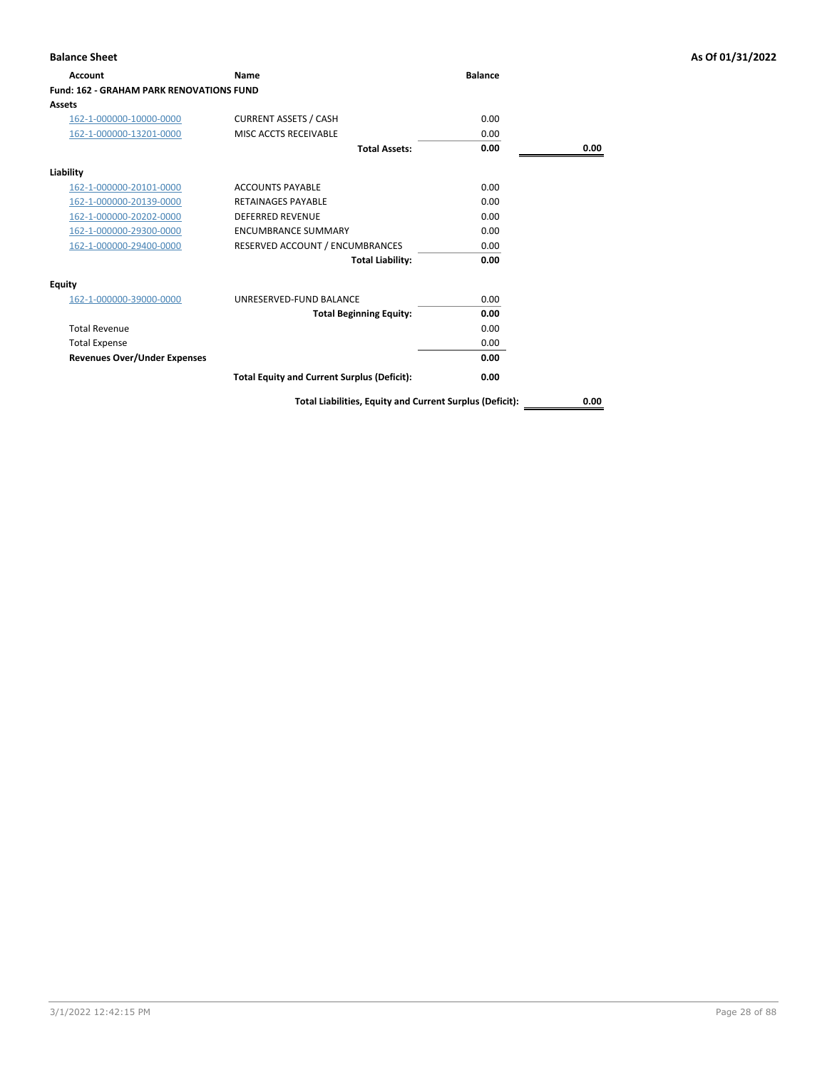**Balance Sheet** **As Of 01/31/2022**

| Account | Name | Balance | |
|---|---|---|---|
| **Fund: 162 - GRAHAM PARK RENOVATIONS FUND** | | | |
| **Assets** | | | |
| 162-1-000000-10000-0000 | CURRENT ASSETS / CASH | 0.00 | |
| 162-1-000000-13201-0000 | MISC ACCTS RECEIVABLE | 0.00 | |
| | **Total Assets:** | **0.00** | **0.00** |
| **Liability** | | | |
| 162-1-000000-20101-0000 | ACCOUNTS PAYABLE | 0.00 | |
| 162-1-000000-20139-0000 | RETAINAGES PAYABLE | 0.00 | |
| 162-1-000000-20202-0000 | DEFERRED REVENUE | 0.00 | |
| 162-1-000000-29300-0000 | ENCUMBRANCE SUMMARY | 0.00 | |
| 162-1-000000-29400-0000 | RESERVED ACCOUNT / ENCUMBRANCES | 0.00 | |
| | **Total Liability:** | **0.00** | |
| **Equity** | | | |
| 162-1-000000-39000-0000 | UNRESERVED-FUND BALANCE | 0.00 | |
| | **Total Beginning Equity:** | **0.00** | |
| Total Revenue | | 0.00 | |
| Total Expense | | 0.00 | |
| **Revenues Over/Under Expenses** | | **0.00** | |
| | **Total Equity and Current Surplus (Deficit):** | **0.00** | |
| | **Total Liabilities, Equity and Current Surplus (Deficit):** | | **0.00** |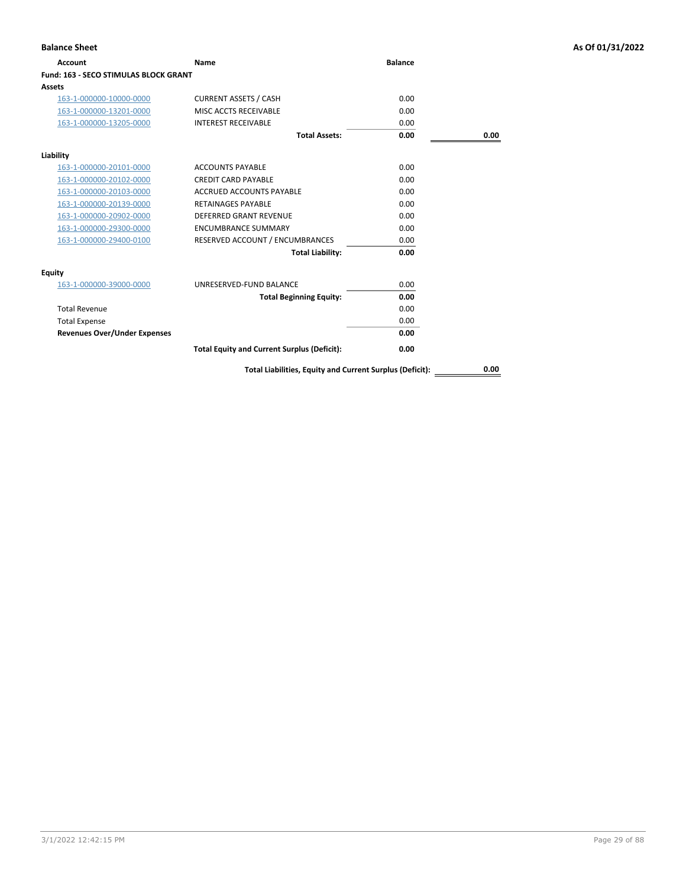**Balance Sheet** **As Of 01/31/2022**

| Account | Name | Balance | |
|---|---|---|---|
| **Fund: 163 - SECO STIMULAS BLOCK GRANT** | | | |
| **Assets** | | | |
| 163-1-000000-10000-0000 | CURRENT ASSETS / CASH | 0.00 | |
| 163-1-000000-13201-0000 | MISC ACCTS RECEIVABLE | 0.00 | |
| 163-1-000000-13205-0000 | INTEREST RECEIVABLE | 0.00 | |
| | **Total Assets:** | **0.00** | **0.00** |
| **Liability** | | | |
| 163-1-000000-20101-0000 | ACCOUNTS PAYABLE | 0.00 | |
| 163-1-000000-20102-0000 | CREDIT CARD PAYABLE | 0.00 | |
| 163-1-000000-20103-0000 | ACCRUED ACCOUNTS PAYABLE | 0.00 | |
| 163-1-000000-20139-0000 | RETAINAGES PAYABLE | 0.00 | |
| 163-1-000000-20902-0000 | DEFERRED GRANT REVENUE | 0.00 | |
| 163-1-000000-29300-0000 | ENCUMBRANCE SUMMARY | 0.00 | |
| 163-1-000000-29400-0100 | RESERVED ACCOUNT / ENCUMBRANCES | 0.00 | |
| | **Total Liability:** | **0.00** | |
| **Equity** | | | |
| 163-1-000000-39000-0000 | UNRESERVED-FUND BALANCE | 0.00 | |
| | **Total Beginning Equity:** | **0.00** | |
| Total Revenue | | 0.00 | |
| Total Expense | | 0.00 | |
| **Revenues Over/Under Expenses** | | **0.00** | |
| | **Total Equity and Current Surplus (Deficit):** | **0.00** | |
| | **Total Liabilities, Equity and Current Surplus (Deficit):** | | **0.00** |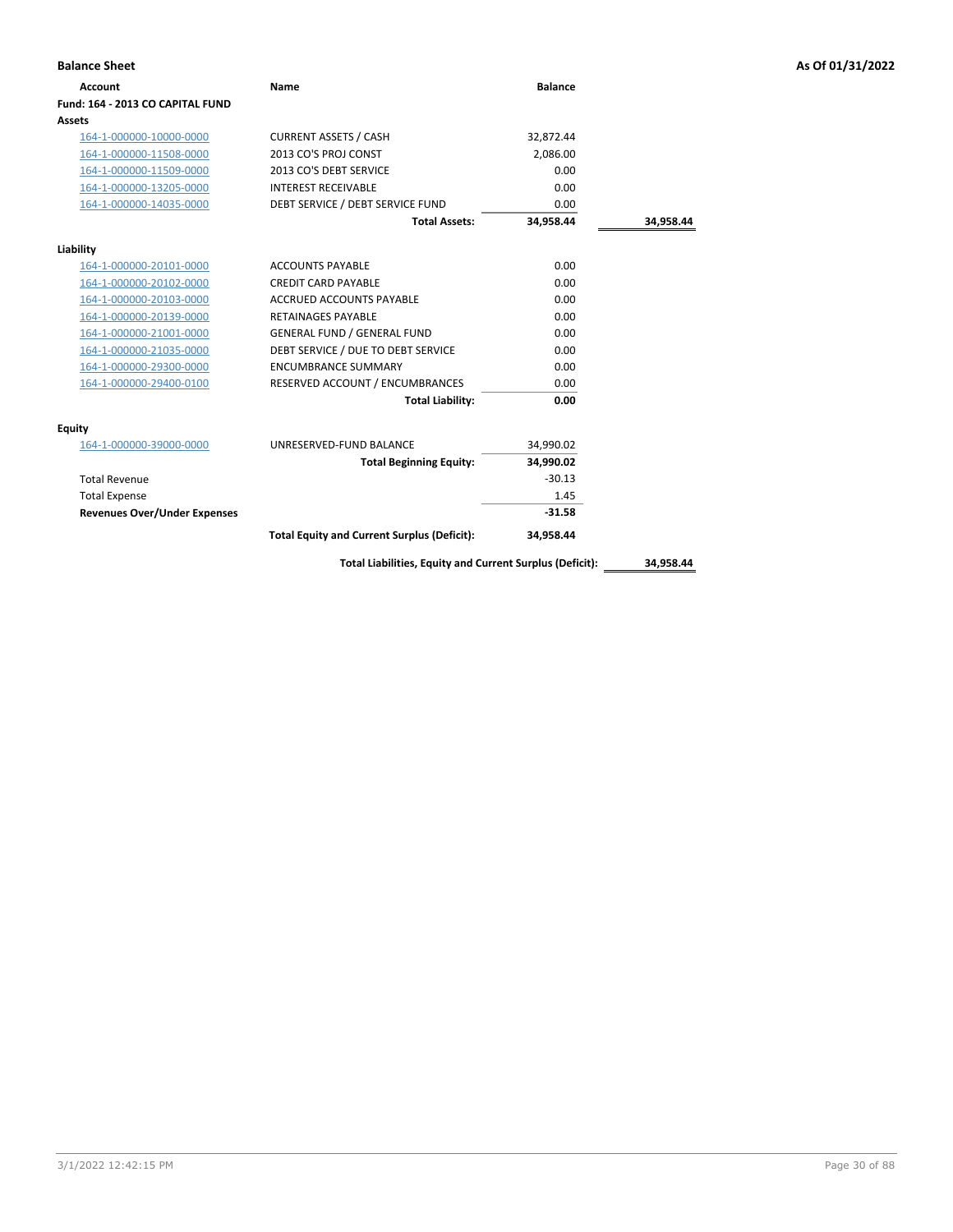**Balance Sheet** | **As Of 01/31/2022**

| Account | Name | Balance | |
|---|---|---|---|
| **Fund: 164 - 2013 CO CAPITAL FUND** | | | |
| **Assets** | | | |
| 164-1-000000-10000-0000 | CURRENT ASSETS / CASH | 32,872.44 | |
| 164-1-000000-11508-0000 | 2013 CO'S PROJ CONST | 2,086.00 | |
| 164-1-000000-11509-0000 | 2013 CO'S DEBT SERVICE | 0.00 | |
| 164-1-000000-13205-0000 | INTEREST RECEIVABLE | 0.00 | |
| 164-1-000000-14035-0000 | DEBT SERVICE / DEBT SERVICE FUND | 0.00 | |
| | **Total Assets:** | **34,958.44** | **34,958.44** |
| **Liability** | | | |
| 164-1-000000-20101-0000 | ACCOUNTS PAYABLE | 0.00 | |
| 164-1-000000-20102-0000 | CREDIT CARD PAYABLE | 0.00 | |
| 164-1-000000-20103-0000 | ACCRUED ACCOUNTS PAYABLE | 0.00 | |
| 164-1-000000-20139-0000 | RETAINAGES PAYABLE | 0.00 | |
| 164-1-000000-21001-0000 | GENERAL FUND / GENERAL FUND | 0.00 | |
| 164-1-000000-21035-0000 | DEBT SERVICE / DUE TO DEBT SERVICE | 0.00 | |
| 164-1-000000-29300-0000 | ENCUMBRANCE SUMMARY | 0.00 | |
| 164-1-000000-29400-0100 | RESERVED ACCOUNT / ENCUMBRANCES | 0.00 | |
| | **Total Liability:** | **0.00** | |
| **Equity** | | | |
| 164-1-000000-39000-0000 | UNRESERVED-FUND BALANCE | 34,990.02 | |
| | **Total Beginning Equity:** | **34,990.02** | |
| Total Revenue | | -30.13 | |
| Total Expense | | 1.45 | |
| **Revenues Over/Under Expenses** | | **-31.58** | |
| | **Total Equity and Current Surplus (Deficit):** | **34,958.44** | |
| | **Total Liabilities, Equity and Current Surplus (Deficit):** | | **34,958.44** |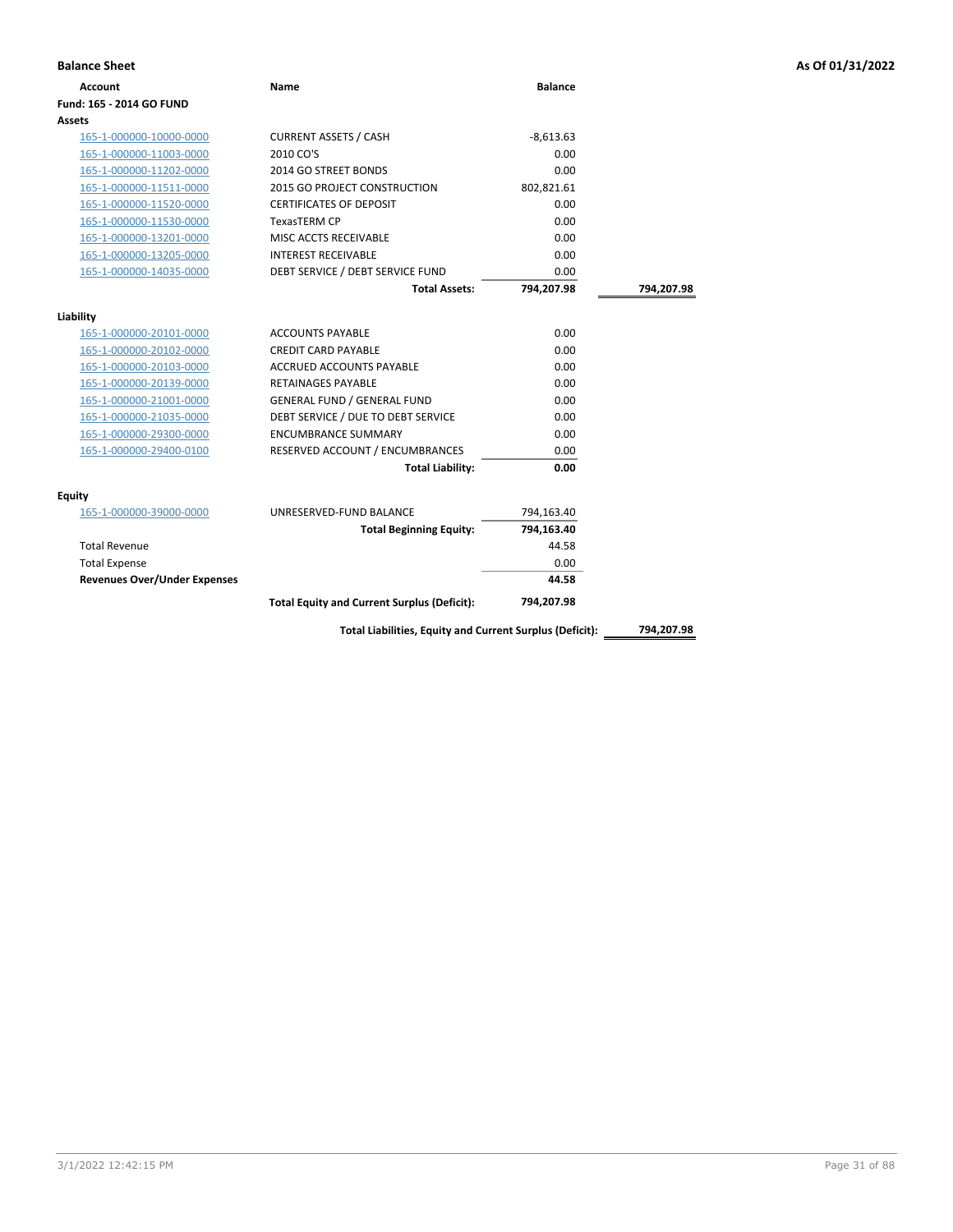## Balance Sheet

**As Of 01/31/2022**

| Account | Name | Balance | |
|---|---|---|---|
| **Fund: 165 - 2014 GO FUND** | | | |
| **Assets** | | | |
| 165-1-000000-10000-0000 | CURRENT ASSETS / CASH | -8,613.63 | |
| 165-1-000000-11003-0000 | 2010 CO'S | 0.00 | |
| 165-1-000000-11202-0000 | 2014 GO STREET BONDS | 0.00 | |
| 165-1-000000-11511-0000 | 2015 GO PROJECT CONSTRUCTION | 802,821.61 | |
| 165-1-000000-11520-0000 | CERTIFICATES OF DEPOSIT | 0.00 | |
| 165-1-000000-11530-0000 | TexasTERM CP | 0.00 | |
| 165-1-000000-13201-0000 | MISC ACCTS RECEIVABLE | 0.00 | |
| 165-1-000000-13205-0000 | INTEREST RECEIVABLE | 0.00 | |
| 165-1-000000-14035-0000 | DEBT SERVICE / DEBT SERVICE FUND | 0.00 | |
| | **Total Assets:** | **794,207.98** | **794,207.98** |
| **Liability** | | | |
| 165-1-000000-20101-0000 | ACCOUNTS PAYABLE | 0.00 | |
| 165-1-000000-20102-0000 | CREDIT CARD PAYABLE | 0.00 | |
| 165-1-000000-20103-0000 | ACCRUED ACCOUNTS PAYABLE | 0.00 | |
| 165-1-000000-20139-0000 | RETAINAGES PAYABLE | 0.00 | |
| 165-1-000000-21001-0000 | GENERAL FUND / GENERAL FUND | 0.00 | |
| 165-1-000000-21035-0000 | DEBT SERVICE / DUE TO DEBT SERVICE | 0.00 | |
| 165-1-000000-29300-0000 | ENCUMBRANCE SUMMARY | 0.00 | |
| 165-1-000000-29400-0100 | RESERVED ACCOUNT / ENCUMBRANCES | 0.00 | |
| | **Total Liability:** | **0.00** | |
| **Equity** | | | |
| 165-1-000000-39000-0000 | UNRESERVED-FUND BALANCE | 794,163.40 | |
| | **Total Beginning Equity:** | **794,163.40** | |
| Total Revenue | | 44.58 | |
| Total Expense | | 0.00 | |
| **Revenues Over/Under Expenses** | | **44.58** | |
| | **Total Equity and Current Surplus (Deficit):** | **794,207.98** | |
| | **Total Liabilities, Equity and Current Surplus (Deficit):** | | **794,207.98** |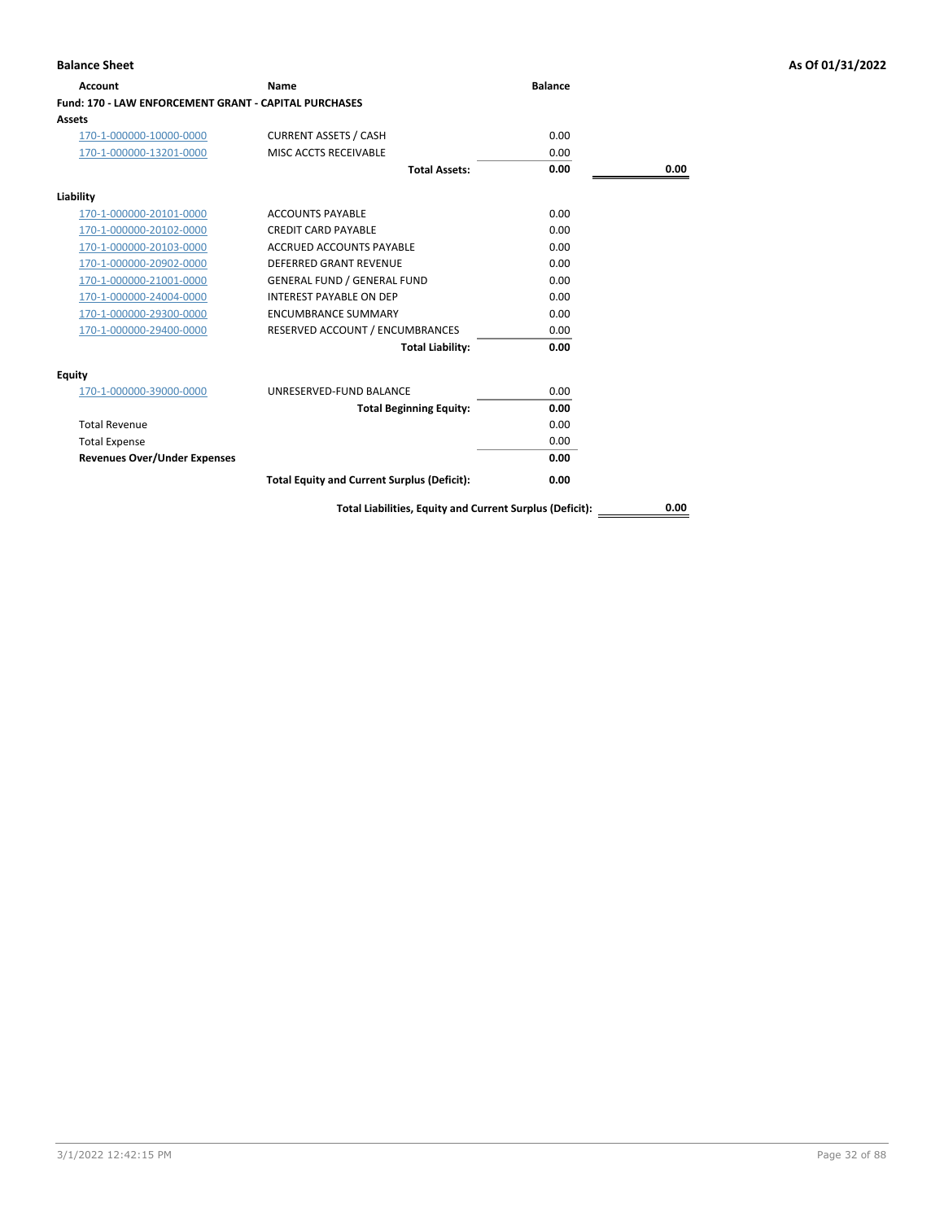**Balance Sheet** — As Of 01/31/2022

| Account | Name | Balance | |
|---|---|---|---|
| **Fund: 170 - LAW ENFORCEMENT GRANT - CAPITAL PURCHASES** | | | |
| **Assets** | | | |
| 170-1-000000-10000-0000 | CURRENT ASSETS / CASH | 0.00 | |
| 170-1-000000-13201-0000 | MISC ACCTS RECEIVABLE | 0.00 | |
| | **Total Assets:** | **0.00** | **0.00** |
| **Liability** | | | |
| 170-1-000000-20101-0000 | ACCOUNTS PAYABLE | 0.00 | |
| 170-1-000000-20102-0000 | CREDIT CARD PAYABLE | 0.00 | |
| 170-1-000000-20103-0000 | ACCRUED ACCOUNTS PAYABLE | 0.00 | |
| 170-1-000000-20902-0000 | DEFERRED GRANT REVENUE | 0.00 | |
| 170-1-000000-21001-0000 | GENERAL FUND / GENERAL FUND | 0.00 | |
| 170-1-000000-24004-0000 | INTEREST PAYABLE ON DEP | 0.00 | |
| 170-1-000000-29300-0000 | ENCUMBRANCE SUMMARY | 0.00 | |
| 170-1-000000-29400-0000 | RESERVED ACCOUNT / ENCUMBRANCES | 0.00 | |
| | **Total Liability:** | **0.00** | |
| **Equity** | | | |
| 170-1-000000-39000-0000 | UNRESERVED-FUND BALANCE | 0.00 | |
| | **Total Beginning Equity:** | **0.00** | |
| Total Revenue | | 0.00 | |
| Total Expense | | 0.00 | |
| **Revenues Over/Under Expenses** | | **0.00** | |
| | **Total Equity and Current Surplus (Deficit):** | **0.00** | |
| | **Total Liabilities, Equity and Current Surplus (Deficit):** | | **0.00** |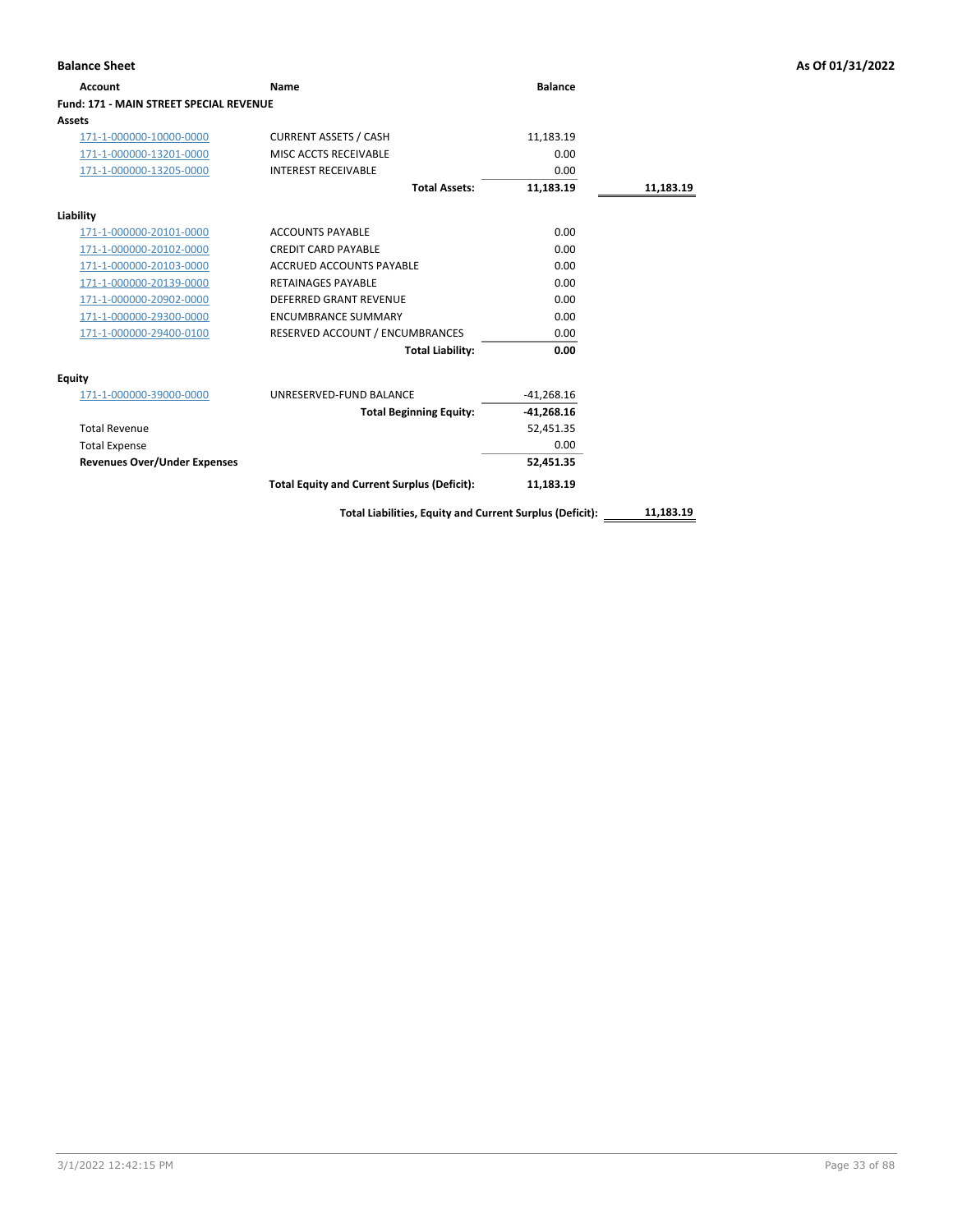**Balance Sheet** — As Of 01/31/2022

| Account | Name | Balance | |
|---|---|---|---|
| **Fund: 171 - MAIN STREET SPECIAL REVENUE** | | | |
| **Assets** | | | |
| 171-1-000000-10000-0000 | CURRENT ASSETS / CASH | 11,183.19 | |
| 171-1-000000-13201-0000 | MISC ACCTS RECEIVABLE | 0.00 | |
| 171-1-000000-13205-0000 | INTEREST RECEIVABLE | 0.00 | |
| | **Total Assets:** | **11,183.19** | **11,183.19** |
| **Liability** | | | |
| 171-1-000000-20101-0000 | ACCOUNTS PAYABLE | 0.00 | |
| 171-1-000000-20102-0000 | CREDIT CARD PAYABLE | 0.00 | |
| 171-1-000000-20103-0000 | ACCRUED ACCOUNTS PAYABLE | 0.00 | |
| 171-1-000000-20139-0000 | RETAINAGES PAYABLE | 0.00 | |
| 171-1-000000-20902-0000 | DEFERRED GRANT REVENUE | 0.00 | |
| 171-1-000000-29300-0000 | ENCUMBRANCE SUMMARY | 0.00 | |
| 171-1-000000-29400-0100 | RESERVED ACCOUNT / ENCUMBRANCES | 0.00 | |
| | **Total Liability:** | **0.00** | |
| **Equity** | | | |
| 171-1-000000-39000-0000 | UNRESERVED-FUND BALANCE | -41,268.16 | |
| | **Total Beginning Equity:** | **-41,268.16** | |
| Total Revenue | | 52,451.35 | |
| Total Expense | | 0.00 | |
| **Revenues Over/Under Expenses** | | **52,451.35** | |
| | **Total Equity and Current Surplus (Deficit):** | **11,183.19** | |
| | **Total Liabilities, Equity and Current Surplus (Deficit):** | | **11,183.19** |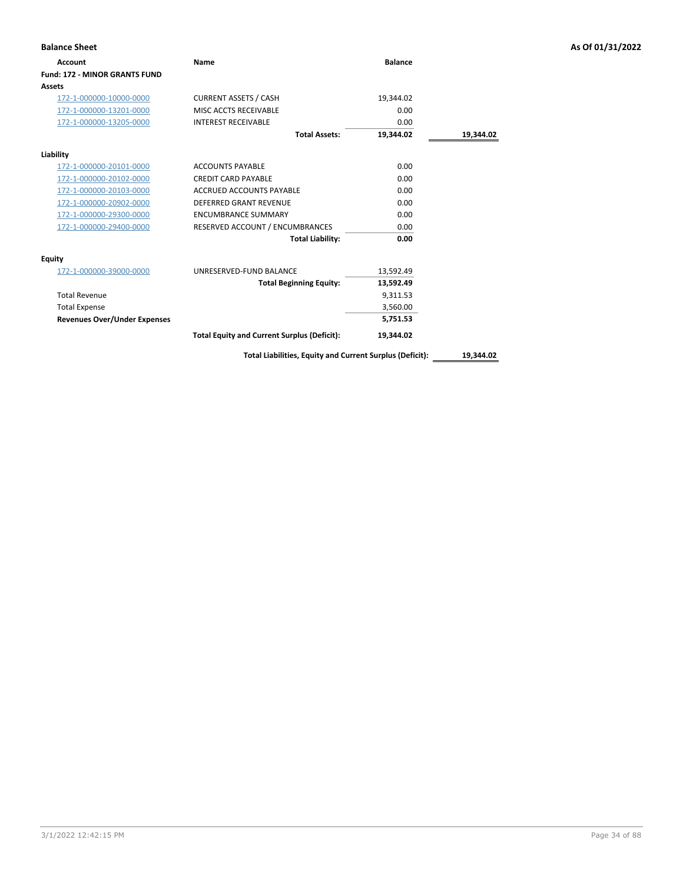**Balance Sheet** — As Of 01/31/2022

| Account | Name | Balance | |
|---|---|---|---|
| **Fund: 172 - MINOR GRANTS FUND** | | | |
| **Assets** | | | |
| 172-1-000000-10000-0000 | CURRENT ASSETS / CASH | 19,344.02 | |
| 172-1-000000-13201-0000 | MISC ACCTS RECEIVABLE | 0.00 | |
| 172-1-000000-13205-0000 | INTEREST RECEIVABLE | 0.00 | |
| | **Total Assets:** | **19,344.02** | **19,344.02** |
| **Liability** | | | |
| 172-1-000000-20101-0000 | ACCOUNTS PAYABLE | 0.00 | |
| 172-1-000000-20102-0000 | CREDIT CARD PAYABLE | 0.00 | |
| 172-1-000000-20103-0000 | ACCRUED ACCOUNTS PAYABLE | 0.00 | |
| 172-1-000000-20902-0000 | DEFERRED GRANT REVENUE | 0.00 | |
| 172-1-000000-29300-0000 | ENCUMBRANCE SUMMARY | 0.00 | |
| 172-1-000000-29400-0000 | RESERVED ACCOUNT / ENCUMBRANCES | 0.00 | |
| | **Total Liability:** | **0.00** | |
| **Equity** | | | |
| 172-1-000000-39000-0000 | UNRESERVED-FUND BALANCE | 13,592.49 | |
| | **Total Beginning Equity:** | **13,592.49** | |
| Total Revenue | | 9,311.53 | |
| Total Expense | | 3,560.00 | |
| **Revenues Over/Under Expenses** | | **5,751.53** | |
| | **Total Equity and Current Surplus (Deficit):** | **19,344.02** | |
| | **Total Liabilities, Equity and Current Surplus (Deficit):** | | **19,344.02** |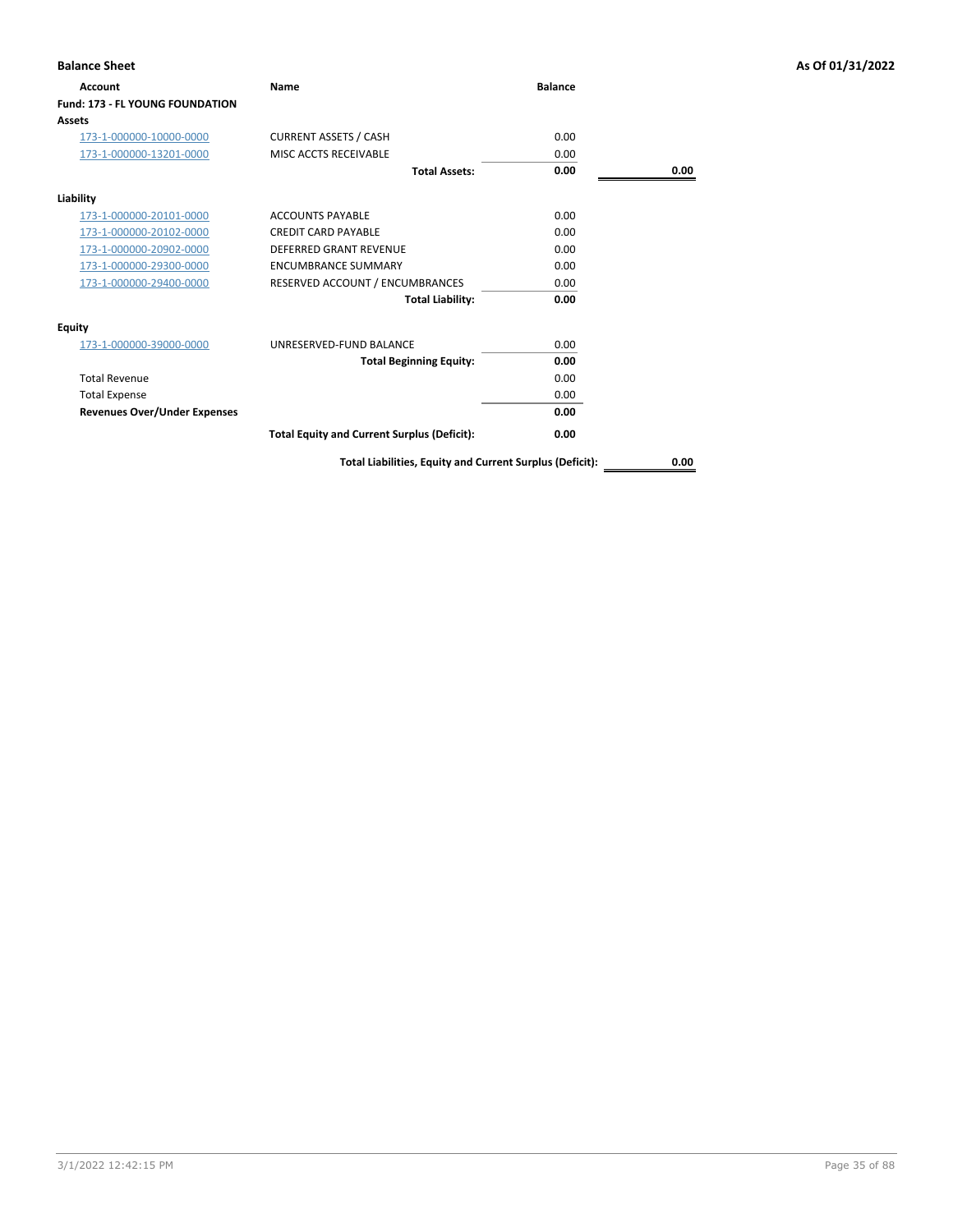**Balance Sheet** — As Of 01/31/2022

| Account | Name | Balance | |
|---|---|---|---|
| **Fund: 173 - FL YOUNG FOUNDATION** | | | |
| **Assets** | | | |
| 173-1-000000-10000-0000 | CURRENT ASSETS / CASH | 0.00 | |
| 173-1-000000-13201-0000 | MISC ACCTS RECEIVABLE | 0.00 | |
| | **Total Assets:** | **0.00** | **0.00** |
| **Liability** | | | |
| 173-1-000000-20101-0000 | ACCOUNTS PAYABLE | 0.00 | |
| 173-1-000000-20102-0000 | CREDIT CARD PAYABLE | 0.00 | |
| 173-1-000000-20902-0000 | DEFERRED GRANT REVENUE | 0.00 | |
| 173-1-000000-29300-0000 | ENCUMBRANCE SUMMARY | 0.00 | |
| 173-1-000000-29400-0000 | RESERVED ACCOUNT / ENCUMBRANCES | 0.00 | |
| | **Total Liability:** | **0.00** | |
| **Equity** | | | |
| 173-1-000000-39000-0000 | UNRESERVED-FUND BALANCE | 0.00 | |
| | **Total Beginning Equity:** | **0.00** | |
| Total Revenue | | 0.00 | |
| Total Expense | | 0.00 | |
| **Revenues Over/Under Expenses** | | **0.00** | |
| | **Total Equity and Current Surplus (Deficit):** | **0.00** | |
| | **Total Liabilities, Equity and Current Surplus (Deficit):** | | **0.00** |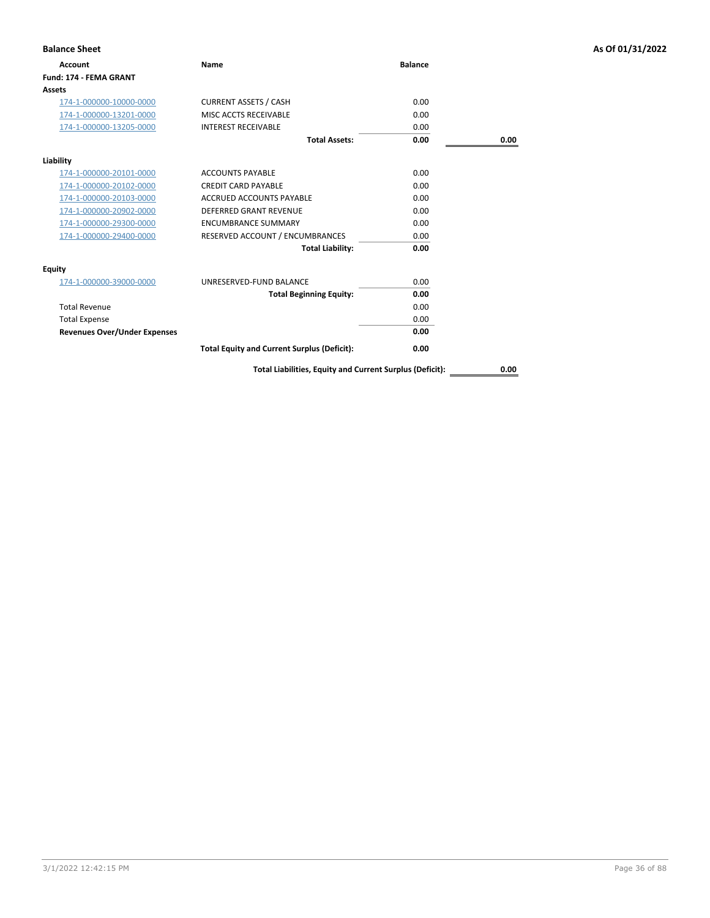**Balance Sheet** — As Of 01/31/2022

| Account | Name | Balance | |
|---|---|---|---|
| **Fund: 174 - FEMA GRANT** | | | |
| **Assets** | | | |
| 174-1-000000-10000-0000 | CURRENT ASSETS / CASH | 0.00 | |
| 174-1-000000-13201-0000 | MISC ACCTS RECEIVABLE | 0.00 | |
| 174-1-000000-13205-0000 | INTEREST RECEIVABLE | 0.00 | |
| | **Total Assets:** | **0.00** | **0.00** |
| **Liability** | | | |
| 174-1-000000-20101-0000 | ACCOUNTS PAYABLE | 0.00 | |
| 174-1-000000-20102-0000 | CREDIT CARD PAYABLE | 0.00 | |
| 174-1-000000-20103-0000 | ACCRUED ACCOUNTS PAYABLE | 0.00 | |
| 174-1-000000-20902-0000 | DEFERRED GRANT REVENUE | 0.00 | |
| 174-1-000000-29300-0000 | ENCUMBRANCE SUMMARY | 0.00 | |
| 174-1-000000-29400-0000 | RESERVED ACCOUNT / ENCUMBRANCES | 0.00 | |
| | **Total Liability:** | **0.00** | |
| **Equity** | | | |
| 174-1-000000-39000-0000 | UNRESERVED-FUND BALANCE | 0.00 | |
| | **Total Beginning Equity:** | **0.00** | |
| Total Revenue | | 0.00 | |
| Total Expense | | 0.00 | |
| **Revenues Over/Under Expenses** | | **0.00** | |
| | **Total Equity and Current Surplus (Deficit):** | **0.00** | |
| | **Total Liabilities, Equity and Current Surplus (Deficit):** | | **0.00** |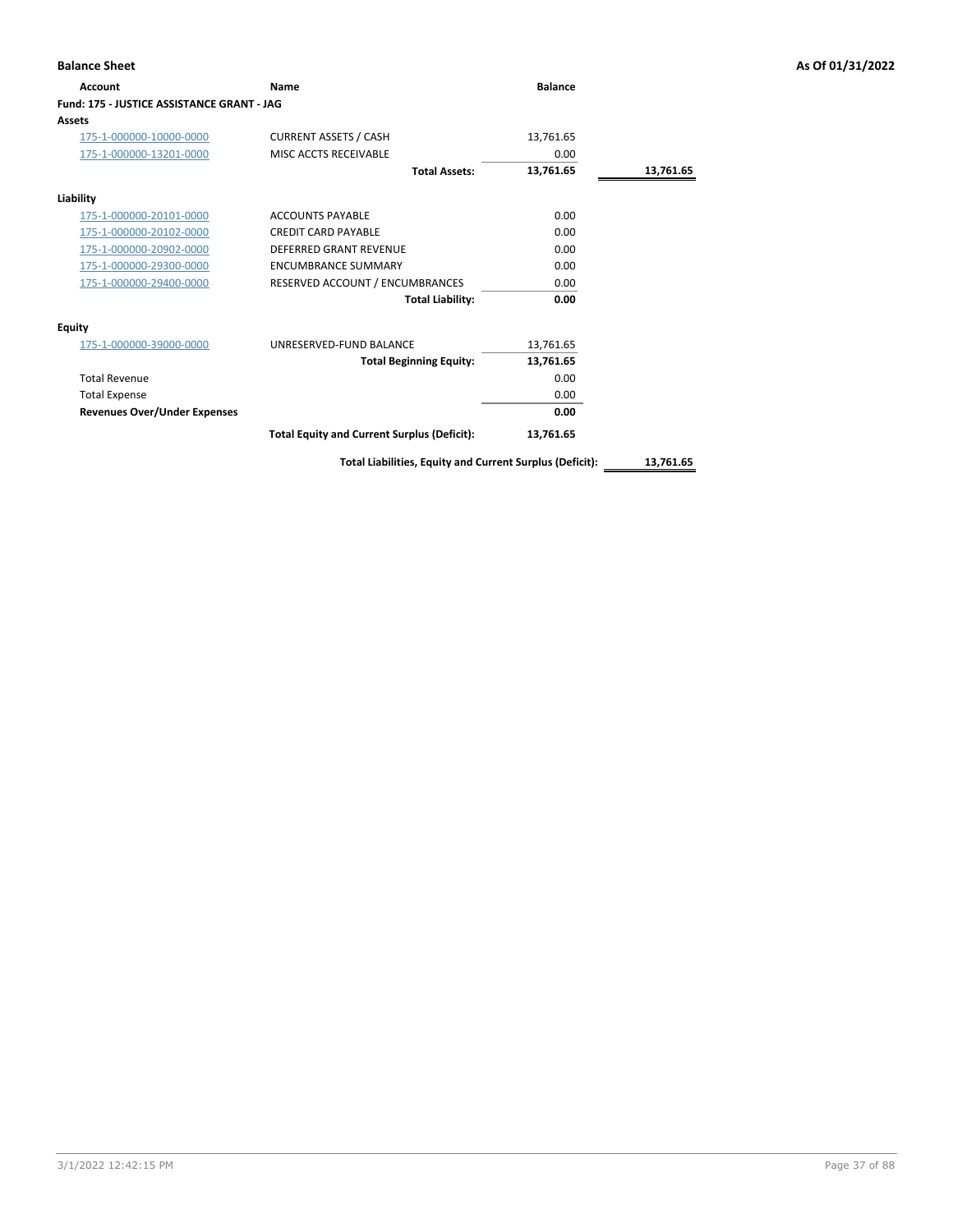## Balance Sheet

**As Of 01/31/2022**

| Account | Name | Balance | |
|---|---|---|---|
| **Fund: 175 - JUSTICE ASSISTANCE GRANT - JAG** | | | |
| **Assets** | | | |
| 175-1-000000-10000-0000 | CURRENT ASSETS / CASH | 13,761.65 | |
| 175-1-000000-13201-0000 | MISC ACCTS RECEIVABLE | 0.00 | |
| | **Total Assets:** | **13,761.65** | **13,761.65** |
| **Liability** | | | |
| 175-1-000000-20101-0000 | ACCOUNTS PAYABLE | 0.00 | |
| 175-1-000000-20102-0000 | CREDIT CARD PAYABLE | 0.00 | |
| 175-1-000000-20902-0000 | DEFERRED GRANT REVENUE | 0.00 | |
| 175-1-000000-29300-0000 | ENCUMBRANCE SUMMARY | 0.00 | |
| 175-1-000000-29400-0000 | RESERVED ACCOUNT / ENCUMBRANCES | 0.00 | |
| | **Total Liability:** | **0.00** | |
| **Equity** | | | |
| 175-1-000000-39000-0000 | UNRESERVED-FUND BALANCE | 13,761.65 | |
| | **Total Beginning Equity:** | **13,761.65** | |
| Total Revenue | | 0.00 | |
| Total Expense | | 0.00 | |
| **Revenues Over/Under Expenses** | | **0.00** | |
| | **Total Equity and Current Surplus (Deficit):** | **13,761.65** | |
| | **Total Liabilities, Equity and Current Surplus (Deficit):** | | **13,761.65** |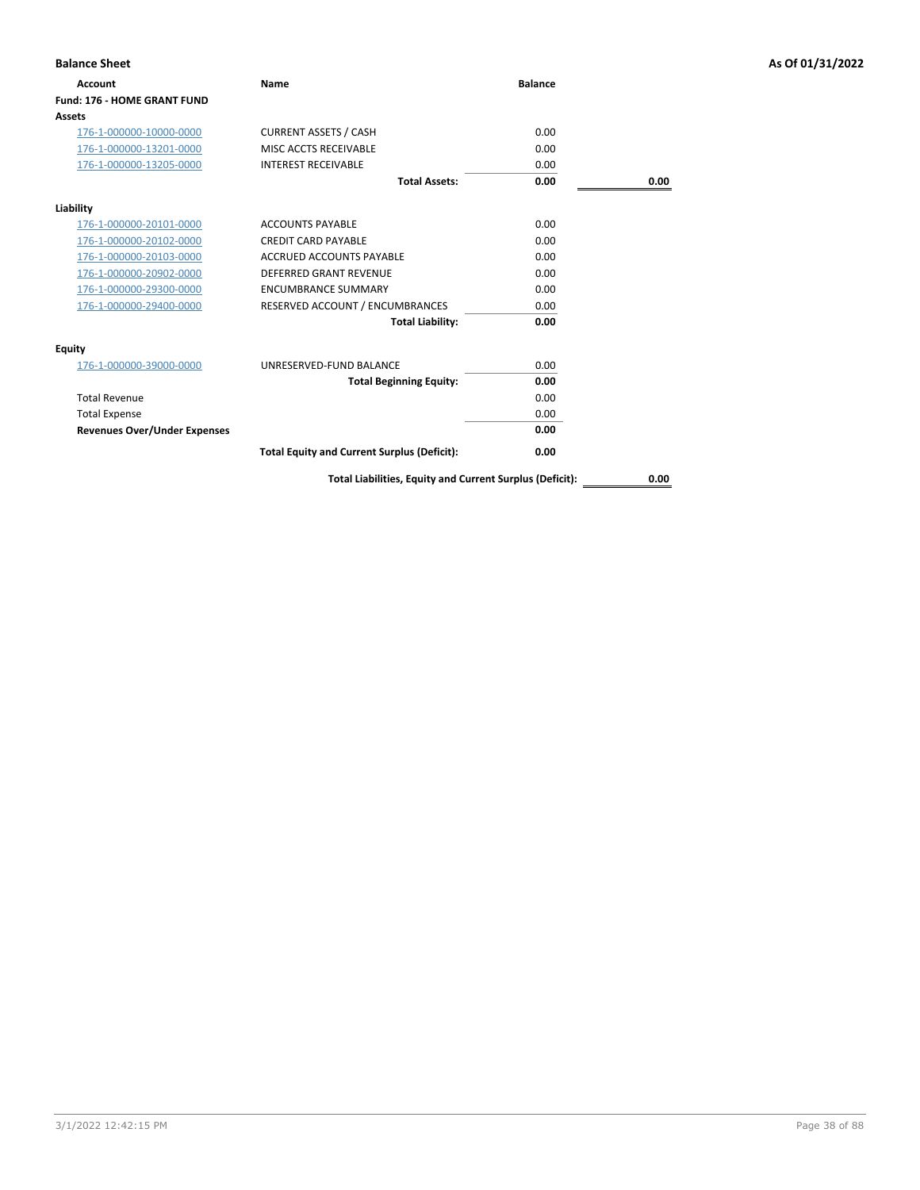**Balance Sheet** | **As Of 01/31/2022**

| Account | Name | Balance | |
|---|---|---|---|
| **Fund: 176 - HOME GRANT FUND** | | | |
| **Assets** | | | |
| 176-1-000000-10000-0000 | CURRENT ASSETS / CASH | 0.00 | |
| 176-1-000000-13201-0000 | MISC ACCTS RECEIVABLE | 0.00 | |
| 176-1-000000-13205-0000 | INTEREST RECEIVABLE | 0.00 | |
| | **Total Assets:** | **0.00** | **0.00** |
| **Liability** | | | |
| 176-1-000000-20101-0000 | ACCOUNTS PAYABLE | 0.00 | |
| 176-1-000000-20102-0000 | CREDIT CARD PAYABLE | 0.00 | |
| 176-1-000000-20103-0000 | ACCRUED ACCOUNTS PAYABLE | 0.00 | |
| 176-1-000000-20902-0000 | DEFERRED GRANT REVENUE | 0.00 | |
| 176-1-000000-29300-0000 | ENCUMBRANCE SUMMARY | 0.00 | |
| 176-1-000000-29400-0000 | RESERVED ACCOUNT / ENCUMBRANCES | 0.00 | |
| | **Total Liability:** | **0.00** | |
| **Equity** | | | |
| 176-1-000000-39000-0000 | UNRESERVED-FUND BALANCE | 0.00 | |
| | **Total Beginning Equity:** | **0.00** | |
| Total Revenue | | 0.00 | |
| Total Expense | | 0.00 | |
| **Revenues Over/Under Expenses** | | **0.00** | |
| | **Total Equity and Current Surplus (Deficit):** | **0.00** | |
| | **Total Liabilities, Equity and Current Surplus (Deficit):** | | **0.00** |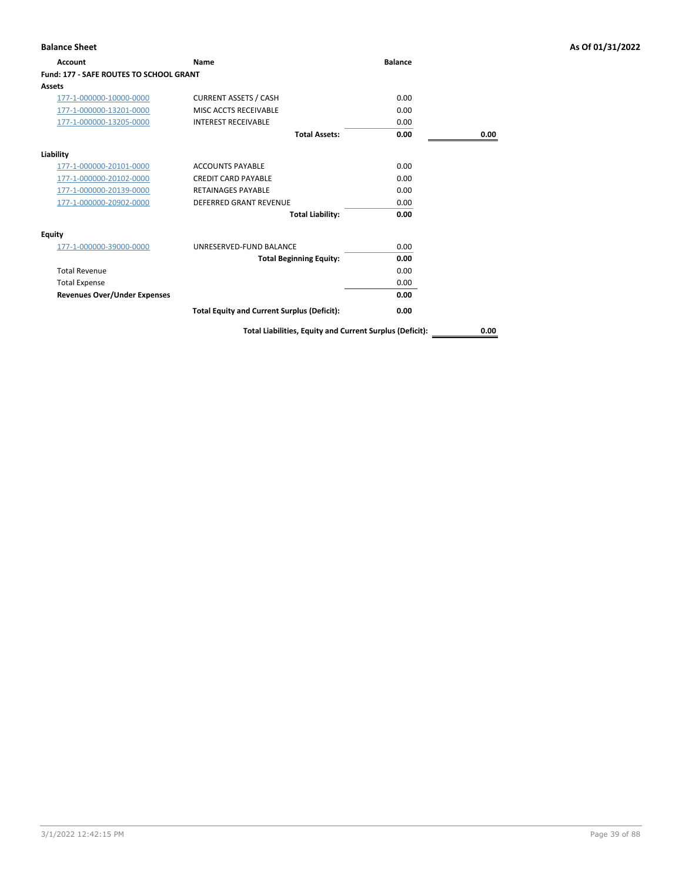**Balance Sheet** — As Of 01/31/2022

| Account | Name | Balance | |
|---|---|---|---|
| **Fund: 177 - SAFE ROUTES TO SCHOOL GRANT** | | | |
| **Assets** | | | |
| 177-1-000000-10000-0000 | CURRENT ASSETS / CASH | 0.00 | |
| 177-1-000000-13201-0000 | MISC ACCTS RECEIVABLE | 0.00 | |
| 177-1-000000-13205-0000 | INTEREST RECEIVABLE | 0.00 | |
| | **Total Assets:** | **0.00** | **0.00** |
| **Liability** | | | |
| 177-1-000000-20101-0000 | ACCOUNTS PAYABLE | 0.00 | |
| 177-1-000000-20102-0000 | CREDIT CARD PAYABLE | 0.00 | |
| 177-1-000000-20139-0000 | RETAINAGES PAYABLE | 0.00 | |
| 177-1-000000-20902-0000 | DEFERRED GRANT REVENUE | 0.00 | |
| | **Total Liability:** | **0.00** | |
| **Equity** | | | |
| 177-1-000000-39000-0000 | UNRESERVED-FUND BALANCE | 0.00 | |
| | **Total Beginning Equity:** | **0.00** | |
| Total Revenue | | 0.00 | |
| Total Expense | | 0.00 | |
| **Revenues Over/Under Expenses** | | **0.00** | |
| | **Total Equity and Current Surplus (Deficit):** | **0.00** | |
| | **Total Liabilities, Equity and Current Surplus (Deficit):** | | **0.00** |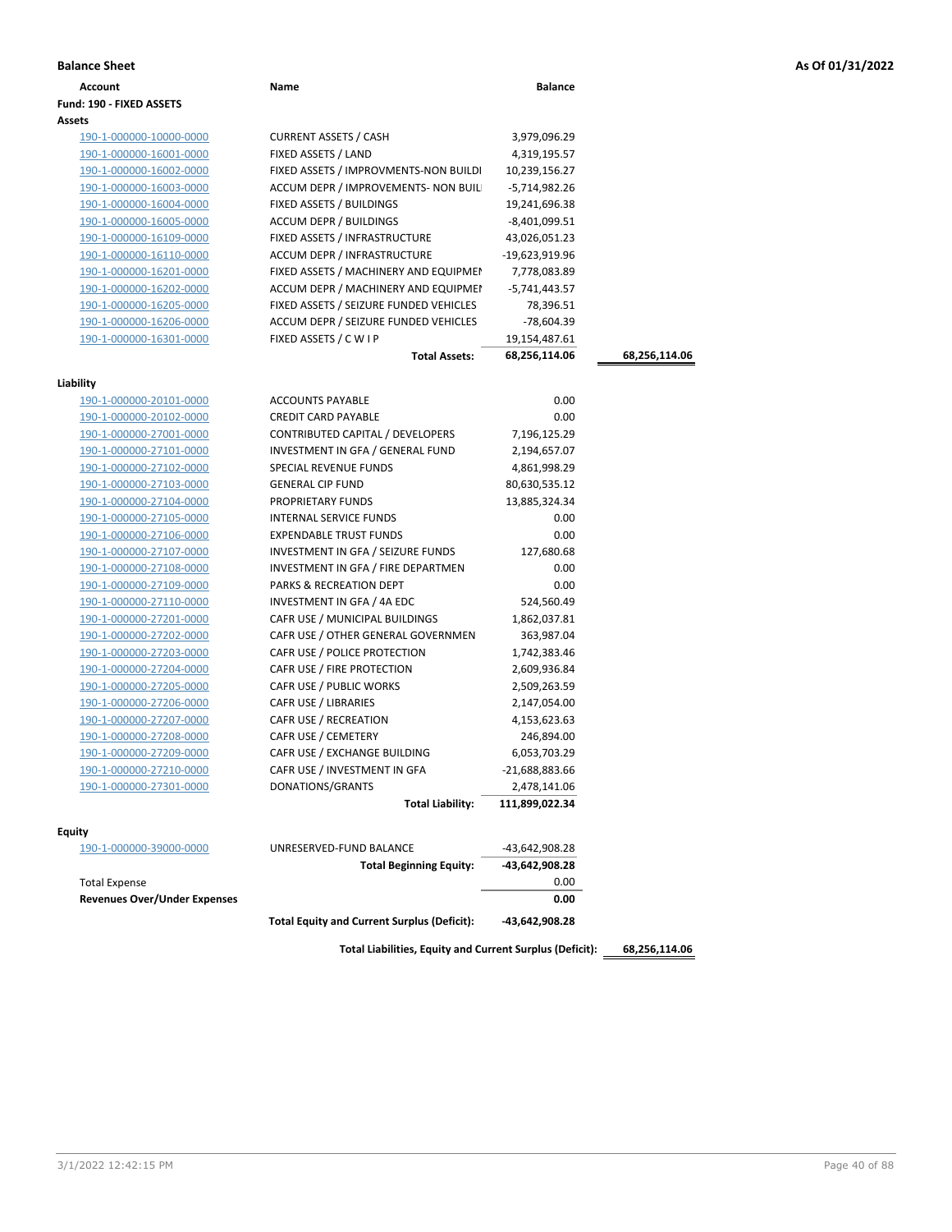**Balance Sheet** **As Of 01/31/2022**

| Account | Name | Balance | |
|---|---|---|---|
| **Fund: 190 - FIXED ASSETS** | | | |
| **Assets** | | | |
| 190-1-000000-10000-0000 | CURRENT ASSETS / CASH | 3,979,096.29 | |
| 190-1-000000-16001-0000 | FIXED ASSETS / LAND | 4,319,195.57 | |
| 190-1-000000-16002-0000 | FIXED ASSETS / IMPROVMENTS-NON BUILDI | 10,239,156.27 | |
| 190-1-000000-16003-0000 | ACCUM DEPR / IMPROVEMENTS- NON BUIL | -5,714,982.26 | |
| 190-1-000000-16004-0000 | FIXED ASSETS / BUILDINGS | 19,241,696.38 | |
| 190-1-000000-16005-0000 | ACCUM DEPR / BUILDINGS | -8,401,099.51 | |
| 190-1-000000-16109-0000 | FIXED ASSETS / INFRASTRUCTURE | 43,026,051.23 | |
| 190-1-000000-16110-0000 | ACCUM DEPR / INFRASTRUCTURE | -19,623,919.96 | |
| 190-1-000000-16201-0000 | FIXED ASSETS / MACHINERY AND EQUIPMEI | 7,778,083.89 | |
| 190-1-000000-16202-0000 | ACCUM DEPR / MACHINERY AND EQUIPMEI | -5,741,443.57 | |
| 190-1-000000-16205-0000 | FIXED ASSETS / SEIZURE FUNDED VEHICLES | 78,396.51 | |
| 190-1-000000-16206-0000 | ACCUM DEPR / SEIZURE FUNDED VEHICLES | -78,604.39 | |
| 190-1-000000-16301-0000 | FIXED ASSETS / C W I P | 19,154,487.61 | |
| | **Total Assets:** | **68,256,114.06** | **68,256,114.06** |
| **Liability** | | | |
| 190-1-000000-20101-0000 | ACCOUNTS PAYABLE | 0.00 | |
| 190-1-000000-20102-0000 | CREDIT CARD PAYABLE | 0.00 | |
| 190-1-000000-27001-0000 | CONTRIBUTED CAPITAL / DEVELOPERS | 7,196,125.29 | |
| 190-1-000000-27101-0000 | INVESTMENT IN GFA / GENERAL FUND | 2,194,657.07 | |
| 190-1-000000-27102-0000 | SPECIAL REVENUE FUNDS | 4,861,998.29 | |
| 190-1-000000-27103-0000 | GENERAL CIP FUND | 80,630,535.12 | |
| 190-1-000000-27104-0000 | PROPRIETARY FUNDS | 13,885,324.34 | |
| 190-1-000000-27105-0000 | INTERNAL SERVICE FUNDS | 0.00 | |
| 190-1-000000-27106-0000 | EXPENDABLE TRUST FUNDS | 0.00 | |
| 190-1-000000-27107-0000 | INVESTMENT IN GFA / SEIZURE FUNDS | 127,680.68 | |
| 190-1-000000-27108-0000 | INVESTMENT IN GFA / FIRE DEPARTMEN | 0.00 | |
| 190-1-000000-27109-0000 | PARKS & RECREATION DEPT | 0.00 | |
| 190-1-000000-27110-0000 | INVESTMENT IN GFA / 4A EDC | 524,560.49 | |
| 190-1-000000-27201-0000 | CAFR USE / MUNICIPAL BUILDINGS | 1,862,037.81 | |
| 190-1-000000-27202-0000 | CAFR USE / OTHER GENERAL GOVERNMEN | 363,987.04 | |
| 190-1-000000-27203-0000 | CAFR USE / POLICE PROTECTION | 1,742,383.46 | |
| 190-1-000000-27204-0000 | CAFR USE / FIRE PROTECTION | 2,609,936.84 | |
| 190-1-000000-27205-0000 | CAFR USE / PUBLIC WORKS | 2,509,263.59 | |
| 190-1-000000-27206-0000 | CAFR USE / LIBRARIES | 2,147,054.00 | |
| 190-1-000000-27207-0000 | CAFR USE / RECREATION | 4,153,623.63 | |
| 190-1-000000-27208-0000 | CAFR USE / CEMETERY | 246,894.00 | |
| 190-1-000000-27209-0000 | CAFR USE / EXCHANGE BUILDING | 6,053,703.29 | |
| 190-1-000000-27210-0000 | CAFR USE / INVESTMENT IN GFA | -21,688,883.66 | |
| 190-1-000000-27301-0000 | DONATIONS/GRANTS | 2,478,141.06 | |
| | **Total Liability:** | **111,899,022.34** | |
| **Equity** | | | |
| 190-1-000000-39000-0000 | UNRESERVED-FUND BALANCE | -43,642,908.28 | |
| | **Total Beginning Equity:** | **-43,642,908.28** | |
| Total Expense | | 0.00 | |
| **Revenues Over/Under Expenses** | | **0.00** | |
| | **Total Equity and Current Surplus (Deficit):** | **-43,642,908.28** | |
| | **Total Liabilities, Equity and Current Surplus (Deficit):** | | **68,256,114.06** |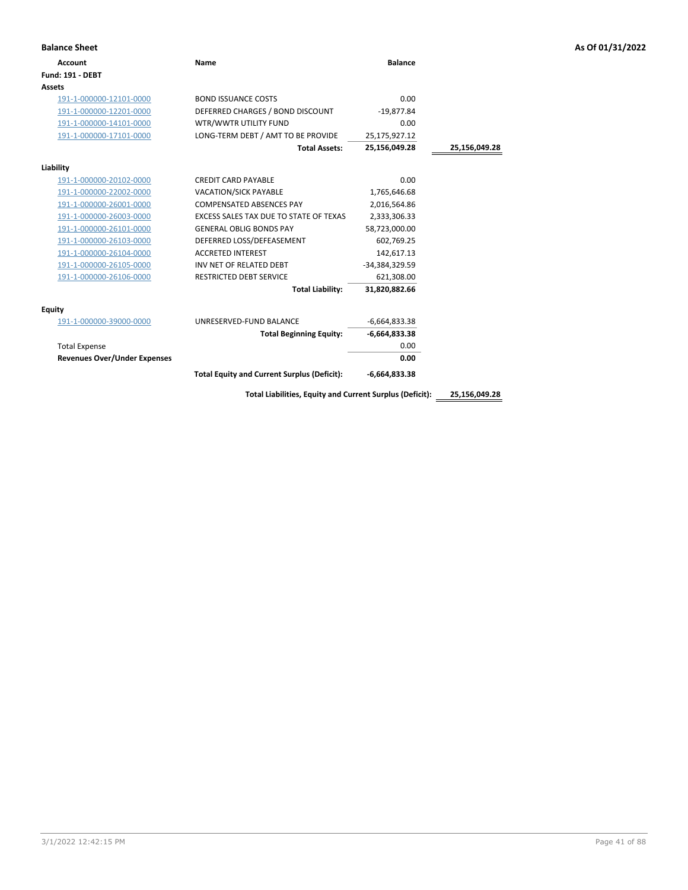**Balance Sheet** | **As Of 01/31/2022**

| Account | Name | Balance | |
|---|---|---|---|
| **Fund: 191 - DEBT** | | | |
| **Assets** | | | |
| 191-1-000000-12101-0000 | BOND ISSUANCE COSTS | 0.00 | |
| 191-1-000000-12201-0000 | DEFERRED CHARGES / BOND DISCOUNT | -19,877.84 | |
| 191-1-000000-14101-0000 | WTR/WWTR UTILITY FUND | 0.00 | |
| 191-1-000000-17101-0000 | LONG-TERM DEBT / AMT TO BE PROVIDE | 25,175,927.12 | |
| | **Total Assets:** | **25,156,049.28** | **25,156,049.28** |
| **Liability** | | | |
| 191-1-000000-20102-0000 | CREDIT CARD PAYABLE | 0.00 | |
| 191-1-000000-22002-0000 | VACATION/SICK PAYABLE | 1,765,646.68 | |
| 191-1-000000-26001-0000 | COMPENSATED ABSENCES PAY | 2,016,564.86 | |
| 191-1-000000-26003-0000 | EXCESS SALES TAX DUE TO STATE OF TEXAS | 2,333,306.33 | |
| 191-1-000000-26101-0000 | GENERAL OBLIG BONDS PAY | 58,723,000.00 | |
| 191-1-000000-26103-0000 | DEFERRED LOSS/DEFEASEMENT | 602,769.25 | |
| 191-1-000000-26104-0000 | ACCRETED INTEREST | 142,617.13 | |
| 191-1-000000-26105-0000 | INV NET OF RELATED DEBT | -34,384,329.59 | |
| 191-1-000000-26106-0000 | RESTRICTED DEBT SERVICE | 621,308.00 | |
| | **Total Liability:** | **31,820,882.66** | |
| **Equity** | | | |
| 191-1-000000-39000-0000 | UNRESERVED-FUND BALANCE | -6,664,833.38 | |
| | **Total Beginning Equity:** | **-6,664,833.38** | |
| Total Expense | | 0.00 | |
| **Revenues Over/Under Expenses** | | **0.00** | |
| | **Total Equity and Current Surplus (Deficit):** | **-6,664,833.38** | |
| | **Total Liabilities, Equity and Current Surplus (Deficit):** | | **25,156,049.28** |

3/1/2022 12:42:15 PM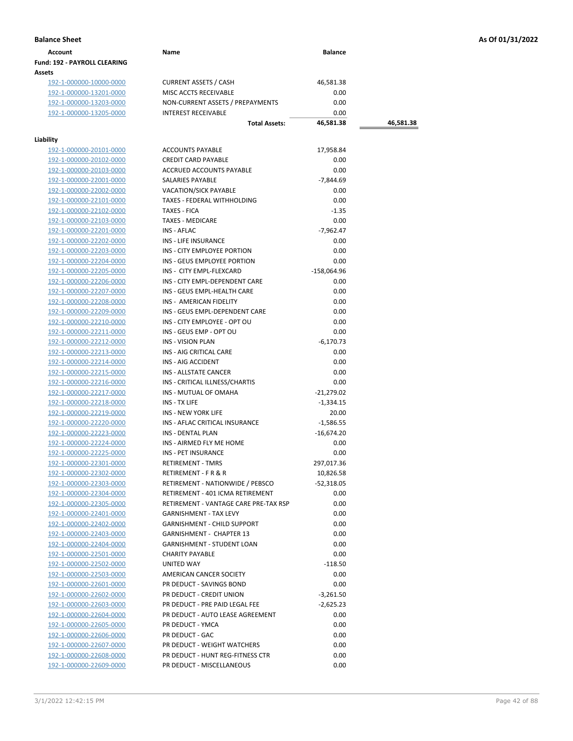**Balance Sheet** **As Of 01/31/2022**

| Account | Name | Balance | |
|---|---|---|---|
| **Fund: 192 - PAYROLL CLEARING** | | | |
| **Assets** | | | |
| 192-1-000000-10000-0000 | CURRENT ASSETS / CASH | 46,581.38 | |
| 192-1-000000-13201-0000 | MISC ACCTS RECEIVABLE | 0.00 | |
| 192-1-000000-13203-0000 | NON-CURRENT ASSETS / PREPAYMENTS | 0.00 | |
| 192-1-000000-13205-0000 | INTEREST RECEIVABLE | 0.00 | |
| | **Total Assets:** | **46,581.38** | **46,581.38** |
| **Liability** | | | |
| 192-1-000000-20101-0000 | ACCOUNTS PAYABLE | 17,958.84 | |
| 192-1-000000-20102-0000 | CREDIT CARD PAYABLE | 0.00 | |
| 192-1-000000-20103-0000 | ACCRUED ACCOUNTS PAYABLE | 0.00 | |
| 192-1-000000-22001-0000 | SALARIES PAYABLE | -7,844.69 | |
| 192-1-000000-22002-0000 | VACATION/SICK PAYABLE | 0.00 | |
| 192-1-000000-22101-0000 | TAXES - FEDERAL WITHHOLDING | 0.00 | |
| 192-1-000000-22102-0000 | TAXES - FICA | -1.35 | |
| 192-1-000000-22103-0000 | TAXES - MEDICARE | 0.00 | |
| 192-1-000000-22201-0000 | INS - AFLAC | -7,962.47 | |
| 192-1-000000-22202-0000 | INS - LIFE INSURANCE | 0.00 | |
| 192-1-000000-22203-0000 | INS - CITY EMPLOYEE PORTION | 0.00 | |
| 192-1-000000-22204-0000 | INS - GEUS EMPLOYEE PORTION | 0.00 | |
| 192-1-000000-22205-0000 | INS - CITY EMPL-FLEXCARD | -158,064.96 | |
| 192-1-000000-22206-0000 | INS - CITY EMPL-DEPENDENT CARE | 0.00 | |
| 192-1-000000-22207-0000 | INS - GEUS EMPL-HEALTH CARE | 0.00 | |
| 192-1-000000-22208-0000 | INS - AMERICAN FIDELITY | 0.00 | |
| 192-1-000000-22209-0000 | INS - GEUS EMPL-DEPENDENT CARE | 0.00 | |
| 192-1-000000-22210-0000 | INS - CITY EMPLOYEE - OPT OU | 0.00 | |
| 192-1-000000-22211-0000 | INS - GEUS EMP - OPT OU | 0.00 | |
| 192-1-000000-22212-0000 | INS - VISION PLAN | -6,170.73 | |
| 192-1-000000-22213-0000 | INS - AIG CRITICAL CARE | 0.00 | |
| 192-1-000000-22214-0000 | INS - AIG ACCIDENT | 0.00 | |
| 192-1-000000-22215-0000 | INS - ALLSTATE CANCER | 0.00 | |
| 192-1-000000-22216-0000 | INS - CRITICAL ILLNESS/CHARTIS | 0.00 | |
| 192-1-000000-22217-0000 | INS - MUTUAL OF OMAHA | -21,279.02 | |
| 192-1-000000-22218-0000 | INS - TX LIFE | -1,334.15 | |
| 192-1-000000-22219-0000 | INS - NEW YORK LIFE | 20.00 | |
| 192-1-000000-22220-0000 | INS - AFLAC CRITICAL INSURANCE | -1,586.55 | |
| 192-1-000000-22223-0000 | INS - DENTAL PLAN | -16,674.20 | |
| 192-1-000000-22224-0000 | INS - AIRMED FLY ME HOME | 0.00 | |
| 192-1-000000-22225-0000 | INS - PET INSURANCE | 0.00 | |
| 192-1-000000-22301-0000 | RETIREMENT - TMRS | 297,017.36 | |
| 192-1-000000-22302-0000 | RETIREMENT - F R & R | 10,826.58 | |
| 192-1-000000-22303-0000 | RETIREMENT - NATIONWIDE / PEBSCO | -52,318.05 | |
| 192-1-000000-22304-0000 | RETIREMENT - 401 ICMA RETIREMENT | 0.00 | |
| 192-1-000000-22305-0000 | RETIREMENT - VANTAGE CARE PRE-TAX RSP | 0.00 | |
| 192-1-000000-22401-0000 | GARNISHMENT - TAX LEVY | 0.00 | |
| 192-1-000000-22402-0000 | GARNISHMENT - CHILD SUPPORT | 0.00 | |
| 192-1-000000-22403-0000 | GARNISHMENT - CHAPTER 13 | 0.00 | |
| 192-1-000000-22404-0000 | GARNISHMENT - STUDENT LOAN | 0.00 | |
| 192-1-000000-22501-0000 | CHARITY PAYABLE | 0.00 | |
| 192-1-000000-22502-0000 | UNITED WAY | -118.50 | |
| 192-1-000000-22503-0000 | AMERICAN CANCER SOCIETY | 0.00 | |
| 192-1-000000-22601-0000 | PR DEDUCT - SAVINGS BOND | 0.00 | |
| 192-1-000000-22602-0000 | PR DEDUCT - CREDIT UNION | -3,261.50 | |
| 192-1-000000-22603-0000 | PR DEDUCT - PRE PAID LEGAL FEE | -2,625.23 | |
| 192-1-000000-22604-0000 | PR DEDUCT - AUTO LEASE AGREEMENT | 0.00 | |
| 192-1-000000-22605-0000 | PR DEDUCT - YMCA | 0.00 | |
| 192-1-000000-22606-0000 | PR DEDUCT - GAC | 0.00 | |
| 192-1-000000-22607-0000 | PR DEDUCT - WEIGHT WATCHERS | 0.00 | |
| 192-1-000000-22608-0000 | PR DEDUCT - HUNT REG-FITNESS CTR | 0.00 | |
| 192-1-000000-22609-0000 | PR DEDUCT - MISCELLANEOUS | 0.00 | |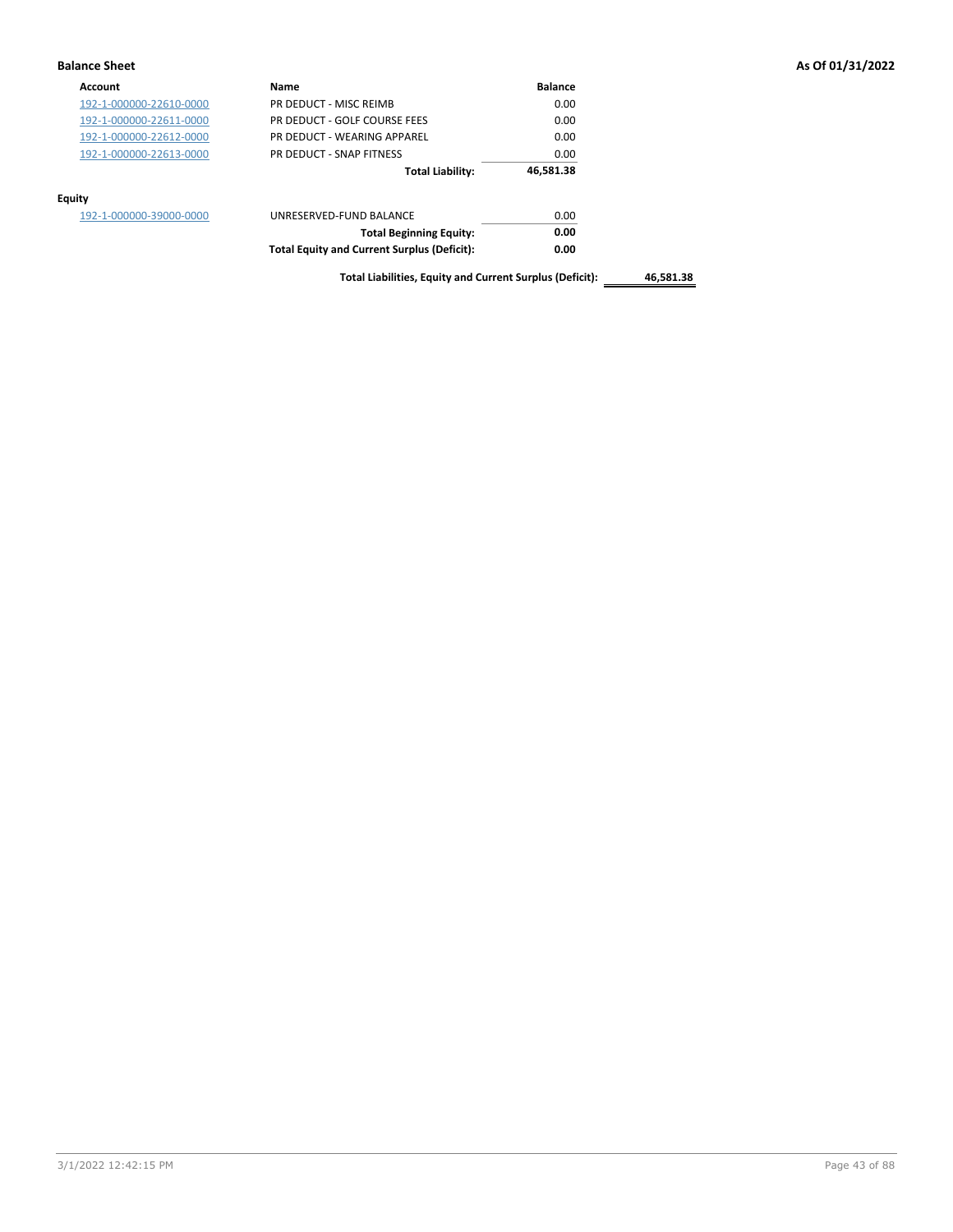**Balance Sheet** **As Of 01/31/2022**

| Account | Name | Balance | |
|---|---|---|---|
| 192-1-000000-22610-0000 | PR DEDUCT - MISC REIMB | 0.00 | |
| 192-1-000000-22611-0000 | PR DEDUCT - GOLF COURSE FEES | 0.00 | |
| 192-1-000000-22612-0000 | PR DEDUCT - WEARING APPAREL | 0.00 | |
| 192-1-000000-22613-0000 | PR DEDUCT - SNAP FITNESS | 0.00 | |
| | **Total Liability:** | **46,581.38** | |

**Equity**

| Account | Name | Balance | |
|---|---|---|---|
| 192-1-000000-39000-0000 | UNRESERVED-FUND BALANCE | 0.00 | |
| | **Total Beginning Equity:** | **0.00** | |
| | **Total Equity and Current Surplus (Deficit):** | **0.00** | |
| | **Total Liabilities, Equity and Current Surplus (Deficit):** | | **46,581.38** |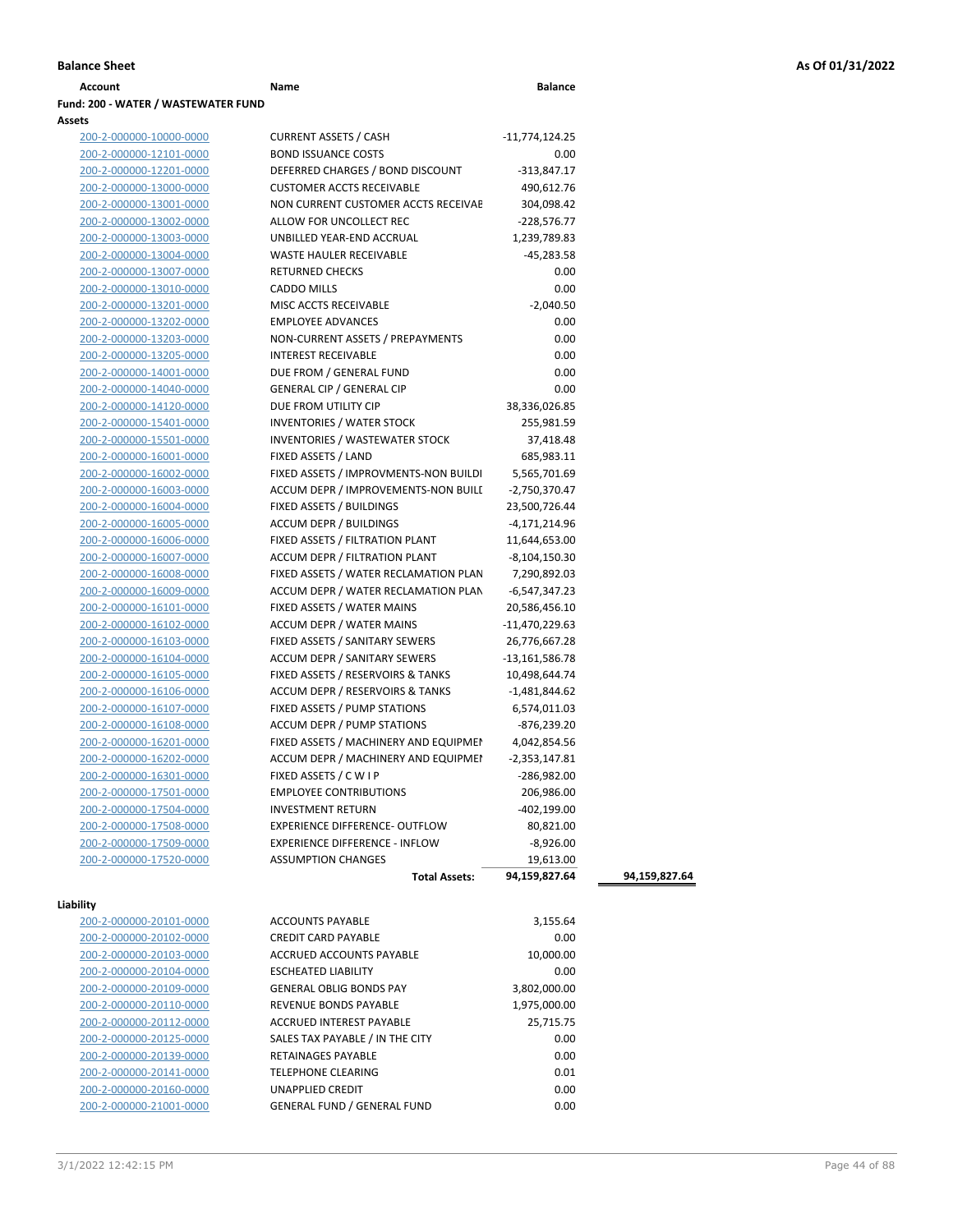**Balance Sheet** — As Of 01/31/2022

| Account | Name | Balance | |
|---|---|---|---|
| **Fund: 200 - WATER / WASTEWATER FUND** | | | |
| **Assets** | | | |
| 200-2-000000-10000-0000 | CURRENT ASSETS / CASH | -11,774,124.25 | |
| 200-2-000000-12101-0000 | BOND ISSUANCE COSTS | 0.00 | |
| 200-2-000000-12201-0000 | DEFERRED CHARGES / BOND DISCOUNT | -313,847.17 | |
| 200-2-000000-13000-0000 | CUSTOMER ACCTS RECEIVABLE | 490,612.76 | |
| 200-2-000000-13001-0000 | NON CURRENT CUSTOMER ACCTS RECEIVAE | 304,098.42 | |
| 200-2-000000-13002-0000 | ALLOW FOR UNCOLLECT REC | -228,576.77 | |
| 200-2-000000-13003-0000 | UNBILLED YEAR-END ACCRUAL | 1,239,789.83 | |
| 200-2-000000-13004-0000 | WASTE HAULER RECEIVABLE | -45,283.58 | |
| 200-2-000000-13007-0000 | RETURNED CHECKS | 0.00 | |
| 200-2-000000-13010-0000 | CADDO MILLS | 0.00 | |
| 200-2-000000-13201-0000 | MISC ACCTS RECEIVABLE | -2,040.50 | |
| 200-2-000000-13202-0000 | EMPLOYEE ADVANCES | 0.00 | |
| 200-2-000000-13203-0000 | NON-CURRENT ASSETS / PREPAYMENTS | 0.00 | |
| 200-2-000000-13205-0000 | INTEREST RECEIVABLE | 0.00 | |
| 200-2-000000-14001-0000 | DUE FROM / GENERAL FUND | 0.00 | |
| 200-2-000000-14040-0000 | GENERAL CIP / GENERAL CIP | 0.00 | |
| 200-2-000000-14120-0000 | DUE FROM UTILITY CIP | 38,336,026.85 | |
| 200-2-000000-15401-0000 | INVENTORIES / WATER STOCK | 255,981.59 | |
| 200-2-000000-15501-0000 | INVENTORIES / WASTEWATER STOCK | 37,418.48 | |
| 200-2-000000-16001-0000 | FIXED ASSETS / LAND | 685,983.11 | |
| 200-2-000000-16002-0000 | FIXED ASSETS / IMPROVMENTS-NON BUILDI | 5,565,701.69 | |
| 200-2-000000-16003-0000 | ACCUM DEPR / IMPROVEMENTS-NON BUILD | -2,750,370.47 | |
| 200-2-000000-16004-0000 | FIXED ASSETS / BUILDINGS | 23,500,726.44 | |
| 200-2-000000-16005-0000 | ACCUM DEPR / BUILDINGS | -4,171,214.96 | |
| 200-2-000000-16006-0000 | FIXED ASSETS / FILTRATION PLANT | 11,644,653.00 | |
| 200-2-000000-16007-0000 | ACCUM DEPR / FILTRATION PLANT | -8,104,150.30 | |
| 200-2-000000-16008-0000 | FIXED ASSETS / WATER RECLAMATION PLAN | 7,290,892.03 | |
| 200-2-000000-16009-0000 | ACCUM DEPR / WATER RECLAMATION PLAN | -6,547,347.23 | |
| 200-2-000000-16101-0000 | FIXED ASSETS / WATER MAINS | 20,586,456.10 | |
| 200-2-000000-16102-0000 | ACCUM DEPR / WATER MAINS | -11,470,229.63 | |
| 200-2-000000-16103-0000 | FIXED ASSETS / SANITARY SEWERS | 26,776,667.28 | |
| 200-2-000000-16104-0000 | ACCUM DEPR / SANITARY SEWERS | -13,161,586.78 | |
| 200-2-000000-16105-0000 | FIXED ASSETS / RESERVOIRS & TANKS | 10,498,644.74 | |
| 200-2-000000-16106-0000 | ACCUM DEPR / RESERVOIRS & TANKS | -1,481,844.62 | |
| 200-2-000000-16107-0000 | FIXED ASSETS / PUMP STATIONS | 6,574,011.03 | |
| 200-2-000000-16108-0000 | ACCUM DEPR / PUMP STATIONS | -876,239.20 | |
| 200-2-000000-16201-0000 | FIXED ASSETS / MACHINERY AND EQUIPMEN | 4,042,854.56 | |
| 200-2-000000-16202-0000 | ACCUM DEPR / MACHINERY AND EQUIPMEN | -2,353,147.81 | |
| 200-2-000000-16301-0000 | FIXED ASSETS / C W I P | -286,982.00 | |
| 200-2-000000-17501-0000 | EMPLOYEE CONTRIBUTIONS | 206,986.00 | |
| 200-2-000000-17504-0000 | INVESTMENT RETURN | -402,199.00 | |
| 200-2-000000-17508-0000 | EXPERIENCE DIFFERENCE- OUTFLOW | 80,821.00 | |
| 200-2-000000-17509-0000 | EXPERIENCE DIFFERENCE - INFLOW | -8,926.00 | |
| 200-2-000000-17520-0000 | ASSUMPTION CHANGES | 19,613.00 | |
| | **Total Assets:** | **94,159,827.64** | **94,159,827.64** |
| **Liability** | | | |
| 200-2-000000-20101-0000 | ACCOUNTS PAYABLE | 3,155.64 | |
| 200-2-000000-20102-0000 | CREDIT CARD PAYABLE | 0.00 | |
| 200-2-000000-20103-0000 | ACCRUED ACCOUNTS PAYABLE | 10,000.00 | |
| 200-2-000000-20104-0000 | ESCHEATED LIABILITY | 0.00 | |
| 200-2-000000-20109-0000 | GENERAL OBLIG BONDS PAY | 3,802,000.00 | |
| 200-2-000000-20110-0000 | REVENUE BONDS PAYABLE | 1,975,000.00 | |
| 200-2-000000-20112-0000 | ACCRUED INTEREST PAYABLE | 25,715.75 | |
| 200-2-000000-20125-0000 | SALES TAX PAYABLE / IN THE CITY | 0.00 | |
| 200-2-000000-20139-0000 | RETAINAGES PAYABLE | 0.00 | |
| 200-2-000000-20141-0000 | TELEPHONE CLEARING | 0.01 | |
| 200-2-000000-20160-0000 | UNAPPLIED CREDIT | 0.00 | |
| 200-2-000000-21001-0000 | GENERAL FUND / GENERAL FUND | 0.00 | |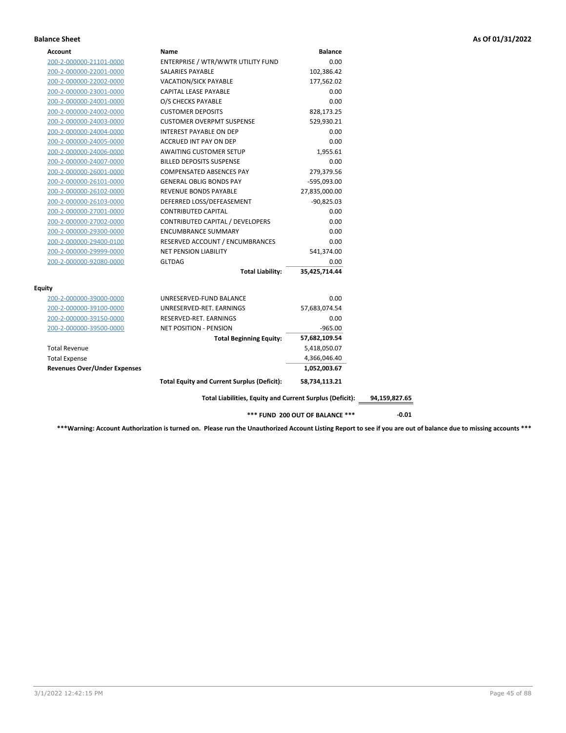**Balance Sheet** **As Of 01/31/2022**

| Account | Name | Balance | |
|---|---|---|---|
| 200-2-000000-21101-0000 | ENTERPRISE / WTR/WWTR UTILITY FUND | 0.00 | |
| 200-2-000000-22001-0000 | SALARIES PAYABLE | 102,386.42 | |
| 200-2-000000-22002-0000 | VACATION/SICK PAYABLE | 177,562.02 | |
| 200-2-000000-23001-0000 | CAPITAL LEASE PAYABLE | 0.00 | |
| 200-2-000000-24001-0000 | O/S CHECKS PAYABLE | 0.00 | |
| 200-2-000000-24002-0000 | CUSTOMER DEPOSITS | 828,173.25 | |
| 200-2-000000-24003-0000 | CUSTOMER OVERPMT SUSPENSE | 529,930.21 | |
| 200-2-000000-24004-0000 | INTEREST PAYABLE ON DEP | 0.00 | |
| 200-2-000000-24005-0000 | ACCRUED INT PAY ON DEP | 0.00 | |
| 200-2-000000-24006-0000 | AWAITING CUSTOMER SETUP | 1,955.61 | |
| 200-2-000000-24007-0000 | BILLED DEPOSITS SUSPENSE | 0.00 | |
| 200-2-000000-26001-0000 | COMPENSATED ABSENCES PAY | 279,379.56 | |
| 200-2-000000-26101-0000 | GENERAL OBLIG BONDS PAY | -595,093.00 | |
| 200-2-000000-26102-0000 | REVENUE BONDS PAYABLE | 27,835,000.00 | |
| 200-2-000000-26103-0000 | DEFERRED LOSS/DEFEASEMENT | -90,825.03 | |
| 200-2-000000-27001-0000 | CONTRIBUTED CAPITAL | 0.00 | |
| 200-2-000000-27002-0000 | CONTRIBUTED CAPITAL / DEVELOPERS | 0.00 | |
| 200-2-000000-29300-0000 | ENCUMBRANCE SUMMARY | 0.00 | |
| 200-2-000000-29400-0100 | RESERVED ACCOUNT / ENCUMBRANCES | 0.00 | |
| 200-2-000000-29999-0000 | NET PENSION LIABILITY | 541,374.00 | |
| 200-2-000000-92080-0000 | GLTDAG | 0.00 | |
| | **Total Liability:** | **35,425,714.44** | |
| **Equity** | | | |
| 200-2-000000-39000-0000 | UNRESERVED-FUND BALANCE | 0.00 | |
| 200-2-000000-39100-0000 | UNRESERVED-RET. EARNINGS | 57,683,074.54 | |
| 200-2-000000-39150-0000 | RESERVED-RET. EARNINGS | 0.00 | |
| 200-2-000000-39500-0000 | NET POSITION - PENSION | -965.00 | |
| | **Total Beginning Equity:** | **57,682,109.54** | |
| Total Revenue | | 5,418,050.07 | |
| Total Expense | | 4,366,046.40 | |
| **Revenues Over/Under Expenses** | | **1,052,003.67** | |
| | **Total Equity and Current Surplus (Deficit):** | **58,734,113.21** | |
| | **Total Liabilities, Equity and Current Surplus (Deficit):** | | **94,159,827.65** |
| | **\*\*\* FUND 200 OUT OF BALANCE \*\*\*** | | **-0.01** |

**\*\*\*Warning: Account Authorization is turned on. Please run the Unauthorized Account Listing Report to see if you are out of balance due to missing accounts \*\*\***

3/1/2022 12:42:15 PM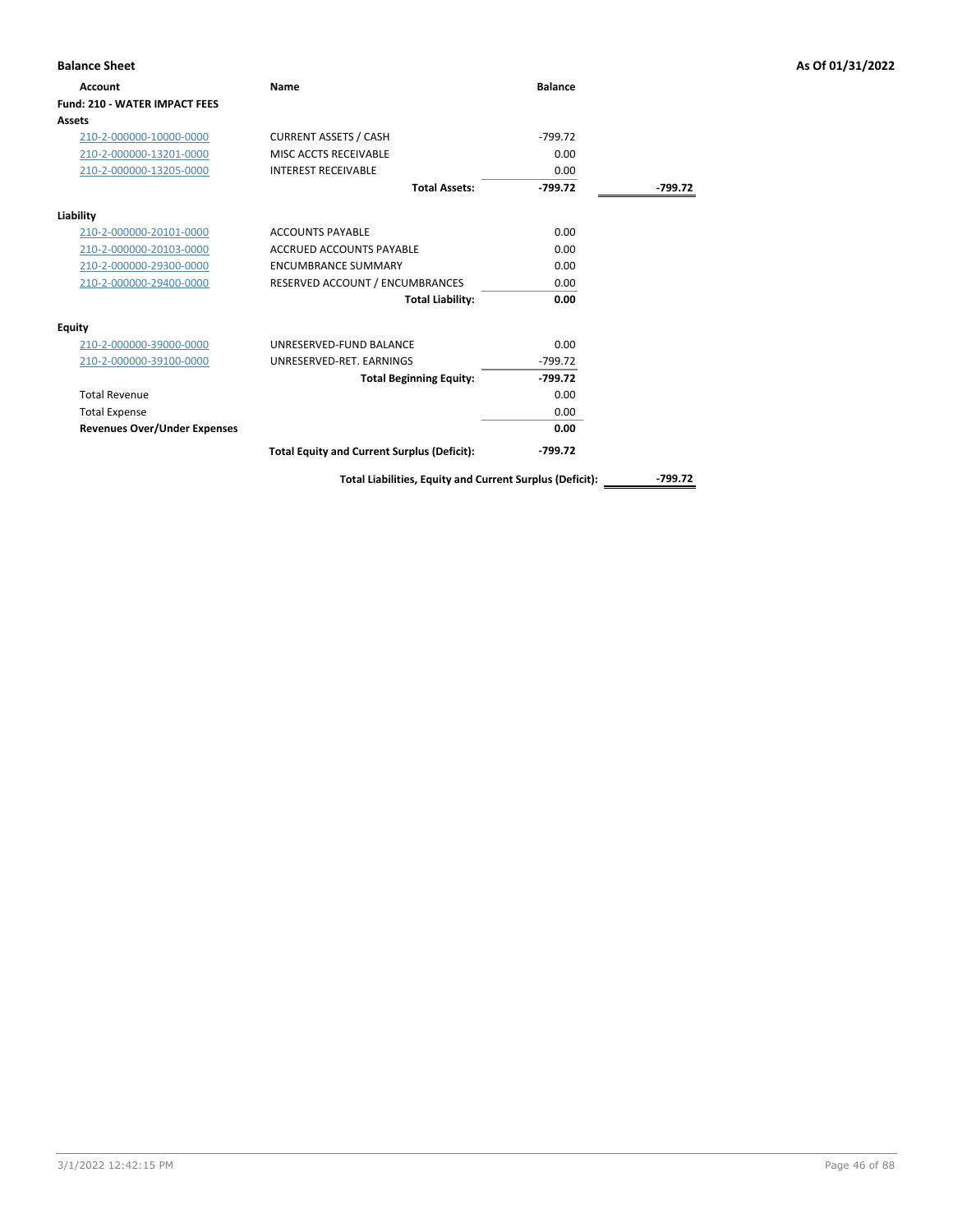## Balance Sheet

**As Of 01/31/2022**

| Account | Name | Balance | |
|---|---|---|---|
| **Fund: 210 - WATER IMPACT FEES** | | | |
| **Assets** | | | |
| 210-2-000000-10000-0000 | CURRENT ASSETS / CASH | -799.72 | |
| 210-2-000000-13201-0000 | MISC ACCTS RECEIVABLE | 0.00 | |
| 210-2-000000-13205-0000 | INTEREST RECEIVABLE | 0.00 | |
| | **Total Assets:** | **-799.72** | **-799.72** |
| **Liability** | | | |
| 210-2-000000-20101-0000 | ACCOUNTS PAYABLE | 0.00 | |
| 210-2-000000-20103-0000 | ACCRUED ACCOUNTS PAYABLE | 0.00 | |
| 210-2-000000-29300-0000 | ENCUMBRANCE SUMMARY | 0.00 | |
| 210-2-000000-29400-0000 | RESERVED ACCOUNT / ENCUMBRANCES | 0.00 | |
| | **Total Liability:** | **0.00** | |
| **Equity** | | | |
| 210-2-000000-39000-0000 | UNRESERVED-FUND BALANCE | 0.00 | |
| 210-2-000000-39100-0000 | UNRESERVED-RET. EARNINGS | -799.72 | |
| | **Total Beginning Equity:** | **-799.72** | |
| Total Revenue | | 0.00 | |
| Total Expense | | 0.00 | |
| **Revenues Over/Under Expenses** | | **0.00** | |
| | **Total Equity and Current Surplus (Deficit):** | **-799.72** | |
| | **Total Liabilities, Equity and Current Surplus (Deficit):** | | **-799.72** |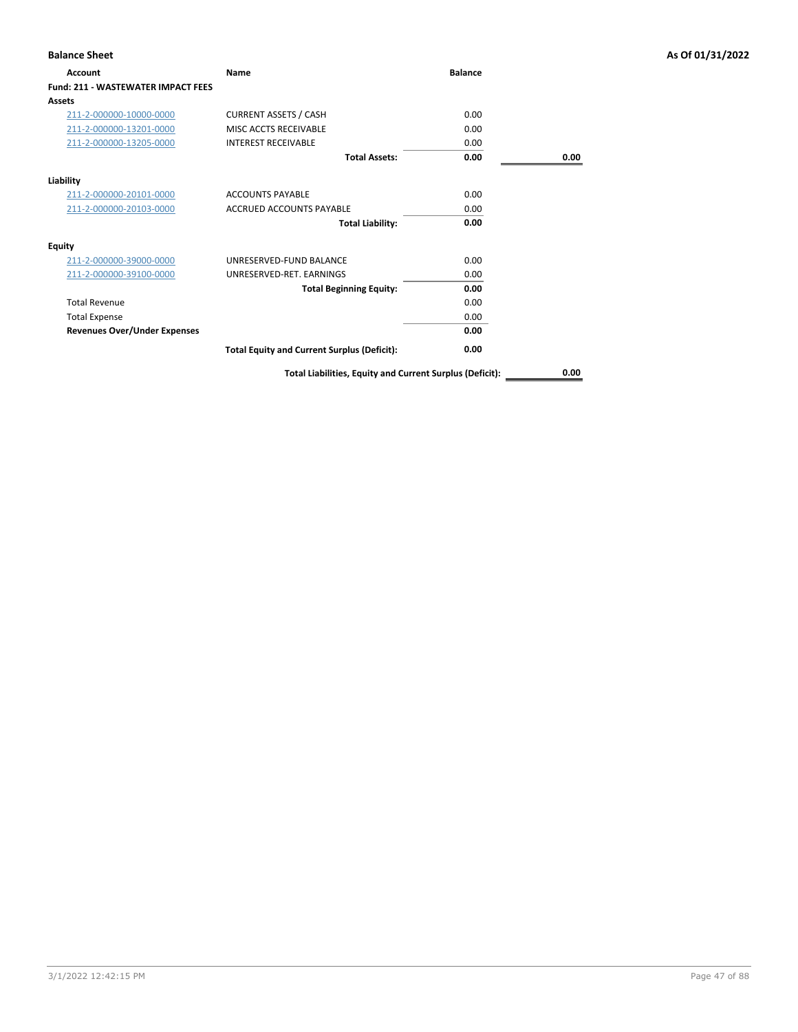**Balance Sheet** — As Of 01/31/2022

| Account | Name | Balance | |
|---|---|---|---|
| **Fund: 211 - WASTEWATER IMPACT FEES** | | | |
| **Assets** | | | |
| 211-2-000000-10000-0000 | CURRENT ASSETS / CASH | 0.00 | |
| 211-2-000000-13201-0000 | MISC ACCTS RECEIVABLE | 0.00 | |
| 211-2-000000-13205-0000 | INTEREST RECEIVABLE | 0.00 | |
| | **Total Assets:** | **0.00** | **0.00** |
| **Liability** | | | |
| 211-2-000000-20101-0000 | ACCOUNTS PAYABLE | 0.00 | |
| 211-2-000000-20103-0000 | ACCRUED ACCOUNTS PAYABLE | 0.00 | |
| | **Total Liability:** | **0.00** | |
| **Equity** | | | |
| 211-2-000000-39000-0000 | UNRESERVED-FUND BALANCE | 0.00 | |
| 211-2-000000-39100-0000 | UNRESERVED-RET. EARNINGS | 0.00 | |
| | **Total Beginning Equity:** | **0.00** | |
| Total Revenue | | 0.00 | |
| Total Expense | | 0.00 | |
| **Revenues Over/Under Expenses** | | **0.00** | |
| | **Total Equity and Current Surplus (Deficit):** | **0.00** | |
| | **Total Liabilities, Equity and Current Surplus (Deficit):** | | **0.00** |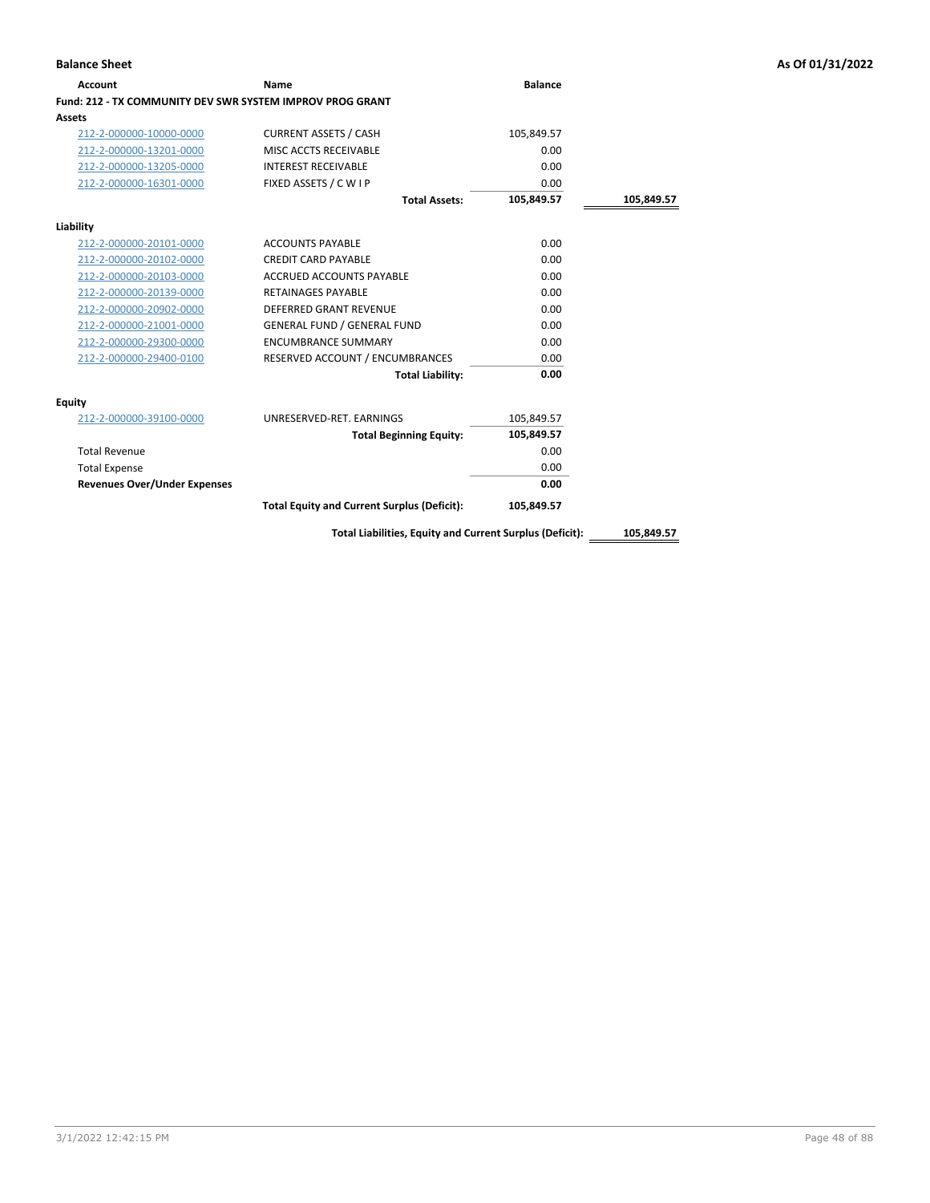**Balance Sheet** | **As Of 01/31/2022**

| Account | Name | Balance | |
|---|---|---|---|
| **Fund: 212 - TX COMMUNITY DEV SWR SYSTEM IMPROV PROG GRANT** | | | |
| **Assets** | | | |
| 212-2-000000-10000-0000 | CURRENT ASSETS / CASH | 105,849.57 | |
| 212-2-000000-13201-0000 | MISC ACCTS RECEIVABLE | 0.00 | |
| 212-2-000000-13205-0000 | INTEREST RECEIVABLE | 0.00 | |
| 212-2-000000-16301-0000 | FIXED ASSETS / C W I P | 0.00 | |
| | **Total Assets:** | **105,849.57** | **105,849.57** |
| **Liability** | | | |
| 212-2-000000-20101-0000 | ACCOUNTS PAYABLE | 0.00 | |
| 212-2-000000-20102-0000 | CREDIT CARD PAYABLE | 0.00 | |
| 212-2-000000-20103-0000 | ACCRUED ACCOUNTS PAYABLE | 0.00 | |
| 212-2-000000-20139-0000 | RETAINAGES PAYABLE | 0.00 | |
| 212-2-000000-20902-0000 | DEFERRED GRANT REVENUE | 0.00 | |
| 212-2-000000-21001-0000 | GENERAL FUND / GENERAL FUND | 0.00 | |
| 212-2-000000-29300-0000 | ENCUMBRANCE SUMMARY | 0.00 | |
| 212-2-000000-29400-0100 | RESERVED ACCOUNT / ENCUMBRANCES | 0.00 | |
| | **Total Liability:** | **0.00** | |
| **Equity** | | | |
| 212-2-000000-39100-0000 | UNRESERVED-RET. EARNINGS | 105,849.57 | |
| | **Total Beginning Equity:** | **105,849.57** | |
| Total Revenue | | 0.00 | |
| Total Expense | | 0.00 | |
| **Revenues Over/Under Expenses** | | **0.00** | |
| | **Total Equity and Current Surplus (Deficit):** | **105,849.57** | |
| | **Total Liabilities, Equity and Current Surplus (Deficit):** | | **105,849.57** |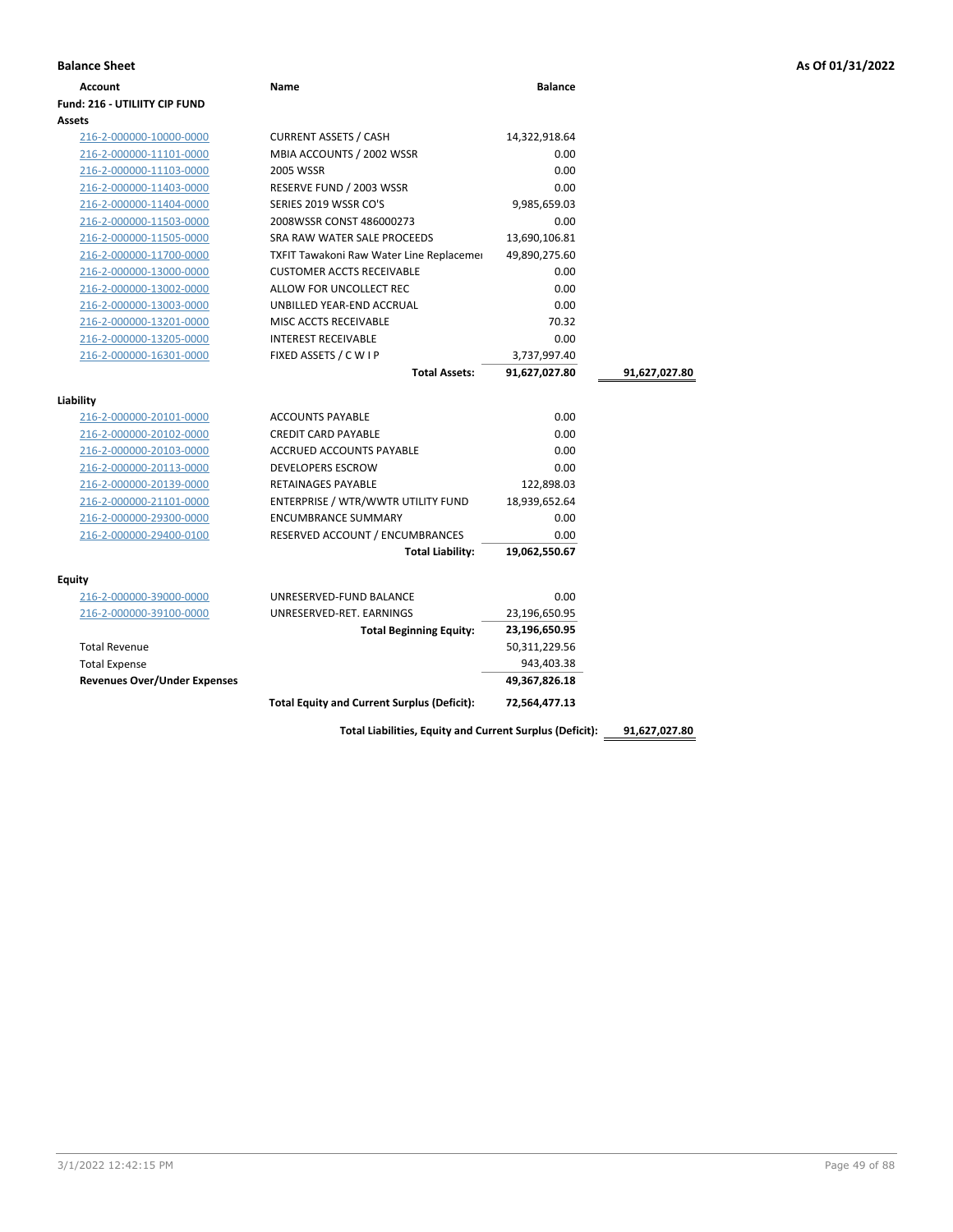**Balance Sheet** — As Of 01/31/2022

| Account | Name | Balance | |
|---|---|---|---|
| **Fund: 216 - UTILIITY CIP FUND** | | | |
| **Assets** | | | |
| 216-2-000000-10000-0000 | CURRENT ASSETS / CASH | 14,322,918.64 | |
| 216-2-000000-11101-0000 | MBIA ACCOUNTS / 2002 WSSR | 0.00 | |
| 216-2-000000-11103-0000 | 2005 WSSR | 0.00 | |
| 216-2-000000-11403-0000 | RESERVE FUND / 2003 WSSR | 0.00 | |
| 216-2-000000-11404-0000 | SERIES 2019 WSSR CO'S | 9,985,659.03 | |
| 216-2-000000-11503-0000 | 2008WSSR CONST 486000273 | 0.00 | |
| 216-2-000000-11505-0000 | SRA RAW WATER SALE PROCEEDS | 13,690,106.81 | |
| 216-2-000000-11700-0000 | TXFIT Tawakoni Raw Water Line Replacemer | 49,890,275.60 | |
| 216-2-000000-13000-0000 | CUSTOMER ACCTS RECEIVABLE | 0.00 | |
| 216-2-000000-13002-0000 | ALLOW FOR UNCOLLECT REC | 0.00 | |
| 216-2-000000-13003-0000 | UNBILLED YEAR-END ACCRUAL | 0.00 | |
| 216-2-000000-13201-0000 | MISC ACCTS RECEIVABLE | 70.32 | |
| 216-2-000000-13205-0000 | INTEREST RECEIVABLE | 0.00 | |
| 216-2-000000-16301-0000 | FIXED ASSETS / C W I P | 3,737,997.40 | |
| | **Total Assets:** | **91,627,027.80** | **91,627,027.80** |
| **Liability** | | | |
| 216-2-000000-20101-0000 | ACCOUNTS PAYABLE | 0.00 | |
| 216-2-000000-20102-0000 | CREDIT CARD PAYABLE | 0.00 | |
| 216-2-000000-20103-0000 | ACCRUED ACCOUNTS PAYABLE | 0.00 | |
| 216-2-000000-20113-0000 | DEVELOPERS ESCROW | 0.00 | |
| 216-2-000000-20139-0000 | RETAINAGES PAYABLE | 122,898.03 | |
| 216-2-000000-21101-0000 | ENTERPRISE / WTR/WWTR UTILITY FUND | 18,939,652.64 | |
| 216-2-000000-29300-0000 | ENCUMBRANCE SUMMARY | 0.00 | |
| 216-2-000000-29400-0100 | RESERVED ACCOUNT / ENCUMBRANCES | 0.00 | |
| | **Total Liability:** | **19,062,550.67** | |
| **Equity** | | | |
| 216-2-000000-39000-0000 | UNRESERVED-FUND BALANCE | 0.00 | |
| 216-2-000000-39100-0000 | UNRESERVED-RET. EARNINGS | 23,196,650.95 | |
| | **Total Beginning Equity:** | **23,196,650.95** | |
| Total Revenue | | 50,311,229.56 | |
| Total Expense | | 943,403.38 | |
| **Revenues Over/Under Expenses** | | **49,367,826.18** | |
| | **Total Equity and Current Surplus (Deficit):** | **72,564,477.13** | |
| | **Total Liabilities, Equity and Current Surplus (Deficit):** | | **91,627,027.80** |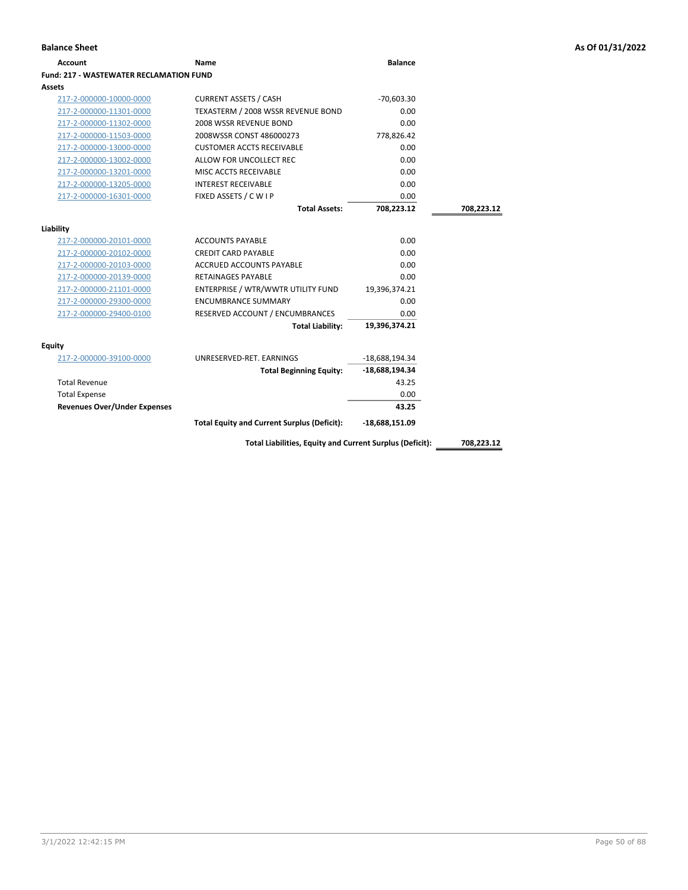**Balance Sheet** — As Of 01/31/2022

| Account | Name | Balance | |
|---|---|---|---|
| **Fund: 217 - WASTEWATER RECLAMATION FUND** | | | |
| **Assets** | | | |
| 217-2-000000-10000-0000 | CURRENT ASSETS / CASH | -70,603.30 | |
| 217-2-000000-11301-0000 | TEXASTERM / 2008 WSSR REVENUE BOND | 0.00 | |
| 217-2-000000-11302-0000 | 2008 WSSR REVENUE BOND | 0.00 | |
| 217-2-000000-11503-0000 | 2008WSSR CONST 486000273 | 778,826.42 | |
| 217-2-000000-13000-0000 | CUSTOMER ACCTS RECEIVABLE | 0.00 | |
| 217-2-000000-13002-0000 | ALLOW FOR UNCOLLECT REC | 0.00 | |
| 217-2-000000-13201-0000 | MISC ACCTS RECEIVABLE | 0.00 | |
| 217-2-000000-13205-0000 | INTEREST RECEIVABLE | 0.00 | |
| 217-2-000000-16301-0000 | FIXED ASSETS / C W I P | 0.00 | |
| | **Total Assets:** | **708,223.12** | **708,223.12** |
| **Liability** | | | |
| 217-2-000000-20101-0000 | ACCOUNTS PAYABLE | 0.00 | |
| 217-2-000000-20102-0000 | CREDIT CARD PAYABLE | 0.00 | |
| 217-2-000000-20103-0000 | ACCRUED ACCOUNTS PAYABLE | 0.00 | |
| 217-2-000000-20139-0000 | RETAINAGES PAYABLE | 0.00 | |
| 217-2-000000-21101-0000 | ENTERPRISE / WTR/WWTR UTILITY FUND | 19,396,374.21 | |
| 217-2-000000-29300-0000 | ENCUMBRANCE SUMMARY | 0.00 | |
| 217-2-000000-29400-0100 | RESERVED ACCOUNT / ENCUMBRANCES | 0.00 | |
| | **Total Liability:** | **19,396,374.21** | |
| **Equity** | | | |
| 217-2-000000-39100-0000 | UNRESERVED-RET. EARNINGS | -18,688,194.34 | |
| | **Total Beginning Equity:** | **-18,688,194.34** | |
| Total Revenue | | 43.25 | |
| Total Expense | | 0.00 | |
| **Revenues Over/Under Expenses** | | **43.25** | |
| | **Total Equity and Current Surplus (Deficit):** | **-18,688,151.09** | |
| | **Total Liabilities, Equity and Current Surplus (Deficit):** | | **708,223.12** |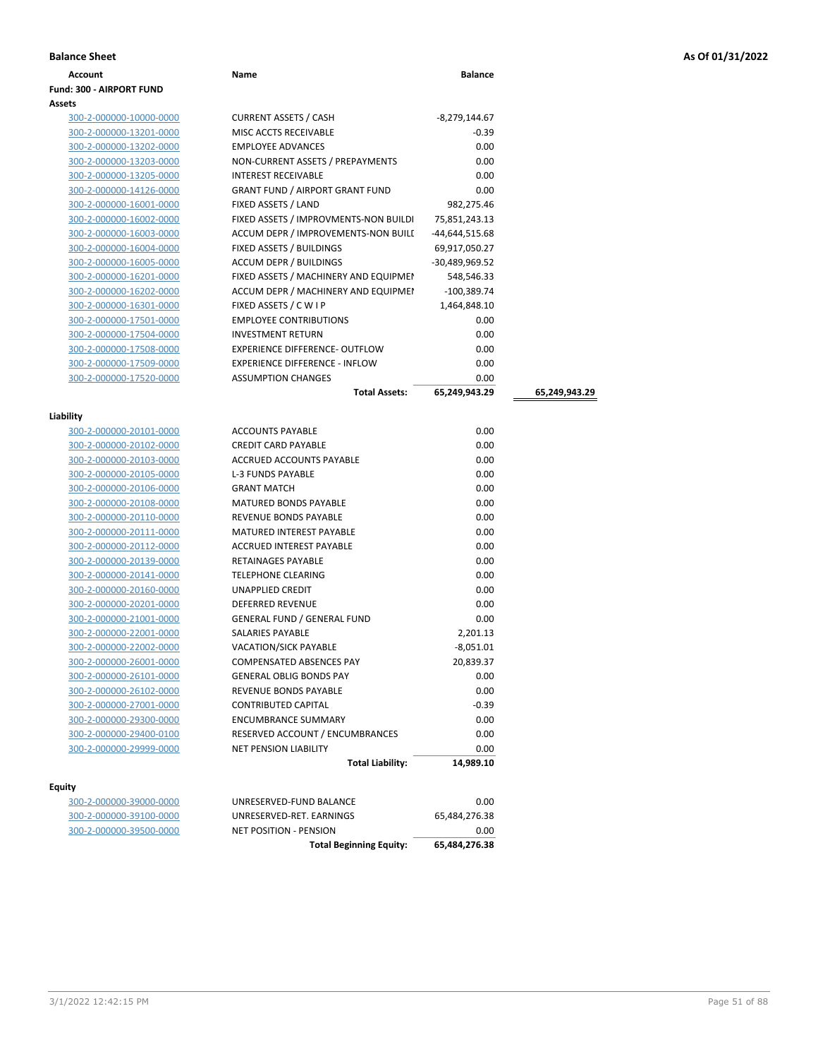**Balance Sheet** **As Of 01/31/2022**

| Account | Name | Balance | |
|---|---|---|---|
| **Fund: 300 - AIRPORT FUND** | | | |
| **Assets** | | | |
| 300-2-000000-10000-0000 | CURRENT ASSETS / CASH | -8,279,144.67 | |
| 300-2-000000-13201-0000 | MISC ACCTS RECEIVABLE | -0.39 | |
| 300-2-000000-13202-0000 | EMPLOYEE ADVANCES | 0.00 | |
| 300-2-000000-13203-0000 | NON-CURRENT ASSETS / PREPAYMENTS | 0.00 | |
| 300-2-000000-13205-0000 | INTEREST RECEIVABLE | 0.00 | |
| 300-2-000000-14126-0000 | GRANT FUND / AIRPORT GRANT FUND | 0.00 | |
| 300-2-000000-16001-0000 | FIXED ASSETS / LAND | 982,275.46 | |
| 300-2-000000-16002-0000 | FIXED ASSETS / IMPROVMENTS-NON BUILDI | 75,851,243.13 | |
| 300-2-000000-16003-0000 | ACCUM DEPR / IMPROVEMENTS-NON BUILI | -44,644,515.68 | |
| 300-2-000000-16004-0000 | FIXED ASSETS / BUILDINGS | 69,917,050.27 | |
| 300-2-000000-16005-0000 | ACCUM DEPR / BUILDINGS | -30,489,969.52 | |
| 300-2-000000-16201-0000 | FIXED ASSETS / MACHINERY AND EQUIPMEI | 548,546.33 | |
| 300-2-000000-16202-0000 | ACCUM DEPR / MACHINERY AND EQUIPMEI | -100,389.74 | |
| 300-2-000000-16301-0000 | FIXED ASSETS / C W I P | 1,464,848.10 | |
| 300-2-000000-17501-0000 | EMPLOYEE CONTRIBUTIONS | 0.00 | |
| 300-2-000000-17504-0000 | INVESTMENT RETURN | 0.00 | |
| 300-2-000000-17508-0000 | EXPERIENCE DIFFERENCE- OUTFLOW | 0.00 | |
| 300-2-000000-17509-0000 | EXPERIENCE DIFFERENCE - INFLOW | 0.00 | |
| 300-2-000000-17520-0000 | ASSUMPTION CHANGES | 0.00 | |
| | **Total Assets:** | **65,249,943.29** | **65,249,943.29** |
| **Liability** | | | |
| 300-2-000000-20101-0000 | ACCOUNTS PAYABLE | 0.00 | |
| 300-2-000000-20102-0000 | CREDIT CARD PAYABLE | 0.00 | |
| 300-2-000000-20103-0000 | ACCRUED ACCOUNTS PAYABLE | 0.00 | |
| 300-2-000000-20105-0000 | L-3 FUNDS PAYABLE | 0.00 | |
| 300-2-000000-20106-0000 | GRANT MATCH | 0.00 | |
| 300-2-000000-20108-0000 | MATURED BONDS PAYABLE | 0.00 | |
| 300-2-000000-20110-0000 | REVENUE BONDS PAYABLE | 0.00 | |
| 300-2-000000-20111-0000 | MATURED INTEREST PAYABLE | 0.00 | |
| 300-2-000000-20112-0000 | ACCRUED INTEREST PAYABLE | 0.00 | |
| 300-2-000000-20139-0000 | RETAINAGES PAYABLE | 0.00 | |
| 300-2-000000-20141-0000 | TELEPHONE CLEARING | 0.00 | |
| 300-2-000000-20160-0000 | UNAPPLIED CREDIT | 0.00 | |
| 300-2-000000-20201-0000 | DEFERRED REVENUE | 0.00 | |
| 300-2-000000-21001-0000 | GENERAL FUND / GENERAL FUND | 0.00 | |
| 300-2-000000-22001-0000 | SALARIES PAYABLE | 2,201.13 | |
| 300-2-000000-22002-0000 | VACATION/SICK PAYABLE | -8,051.01 | |
| 300-2-000000-26001-0000 | COMPENSATED ABSENCES PAY | 20,839.37 | |
| 300-2-000000-26101-0000 | GENERAL OBLIG BONDS PAY | 0.00 | |
| 300-2-000000-26102-0000 | REVENUE BONDS PAYABLE | 0.00 | |
| 300-2-000000-27001-0000 | CONTRIBUTED CAPITAL | -0.39 | |
| 300-2-000000-29300-0000 | ENCUMBRANCE SUMMARY | 0.00 | |
| 300-2-000000-29400-0100 | RESERVED ACCOUNT / ENCUMBRANCES | 0.00 | |
| 300-2-000000-29999-0000 | NET PENSION LIABILITY | 0.00 | |
| | **Total Liability:** | **14,989.10** | |
| **Equity** | | | |
| 300-2-000000-39000-0000 | UNRESERVED-FUND BALANCE | 0.00 | |
| 300-2-000000-39100-0000 | UNRESERVED-RET. EARNINGS | 65,484,276.38 | |
| 300-2-000000-39500-0000 | NET POSITION - PENSION | 0.00 | |
| | **Total Beginning Equity:** | **65,484,276.38** | |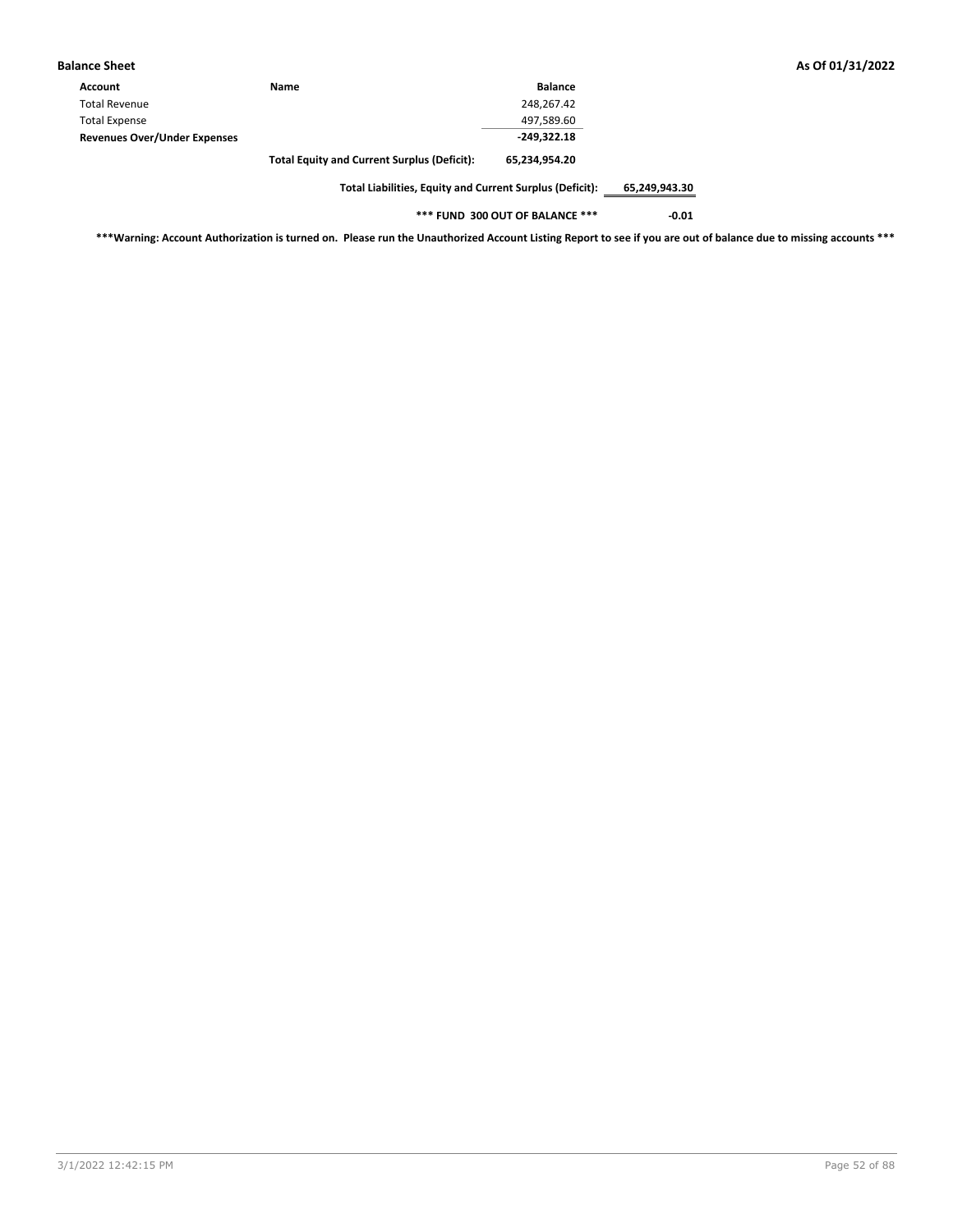**Balance Sheet** **As Of 01/31/2022**

| Account | Name | Balance | |
|---|---|---|---|
| Total Revenue | | 248,267.42 | |
| Total Expense | | 497,589.60 | |
| **Revenues Over/Under Expenses** | | **-249,322.18** | |
| | **Total Equity and Current Surplus (Deficit):** | **65,234,954.20** | |
| | **Total Liabilities, Equity and Current Surplus (Deficit):** | | **65,249,943.30** |
| | **\*\*\* FUND 300 OUT OF BALANCE \*\*\*** | | **-0.01** |

**\*\*\*Warning: Account Authorization is turned on. Please run the Unauthorized Account Listing Report to see if you are out of balance due to missing accounts \*\*\***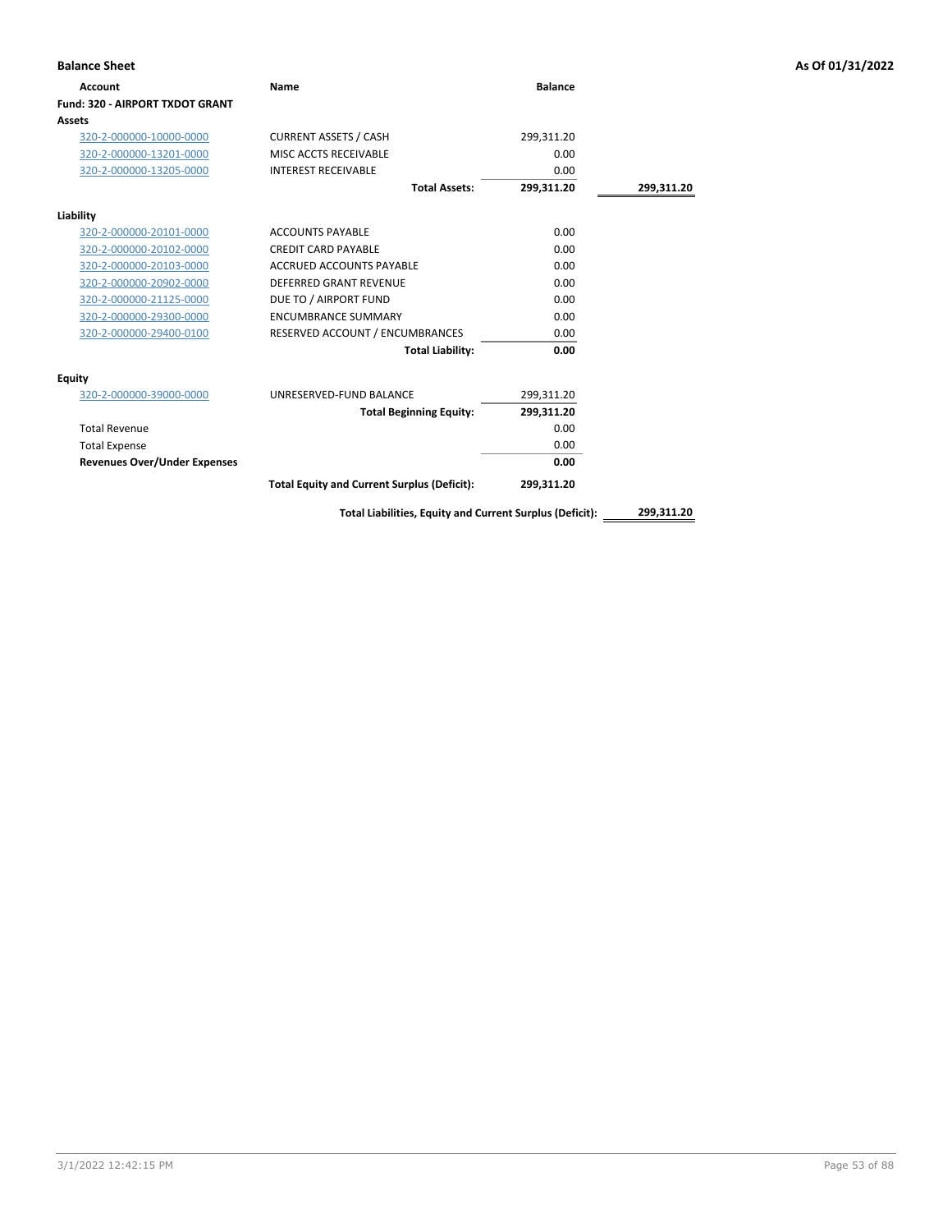## Balance Sheet

**As Of 01/31/2022**

| Account | Name | Balance | |
|---|---|---|---|
| **Fund: 320 - AIRPORT TXDOT GRANT** | | | |
| **Assets** | | | |
| 320-2-000000-10000-0000 | CURRENT ASSETS / CASH | 299,311.20 | |
| 320-2-000000-13201-0000 | MISC ACCTS RECEIVABLE | 0.00 | |
| 320-2-000000-13205-0000 | INTEREST RECEIVABLE | 0.00 | |
| | **Total Assets:** | **299,311.20** | **299,311.20** |
| **Liability** | | | |
| 320-2-000000-20101-0000 | ACCOUNTS PAYABLE | 0.00 | |
| 320-2-000000-20102-0000 | CREDIT CARD PAYABLE | 0.00 | |
| 320-2-000000-20103-0000 | ACCRUED ACCOUNTS PAYABLE | 0.00 | |
| 320-2-000000-20902-0000 | DEFERRED GRANT REVENUE | 0.00 | |
| 320-2-000000-21125-0000 | DUE TO / AIRPORT FUND | 0.00 | |
| 320-2-000000-29300-0000 | ENCUMBRANCE SUMMARY | 0.00 | |
| 320-2-000000-29400-0100 | RESERVED ACCOUNT / ENCUMBRANCES | 0.00 | |
| | **Total Liability:** | **0.00** | |
| **Equity** | | | |
| 320-2-000000-39000-0000 | UNRESERVED-FUND BALANCE | 299,311.20 | |
| | **Total Beginning Equity:** | **299,311.20** | |
| Total Revenue | | 0.00 | |
| Total Expense | | 0.00 | |
| **Revenues Over/Under Expenses** | | **0.00** | |
| | **Total Equity and Current Surplus (Deficit):** | **299,311.20** | |
| | **Total Liabilities, Equity and Current Surplus (Deficit):** | | **299,311.20** |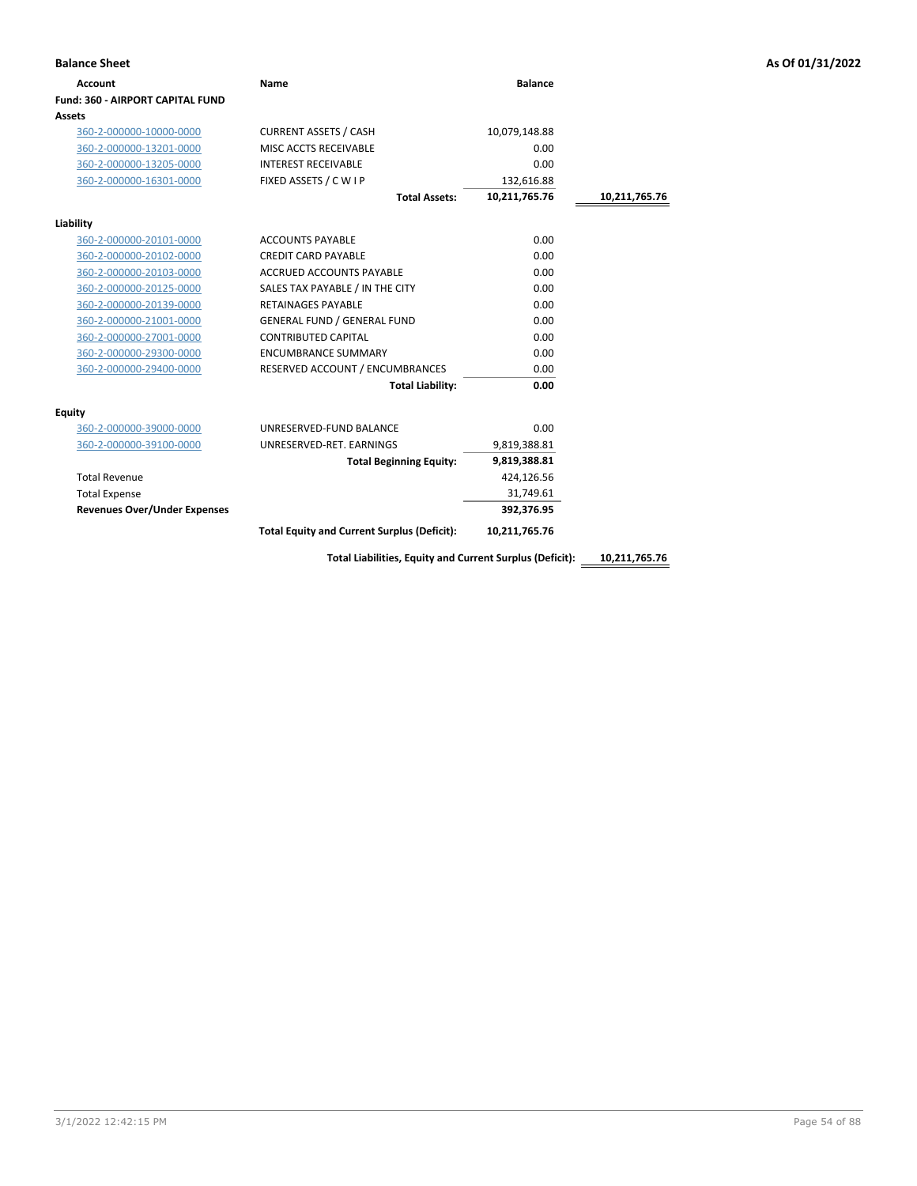## Balance Sheet

**As Of 01/31/2022**

| Account | Name | Balance | |
|---|---|---|---|
| **Fund: 360 - AIRPORT CAPITAL FUND** | | | |
| **Assets** | | | |
| 360-2-000000-10000-0000 | CURRENT ASSETS / CASH | 10,079,148.88 | |
| 360-2-000000-13201-0000 | MISC ACCTS RECEIVABLE | 0.00 | |
| 360-2-000000-13205-0000 | INTEREST RECEIVABLE | 0.00 | |
| 360-2-000000-16301-0000 | FIXED ASSETS / C W I P | 132,616.88 | |
| | **Total Assets:** | **10,211,765.76** | **10,211,765.76** |
| **Liability** | | | |
| 360-2-000000-20101-0000 | ACCOUNTS PAYABLE | 0.00 | |
| 360-2-000000-20102-0000 | CREDIT CARD PAYABLE | 0.00 | |
| 360-2-000000-20103-0000 | ACCRUED ACCOUNTS PAYABLE | 0.00 | |
| 360-2-000000-20125-0000 | SALES TAX PAYABLE / IN THE CITY | 0.00 | |
| 360-2-000000-20139-0000 | RETAINAGES PAYABLE | 0.00 | |
| 360-2-000000-21001-0000 | GENERAL FUND / GENERAL FUND | 0.00 | |
| 360-2-000000-27001-0000 | CONTRIBUTED CAPITAL | 0.00 | |
| 360-2-000000-29300-0000 | ENCUMBRANCE SUMMARY | 0.00 | |
| 360-2-000000-29400-0000 | RESERVED ACCOUNT / ENCUMBRANCES | 0.00 | |
| | **Total Liability:** | **0.00** | |
| **Equity** | | | |
| 360-2-000000-39000-0000 | UNRESERVED-FUND BALANCE | 0.00 | |
| 360-2-000000-39100-0000 | UNRESERVED-RET. EARNINGS | 9,819,388.81 | |
| | **Total Beginning Equity:** | **9,819,388.81** | |
| Total Revenue | | 424,126.56 | |
| Total Expense | | 31,749.61 | |
| **Revenues Over/Under Expenses** | | **392,376.95** | |
| | **Total Equity and Current Surplus (Deficit):** | **10,211,765.76** | |
| | **Total Liabilities, Equity and Current Surplus (Deficit):** | | **10,211,765.76** |

3/1/2022 12:42:15 PM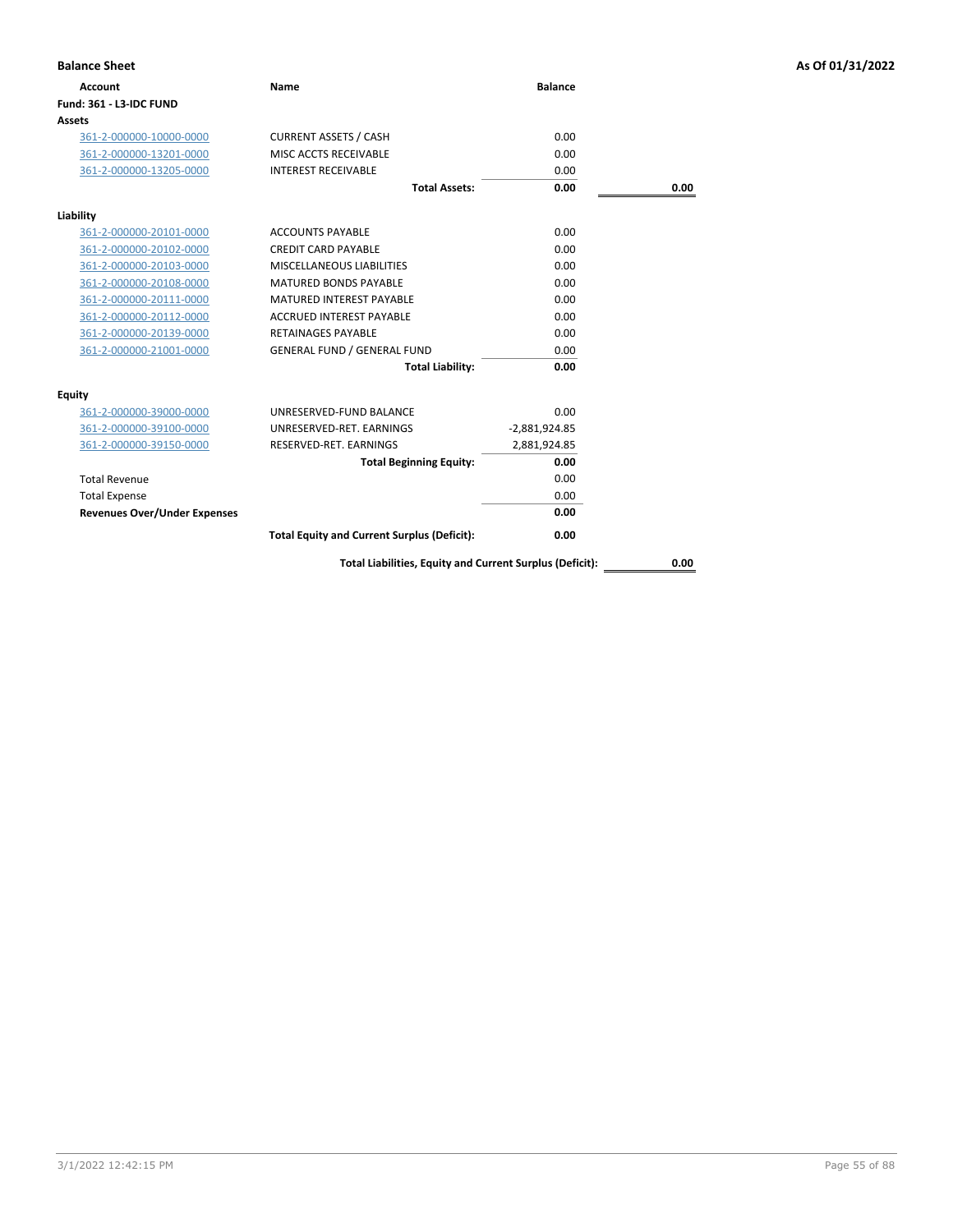**Balance Sheet** **As Of 01/31/2022**

| Account | Name | Balance | |
|---|---|---|---|
| **Fund: 361 - L3-IDC FUND** | | | |
| **Assets** | | | |
| 361-2-000000-10000-0000 | CURRENT ASSETS / CASH | 0.00 | |
| 361-2-000000-13201-0000 | MISC ACCTS RECEIVABLE | 0.00 | |
| 361-2-000000-13205-0000 | INTEREST RECEIVABLE | 0.00 | |
| | **Total Assets:** | **0.00** | **0.00** |
| **Liability** | | | |
| 361-2-000000-20101-0000 | ACCOUNTS PAYABLE | 0.00 | |
| 361-2-000000-20102-0000 | CREDIT CARD PAYABLE | 0.00 | |
| 361-2-000000-20103-0000 | MISCELLANEOUS LIABILITIES | 0.00 | |
| 361-2-000000-20108-0000 | MATURED BONDS PAYABLE | 0.00 | |
| 361-2-000000-20111-0000 | MATURED INTEREST PAYABLE | 0.00 | |
| 361-2-000000-20112-0000 | ACCRUED INTEREST PAYABLE | 0.00 | |
| 361-2-000000-20139-0000 | RETAINAGES PAYABLE | 0.00 | |
| 361-2-000000-21001-0000 | GENERAL FUND / GENERAL FUND | 0.00 | |
| | **Total Liability:** | **0.00** | |
| **Equity** | | | |
| 361-2-000000-39000-0000 | UNRESERVED-FUND BALANCE | 0.00 | |
| 361-2-000000-39100-0000 | UNRESERVED-RET. EARNINGS | -2,881,924.85 | |
| 361-2-000000-39150-0000 | RESERVED-RET. EARNINGS | 2,881,924.85 | |
| | **Total Beginning Equity:** | **0.00** | |
| Total Revenue | | 0.00 | |
| Total Expense | | 0.00 | |
| **Revenues Over/Under Expenses** | | **0.00** | |
| | **Total Equity and Current Surplus (Deficit):** | **0.00** | |
| | **Total Liabilities, Equity and Current Surplus (Deficit):** | | **0.00** |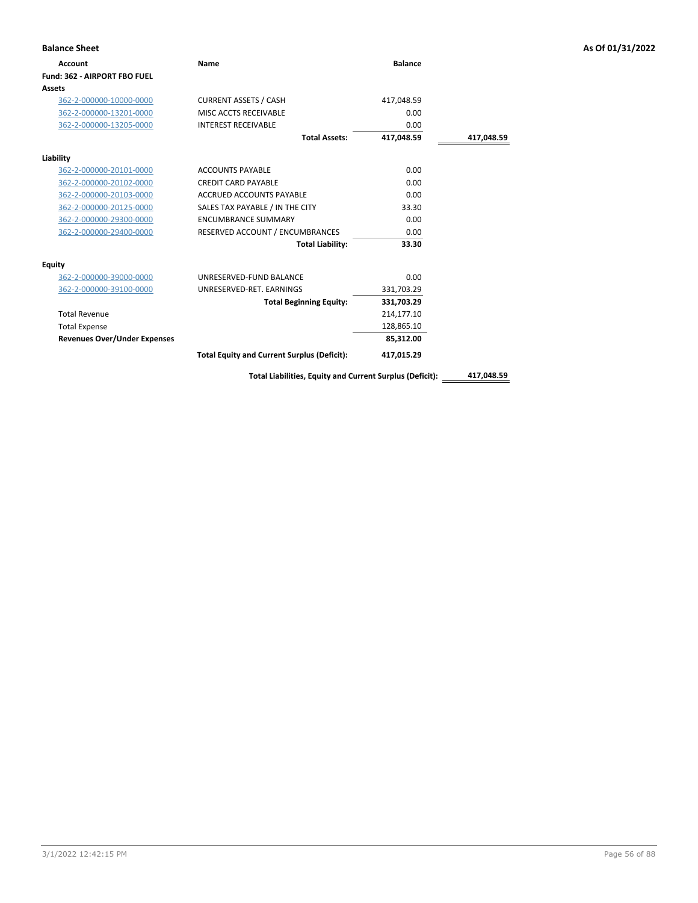**Balance Sheet** **As Of 01/31/2022**

| Account | Name | Balance | |
|---|---|---|---|
| **Fund: 362 - AIRPORT FBO FUEL** | | | |
| **Assets** | | | |
| 362-2-000000-10000-0000 | CURRENT ASSETS / CASH | 417,048.59 | |
| 362-2-000000-13201-0000 | MISC ACCTS RECEIVABLE | 0.00 | |
| 362-2-000000-13205-0000 | INTEREST RECEIVABLE | 0.00 | |
| | **Total Assets:** | **417,048.59** | **417,048.59** |
| **Liability** | | | |
| 362-2-000000-20101-0000 | ACCOUNTS PAYABLE | 0.00 | |
| 362-2-000000-20102-0000 | CREDIT CARD PAYABLE | 0.00 | |
| 362-2-000000-20103-0000 | ACCRUED ACCOUNTS PAYABLE | 0.00 | |
| 362-2-000000-20125-0000 | SALES TAX PAYABLE / IN THE CITY | 33.30 | |
| 362-2-000000-29300-0000 | ENCUMBRANCE SUMMARY | 0.00 | |
| 362-2-000000-29400-0000 | RESERVED ACCOUNT / ENCUMBRANCES | 0.00 | |
| | **Total Liability:** | **33.30** | |
| **Equity** | | | |
| 362-2-000000-39000-0000 | UNRESERVED-FUND BALANCE | 0.00 | |
| 362-2-000000-39100-0000 | UNRESERVED-RET. EARNINGS | 331,703.29 | |
| | **Total Beginning Equity:** | **331,703.29** | |
| Total Revenue | | 214,177.10 | |
| Total Expense | | 128,865.10 | |
| **Revenues Over/Under Expenses** | | **85,312.00** | |
| | **Total Equity and Current Surplus (Deficit):** | **417,015.29** | |
| | **Total Liabilities, Equity and Current Surplus (Deficit):** | | **417,048.59** |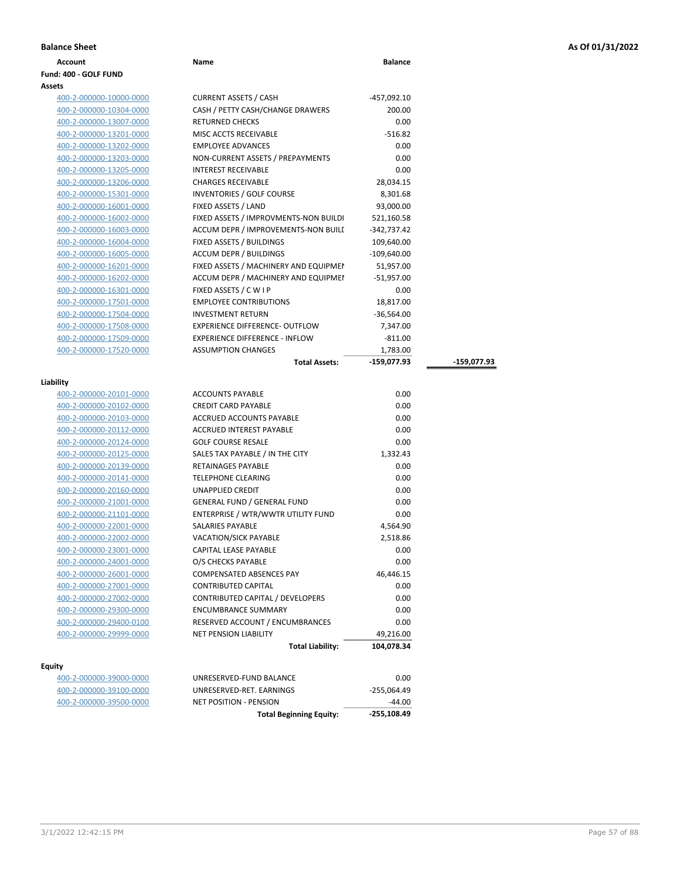**Balance Sheet** — As Of 01/31/2022

**Fund: 400 - GOLF FUND**

**Assets**

| Account | Name | Balance | |
|---|---|---|---|
| 400-2-000000-10000-0000 | CURRENT ASSETS / CASH | -457,092.10 | |
| 400-2-000000-10304-0000 | CASH / PETTY CASH/CHANGE DRAWERS | 200.00 | |
| 400-2-000000-13007-0000 | RETURNED CHECKS | 0.00 | |
| 400-2-000000-13201-0000 | MISC ACCTS RECEIVABLE | -516.82 | |
| 400-2-000000-13202-0000 | EMPLOYEE ADVANCES | 0.00 | |
| 400-2-000000-13203-0000 | NON-CURRENT ASSETS / PREPAYMENTS | 0.00 | |
| 400-2-000000-13205-0000 | INTEREST RECEIVABLE | 0.00 | |
| 400-2-000000-13206-0000 | CHARGES RECEIVABLE | 28,034.15 | |
| 400-2-000000-15301-0000 | INVENTORIES / GOLF COURSE | 8,301.68 | |
| 400-2-000000-16001-0000 | FIXED ASSETS / LAND | 93,000.00 | |
| 400-2-000000-16002-0000 | FIXED ASSETS / IMPROVMENTS-NON BUILDI | 521,160.58 | |
| 400-2-000000-16003-0000 | ACCUM DEPR / IMPROVEMENTS-NON BUILD | -342,737.42 | |
| 400-2-000000-16004-0000 | FIXED ASSETS / BUILDINGS | 109,640.00 | |
| 400-2-000000-16005-0000 | ACCUM DEPR / BUILDINGS | -109,640.00 | |
| 400-2-000000-16201-0000 | FIXED ASSETS / MACHINERY AND EQUIPMEN | 51,957.00 | |
| 400-2-000000-16202-0000 | ACCUM DEPR / MACHINERY AND EQUIPMEI | -51,957.00 | |
| 400-2-000000-16301-0000 | FIXED ASSETS / C W I P | 0.00 | |
| 400-2-000000-17501-0000 | EMPLOYEE CONTRIBUTIONS | 18,817.00 | |
| 400-2-000000-17504-0000 | INVESTMENT RETURN | -36,564.00 | |
| 400-2-000000-17508-0000 | EXPERIENCE DIFFERENCE- OUTFLOW | 7,347.00 | |
| 400-2-000000-17509-0000 | EXPERIENCE DIFFERENCE - INFLOW | -811.00 | |
| 400-2-000000-17520-0000 | ASSUMPTION CHANGES | 1,783.00 | |
| | **Total Assets:** | **-159,077.93** | **-159,077.93** |

**Liability**

| Account | Name | Balance |
|---|---|---|
| 400-2-000000-20101-0000 | ACCOUNTS PAYABLE | 0.00 |
| 400-2-000000-20102-0000 | CREDIT CARD PAYABLE | 0.00 |
| 400-2-000000-20103-0000 | ACCRUED ACCOUNTS PAYABLE | 0.00 |
| 400-2-000000-20112-0000 | ACCRUED INTEREST PAYABLE | 0.00 |
| 400-2-000000-20124-0000 | GOLF COURSE RESALE | 0.00 |
| 400-2-000000-20125-0000 | SALES TAX PAYABLE / IN THE CITY | 1,332.43 |
| 400-2-000000-20139-0000 | RETAINAGES PAYABLE | 0.00 |
| 400-2-000000-20141-0000 | TELEPHONE CLEARING | 0.00 |
| 400-2-000000-20160-0000 | UNAPPLIED CREDIT | 0.00 |
| 400-2-000000-21001-0000 | GENERAL FUND / GENERAL FUND | 0.00 |
| 400-2-000000-21101-0000 | ENTERPRISE / WTR/WWTR UTILITY FUND | 0.00 |
| 400-2-000000-22001-0000 | SALARIES PAYABLE | 4,564.90 |
| 400-2-000000-22002-0000 | VACATION/SICK PAYABLE | 2,518.86 |
| 400-2-000000-23001-0000 | CAPITAL LEASE PAYABLE | 0.00 |
| 400-2-000000-24001-0000 | O/S CHECKS PAYABLE | 0.00 |
| 400-2-000000-26001-0000 | COMPENSATED ABSENCES PAY | 46,446.15 |
| 400-2-000000-27001-0000 | CONTRIBUTED CAPITAL | 0.00 |
| 400-2-000000-27002-0000 | CONTRIBUTED CAPITAL / DEVELOPERS | 0.00 |
| 400-2-000000-29300-0000 | ENCUMBRANCE SUMMARY | 0.00 |
| 400-2-000000-29400-0100 | RESERVED ACCOUNT / ENCUMBRANCES | 0.00 |
| 400-2-000000-29999-0000 | NET PENSION LIABILITY | 49,216.00 |
| | **Total Liability:** | **104,078.34** |

**Equity**

| Account | Name | Balance |
|---|---|---|
| 400-2-000000-39000-0000 | UNRESERVED-FUND BALANCE | 0.00 |
| 400-2-000000-39100-0000 | UNRESERVED-RET. EARNINGS | -255,064.49 |
| 400-2-000000-39500-0000 | NET POSITION - PENSION | -44.00 |
| | **Total Beginning Equity:** | **-255,108.49** |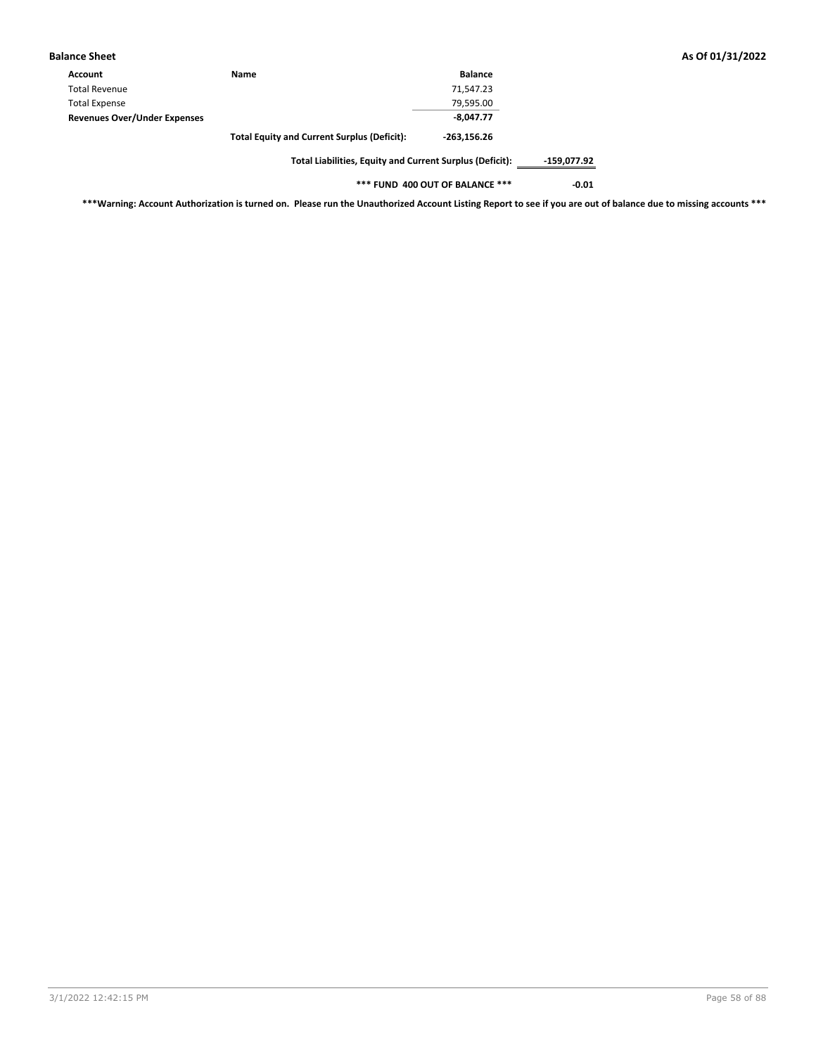**Balance Sheet** **As Of 01/31/2022**

| Account | Name | Balance | |
|---|---|---|---|
| Total Revenue | | 71,547.23 | |
| Total Expense | | 79,595.00 | |
| **Revenues Over/Under Expenses** | | **-8,047.77** | |
| | **Total Equity and Current Surplus (Deficit):** | **-263,156.26** | |
| | **Total Liabilities, Equity and Current Surplus (Deficit):** | | **-159,077.92** |
| | **\*\*\* FUND 400 OUT OF BALANCE \*\*\*** | | **-0.01** |

**\*\*\*Warning: Account Authorization is turned on. Please run the Unauthorized Account Listing Report to see if you are out of balance due to missing accounts \*\*\***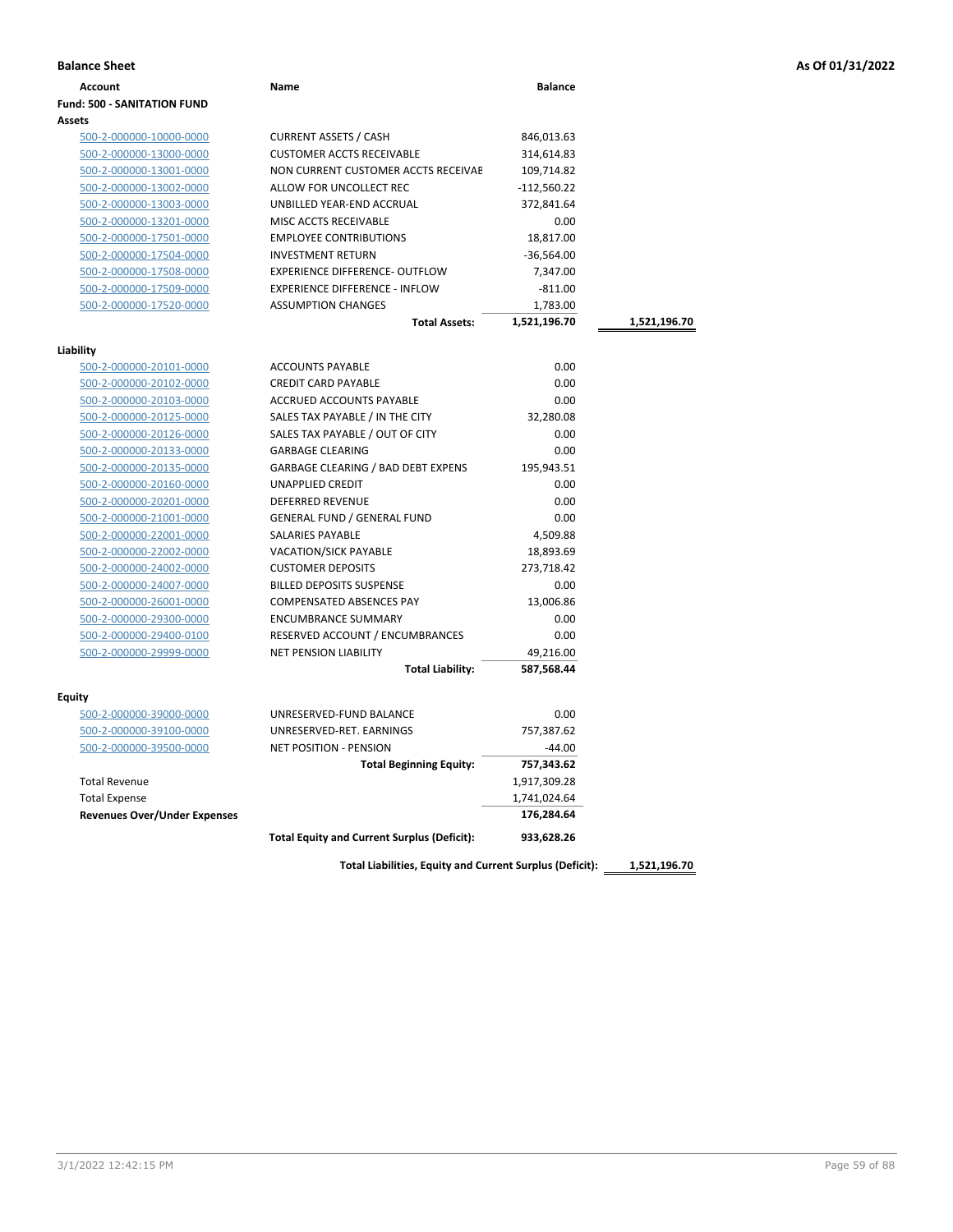**Balance Sheet** — As Of 01/31/2022

| Account | Name | Balance | |
|---|---|---|---|
| **Fund: 500 - SANITATION FUND** | | | |
| **Assets** | | | |
| 500-2-000000-10000-0000 | CURRENT ASSETS / CASH | 846,013.63 | |
| 500-2-000000-13000-0000 | CUSTOMER ACCTS RECEIVABLE | 314,614.83 | |
| 500-2-000000-13001-0000 | NON CURRENT CUSTOMER ACCTS RECEIVAE | 109,714.82 | |
| 500-2-000000-13002-0000 | ALLOW FOR UNCOLLECT REC | -112,560.22 | |
| 500-2-000000-13003-0000 | UNBILLED YEAR-END ACCRUAL | 372,841.64 | |
| 500-2-000000-13201-0000 | MISC ACCTS RECEIVABLE | 0.00 | |
| 500-2-000000-17501-0000 | EMPLOYEE CONTRIBUTIONS | 18,817.00 | |
| 500-2-000000-17504-0000 | INVESTMENT RETURN | -36,564.00 | |
| 500-2-000000-17508-0000 | EXPERIENCE DIFFERENCE- OUTFLOW | 7,347.00 | |
| 500-2-000000-17509-0000 | EXPERIENCE DIFFERENCE - INFLOW | -811.00 | |
| 500-2-000000-17520-0000 | ASSUMPTION CHANGES | 1,783.00 | |
| | **Total Assets:** | **1,521,196.70** | **1,521,196.70** |
| **Liability** | | | |
| 500-2-000000-20101-0000 | ACCOUNTS PAYABLE | 0.00 | |
| 500-2-000000-20102-0000 | CREDIT CARD PAYABLE | 0.00 | |
| 500-2-000000-20103-0000 | ACCRUED ACCOUNTS PAYABLE | 0.00 | |
| 500-2-000000-20125-0000 | SALES TAX PAYABLE / IN THE CITY | 32,280.08 | |
| 500-2-000000-20126-0000 | SALES TAX PAYABLE / OUT OF CITY | 0.00 | |
| 500-2-000000-20133-0000 | GARBAGE CLEARING | 0.00 | |
| 500-2-000000-20135-0000 | GARBAGE CLEARING / BAD DEBT EXPENS | 195,943.51 | |
| 500-2-000000-20160-0000 | UNAPPLIED CREDIT | 0.00 | |
| 500-2-000000-20201-0000 | DEFERRED REVENUE | 0.00 | |
| 500-2-000000-21001-0000 | GENERAL FUND / GENERAL FUND | 0.00 | |
| 500-2-000000-22001-0000 | SALARIES PAYABLE | 4,509.88 | |
| 500-2-000000-22002-0000 | VACATION/SICK PAYABLE | 18,893.69 | |
| 500-2-000000-24002-0000 | CUSTOMER DEPOSITS | 273,718.42 | |
| 500-2-000000-24007-0000 | BILLED DEPOSITS SUSPENSE | 0.00 | |
| 500-2-000000-26001-0000 | COMPENSATED ABSENCES PAY | 13,006.86 | |
| 500-2-000000-29300-0000 | ENCUMBRANCE SUMMARY | 0.00 | |
| 500-2-000000-29400-0100 | RESERVED ACCOUNT / ENCUMBRANCES | 0.00 | |
| 500-2-000000-29999-0000 | NET PENSION LIABILITY | 49,216.00 | |
| | **Total Liability:** | **587,568.44** | |
| **Equity** | | | |
| 500-2-000000-39000-0000 | UNRESERVED-FUND BALANCE | 0.00 | |
| 500-2-000000-39100-0000 | UNRESERVED-RET. EARNINGS | 757,387.62 | |
| 500-2-000000-39500-0000 | NET POSITION - PENSION | -44.00 | |
| | **Total Beginning Equity:** | **757,343.62** | |
| Total Revenue | | 1,917,309.28 | |
| Total Expense | | 1,741,024.64 | |
| **Revenues Over/Under Expenses** | | **176,284.64** | |
| | **Total Equity and Current Surplus (Deficit):** | **933,628.26** | |
| | **Total Liabilities, Equity and Current Surplus (Deficit):** | | **1,521,196.70** |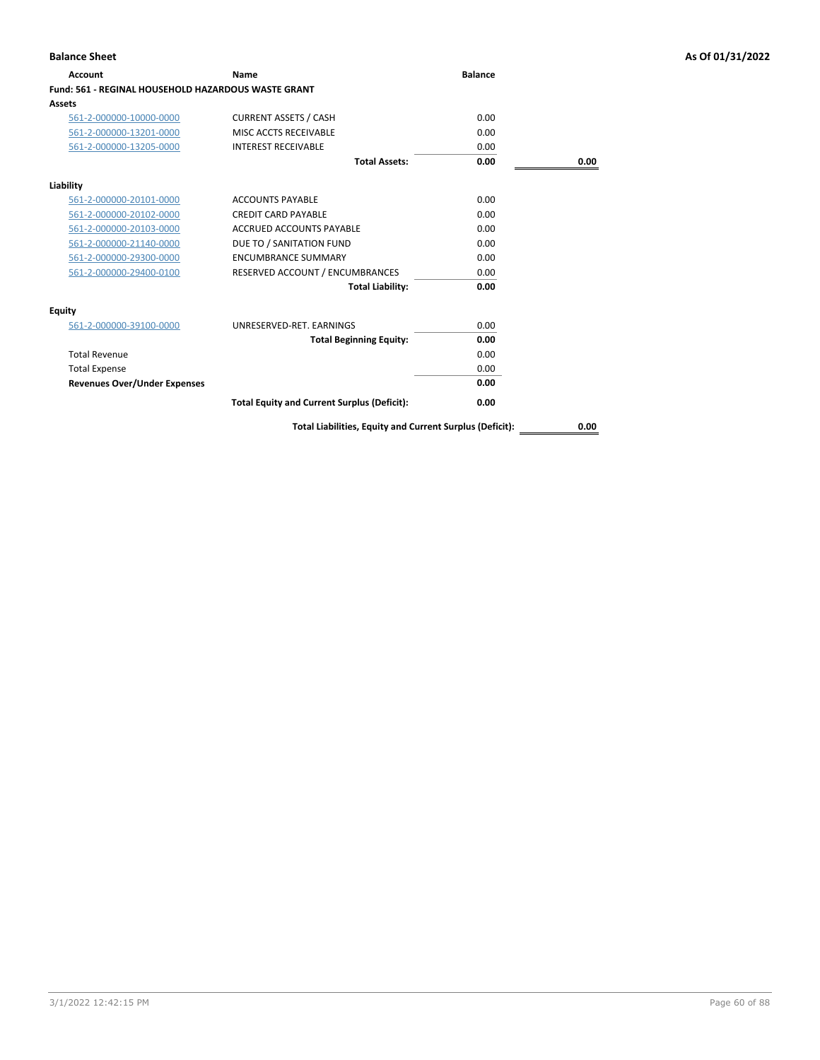**Balance Sheet** — As Of 01/31/2022

| Account | Name | Balance | |
|---|---|---|---|
| **Fund: 561 - REGINAL HOUSEHOLD HAZARDOUS WASTE GRANT** | | | |
| **Assets** | | | |
| 561-2-000000-10000-0000 | CURRENT ASSETS / CASH | 0.00 | |
| 561-2-000000-13201-0000 | MISC ACCTS RECEIVABLE | 0.00 | |
| 561-2-000000-13205-0000 | INTEREST RECEIVABLE | 0.00 | |
| | **Total Assets:** | **0.00** | **0.00** |
| **Liability** | | | |
| 561-2-000000-20101-0000 | ACCOUNTS PAYABLE | 0.00 | |
| 561-2-000000-20102-0000 | CREDIT CARD PAYABLE | 0.00 | |
| 561-2-000000-20103-0000 | ACCRUED ACCOUNTS PAYABLE | 0.00 | |
| 561-2-000000-21140-0000 | DUE TO / SANITATION FUND | 0.00 | |
| 561-2-000000-29300-0000 | ENCUMBRANCE SUMMARY | 0.00 | |
| 561-2-000000-29400-0100 | RESERVED ACCOUNT / ENCUMBRANCES | 0.00 | |
| | **Total Liability:** | **0.00** | |
| **Equity** | | | |
| 561-2-000000-39100-0000 | UNRESERVED-RET. EARNINGS | 0.00 | |
| | **Total Beginning Equity:** | **0.00** | |
| Total Revenue | | 0.00 | |
| Total Expense | | 0.00 | |
| **Revenues Over/Under Expenses** | | **0.00** | |
| | **Total Equity and Current Surplus (Deficit):** | **0.00** | |
| | **Total Liabilities, Equity and Current Surplus (Deficit):** | | **0.00** |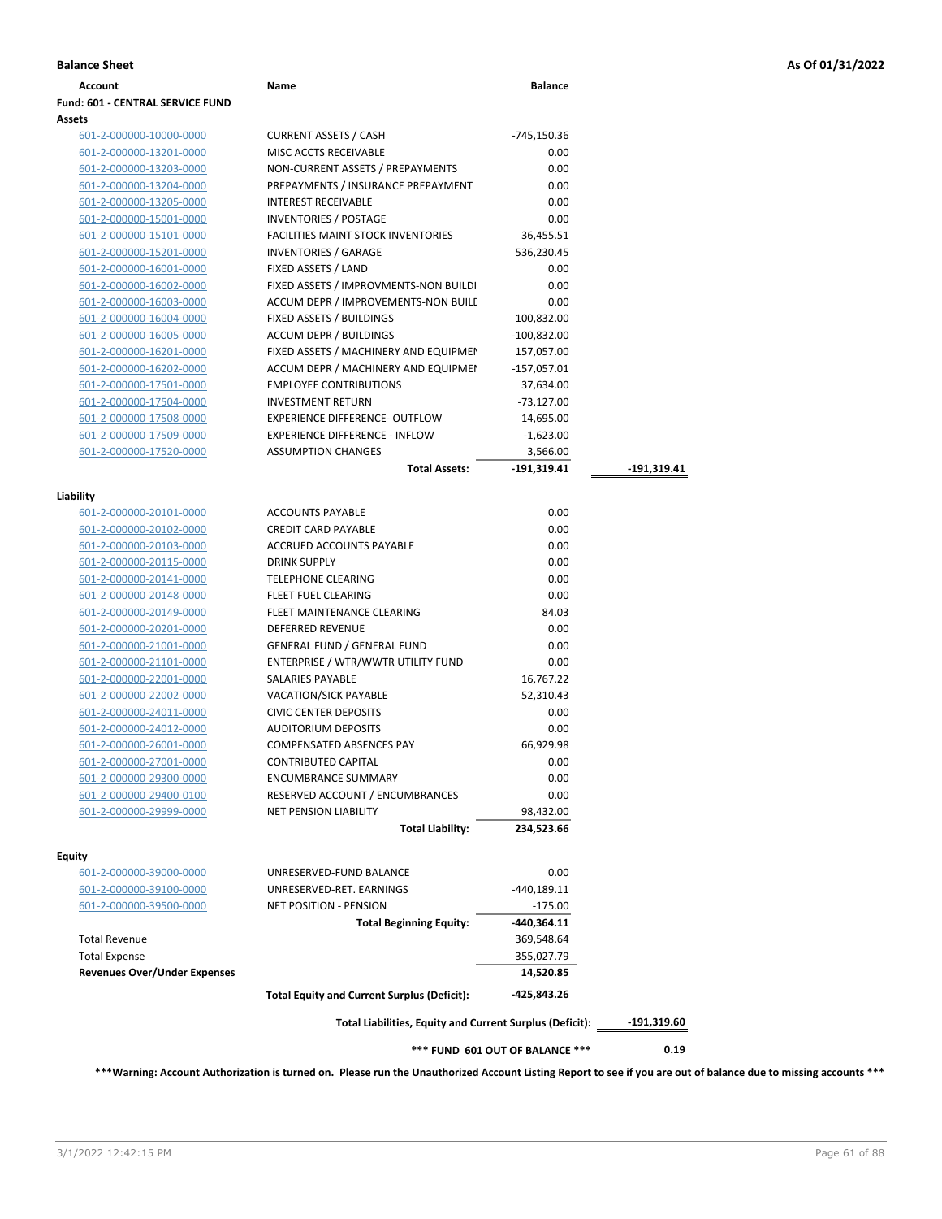**Balance Sheet** | **As Of 01/31/2022**

| Account | Name | Balance | |
|---|---|---|---|
| **Fund: 601 - CENTRAL SERVICE FUND** | | | |
| **Assets** | | | |
| 601-2-000000-10000-0000 | CURRENT ASSETS / CASH | -745,150.36 | |
| 601-2-000000-13201-0000 | MISC ACCTS RECEIVABLE | 0.00 | |
| 601-2-000000-13203-0000 | NON-CURRENT ASSETS / PREPAYMENTS | 0.00 | |
| 601-2-000000-13204-0000 | PREPAYMENTS / INSURANCE PREPAYMENT | 0.00 | |
| 601-2-000000-13205-0000 | INTEREST RECEIVABLE | 0.00 | |
| 601-2-000000-15001-0000 | INVENTORIES / POSTAGE | 0.00 | |
| 601-2-000000-15101-0000 | FACILITIES MAINT STOCK INVENTORIES | 36,455.51 | |
| 601-2-000000-15201-0000 | INVENTORIES / GARAGE | 536,230.45 | |
| 601-2-000000-16001-0000 | FIXED ASSETS / LAND | 0.00 | |
| 601-2-000000-16002-0000 | FIXED ASSETS / IMPROVMENTS-NON BUILDI | 0.00 | |
| 601-2-000000-16003-0000 | ACCUM DEPR / IMPROVEMENTS-NON BUILI | 0.00 | |
| 601-2-000000-16004-0000 | FIXED ASSETS / BUILDINGS | 100,832.00 | |
| 601-2-000000-16005-0000 | ACCUM DEPR / BUILDINGS | -100,832.00 | |
| 601-2-000000-16201-0000 | FIXED ASSETS / MACHINERY AND EQUIPMEI | 157,057.00 | |
| 601-2-000000-16202-0000 | ACCUM DEPR / MACHINERY AND EQUIPMEI | -157,057.01 | |
| 601-2-000000-17501-0000 | EMPLOYEE CONTRIBUTIONS | 37,634.00 | |
| 601-2-000000-17504-0000 | INVESTMENT RETURN | -73,127.00 | |
| 601-2-000000-17508-0000 | EXPERIENCE DIFFERENCE- OUTFLOW | 14,695.00 | |
| 601-2-000000-17509-0000 | EXPERIENCE DIFFERENCE - INFLOW | -1,623.00 | |
| 601-2-000000-17520-0000 | ASSUMPTION CHANGES | 3,566.00 | |
| | **Total Assets:** | **-191,319.41** | **-191,319.41** |
| **Liability** | | | |
| 601-2-000000-20101-0000 | ACCOUNTS PAYABLE | 0.00 | |
| 601-2-000000-20102-0000 | CREDIT CARD PAYABLE | 0.00 | |
| 601-2-000000-20103-0000 | ACCRUED ACCOUNTS PAYABLE | 0.00 | |
| 601-2-000000-20115-0000 | DRINK SUPPLY | 0.00 | |
| 601-2-000000-20141-0000 | TELEPHONE CLEARING | 0.00 | |
| 601-2-000000-20148-0000 | FLEET FUEL CLEARING | 0.00 | |
| 601-2-000000-20149-0000 | FLEET MAINTENANCE CLEARING | 84.03 | |
| 601-2-000000-20201-0000 | DEFERRED REVENUE | 0.00 | |
| 601-2-000000-21001-0000 | GENERAL FUND / GENERAL FUND | 0.00 | |
| 601-2-000000-21101-0000 | ENTERPRISE / WTR/WWTR UTILITY FUND | 0.00 | |
| 601-2-000000-22001-0000 | SALARIES PAYABLE | 16,767.22 | |
| 601-2-000000-22002-0000 | VACATION/SICK PAYABLE | 52,310.43 | |
| 601-2-000000-24011-0000 | CIVIC CENTER DEPOSITS | 0.00 | |
| 601-2-000000-24012-0000 | AUDITORIUM DEPOSITS | 0.00 | |
| 601-2-000000-26001-0000 | COMPENSATED ABSENCES PAY | 66,929.98 | |
| 601-2-000000-27001-0000 | CONTRIBUTED CAPITAL | 0.00 | |
| 601-2-000000-29300-0000 | ENCUMBRANCE SUMMARY | 0.00 | |
| 601-2-000000-29400-0100 | RESERVED ACCOUNT / ENCUMBRANCES | 0.00 | |
| 601-2-000000-29999-0000 | NET PENSION LIABILITY | 98,432.00 | |
| | **Total Liability:** | **234,523.66** | |
| **Equity** | | | |
| 601-2-000000-39000-0000 | UNRESERVED-FUND BALANCE | 0.00 | |
| 601-2-000000-39100-0000 | UNRESERVED-RET. EARNINGS | -440,189.11 | |
| 601-2-000000-39500-0000 | NET POSITION - PENSION | -175.00 | |
| | **Total Beginning Equity:** | **-440,364.11** | |
| Total Revenue | | 369,548.64 | |
| Total Expense | | 355,027.79 | |
| **Revenues Over/Under Expenses** | | **14,520.85** | |
| | **Total Equity and Current Surplus (Deficit):** | **-425,843.26** | |
| | **Total Liabilities, Equity and Current Surplus (Deficit):** | | **-191,319.60** |
| | **\*\*\* FUND 601 OUT OF BALANCE \*\*\*** | | **0.19** |

**\*\*\*Warning: Account Authorization is turned on. Please run the Unauthorized Account Listing Report to see if you are out of balance due to missing accounts \*\*\***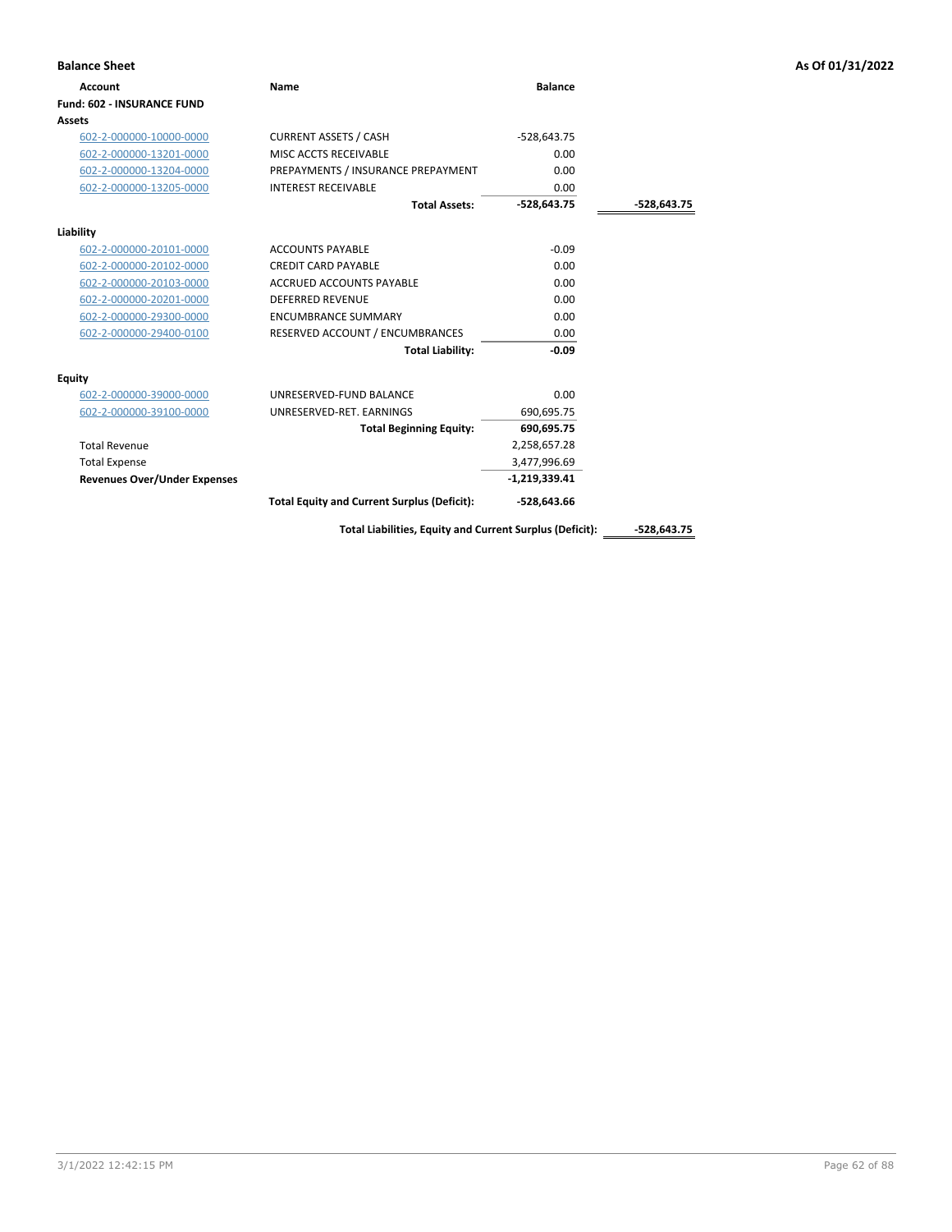**Balance Sheet** **As Of 01/31/2022**

| Account | Name | Balance | |
|---|---|---|---|
| **Fund: 602 - INSURANCE FUND** | | | |
| **Assets** | | | |
| 602-2-000000-10000-0000 | CURRENT ASSETS / CASH | -528,643.75 | |
| 602-2-000000-13201-0000 | MISC ACCTS RECEIVABLE | 0.00 | |
| 602-2-000000-13204-0000 | PREPAYMENTS / INSURANCE PREPAYMENT | 0.00 | |
| 602-2-000000-13205-0000 | INTEREST RECEIVABLE | 0.00 | |
| | **Total Assets:** | **-528,643.75** | **-528,643.75** |
| **Liability** | | | |
| 602-2-000000-20101-0000 | ACCOUNTS PAYABLE | -0.09 | |
| 602-2-000000-20102-0000 | CREDIT CARD PAYABLE | 0.00 | |
| 602-2-000000-20103-0000 | ACCRUED ACCOUNTS PAYABLE | 0.00 | |
| 602-2-000000-20201-0000 | DEFERRED REVENUE | 0.00 | |
| 602-2-000000-29300-0000 | ENCUMBRANCE SUMMARY | 0.00 | |
| 602-2-000000-29400-0100 | RESERVED ACCOUNT / ENCUMBRANCES | 0.00 | |
| | **Total Liability:** | **-0.09** | |
| **Equity** | | | |
| 602-2-000000-39000-0000 | UNRESERVED-FUND BALANCE | 0.00 | |
| 602-2-000000-39100-0000 | UNRESERVED-RET. EARNINGS | 690,695.75 | |
| | **Total Beginning Equity:** | **690,695.75** | |
| Total Revenue | | 2,258,657.28 | |
| Total Expense | | 3,477,996.69 | |
| **Revenues Over/Under Expenses** | | **-1,219,339.41** | |
| | **Total Equity and Current Surplus (Deficit):** | **-528,643.66** | |
| | **Total Liabilities, Equity and Current Surplus (Deficit):** | | **-528,643.75** |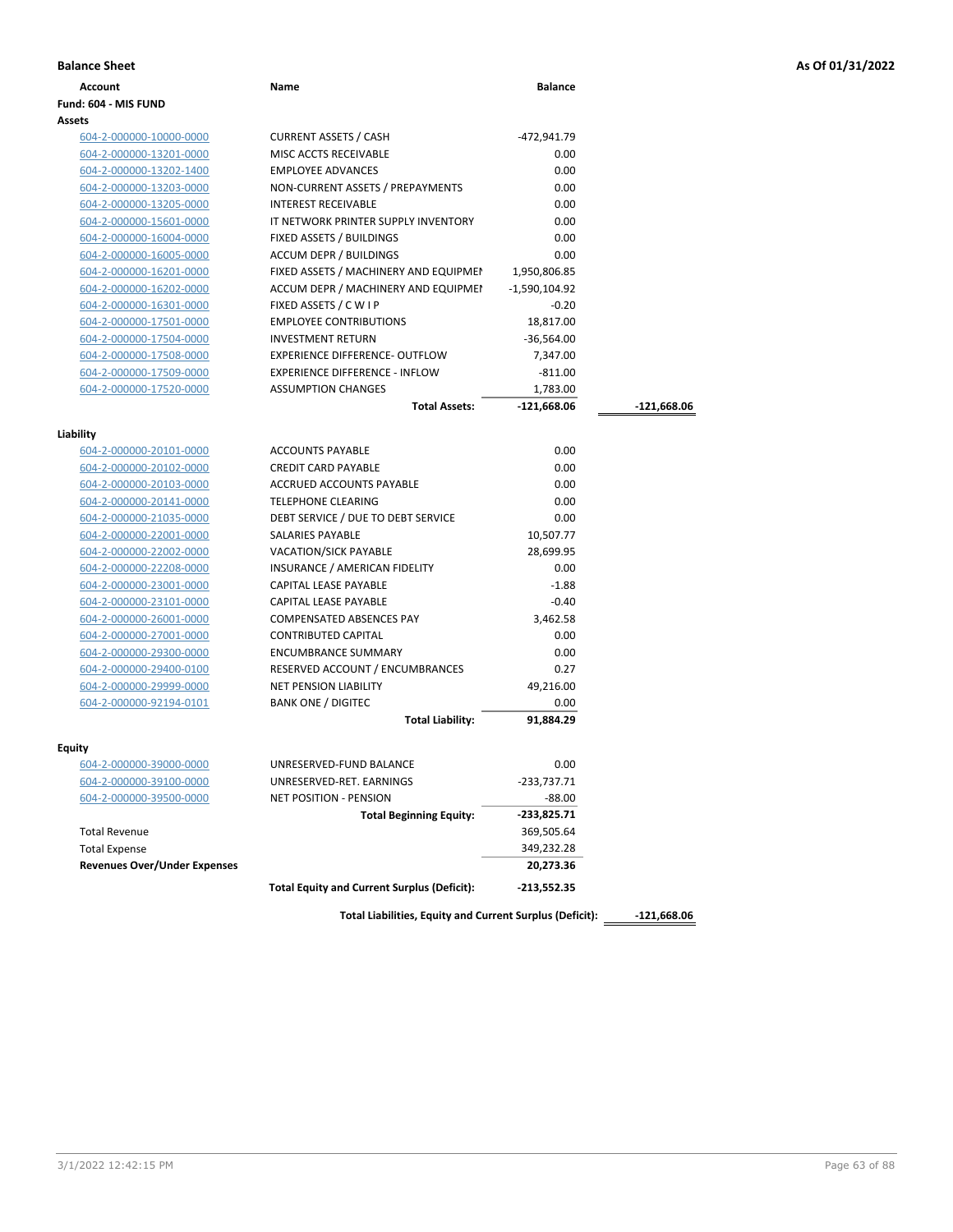**Balance Sheet** — As Of 01/31/2022

| Account | Name | Balance | |
|---|---|---|---|
| **Fund: 604 - MIS FUND** | | | |
| **Assets** | | | |
| 604-2-000000-10000-0000 | CURRENT ASSETS / CASH | -472,941.79 | |
| 604-2-000000-13201-0000 | MISC ACCTS RECEIVABLE | 0.00 | |
| 604-2-000000-13202-1400 | EMPLOYEE ADVANCES | 0.00 | |
| 604-2-000000-13203-0000 | NON-CURRENT ASSETS / PREPAYMENTS | 0.00 | |
| 604-2-000000-13205-0000 | INTEREST RECEIVABLE | 0.00 | |
| 604-2-000000-15601-0000 | IT NETWORK PRINTER SUPPLY INVENTORY | 0.00 | |
| 604-2-000000-16004-0000 | FIXED ASSETS / BUILDINGS | 0.00 | |
| 604-2-000000-16005-0000 | ACCUM DEPR / BUILDINGS | 0.00 | |
| 604-2-000000-16201-0000 | FIXED ASSETS / MACHINERY AND EQUIPMEI | 1,950,806.85 | |
| 604-2-000000-16202-0000 | ACCUM DEPR / MACHINERY AND EQUIPMEI | -1,590,104.92 | |
| 604-2-000000-16301-0000 | FIXED ASSETS / C W I P | -0.20 | |
| 604-2-000000-17501-0000 | EMPLOYEE CONTRIBUTIONS | 18,817.00 | |
| 604-2-000000-17504-0000 | INVESTMENT RETURN | -36,564.00 | |
| 604-2-000000-17508-0000 | EXPERIENCE DIFFERENCE- OUTFLOW | 7,347.00 | |
| 604-2-000000-17509-0000 | EXPERIENCE DIFFERENCE - INFLOW | -811.00 | |
| 604-2-000000-17520-0000 | ASSUMPTION CHANGES | 1,783.00 | |
| | **Total Assets:** | **-121,668.06** | **-121,668.06** |
| **Liability** | | | |
| 604-2-000000-20101-0000 | ACCOUNTS PAYABLE | 0.00 | |
| 604-2-000000-20102-0000 | CREDIT CARD PAYABLE | 0.00 | |
| 604-2-000000-20103-0000 | ACCRUED ACCOUNTS PAYABLE | 0.00 | |
| 604-2-000000-20141-0000 | TELEPHONE CLEARING | 0.00 | |
| 604-2-000000-21035-0000 | DEBT SERVICE / DUE TO DEBT SERVICE | 0.00 | |
| 604-2-000000-22001-0000 | SALARIES PAYABLE | 10,507.77 | |
| 604-2-000000-22002-0000 | VACATION/SICK PAYABLE | 28,699.95 | |
| 604-2-000000-22208-0000 | INSURANCE / AMERICAN FIDELITY | 0.00 | |
| 604-2-000000-23001-0000 | CAPITAL LEASE PAYABLE | -1.88 | |
| 604-2-000000-23101-0000 | CAPITAL LEASE PAYABLE | -0.40 | |
| 604-2-000000-26001-0000 | COMPENSATED ABSENCES PAY | 3,462.58 | |
| 604-2-000000-27001-0000 | CONTRIBUTED CAPITAL | 0.00 | |
| 604-2-000000-29300-0000 | ENCUMBRANCE SUMMARY | 0.00 | |
| 604-2-000000-29400-0100 | RESERVED ACCOUNT / ENCUMBRANCES | 0.27 | |
| 604-2-000000-29999-0000 | NET PENSION LIABILITY | 49,216.00 | |
| 604-2-000000-92194-0101 | BANK ONE / DIGITEC | 0.00 | |
| | **Total Liability:** | **91,884.29** | |
| **Equity** | | | |
| 604-2-000000-39000-0000 | UNRESERVED-FUND BALANCE | 0.00 | |
| 604-2-000000-39100-0000 | UNRESERVED-RET. EARNINGS | -233,737.71 | |
| 604-2-000000-39500-0000 | NET POSITION - PENSION | -88.00 | |
| | **Total Beginning Equity:** | **-233,825.71** | |
| Total Revenue | | 369,505.64 | |
| Total Expense | | 349,232.28 | |
| **Revenues Over/Under Expenses** | | **20,273.36** | |
| | **Total Equity and Current Surplus (Deficit):** | **-213,552.35** | |
| | **Total Liabilities, Equity and Current Surplus (Deficit):** | | **-121,668.06** |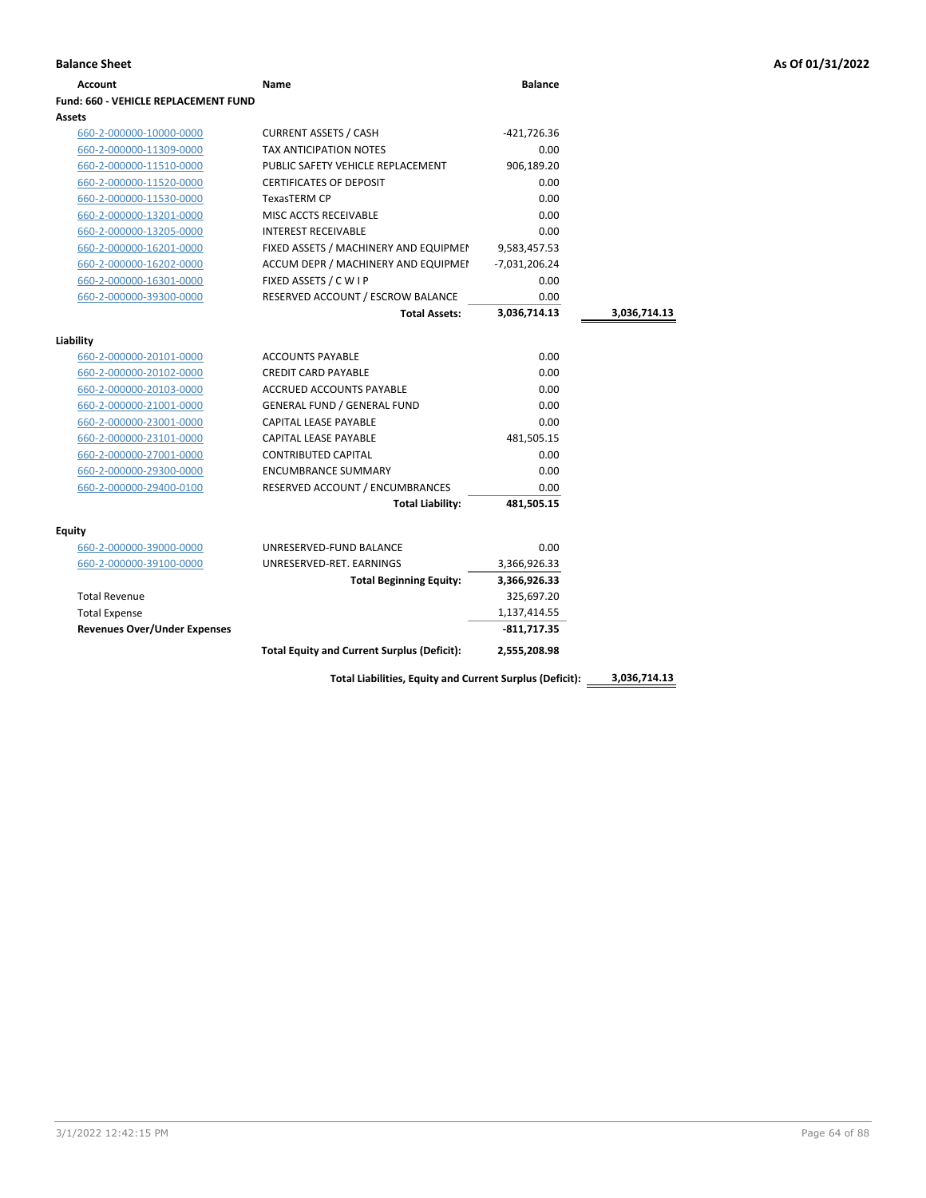**Balance Sheet** — As Of 01/31/2022

| Account | Name | Balance | |
|---|---|---|---|
| **Fund: 660 - VEHICLE REPLACEMENT FUND** | | | |
| **Assets** | | | |
| 660-2-000000-10000-0000 | CURRENT ASSETS / CASH | -421,726.36 | |
| 660-2-000000-11309-0000 | TAX ANTICIPATION NOTES | 0.00 | |
| 660-2-000000-11510-0000 | PUBLIC SAFETY VEHICLE REPLACEMENT | 906,189.20 | |
| 660-2-000000-11520-0000 | CERTIFICATES OF DEPOSIT | 0.00 | |
| 660-2-000000-11530-0000 | TexasTERM CP | 0.00 | |
| 660-2-000000-13201-0000 | MISC ACCTS RECEIVABLE | 0.00 | |
| 660-2-000000-13205-0000 | INTEREST RECEIVABLE | 0.00 | |
| 660-2-000000-16201-0000 | FIXED ASSETS / MACHINERY AND EQUIPMEI | 9,583,457.53 | |
| 660-2-000000-16202-0000 | ACCUM DEPR / MACHINERY AND EQUIPMEI | -7,031,206.24 | |
| 660-2-000000-16301-0000 | FIXED ASSETS / C W I P | 0.00 | |
| 660-2-000000-39300-0000 | RESERVED ACCOUNT / ESCROW BALANCE | 0.00 | |
| | **Total Assets:** | **3,036,714.13** | **3,036,714.13** |
| **Liability** | | | |
| 660-2-000000-20101-0000 | ACCOUNTS PAYABLE | 0.00 | |
| 660-2-000000-20102-0000 | CREDIT CARD PAYABLE | 0.00 | |
| 660-2-000000-20103-0000 | ACCRUED ACCOUNTS PAYABLE | 0.00 | |
| 660-2-000000-21001-0000 | GENERAL FUND / GENERAL FUND | 0.00 | |
| 660-2-000000-23001-0000 | CAPITAL LEASE PAYABLE | 0.00 | |
| 660-2-000000-23101-0000 | CAPITAL LEASE PAYABLE | 481,505.15 | |
| 660-2-000000-27001-0000 | CONTRIBUTED CAPITAL | 0.00 | |
| 660-2-000000-29300-0000 | ENCUMBRANCE SUMMARY | 0.00 | |
| 660-2-000000-29400-0100 | RESERVED ACCOUNT / ENCUMBRANCES | 0.00 | |
| | **Total Liability:** | **481,505.15** | |
| **Equity** | | | |
| 660-2-000000-39000-0000 | UNRESERVED-FUND BALANCE | 0.00 | |
| 660-2-000000-39100-0000 | UNRESERVED-RET. EARNINGS | 3,366,926.33 | |
| | **Total Beginning Equity:** | **3,366,926.33** | |
| Total Revenue | | 325,697.20 | |
| Total Expense | | 1,137,414.55 | |
| **Revenues Over/Under Expenses** | | **-811,717.35** | |
| | **Total Equity and Current Surplus (Deficit):** | **2,555,208.98** | |
| | **Total Liabilities, Equity and Current Surplus (Deficit):** | | **3,036,714.13** |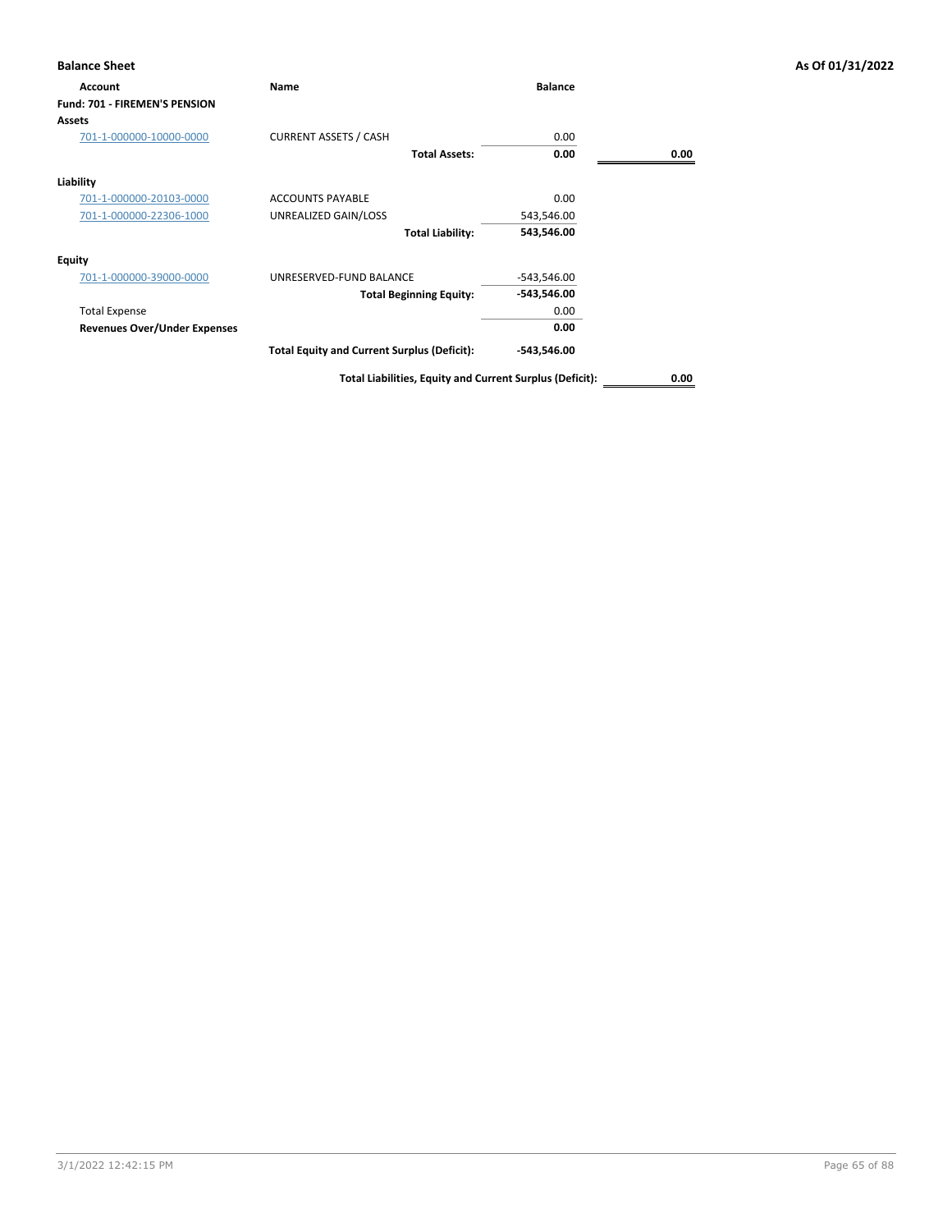**Balance Sheet** — As Of 01/31/2022

| Account | Name | Balance | |
|---|---|---|---|
| **Fund: 701 - FIREMEN'S PENSION** | | | |
| **Assets** | | | |
| 701-1-000000-10000-0000 | CURRENT ASSETS / CASH | 0.00 | |
| | **Total Assets:** | **0.00** | **0.00** |
| **Liability** | | | |
| 701-1-000000-20103-0000 | ACCOUNTS PAYABLE | 0.00 | |
| 701-1-000000-22306-1000 | UNREALIZED GAIN/LOSS | 543,546.00 | |
| | **Total Liability:** | **543,546.00** | |
| **Equity** | | | |
| 701-1-000000-39000-0000 | UNRESERVED-FUND BALANCE | -543,546.00 | |
| | **Total Beginning Equity:** | **-543,546.00** | |
| Total Expense | | 0.00 | |
| **Revenues Over/Under Expenses** | | **0.00** | |
| | **Total Equity and Current Surplus (Deficit):** | **-543,546.00** | |
| | **Total Liabilities, Equity and Current Surplus (Deficit):** | | **0.00** |

3/1/2022 12:42:15 PM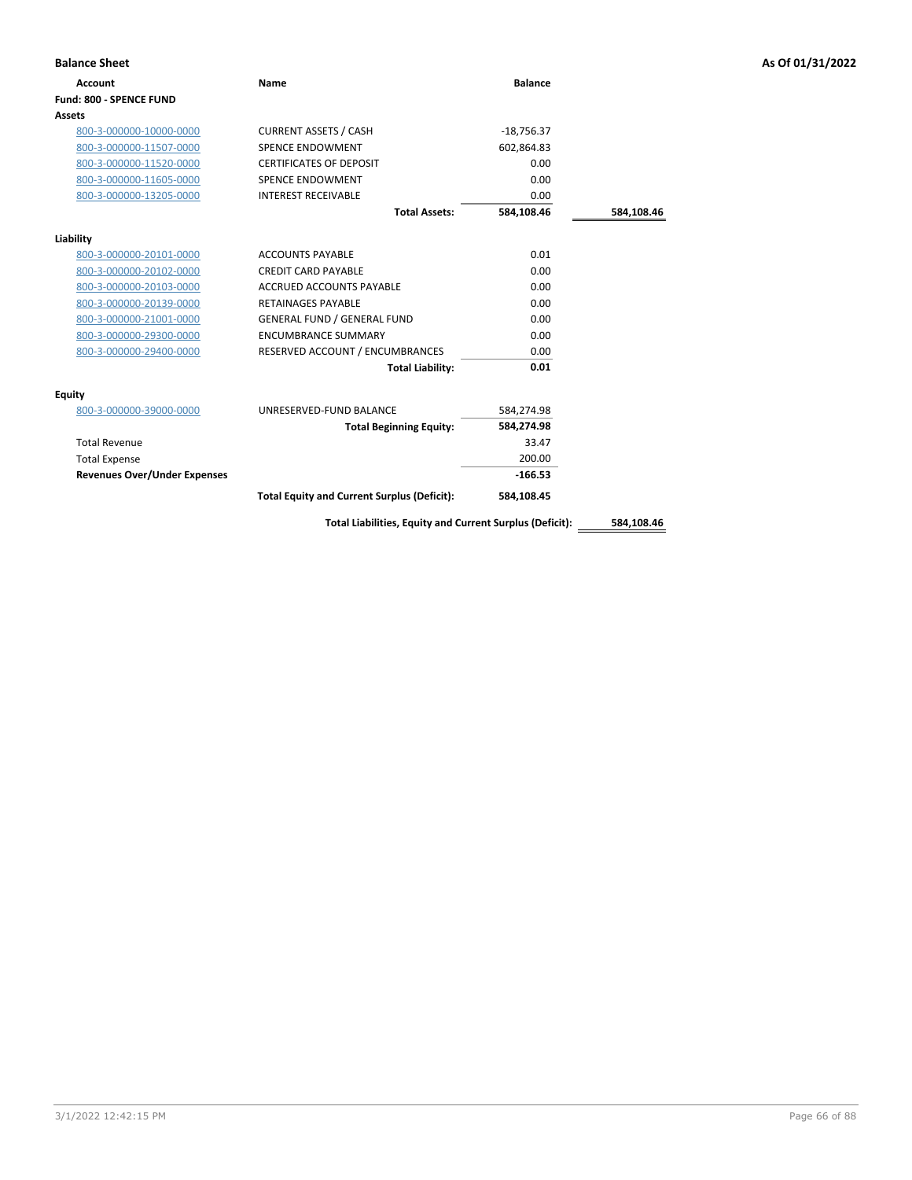**Balance Sheet** **As Of 01/31/2022**

| Account | Name | Balance | |
|---|---|---|---|
| **Fund: 800 - SPENCE FUND** | | | |
| **Assets** | | | |
| 800-3-000000-10000-0000 | CURRENT ASSETS / CASH | -18,756.37 | |
| 800-3-000000-11507-0000 | SPENCE ENDOWMENT | 602,864.83 | |
| 800-3-000000-11520-0000 | CERTIFICATES OF DEPOSIT | 0.00 | |
| 800-3-000000-11605-0000 | SPENCE ENDOWMENT | 0.00 | |
| 800-3-000000-13205-0000 | INTEREST RECEIVABLE | 0.00 | |
| | **Total Assets:** | **584,108.46** | **584,108.46** |
| **Liability** | | | |
| 800-3-000000-20101-0000 | ACCOUNTS PAYABLE | 0.01 | |
| 800-3-000000-20102-0000 | CREDIT CARD PAYABLE | 0.00 | |
| 800-3-000000-20103-0000 | ACCRUED ACCOUNTS PAYABLE | 0.00 | |
| 800-3-000000-20139-0000 | RETAINAGES PAYABLE | 0.00 | |
| 800-3-000000-21001-0000 | GENERAL FUND / GENERAL FUND | 0.00 | |
| 800-3-000000-29300-0000 | ENCUMBRANCE SUMMARY | 0.00 | |
| 800-3-000000-29400-0000 | RESERVED ACCOUNT / ENCUMBRANCES | 0.00 | |
| | **Total Liability:** | **0.01** | |
| **Equity** | | | |
| 800-3-000000-39000-0000 | UNRESERVED-FUND BALANCE | 584,274.98 | |
| | **Total Beginning Equity:** | **584,274.98** | |
| Total Revenue | | 33.47 | |
| Total Expense | | 200.00 | |
| **Revenues Over/Under Expenses** | | **-166.53** | |
| | **Total Equity and Current Surplus (Deficit):** | **584,108.45** | |
| | **Total Liabilities, Equity and Current Surplus (Deficit):** | | **584,108.46** |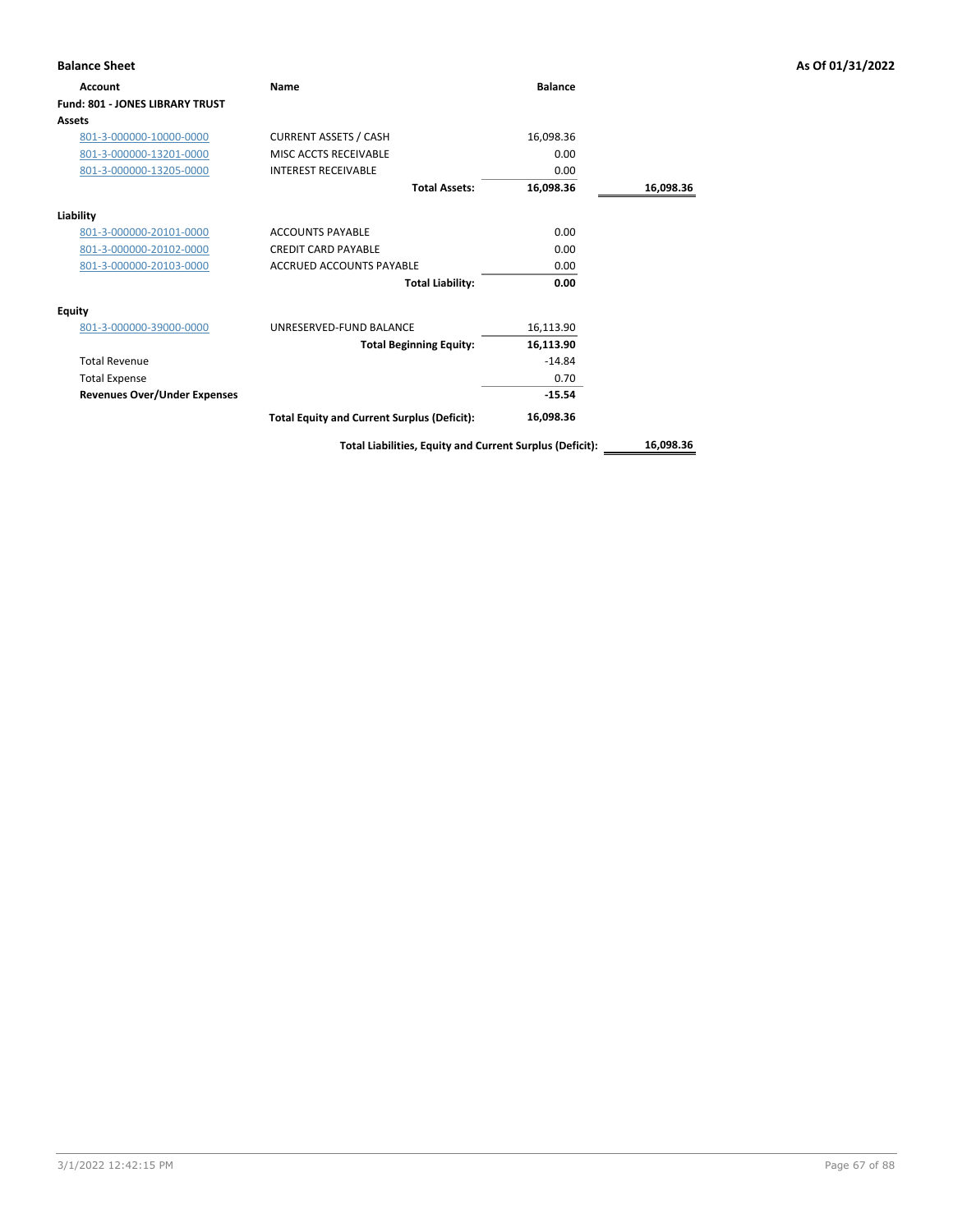**Balance Sheet** — As Of 01/31/2022

| Account | Name | Balance | |
|---|---|---|---|
| **Fund: 801 - JONES LIBRARY TRUST** | | | |
| **Assets** | | | |
| 801-3-000000-10000-0000 | CURRENT ASSETS / CASH | 16,098.36 | |
| 801-3-000000-13201-0000 | MISC ACCTS RECEIVABLE | 0.00 | |
| 801-3-000000-13205-0000 | INTEREST RECEIVABLE | 0.00 | |
| | **Total Assets:** | **16,098.36** | **16,098.36** |
| **Liability** | | | |
| 801-3-000000-20101-0000 | ACCOUNTS PAYABLE | 0.00 | |
| 801-3-000000-20102-0000 | CREDIT CARD PAYABLE | 0.00 | |
| 801-3-000000-20103-0000 | ACCRUED ACCOUNTS PAYABLE | 0.00 | |
| | **Total Liability:** | **0.00** | |
| **Equity** | | | |
| 801-3-000000-39000-0000 | UNRESERVED-FUND BALANCE | 16,113.90 | |
| | **Total Beginning Equity:** | **16,113.90** | |
| Total Revenue | | -14.84 | |
| Total Expense | | 0.70 | |
| **Revenues Over/Under Expenses** | | **-15.54** | |
| | **Total Equity and Current Surplus (Deficit):** | **16,098.36** | |
| | **Total Liabilities, Equity and Current Surplus (Deficit):** | | **16,098.36** |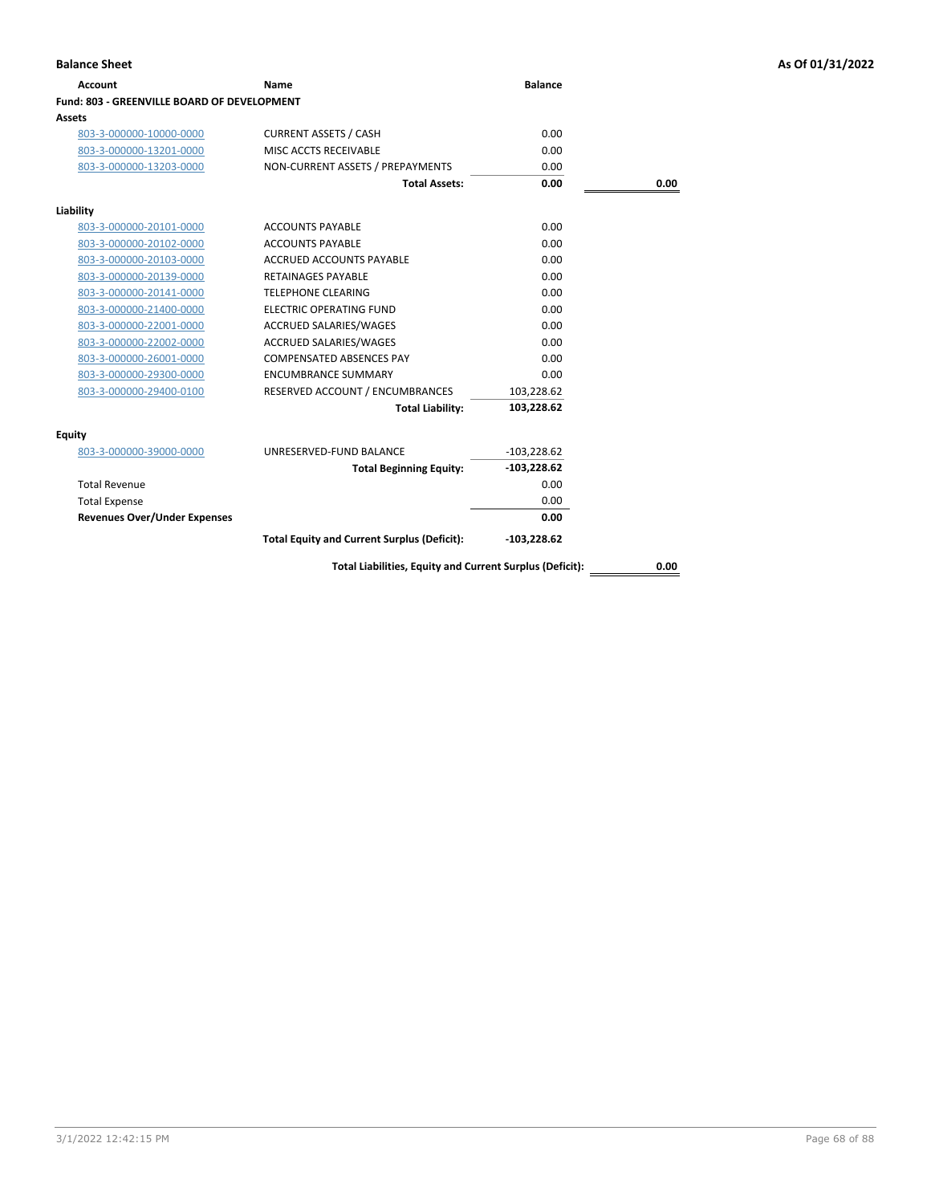**Balance Sheet** **As Of 01/31/2022**

| Account | Name | Balance | |
|---|---|---|---|
| **Fund: 803 - GREENVILLE BOARD OF DEVELOPMENT** | | | |
| **Assets** | | | |
| 803-3-000000-10000-0000 | CURRENT ASSETS / CASH | 0.00 | |
| 803-3-000000-13201-0000 | MISC ACCTS RECEIVABLE | 0.00 | |
| 803-3-000000-13203-0000 | NON-CURRENT ASSETS / PREPAYMENTS | 0.00 | |
| | **Total Assets:** | **0.00** | **0.00** |
| **Liability** | | | |
| 803-3-000000-20101-0000 | ACCOUNTS PAYABLE | 0.00 | |
| 803-3-000000-20102-0000 | ACCOUNTS PAYABLE | 0.00 | |
| 803-3-000000-20103-0000 | ACCRUED ACCOUNTS PAYABLE | 0.00 | |
| 803-3-000000-20139-0000 | RETAINAGES PAYABLE | 0.00 | |
| 803-3-000000-20141-0000 | TELEPHONE CLEARING | 0.00 | |
| 803-3-000000-21400-0000 | ELECTRIC OPERATING FUND | 0.00 | |
| 803-3-000000-22001-0000 | ACCRUED SALARIES/WAGES | 0.00 | |
| 803-3-000000-22002-0000 | ACCRUED SALARIES/WAGES | 0.00 | |
| 803-3-000000-26001-0000 | COMPENSATED ABSENCES PAY | 0.00 | |
| 803-3-000000-29300-0000 | ENCUMBRANCE SUMMARY | 0.00 | |
| 803-3-000000-29400-0100 | RESERVED ACCOUNT / ENCUMBRANCES | 103,228.62 | |
| | **Total Liability:** | **103,228.62** | |
| **Equity** | | | |
| 803-3-000000-39000-0000 | UNRESERVED-FUND BALANCE | -103,228.62 | |
| | **Total Beginning Equity:** | **-103,228.62** | |
| Total Revenue | | 0.00 | |
| Total Expense | | 0.00 | |
| **Revenues Over/Under Expenses** | | **0.00** | |
| | **Total Equity and Current Surplus (Deficit):** | **-103,228.62** | |
| | **Total Liabilities, Equity and Current Surplus (Deficit):** | | **0.00** |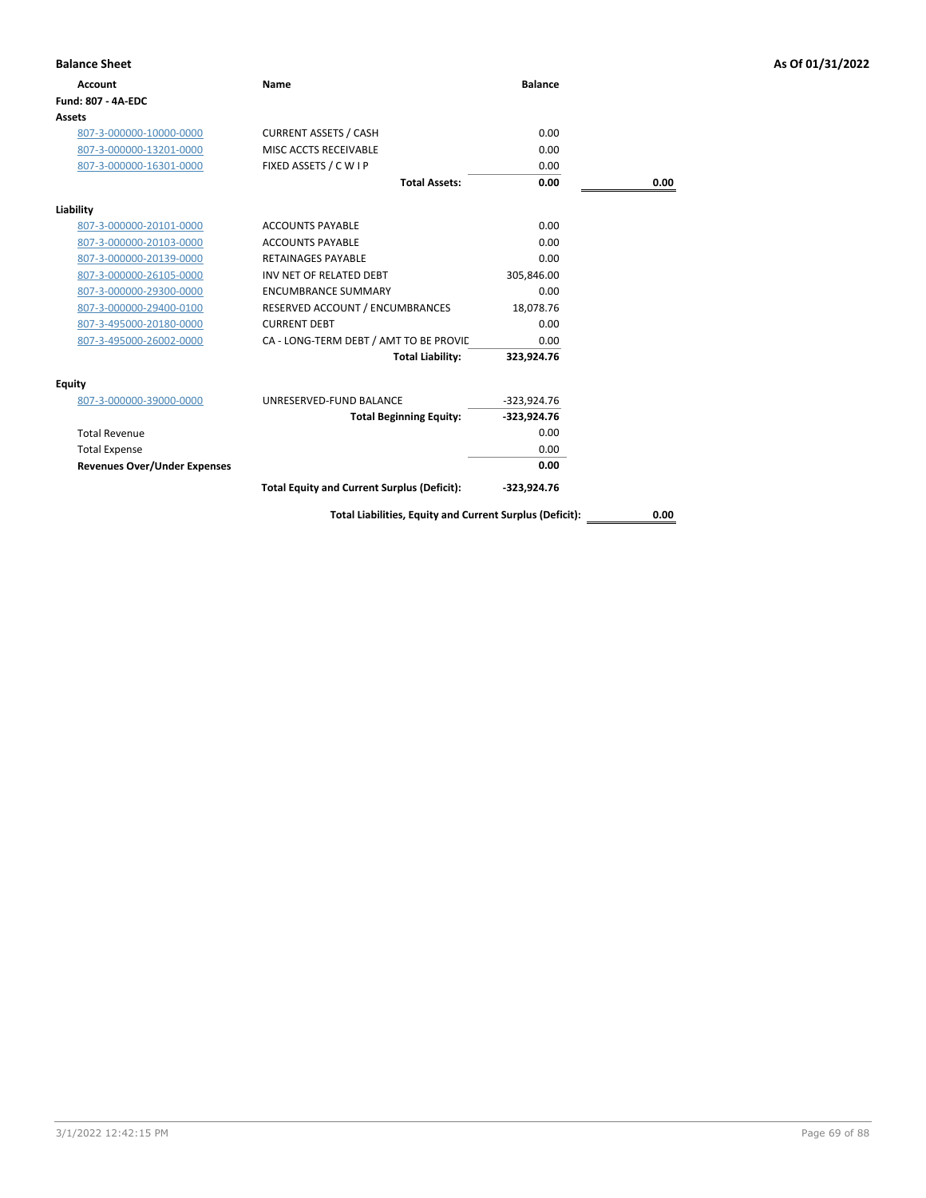**Balance Sheet** — As Of 01/31/2022

| Account | Name | Balance | |
|---|---|---|---|
| **Fund: 807 - 4A-EDC** | | | |
| **Assets** | | | |
| 807-3-000000-10000-0000 | CURRENT ASSETS / CASH | 0.00 | |
| 807-3-000000-13201-0000 | MISC ACCTS RECEIVABLE | 0.00 | |
| 807-3-000000-16301-0000 | FIXED ASSETS / C W I P | 0.00 | |
| | **Total Assets:** | **0.00** | **0.00** |
| **Liability** | | | |
| 807-3-000000-20101-0000 | ACCOUNTS PAYABLE | 0.00 | |
| 807-3-000000-20103-0000 | ACCOUNTS PAYABLE | 0.00 | |
| 807-3-000000-20139-0000 | RETAINAGES PAYABLE | 0.00 | |
| 807-3-000000-26105-0000 | INV NET OF RELATED DEBT | 305,846.00 | |
| 807-3-000000-29300-0000 | ENCUMBRANCE SUMMARY | 0.00 | |
| 807-3-000000-29400-0100 | RESERVED ACCOUNT / ENCUMBRANCES | 18,078.76 | |
| 807-3-495000-20180-0000 | CURRENT DEBT | 0.00 | |
| 807-3-495000-26002-0000 | CA - LONG-TERM DEBT / AMT TO BE PROVIC | 0.00 | |
| | **Total Liability:** | **323,924.76** | |
| **Equity** | | | |
| 807-3-000000-39000-0000 | UNRESERVED-FUND BALANCE | -323,924.76 | |
| | **Total Beginning Equity:** | **-323,924.76** | |
| Total Revenue | | 0.00 | |
| Total Expense | | 0.00 | |
| **Revenues Over/Under Expenses** | | **0.00** | |
| | **Total Equity and Current Surplus (Deficit):** | **-323,924.76** | |
| | **Total Liabilities, Equity and Current Surplus (Deficit):** | | **0.00** |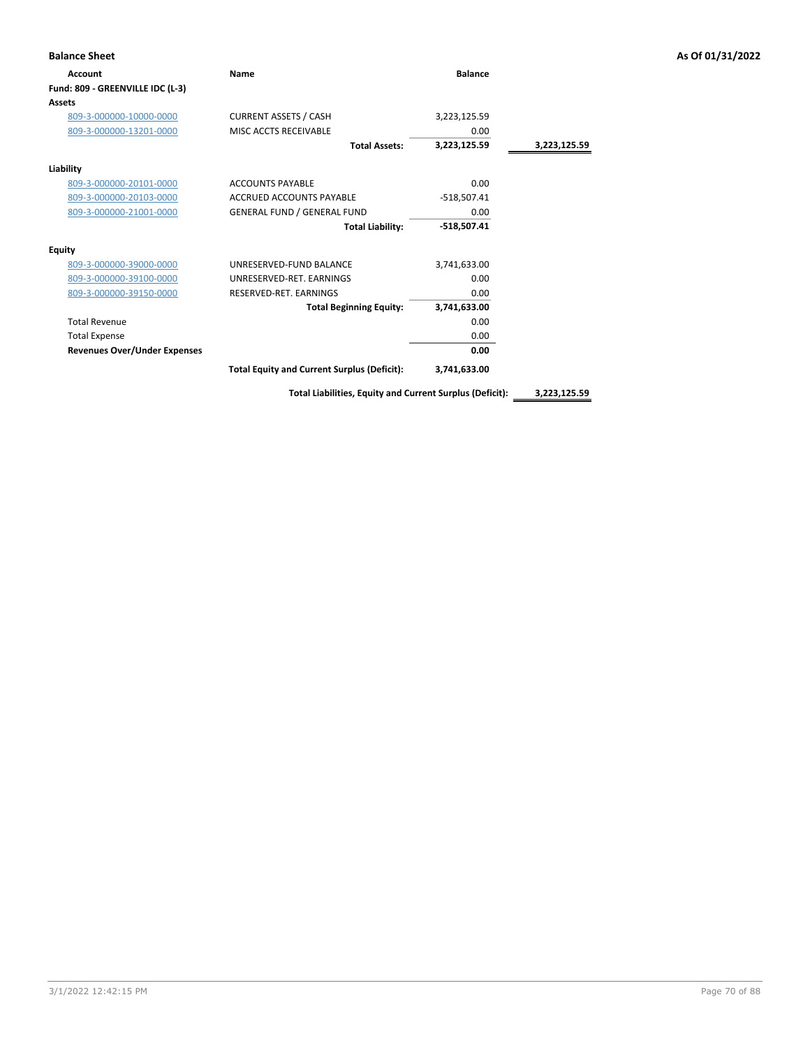**Balance Sheet** | **As Of 01/31/2022**

| Account | Name | Balance | |
|---|---|---|---|
| **Fund: 809 - GREENVILLE IDC (L-3)** | | | |
| **Assets** | | | |
| 809-3-000000-10000-0000 | CURRENT ASSETS / CASH | 3,223,125.59 | |
| 809-3-000000-13201-0000 | MISC ACCTS RECEIVABLE | 0.00 | |
| | **Total Assets:** | **3,223,125.59** | **3,223,125.59** |
| **Liability** | | | |
| 809-3-000000-20101-0000 | ACCOUNTS PAYABLE | 0.00 | |
| 809-3-000000-20103-0000 | ACCRUED ACCOUNTS PAYABLE | -518,507.41 | |
| 809-3-000000-21001-0000 | GENERAL FUND / GENERAL FUND | 0.00 | |
| | **Total Liability:** | **-518,507.41** | |
| **Equity** | | | |
| 809-3-000000-39000-0000 | UNRESERVED-FUND BALANCE | 3,741,633.00 | |
| 809-3-000000-39100-0000 | UNRESERVED-RET. EARNINGS | 0.00 | |
| 809-3-000000-39150-0000 | RESERVED-RET. EARNINGS | 0.00 | |
| | **Total Beginning Equity:** | **3,741,633.00** | |
| Total Revenue | | 0.00 | |
| Total Expense | | 0.00 | |
| **Revenues Over/Under Expenses** | | **0.00** | |
| | **Total Equity and Current Surplus (Deficit):** | **3,741,633.00** | |
| | **Total Liabilities, Equity and Current Surplus (Deficit):** | | **3,223,125.59** |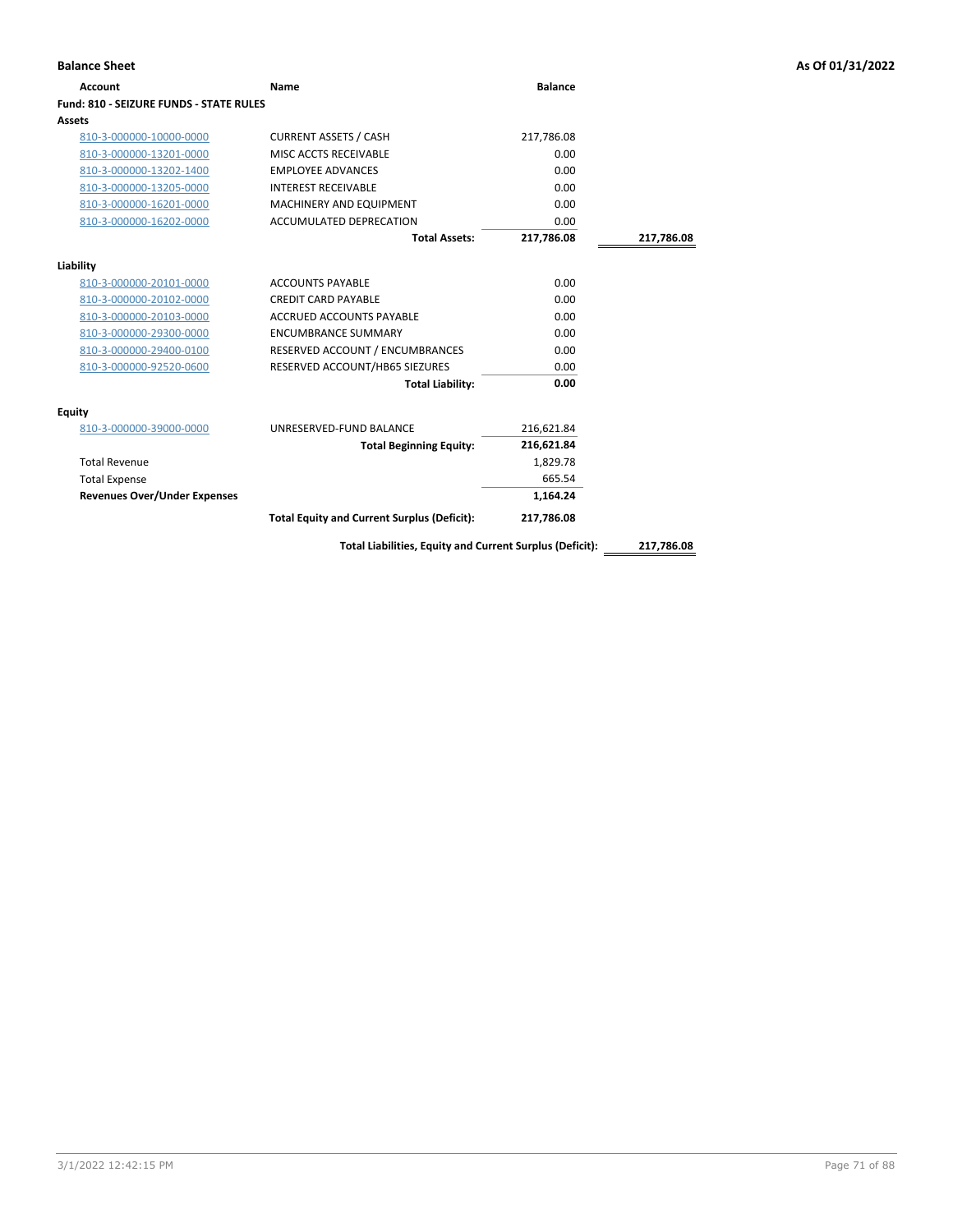**Balance Sheet** **As Of 01/31/2022**

| Account | Name | Balance | |
|---|---|---|---|
| **Fund: 810 - SEIZURE FUNDS - STATE RULES** | | | |
| **Assets** | | | |
| 810-3-000000-10000-0000 | CURRENT ASSETS / CASH | 217,786.08 | |
| 810-3-000000-13201-0000 | MISC ACCTS RECEIVABLE | 0.00 | |
| 810-3-000000-13202-1400 | EMPLOYEE ADVANCES | 0.00 | |
| 810-3-000000-13205-0000 | INTEREST RECEIVABLE | 0.00 | |
| 810-3-000000-16201-0000 | MACHINERY AND EQUIPMENT | 0.00 | |
| 810-3-000000-16202-0000 | ACCUMULATED DEPRECATION | 0.00 | |
| | **Total Assets:** | **217,786.08** | **217,786.08** |
| **Liability** | | | |
| 810-3-000000-20101-0000 | ACCOUNTS PAYABLE | 0.00 | |
| 810-3-000000-20102-0000 | CREDIT CARD PAYABLE | 0.00 | |
| 810-3-000000-20103-0000 | ACCRUED ACCOUNTS PAYABLE | 0.00 | |
| 810-3-000000-29300-0000 | ENCUMBRANCE SUMMARY | 0.00 | |
| 810-3-000000-29400-0100 | RESERVED ACCOUNT / ENCUMBRANCES | 0.00 | |
| 810-3-000000-92520-0600 | RESERVED ACCOUNT/HB65 SIEZURES | 0.00 | |
| | **Total Liability:** | **0.00** | |
| **Equity** | | | |
| 810-3-000000-39000-0000 | UNRESERVED-FUND BALANCE | 216,621.84 | |
| | **Total Beginning Equity:** | **216,621.84** | |
| Total Revenue | | 1,829.78 | |
| Total Expense | | 665.54 | |
| **Revenues Over/Under Expenses** | | **1,164.24** | |
| | **Total Equity and Current Surplus (Deficit):** | **217,786.08** | |
| | **Total Liabilities, Equity and Current Surplus (Deficit):** | | **217,786.08** |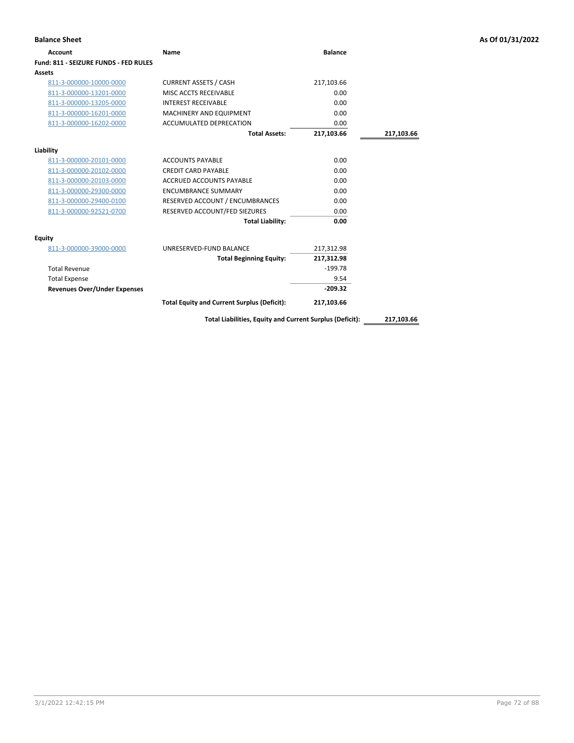**Balance Sheet** **As Of 01/31/2022**

| Account | Name | Balance | |
|---|---|---|---|
| **Fund: 811 - SEIZURE FUNDS - FED RULES** | | | |
| **Assets** | | | |
| 811-3-000000-10000-0000 | CURRENT ASSETS / CASH | 217,103.66 | |
| 811-3-000000-13201-0000 | MISC ACCTS RECEIVABLE | 0.00 | |
| 811-3-000000-13205-0000 | INTEREST RECEIVABLE | 0.00 | |
| 811-3-000000-16201-0000 | MACHINERY AND EQUIPMENT | 0.00 | |
| 811-3-000000-16202-0000 | ACCUMULATED DEPRECATION | 0.00 | |
| | **Total Assets:** | **217,103.66** | **217,103.66** |
| **Liability** | | | |
| 811-3-000000-20101-0000 | ACCOUNTS PAYABLE | 0.00 | |
| 811-3-000000-20102-0000 | CREDIT CARD PAYABLE | 0.00 | |
| 811-3-000000-20103-0000 | ACCRUED ACCOUNTS PAYABLE | 0.00 | |
| 811-3-000000-29300-0000 | ENCUMBRANCE SUMMARY | 0.00 | |
| 811-3-000000-29400-0100 | RESERVED ACCOUNT / ENCUMBRANCES | 0.00 | |
| 811-3-000000-92521-0700 | RESERVED ACCOUNT/FED SIEZURES | 0.00 | |
| | **Total Liability:** | **0.00** | |
| **Equity** | | | |
| 811-3-000000-39000-0000 | UNRESERVED-FUND BALANCE | 217,312.98 | |
| | **Total Beginning Equity:** | **217,312.98** | |
| Total Revenue | | -199.78 | |
| Total Expense | | 9.54 | |
| **Revenues Over/Under Expenses** | | **-209.32** | |
| | **Total Equity and Current Surplus (Deficit):** | **217,103.66** | |
| | **Total Liabilities, Equity and Current Surplus (Deficit):** | | **217,103.66** |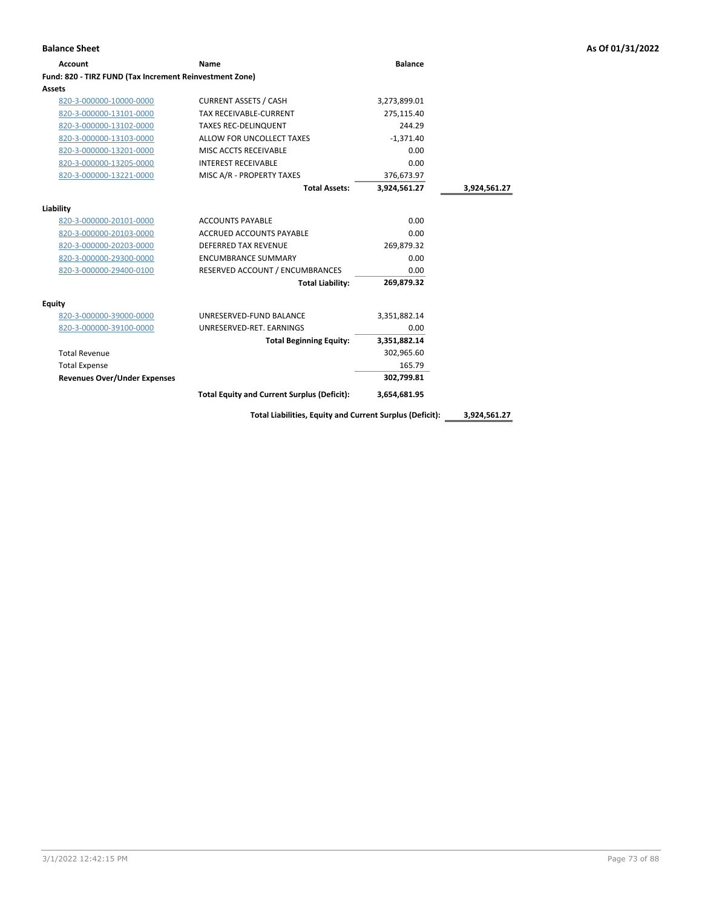**Balance Sheet** **As Of 01/31/2022**

| Account | Name | Balance | |
|---|---|---|---|
| **Fund: 820 - TIRZ FUND (Tax Increment Reinvestment Zone)** | | | |
| **Assets** | | | |
| 820-3-000000-10000-0000 | CURRENT ASSETS / CASH | 3,273,899.01 | |
| 820-3-000000-13101-0000 | TAX RECEIVABLE-CURRENT | 275,115.40 | |
| 820-3-000000-13102-0000 | TAXES REC-DELINQUENT | 244.29 | |
| 820-3-000000-13103-0000 | ALLOW FOR UNCOLLECT TAXES | -1,371.40 | |
| 820-3-000000-13201-0000 | MISC ACCTS RECEIVABLE | 0.00 | |
| 820-3-000000-13205-0000 | INTEREST RECEIVABLE | 0.00 | |
| 820-3-000000-13221-0000 | MISC A/R - PROPERTY TAXES | 376,673.97 | |
| | **Total Assets:** | **3,924,561.27** | **3,924,561.27** |
| **Liability** | | | |
| 820-3-000000-20101-0000 | ACCOUNTS PAYABLE | 0.00 | |
| 820-3-000000-20103-0000 | ACCRUED ACCOUNTS PAYABLE | 0.00 | |
| 820-3-000000-20203-0000 | DEFERRED TAX REVENUE | 269,879.32 | |
| 820-3-000000-29300-0000 | ENCUMBRANCE SUMMARY | 0.00 | |
| 820-3-000000-29400-0100 | RESERVED ACCOUNT / ENCUMBRANCES | 0.00 | |
| | **Total Liability:** | **269,879.32** | |
| **Equity** | | | |
| 820-3-000000-39000-0000 | UNRESERVED-FUND BALANCE | 3,351,882.14 | |
| 820-3-000000-39100-0000 | UNRESERVED-RET. EARNINGS | 0.00 | |
| | **Total Beginning Equity:** | **3,351,882.14** | |
| Total Revenue | | 302,965.60 | |
| Total Expense | | 165.79 | |
| **Revenues Over/Under Expenses** | | **302,799.81** | |
| | **Total Equity and Current Surplus (Deficit):** | **3,654,681.95** | |
| | **Total Liabilities, Equity and Current Surplus (Deficit):** | | **3,924,561.27** |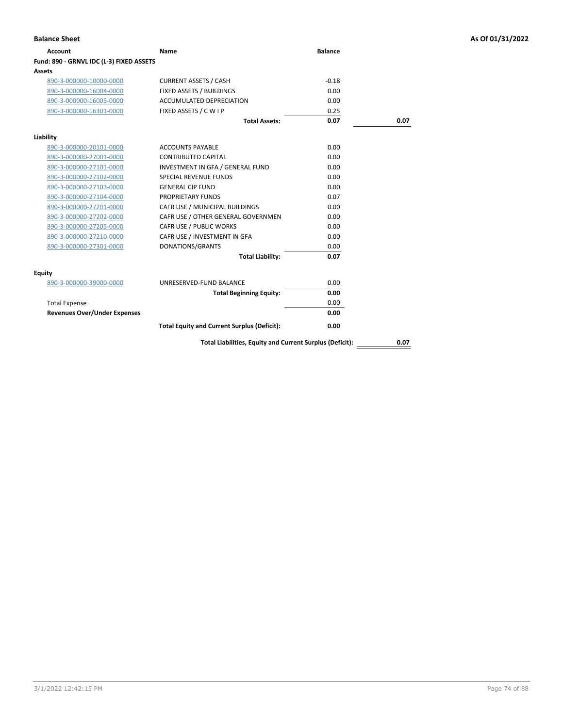## Balance Sheet

**As Of 01/31/2022**

| Account | Name | Balance | |
|---|---|---|---|
| **Fund: 890 - GRNVL IDC (L-3) FIXED ASSETS** | | | |
| **Assets** | | | |
| 890-3-000000-10000-0000 | CURRENT ASSETS / CASH | -0.18 | |
| 890-3-000000-16004-0000 | FIXED ASSETS / BUILDINGS | 0.00 | |
| 890-3-000000-16005-0000 | ACCUMULATED DEPRECIATION | 0.00 | |
| 890-3-000000-16301-0000 | FIXED ASSETS / C W I P | 0.25 | |
| | **Total Assets:** | **0.07** | **0.07** |
| **Liability** | | | |
| 890-3-000000-20101-0000 | ACCOUNTS PAYABLE | 0.00 | |
| 890-3-000000-27001-0000 | CONTRIBUTED CAPITAL | 0.00 | |
| 890-3-000000-27101-0000 | INVESTMENT IN GFA / GENERAL FUND | 0.00 | |
| 890-3-000000-27102-0000 | SPECIAL REVENUE FUNDS | 0.00 | |
| 890-3-000000-27103-0000 | GENERAL CIP FUND | 0.00 | |
| 890-3-000000-27104-0000 | PROPRIETARY FUNDS | 0.07 | |
| 890-3-000000-27201-0000 | CAFR USE / MUNICIPAL BUILDINGS | 0.00 | |
| 890-3-000000-27202-0000 | CAFR USE / OTHER GENERAL GOVERNMEN | 0.00 | |
| 890-3-000000-27205-0000 | CAFR USE / PUBLIC WORKS | 0.00 | |
| 890-3-000000-27210-0000 | CAFR USE / INVESTMENT IN GFA | 0.00 | |
| 890-3-000000-27301-0000 | DONATIONS/GRANTS | 0.00 | |
| | **Total Liability:** | **0.07** | |
| **Equity** | | | |
| 890-3-000000-39000-0000 | UNRESERVED-FUND BALANCE | 0.00 | |
| | **Total Beginning Equity:** | **0.00** | |
| Total Expense | | 0.00 | |
| **Revenues Over/Under Expenses** | | **0.00** | |
| | **Total Equity and Current Surplus (Deficit):** | **0.00** | |
| | **Total Liabilities, Equity and Current Surplus (Deficit):** | | **0.07** |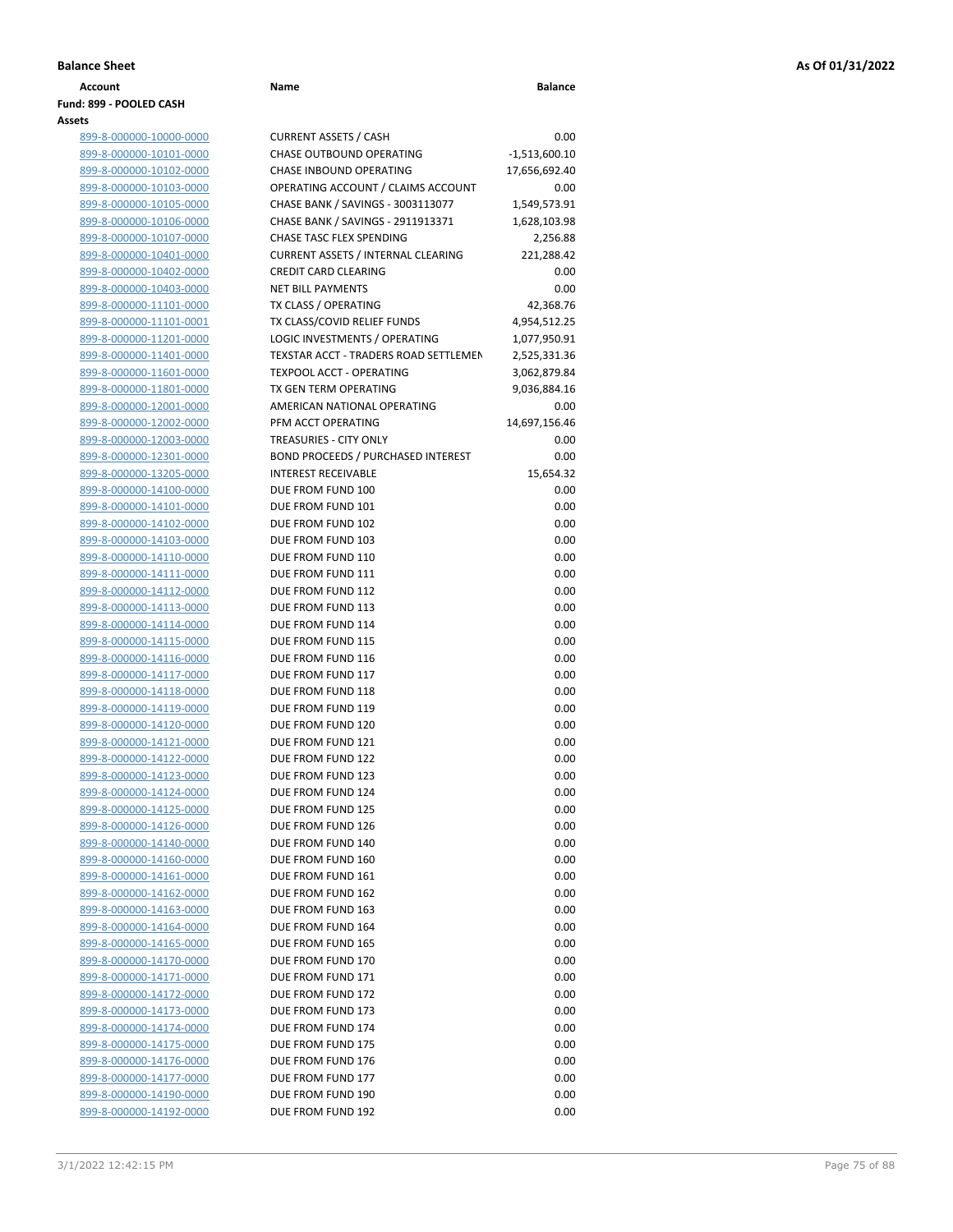**Balance Sheet** **As Of 01/31/2022**

| Account | Name | Balance |
|---|---|---|
| **Fund: 899 - POOLED CASH** | | |
| **Assets** | | |
| 899-8-000000-10000-0000 | CURRENT ASSETS / CASH | 0.00 |
| 899-8-000000-10101-0000 | CHASE OUTBOUND OPERATING | -1,513,600.10 |
| 899-8-000000-10102-0000 | CHASE INBOUND OPERATING | 17,656,692.40 |
| 899-8-000000-10103-0000 | OPERATING ACCOUNT / CLAIMS ACCOUNT | 0.00 |
| 899-8-000000-10105-0000 | CHASE BANK / SAVINGS - 3003113077 | 1,549,573.91 |
| 899-8-000000-10106-0000 | CHASE BANK / SAVINGS - 2911913371 | 1,628,103.98 |
| 899-8-000000-10107-0000 | CHASE TASC FLEX SPENDING | 2,256.88 |
| 899-8-000000-10401-0000 | CURRENT ASSETS / INTERNAL CLEARING | 221,288.42 |
| 899-8-000000-10402-0000 | CREDIT CARD CLEARING | 0.00 |
| 899-8-000000-10403-0000 | NET BILL PAYMENTS | 0.00 |
| 899-8-000000-11101-0000 | TX CLASS / OPERATING | 42,368.76 |
| 899-8-000000-11101-0001 | TX CLASS/COVID RELIEF FUNDS | 4,954,512.25 |
| 899-8-000000-11201-0000 | LOGIC INVESTMENTS / OPERATING | 1,077,950.91 |
| 899-8-000000-11401-0000 | TEXSTAR ACCT - TRADERS ROAD SETTLEMEN | 2,525,331.36 |
| 899-8-000000-11601-0000 | TEXPOOL ACCT - OPERATING | 3,062,879.84 |
| 899-8-000000-11801-0000 | TX GEN TERM OPERATING | 9,036,884.16 |
| 899-8-000000-12001-0000 | AMERICAN NATIONAL OPERATING | 0.00 |
| 899-8-000000-12002-0000 | PFM ACCT OPERATING | 14,697,156.46 |
| 899-8-000000-12003-0000 | TREASURIES - CITY ONLY | 0.00 |
| 899-8-000000-12301-0000 | BOND PROCEEDS / PURCHASED INTEREST | 0.00 |
| 899-8-000000-13205-0000 | INTEREST RECEIVABLE | 15,654.32 |
| 899-8-000000-14100-0000 | DUE FROM FUND 100 | 0.00 |
| 899-8-000000-14101-0000 | DUE FROM FUND 101 | 0.00 |
| 899-8-000000-14102-0000 | DUE FROM FUND 102 | 0.00 |
| 899-8-000000-14103-0000 | DUE FROM FUND 103 | 0.00 |
| 899-8-000000-14110-0000 | DUE FROM FUND 110 | 0.00 |
| 899-8-000000-14111-0000 | DUE FROM FUND 111 | 0.00 |
| 899-8-000000-14112-0000 | DUE FROM FUND 112 | 0.00 |
| 899-8-000000-14113-0000 | DUE FROM FUND 113 | 0.00 |
| 899-8-000000-14114-0000 | DUE FROM FUND 114 | 0.00 |
| 899-8-000000-14115-0000 | DUE FROM FUND 115 | 0.00 |
| 899-8-000000-14116-0000 | DUE FROM FUND 116 | 0.00 |
| 899-8-000000-14117-0000 | DUE FROM FUND 117 | 0.00 |
| 899-8-000000-14118-0000 | DUE FROM FUND 118 | 0.00 |
| 899-8-000000-14119-0000 | DUE FROM FUND 119 | 0.00 |
| 899-8-000000-14120-0000 | DUE FROM FUND 120 | 0.00 |
| 899-8-000000-14121-0000 | DUE FROM FUND 121 | 0.00 |
| 899-8-000000-14122-0000 | DUE FROM FUND 122 | 0.00 |
| 899-8-000000-14123-0000 | DUE FROM FUND 123 | 0.00 |
| 899-8-000000-14124-0000 | DUE FROM FUND 124 | 0.00 |
| 899-8-000000-14125-0000 | DUE FROM FUND 125 | 0.00 |
| 899-8-000000-14126-0000 | DUE FROM FUND 126 | 0.00 |
| 899-8-000000-14140-0000 | DUE FROM FUND 140 | 0.00 |
| 899-8-000000-14160-0000 | DUE FROM FUND 160 | 0.00 |
| 899-8-000000-14161-0000 | DUE FROM FUND 161 | 0.00 |
| 899-8-000000-14162-0000 | DUE FROM FUND 162 | 0.00 |
| 899-8-000000-14163-0000 | DUE FROM FUND 163 | 0.00 |
| 899-8-000000-14164-0000 | DUE FROM FUND 164 | 0.00 |
| 899-8-000000-14165-0000 | DUE FROM FUND 165 | 0.00 |
| 899-8-000000-14170-0000 | DUE FROM FUND 170 | 0.00 |
| 899-8-000000-14171-0000 | DUE FROM FUND 171 | 0.00 |
| 899-8-000000-14172-0000 | DUE FROM FUND 172 | 0.00 |
| 899-8-000000-14173-0000 | DUE FROM FUND 173 | 0.00 |
| 899-8-000000-14174-0000 | DUE FROM FUND 174 | 0.00 |
| 899-8-000000-14175-0000 | DUE FROM FUND 175 | 0.00 |
| 899-8-000000-14176-0000 | DUE FROM FUND 176 | 0.00 |
| 899-8-000000-14177-0000 | DUE FROM FUND 177 | 0.00 |
| 899-8-000000-14190-0000 | DUE FROM FUND 190 | 0.00 |
| 899-8-000000-14192-0000 | DUE FROM FUND 192 | 0.00 |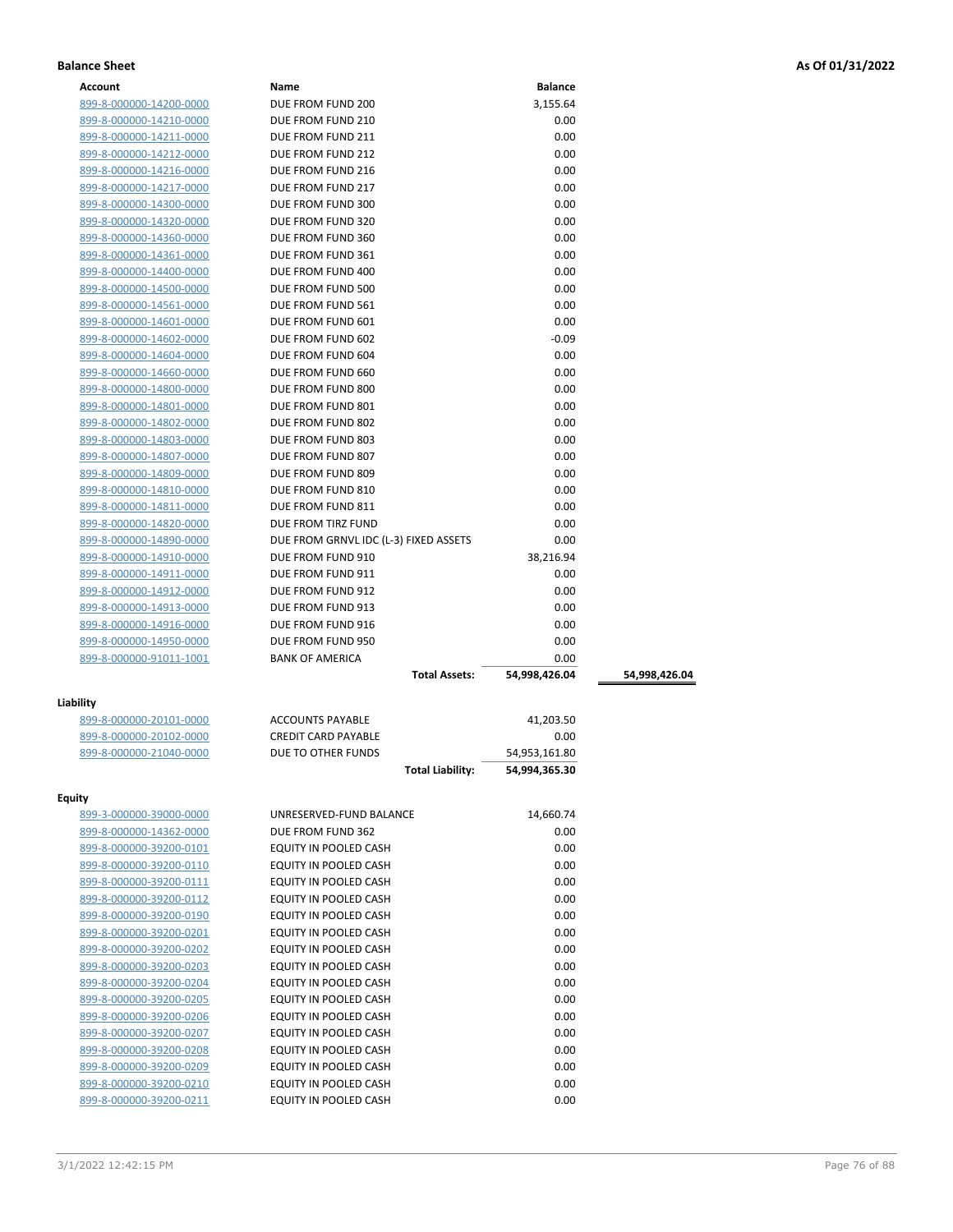**Balance Sheet** **As Of 01/31/2022**

| Account | Name | Balance | |
|---|---|---|---|
| 899-8-000000-14200-0000 | DUE FROM FUND 200 | 3,155.64 | |
| 899-8-000000-14210-0000 | DUE FROM FUND 210 | 0.00 | |
| 899-8-000000-14211-0000 | DUE FROM FUND 211 | 0.00 | |
| 899-8-000000-14212-0000 | DUE FROM FUND 212 | 0.00 | |
| 899-8-000000-14216-0000 | DUE FROM FUND 216 | 0.00 | |
| 899-8-000000-14217-0000 | DUE FROM FUND 217 | 0.00 | |
| 899-8-000000-14300-0000 | DUE FROM FUND 300 | 0.00 | |
| 899-8-000000-14320-0000 | DUE FROM FUND 320 | 0.00 | |
| 899-8-000000-14360-0000 | DUE FROM FUND 360 | 0.00 | |
| 899-8-000000-14361-0000 | DUE FROM FUND 361 | 0.00 | |
| 899-8-000000-14400-0000 | DUE FROM FUND 400 | 0.00 | |
| 899-8-000000-14500-0000 | DUE FROM FUND 500 | 0.00 | |
| 899-8-000000-14561-0000 | DUE FROM FUND 561 | 0.00 | |
| 899-8-000000-14601-0000 | DUE FROM FUND 601 | 0.00 | |
| 899-8-000000-14602-0000 | DUE FROM FUND 602 | -0.09 | |
| 899-8-000000-14604-0000 | DUE FROM FUND 604 | 0.00 | |
| 899-8-000000-14660-0000 | DUE FROM FUND 660 | 0.00 | |
| 899-8-000000-14800-0000 | DUE FROM FUND 800 | 0.00 | |
| 899-8-000000-14801-0000 | DUE FROM FUND 801 | 0.00 | |
| 899-8-000000-14802-0000 | DUE FROM FUND 802 | 0.00 | |
| 899-8-000000-14803-0000 | DUE FROM FUND 803 | 0.00 | |
| 899-8-000000-14807-0000 | DUE FROM FUND 807 | 0.00 | |
| 899-8-000000-14809-0000 | DUE FROM FUND 809 | 0.00 | |
| 899-8-000000-14810-0000 | DUE FROM FUND 810 | 0.00 | |
| 899-8-000000-14811-0000 | DUE FROM FUND 811 | 0.00 | |
| 899-8-000000-14820-0000 | DUE FROM TIRZ FUND | 0.00 | |
| 899-8-000000-14890-0000 | DUE FROM GRNVL IDC (L-3) FIXED ASSETS | 0.00 | |
| 899-8-000000-14910-0000 | DUE FROM FUND 910 | 38,216.94 | |
| 899-8-000000-14911-0000 | DUE FROM FUND 911 | 0.00 | |
| 899-8-000000-14912-0000 | DUE FROM FUND 912 | 0.00 | |
| 899-8-000000-14913-0000 | DUE FROM FUND 913 | 0.00 | |
| 899-8-000000-14916-0000 | DUE FROM FUND 916 | 0.00 | |
| 899-8-000000-14950-0000 | DUE FROM FUND 950 | 0.00 | |
| 899-8-000000-91011-1001 | BANK OF AMERICA | 0.00 | |
| | **Total Assets:** | **54,998,426.04** | **54,998,426.04** |

**Liability**

| Account | Name | Balance |
|---|---|---|
| 899-8-000000-20101-0000 | ACCOUNTS PAYABLE | 41,203.50 |
| 899-8-000000-20102-0000 | CREDIT CARD PAYABLE | 0.00 |
| 899-8-000000-21040-0000 | DUE TO OTHER FUNDS | 54,953,161.80 |
| | **Total Liability:** | **54,994,365.30** |

**Equity**

| Account | Name | Balance |
|---|---|---|
| 899-3-000000-39000-0000 | UNRESERVED-FUND BALANCE | 14,660.74 |
| 899-8-000000-14362-0000 | DUE FROM FUND 362 | 0.00 |
| 899-8-000000-39200-0101 | EQUITY IN POOLED CASH | 0.00 |
| 899-8-000000-39200-0110 | EQUITY IN POOLED CASH | 0.00 |
| 899-8-000000-39200-0111 | EQUITY IN POOLED CASH | 0.00 |
| 899-8-000000-39200-0112 | EQUITY IN POOLED CASH | 0.00 |
| 899-8-000000-39200-0190 | EQUITY IN POOLED CASH | 0.00 |
| 899-8-000000-39200-0201 | EQUITY IN POOLED CASH | 0.00 |
| 899-8-000000-39200-0202 | EQUITY IN POOLED CASH | 0.00 |
| 899-8-000000-39200-0203 | EQUITY IN POOLED CASH | 0.00 |
| 899-8-000000-39200-0204 | EQUITY IN POOLED CASH | 0.00 |
| 899-8-000000-39200-0205 | EQUITY IN POOLED CASH | 0.00 |
| 899-8-000000-39200-0206 | EQUITY IN POOLED CASH | 0.00 |
| 899-8-000000-39200-0207 | EQUITY IN POOLED CASH | 0.00 |
| 899-8-000000-39200-0208 | EQUITY IN POOLED CASH | 0.00 |
| 899-8-000000-39200-0209 | EQUITY IN POOLED CASH | 0.00 |
| 899-8-000000-39200-0210 | EQUITY IN POOLED CASH | 0.00 |
| 899-8-000000-39200-0211 | EQUITY IN POOLED CASH | 0.00 |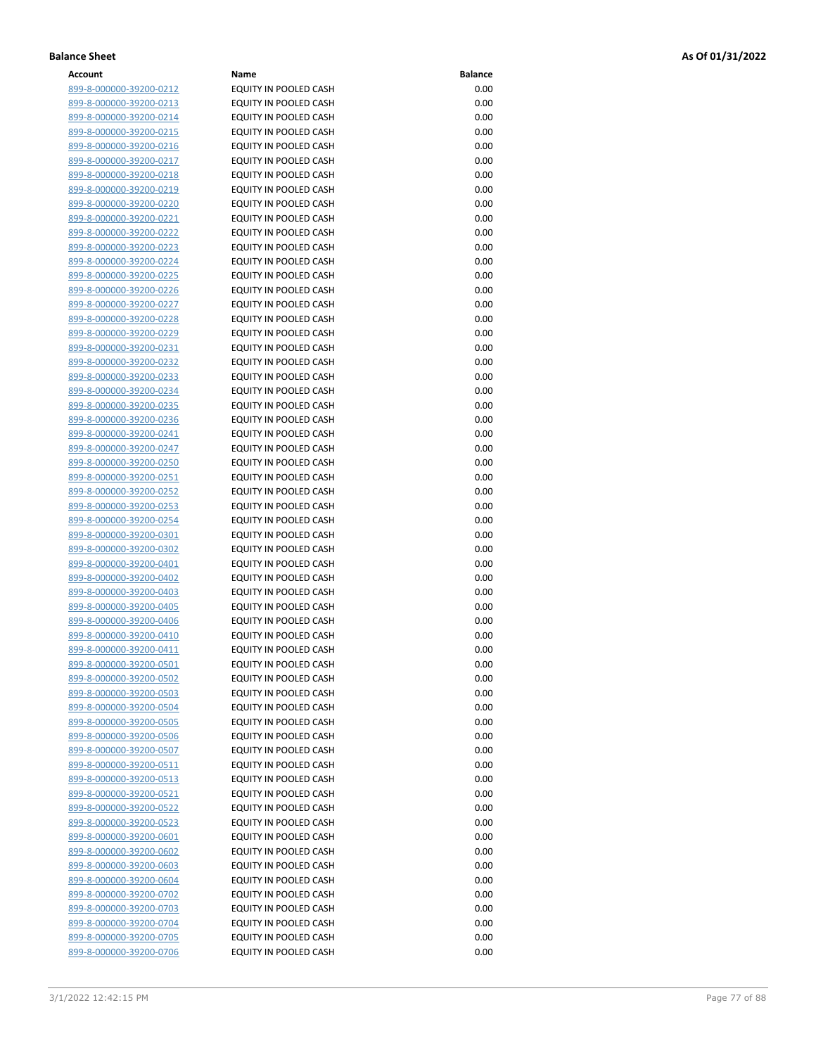**Balance Sheet** **As Of 01/31/2022**

| Account | Name | Balance |
|---|---|---|
| 899-8-000000-39200-0212 | EQUITY IN POOLED CASH | 0.00 |
| 899-8-000000-39200-0213 | EQUITY IN POOLED CASH | 0.00 |
| 899-8-000000-39200-0214 | EQUITY IN POOLED CASH | 0.00 |
| 899-8-000000-39200-0215 | EQUITY IN POOLED CASH | 0.00 |
| 899-8-000000-39200-0216 | EQUITY IN POOLED CASH | 0.00 |
| 899-8-000000-39200-0217 | EQUITY IN POOLED CASH | 0.00 |
| 899-8-000000-39200-0218 | EQUITY IN POOLED CASH | 0.00 |
| 899-8-000000-39200-0219 | EQUITY IN POOLED CASH | 0.00 |
| 899-8-000000-39200-0220 | EQUITY IN POOLED CASH | 0.00 |
| 899-8-000000-39200-0221 | EQUITY IN POOLED CASH | 0.00 |
| 899-8-000000-39200-0222 | EQUITY IN POOLED CASH | 0.00 |
| 899-8-000000-39200-0223 | EQUITY IN POOLED CASH | 0.00 |
| 899-8-000000-39200-0224 | EQUITY IN POOLED CASH | 0.00 |
| 899-8-000000-39200-0225 | EQUITY IN POOLED CASH | 0.00 |
| 899-8-000000-39200-0226 | EQUITY IN POOLED CASH | 0.00 |
| 899-8-000000-39200-0227 | EQUITY IN POOLED CASH | 0.00 |
| 899-8-000000-39200-0228 | EQUITY IN POOLED CASH | 0.00 |
| 899-8-000000-39200-0229 | EQUITY IN POOLED CASH | 0.00 |
| 899-8-000000-39200-0231 | EQUITY IN POOLED CASH | 0.00 |
| 899-8-000000-39200-0232 | EQUITY IN POOLED CASH | 0.00 |
| 899-8-000000-39200-0233 | EQUITY IN POOLED CASH | 0.00 |
| 899-8-000000-39200-0234 | EQUITY IN POOLED CASH | 0.00 |
| 899-8-000000-39200-0235 | EQUITY IN POOLED CASH | 0.00 |
| 899-8-000000-39200-0236 | EQUITY IN POOLED CASH | 0.00 |
| 899-8-000000-39200-0241 | EQUITY IN POOLED CASH | 0.00 |
| 899-8-000000-39200-0247 | EQUITY IN POOLED CASH | 0.00 |
| 899-8-000000-39200-0250 | EQUITY IN POOLED CASH | 0.00 |
| 899-8-000000-39200-0251 | EQUITY IN POOLED CASH | 0.00 |
| 899-8-000000-39200-0252 | EQUITY IN POOLED CASH | 0.00 |
| 899-8-000000-39200-0253 | EQUITY IN POOLED CASH | 0.00 |
| 899-8-000000-39200-0254 | EQUITY IN POOLED CASH | 0.00 |
| 899-8-000000-39200-0301 | EQUITY IN POOLED CASH | 0.00 |
| 899-8-000000-39200-0302 | EQUITY IN POOLED CASH | 0.00 |
| 899-8-000000-39200-0401 | EQUITY IN POOLED CASH | 0.00 |
| 899-8-000000-39200-0402 | EQUITY IN POOLED CASH | 0.00 |
| 899-8-000000-39200-0403 | EQUITY IN POOLED CASH | 0.00 |
| 899-8-000000-39200-0405 | EQUITY IN POOLED CASH | 0.00 |
| 899-8-000000-39200-0406 | EQUITY IN POOLED CASH | 0.00 |
| 899-8-000000-39200-0410 | EQUITY IN POOLED CASH | 0.00 |
| 899-8-000000-39200-0411 | EQUITY IN POOLED CASH | 0.00 |
| 899-8-000000-39200-0501 | EQUITY IN POOLED CASH | 0.00 |
| 899-8-000000-39200-0502 | EQUITY IN POOLED CASH | 0.00 |
| 899-8-000000-39200-0503 | EQUITY IN POOLED CASH | 0.00 |
| 899-8-000000-39200-0504 | EQUITY IN POOLED CASH | 0.00 |
| 899-8-000000-39200-0505 | EQUITY IN POOLED CASH | 0.00 |
| 899-8-000000-39200-0506 | EQUITY IN POOLED CASH | 0.00 |
| 899-8-000000-39200-0507 | EQUITY IN POOLED CASH | 0.00 |
| 899-8-000000-39200-0511 | EQUITY IN POOLED CASH | 0.00 |
| 899-8-000000-39200-0513 | EQUITY IN POOLED CASH | 0.00 |
| 899-8-000000-39200-0521 | EQUITY IN POOLED CASH | 0.00 |
| 899-8-000000-39200-0522 | EQUITY IN POOLED CASH | 0.00 |
| 899-8-000000-39200-0523 | EQUITY IN POOLED CASH | 0.00 |
| 899-8-000000-39200-0601 | EQUITY IN POOLED CASH | 0.00 |
| 899-8-000000-39200-0602 | EQUITY IN POOLED CASH | 0.00 |
| 899-8-000000-39200-0603 | EQUITY IN POOLED CASH | 0.00 |
| 899-8-000000-39200-0604 | EQUITY IN POOLED CASH | 0.00 |
| 899-8-000000-39200-0702 | EQUITY IN POOLED CASH | 0.00 |
| 899-8-000000-39200-0703 | EQUITY IN POOLED CASH | 0.00 |
| 899-8-000000-39200-0704 | EQUITY IN POOLED CASH | 0.00 |
| 899-8-000000-39200-0705 | EQUITY IN POOLED CASH | 0.00 |
| 899-8-000000-39200-0706 | EQUITY IN POOLED CASH | 0.00 |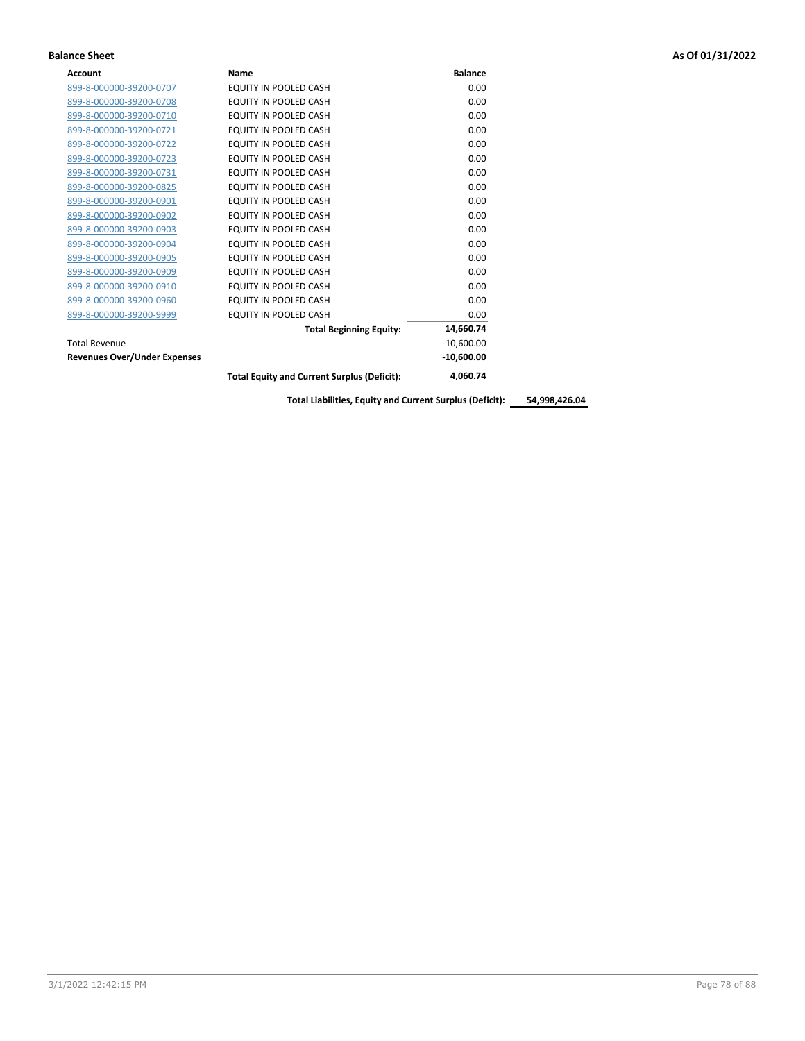**Balance Sheet** **As Of 01/31/2022**

| Account | Name | Balance | |
|---|---|---|---|
| 899-8-000000-39200-0707 | EQUITY IN POOLED CASH | 0.00 | |
| 899-8-000000-39200-0708 | EQUITY IN POOLED CASH | 0.00 | |
| 899-8-000000-39200-0710 | EQUITY IN POOLED CASH | 0.00 | |
| 899-8-000000-39200-0721 | EQUITY IN POOLED CASH | 0.00 | |
| 899-8-000000-39200-0722 | EQUITY IN POOLED CASH | 0.00 | |
| 899-8-000000-39200-0723 | EQUITY IN POOLED CASH | 0.00 | |
| 899-8-000000-39200-0731 | EQUITY IN POOLED CASH | 0.00 | |
| 899-8-000000-39200-0825 | EQUITY IN POOLED CASH | 0.00 | |
| 899-8-000000-39200-0901 | EQUITY IN POOLED CASH | 0.00 | |
| 899-8-000000-39200-0902 | EQUITY IN POOLED CASH | 0.00 | |
| 899-8-000000-39200-0903 | EQUITY IN POOLED CASH | 0.00 | |
| 899-8-000000-39200-0904 | EQUITY IN POOLED CASH | 0.00 | |
| 899-8-000000-39200-0905 | EQUITY IN POOLED CASH | 0.00 | |
| 899-8-000000-39200-0909 | EQUITY IN POOLED CASH | 0.00 | |
| 899-8-000000-39200-0910 | EQUITY IN POOLED CASH | 0.00 | |
| 899-8-000000-39200-0960 | EQUITY IN POOLED CASH | 0.00 | |
| 899-8-000000-39200-9999 | EQUITY IN POOLED CASH | 0.00 | |
| | **Total Beginning Equity:** | **14,660.74** | |
| Total Revenue | | -10,600.00 | |
| **Revenues Over/Under Expenses** | | **-10,600.00** | |
| | **Total Equity and Current Surplus (Deficit):** | **4,060.74** | |
| | **Total Liabilities, Equity and Current Surplus (Deficit):** | | **54,998,426.04** |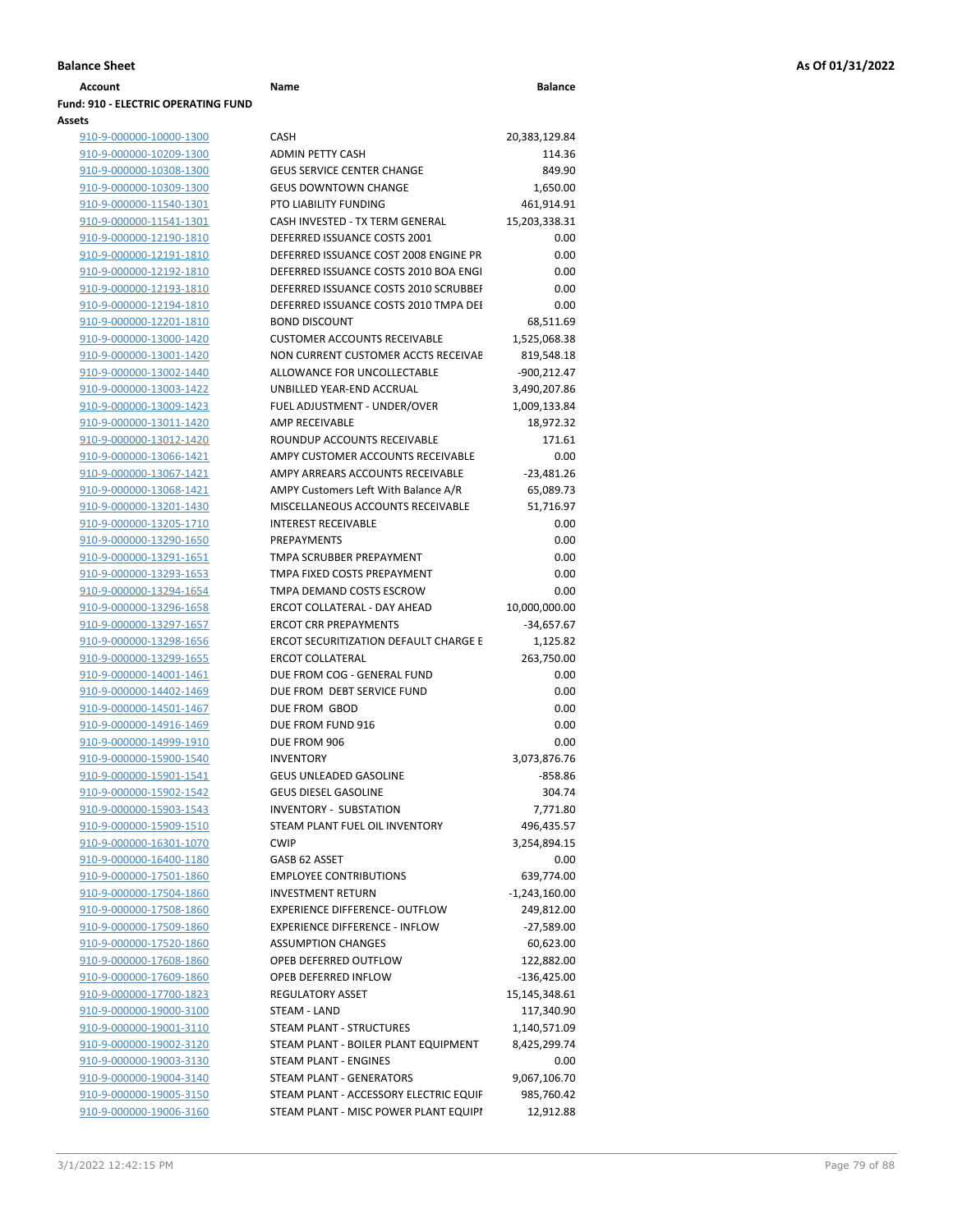**Balance Sheet** **As Of 01/31/2022**

| Account | Name | Balance |
|---|---|---|
| **Fund: 910 - ELECTRIC OPERATING FUND** | | |
| **Assets** | | |
| 910-9-000000-10000-1300 | CASH | 20,383,129.84 |
| 910-9-000000-10209-1300 | ADMIN PETTY CASH | 114.36 |
| 910-9-000000-10308-1300 | GEUS SERVICE CENTER CHANGE | 849.90 |
| 910-9-000000-10309-1300 | GEUS DOWNTOWN CHANGE | 1,650.00 |
| 910-9-000000-11540-1301 | PTO LIABILITY FUNDING | 461,914.91 |
| 910-9-000000-11541-1301 | CASH INVESTED - TX TERM GENERAL | 15,203,338.31 |
| 910-9-000000-12190-1810 | DEFERRED ISSUANCE COSTS 2001 | 0.00 |
| 910-9-000000-12191-1810 | DEFERRED ISSUANCE COST 2008 ENGINE PR | 0.00 |
| 910-9-000000-12192-1810 | DEFERRED ISSUANCE COSTS 2010 BOA ENGI | 0.00 |
| 910-9-000000-12193-1810 | DEFERRED ISSUANCE COSTS 2010 SCRUBBEI | 0.00 |
| 910-9-000000-12194-1810 | DEFERRED ISSUANCE COSTS 2010 TMPA DEI | 0.00 |
| 910-9-000000-12201-1810 | BOND DISCOUNT | 68,511.69 |
| 910-9-000000-13000-1420 | CUSTOMER ACCOUNTS RECEIVABLE | 1,525,068.38 |
| 910-9-000000-13001-1420 | NON CURRENT CUSTOMER ACCTS RECEIVAE | 819,548.18 |
| 910-9-000000-13002-1440 | ALLOWANCE FOR UNCOLLECTABLE | -900,212.47 |
| 910-9-000000-13003-1422 | UNBILLED YEAR-END ACCRUAL | 3,490,207.86 |
| 910-9-000000-13009-1423 | FUEL ADJUSTMENT - UNDER/OVER | 1,009,133.84 |
| 910-9-000000-13011-1420 | AMP RECEIVABLE | 18,972.32 |
| 910-9-000000-13012-1420 | ROUNDUP ACCOUNTS RECEIVABLE | 171.61 |
| 910-9-000000-13066-1421 | AMPY CUSTOMER ACCOUNTS RECEIVABLE | 0.00 |
| 910-9-000000-13067-1421 | AMPY ARREARS ACCOUNTS RECEIVABLE | -23,481.26 |
| 910-9-000000-13068-1421 | AMPY Customers Left With Balance A/R | 65,089.73 |
| 910-9-000000-13201-1430 | MISCELLANEOUS ACCOUNTS RECEIVABLE | 51,716.97 |
| 910-9-000000-13205-1710 | INTEREST RECEIVABLE | 0.00 |
| 910-9-000000-13290-1650 | PREPAYMENTS | 0.00 |
| 910-9-000000-13291-1651 | TMPA SCRUBBER PREPAYMENT | 0.00 |
| 910-9-000000-13293-1653 | TMPA FIXED COSTS PREPAYMENT | 0.00 |
| 910-9-000000-13294-1654 | TMPA DEMAND COSTS ESCROW | 0.00 |
| 910-9-000000-13296-1658 | ERCOT COLLATERAL - DAY AHEAD | 10,000,000.00 |
| 910-9-000000-13297-1657 | ERCOT CRR PREPAYMENTS | -34,657.67 |
| 910-9-000000-13298-1656 | ERCOT SECURITIZATION DEFAULT CHARGE E | 1,125.82 |
| 910-9-000000-13299-1655 | ERCOT COLLATERAL | 263,750.00 |
| 910-9-000000-14001-1461 | DUE FROM COG - GENERAL FUND | 0.00 |
| 910-9-000000-14402-1469 | DUE FROM DEBT SERVICE FUND | 0.00 |
| 910-9-000000-14501-1467 | DUE FROM GBOD | 0.00 |
| 910-9-000000-14916-1469 | DUE FROM FUND 916 | 0.00 |
| 910-9-000000-14999-1910 | DUE FROM 906 | 0.00 |
| 910-9-000000-15900-1540 | INVENTORY | 3,073,876.76 |
| 910-9-000000-15901-1541 | GEUS UNLEADED GASOLINE | -858.86 |
| 910-9-000000-15902-1542 | GEUS DIESEL GASOLINE | 304.74 |
| 910-9-000000-15903-1543 | INVENTORY - SUBSTATION | 7,771.80 |
| 910-9-000000-15909-1510 | STEAM PLANT FUEL OIL INVENTORY | 496,435.57 |
| 910-9-000000-16301-1070 | CWIP | 3,254,894.15 |
| 910-9-000000-16400-1180 | GASB 62 ASSET | 0.00 |
| 910-9-000000-17501-1860 | EMPLOYEE CONTRIBUTIONS | 639,774.00 |
| 910-9-000000-17504-1860 | INVESTMENT RETURN | -1,243,160.00 |
| 910-9-000000-17508-1860 | EXPERIENCE DIFFERENCE- OUTFLOW | 249,812.00 |
| 910-9-000000-17509-1860 | EXPERIENCE DIFFERENCE - INFLOW | -27,589.00 |
| 910-9-000000-17520-1860 | ASSUMPTION CHANGES | 60,623.00 |
| 910-9-000000-17608-1860 | OPEB DEFERRED OUTFLOW | 122,882.00 |
| 910-9-000000-17609-1860 | OPEB DEFERRED INFLOW | -136,425.00 |
| 910-9-000000-17700-1823 | REGULATORY ASSET | 15,145,348.61 |
| 910-9-000000-19000-3100 | STEAM - LAND | 117,340.90 |
| 910-9-000000-19001-3110 | STEAM PLANT - STRUCTURES | 1,140,571.09 |
| 910-9-000000-19002-3120 | STEAM PLANT - BOILER PLANT EQUIPMENT | 8,425,299.74 |
| 910-9-000000-19003-3130 | STEAM PLANT - ENGINES | 0.00 |
| 910-9-000000-19004-3140 | STEAM PLANT - GENERATORS | 9,067,106.70 |
| 910-9-000000-19005-3150 | STEAM PLANT - ACCESSORY ELECTRIC EQUIF | 985,760.42 |
| 910-9-000000-19006-3160 | STEAM PLANT - MISC POWER PLANT EQUIPI | 12,912.88 |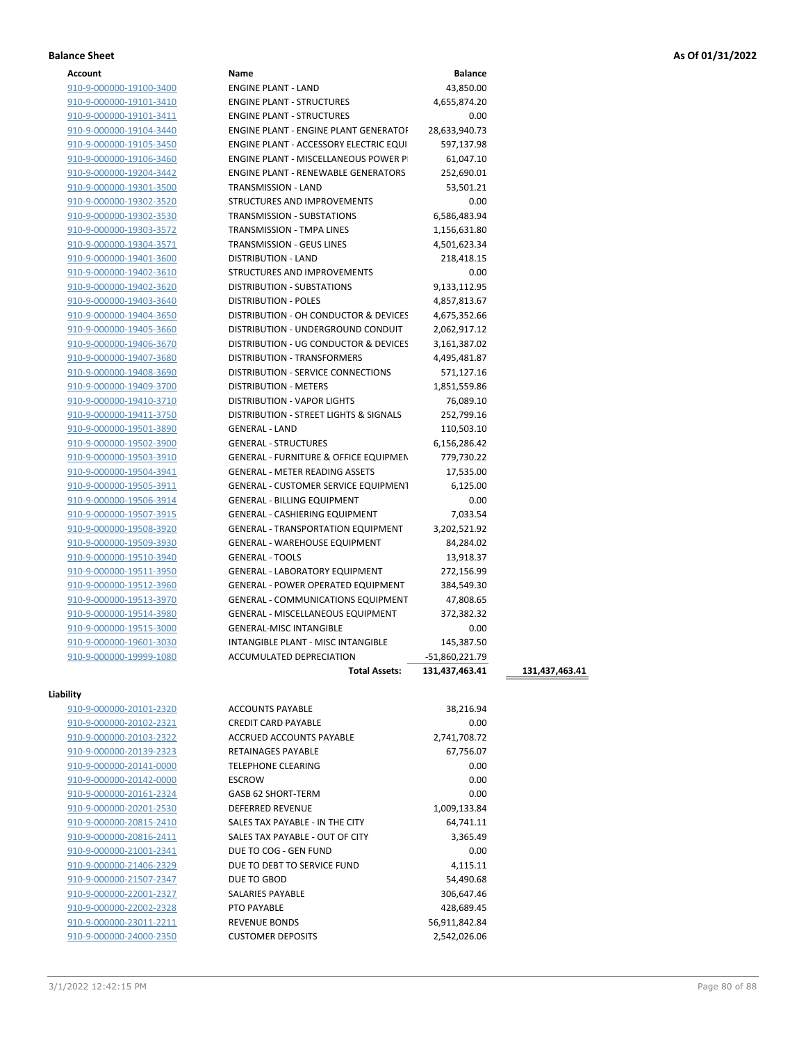**Balance Sheet** **As Of 01/31/2022**

| Account | Name | Balance | |
|---|---|---|---|
| 910-9-000000-19100-3400 | ENGINE PLANT - LAND | 43,850.00 | |
| 910-9-000000-19101-3410 | ENGINE PLANT - STRUCTURES | 4,655,874.20 | |
| 910-9-000000-19101-3411 | ENGINE PLANT - STRUCTURES | 0.00 | |
| 910-9-000000-19104-3440 | ENGINE PLANT - ENGINE PLANT GENERATOF | 28,633,940.73 | |
| 910-9-000000-19105-3450 | ENGINE PLANT - ACCESSORY ELECTRIC EQUI | 597,137.98 | |
| 910-9-000000-19106-3460 | ENGINE PLANT - MISCELLANEOUS POWER P | 61,047.10 | |
| 910-9-000000-19204-3442 | ENGINE PLANT - RENEWABLE GENERATORS | 252,690.01 | |
| 910-9-000000-19301-3500 | TRANSMISSION - LAND | 53,501.21 | |
| 910-9-000000-19302-3520 | STRUCTURES AND IMPROVEMENTS | 0.00 | |
| 910-9-000000-19302-3530 | TRANSMISSION - SUBSTATIONS | 6,586,483.94 | |
| 910-9-000000-19303-3572 | TRANSMISSION - TMPA LINES | 1,156,631.80 | |
| 910-9-000000-19304-3571 | TRANSMISSION - GEUS LINES | 4,501,623.34 | |
| 910-9-000000-19401-3600 | DISTRIBUTION - LAND | 218,418.15 | |
| 910-9-000000-19402-3610 | STRUCTURES AND IMPROVEMENTS | 0.00 | |
| 910-9-000000-19402-3620 | DISTRIBUTION - SUBSTATIONS | 9,133,112.95 | |
| 910-9-000000-19403-3640 | DISTRIBUTION - POLES | 4,857,813.67 | |
| 910-9-000000-19404-3650 | DISTRIBUTION - OH CONDUCTOR & DEVICES | 4,675,352.66 | |
| 910-9-000000-19405-3660 | DISTRIBUTION - UNDERGROUND CONDUIT | 2,062,917.12 | |
| 910-9-000000-19406-3670 | DISTRIBUTION - UG CONDUCTOR & DEVICES | 3,161,387.02 | |
| 910-9-000000-19407-3680 | DISTRIBUTION - TRANSFORMERS | 4,495,481.87 | |
| 910-9-000000-19408-3690 | DISTRIBUTION - SERVICE CONNECTIONS | 571,127.16 | |
| 910-9-000000-19409-3700 | DISTRIBUTION - METERS | 1,851,559.86 | |
| 910-9-000000-19410-3710 | DISTRIBUTION - VAPOR LIGHTS | 76,089.10 | |
| 910-9-000000-19411-3750 | DISTRIBUTION - STREET LIGHTS & SIGNALS | 252,799.16 | |
| 910-9-000000-19501-3890 | GENERAL - LAND | 110,503.10 | |
| 910-9-000000-19502-3900 | GENERAL - STRUCTURES | 6,156,286.42 | |
| 910-9-000000-19503-3910 | GENERAL - FURNITURE & OFFICE EQUIPMEN | 779,730.22 | |
| 910-9-000000-19504-3941 | GENERAL - METER READING ASSETS | 17,535.00 | |
| 910-9-000000-19505-3911 | GENERAL - CUSTOMER SERVICE EQUIPMENT | 6,125.00 | |
| 910-9-000000-19506-3914 | GENERAL - BILLING EQUIPMENT | 0.00 | |
| 910-9-000000-19507-3915 | GENERAL - CASHIERING EQUIPMENT | 7,033.54 | |
| 910-9-000000-19508-3920 | GENERAL - TRANSPORTATION EQUIPMENT | 3,202,521.92 | |
| 910-9-000000-19509-3930 | GENERAL - WAREHOUSE EQUIPMENT | 84,284.02 | |
| 910-9-000000-19510-3940 | GENERAL - TOOLS | 13,918.37 | |
| 910-9-000000-19511-3950 | GENERAL - LABORATORY EQUIPMENT | 272,156.99 | |
| 910-9-000000-19512-3960 | GENERAL - POWER OPERATED EQUIPMENT | 384,549.30 | |
| 910-9-000000-19513-3970 | GENERAL - COMMUNICATIONS EQUIPMENT | 47,808.65 | |
| 910-9-000000-19514-3980 | GENERAL - MISCELLANEOUS EQUIPMENT | 372,382.32 | |
| 910-9-000000-19515-3000 | GENERAL-MISC INTANGIBLE | 0.00 | |
| 910-9-000000-19601-3030 | INTANGIBLE PLANT - MISC INTANGIBLE | 145,387.50 | |
| 910-9-000000-19999-1080 | ACCUMULATED DEPRECIATION | -51,860,221.79 | |
| | **Total Assets:** | **131,437,463.41** | **131,437,463.41** |

**Liability**

| Account | Name | Balance |
|---|---|---|
| 910-9-000000-20101-2320 | ACCOUNTS PAYABLE | 38,216.94 |
| 910-9-000000-20102-2321 | CREDIT CARD PAYABLE | 0.00 |
| 910-9-000000-20103-2322 | ACCRUED ACCOUNTS PAYABLE | 2,741,708.72 |
| 910-9-000000-20139-2323 | RETAINAGES PAYABLE | 67,756.07 |
| 910-9-000000-20141-0000 | TELEPHONE CLEARING | 0.00 |
| 910-9-000000-20142-0000 | ESCROW | 0.00 |
| 910-9-000000-20161-2324 | GASB 62 SHORT-TERM | 0.00 |
| 910-9-000000-20201-2530 | DEFERRED REVENUE | 1,009,133.84 |
| 910-9-000000-20815-2410 | SALES TAX PAYABLE - IN THE CITY | 64,741.11 |
| 910-9-000000-20816-2411 | SALES TAX PAYABLE - OUT OF CITY | 3,365.49 |
| 910-9-000000-21001-2341 | DUE TO COG - GEN FUND | 0.00 |
| 910-9-000000-21406-2329 | DUE TO DEBT TO SERVICE FUND | 4,115.11 |
| 910-9-000000-21507-2347 | DUE TO GBOD | 54,490.68 |
| 910-9-000000-22001-2327 | SALARIES PAYABLE | 306,647.46 |
| 910-9-000000-22002-2328 | PTO PAYABLE | 428,689.45 |
| 910-9-000000-23011-2211 | REVENUE BONDS | 56,911,842.84 |
| 910-9-000000-24000-2350 | CUSTOMER DEPOSITS | 2,542,026.06 |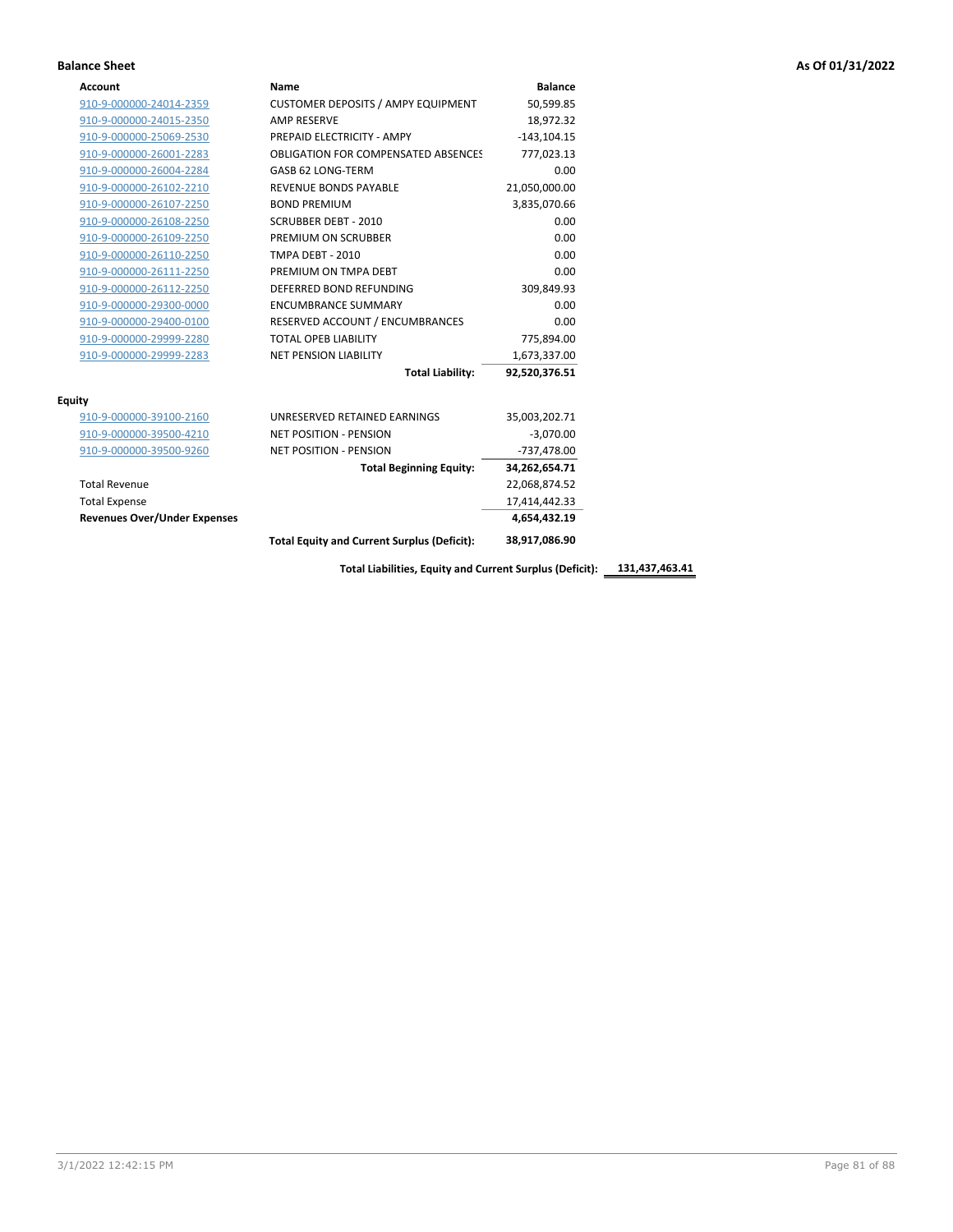**Balance Sheet** **As Of 01/31/2022**

| Account | Name | Balance |
|---|---|---|
| 910-9-000000-24014-2359 | CUSTOMER DEPOSITS / AMPY EQUIPMENT | 50,599.85 |
| 910-9-000000-24015-2350 | AMP RESERVE | 18,972.32 |
| 910-9-000000-25069-2530 | PREPAID ELECTRICITY - AMPY | -143,104.15 |
| 910-9-000000-26001-2283 | OBLIGATION FOR COMPENSATED ABSENCES | 777,023.13 |
| 910-9-000000-26004-2284 | GASB 62 LONG-TERM | 0.00 |
| 910-9-000000-26102-2210 | REVENUE BONDS PAYABLE | 21,050,000.00 |
| 910-9-000000-26107-2250 | BOND PREMIUM | 3,835,070.66 |
| 910-9-000000-26108-2250 | SCRUBBER DEBT - 2010 | 0.00 |
| 910-9-000000-26109-2250 | PREMIUM ON SCRUBBER | 0.00 |
| 910-9-000000-26110-2250 | TMPA DEBT - 2010 | 0.00 |
| 910-9-000000-26111-2250 | PREMIUM ON TMPA DEBT | 0.00 |
| 910-9-000000-26112-2250 | DEFERRED BOND REFUNDING | 309,849.93 |
| 910-9-000000-29300-0000 | ENCUMBRANCE SUMMARY | 0.00 |
| 910-9-000000-29400-0100 | RESERVED ACCOUNT / ENCUMBRANCES | 0.00 |
| 910-9-000000-29999-2280 | TOTAL OPEB LIABILITY | 775,894.00 |
| 910-9-000000-29999-2283 | NET PENSION LIABILITY | 1,673,337.00 |
| | **Total Liability:** | **92,520,376.51** |

**Equity**

| Account | Name | Balance |
|---|---|---|
| 910-9-000000-39100-2160 | UNRESERVED RETAINED EARNINGS | 35,003,202.71 |
| 910-9-000000-39500-4210 | NET POSITION - PENSION | -3,070.00 |
| 910-9-000000-39500-9260 | NET POSITION - PENSION | -737,478.00 |
| | **Total Beginning Equity:** | **34,262,654.71** |
| Total Revenue | | 22,068,874.52 |
| Total Expense | | 17,414,442.33 |
| **Revenues Over/Under Expenses** | | **4,654,432.19** |
| | **Total Equity and Current Surplus (Deficit):** | **38,917,086.90** |

**Total Liabilities, Equity and Current Surplus (Deficit): 131,437,463.41**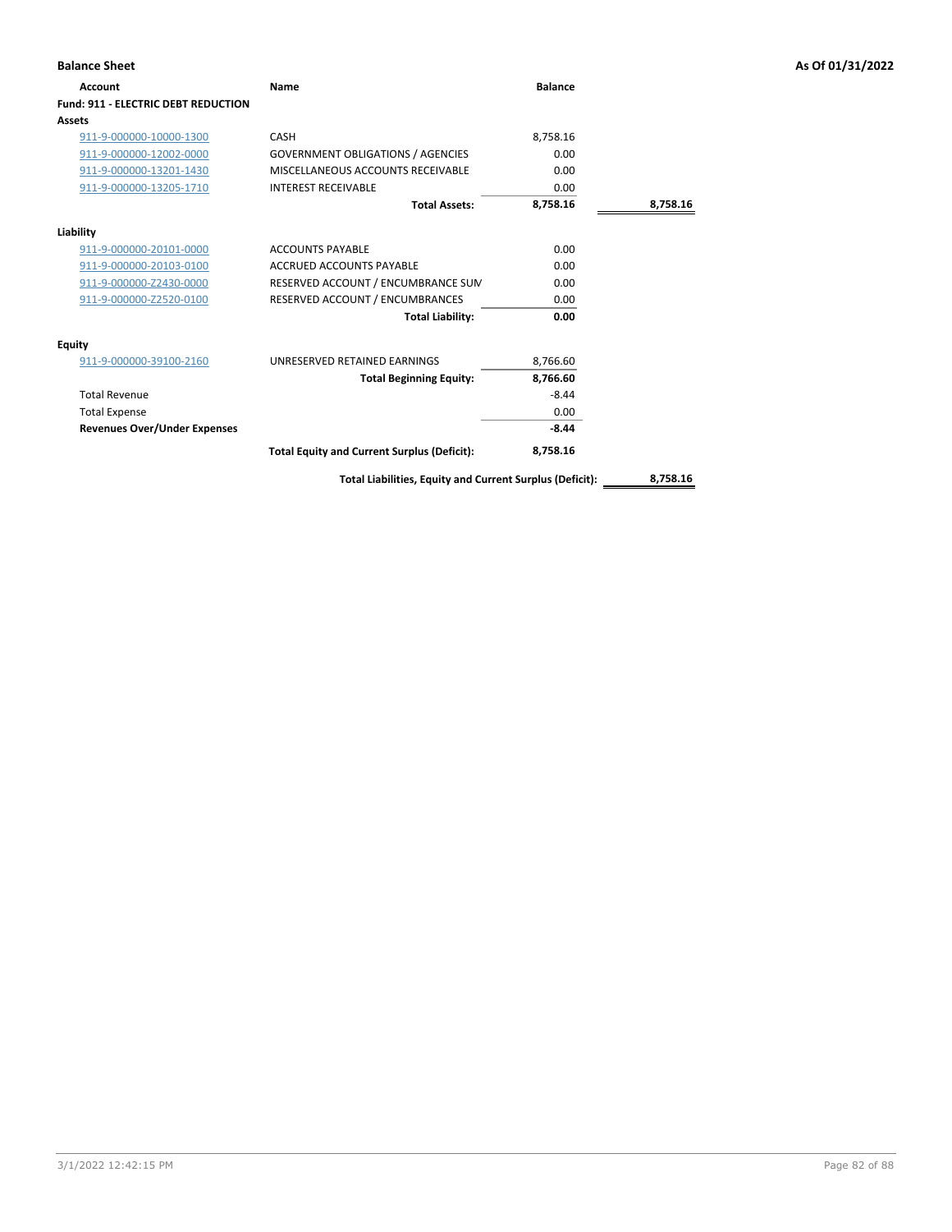**Balance Sheet** — As Of 01/31/2022

| Account | Name | Balance | |
|---|---|---|---|
| **Fund: 911 - ELECTRIC DEBT REDUCTION** | | | |
| **Assets** | | | |
| 911-9-000000-10000-1300 | CASH | 8,758.16 | |
| 911-9-000000-12002-0000 | GOVERNMENT OBLIGATIONS / AGENCIES | 0.00 | |
| 911-9-000000-13201-1430 | MISCELLANEOUS ACCOUNTS RECEIVABLE | 0.00 | |
| 911-9-000000-13205-1710 | INTEREST RECEIVABLE | 0.00 | |
| | **Total Assets:** | **8,758.16** | **8,758.16** |
| **Liability** | | | |
| 911-9-000000-20101-0000 | ACCOUNTS PAYABLE | 0.00 | |
| 911-9-000000-20103-0100 | ACCRUED ACCOUNTS PAYABLE | 0.00 | |
| 911-9-000000-Z2430-0000 | RESERVED ACCOUNT / ENCUMBRANCE SUM | 0.00 | |
| 911-9-000000-Z2520-0100 | RESERVED ACCOUNT / ENCUMBRANCES | 0.00 | |
| | **Total Liability:** | **0.00** | |
| **Equity** | | | |
| 911-9-000000-39100-2160 | UNRESERVED RETAINED EARNINGS | 8,766.60 | |
| | **Total Beginning Equity:** | **8,766.60** | |
| Total Revenue | | -8.44 | |
| Total Expense | | 0.00 | |
| **Revenues Over/Under Expenses** | | **-8.44** | |
| | **Total Equity and Current Surplus (Deficit):** | **8,758.16** | |
| | **Total Liabilities, Equity and Current Surplus (Deficit):** | | **8,758.16** |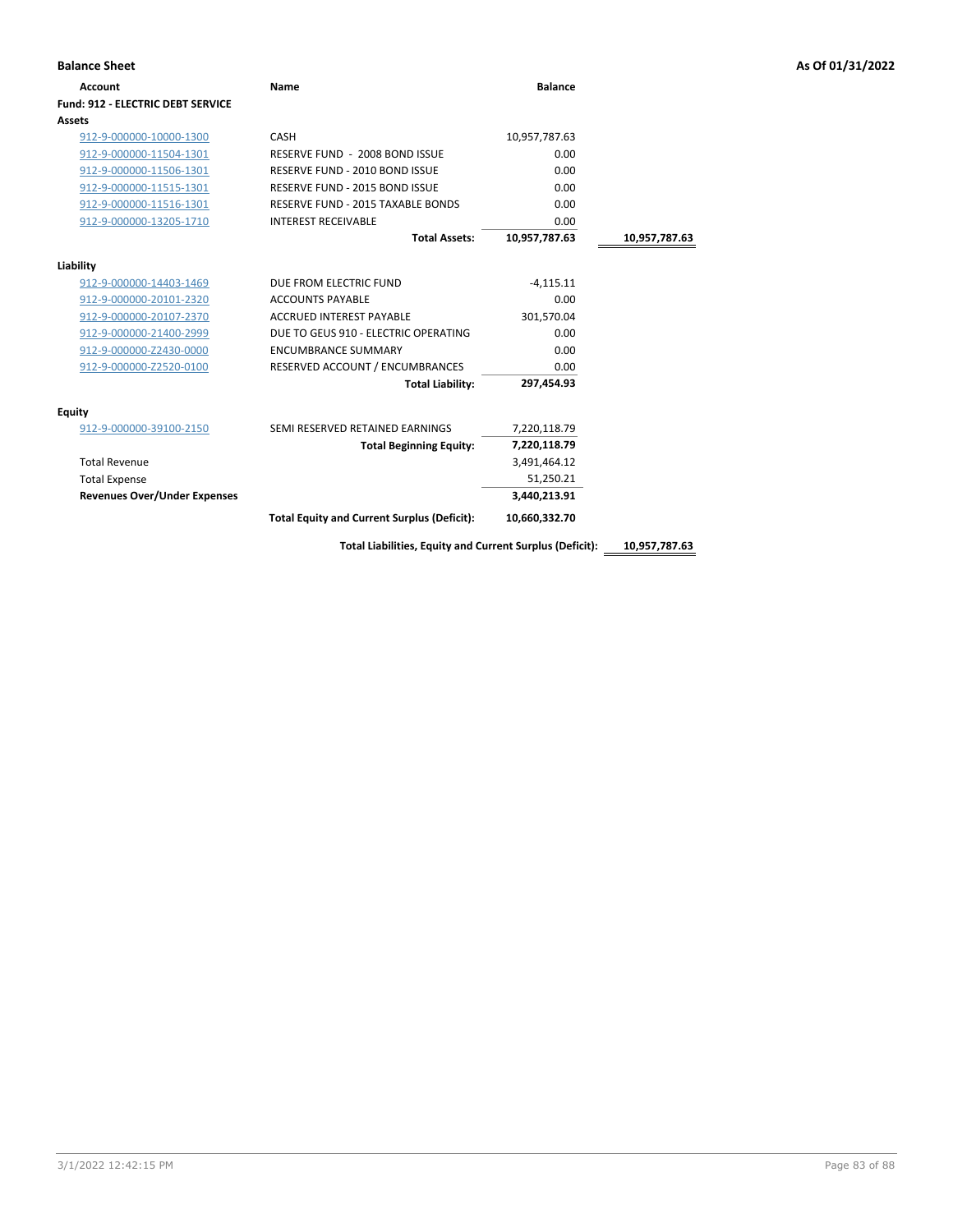**Balance Sheet** | **As Of 01/31/2022**

| Account | Name | Balance | |
|---|---|---|---|
| **Fund: 912 - ELECTRIC DEBT SERVICE** | | | |
| **Assets** | | | |
| 912-9-000000-10000-1300 | CASH | 10,957,787.63 | |
| 912-9-000000-11504-1301 | RESERVE FUND - 2008 BOND ISSUE | 0.00 | |
| 912-9-000000-11506-1301 | RESERVE FUND - 2010 BOND ISSUE | 0.00 | |
| 912-9-000000-11515-1301 | RESERVE FUND - 2015 BOND ISSUE | 0.00 | |
| 912-9-000000-11516-1301 | RESERVE FUND - 2015 TAXABLE BONDS | 0.00 | |
| 912-9-000000-13205-1710 | INTEREST RECEIVABLE | 0.00 | |
| | **Total Assets:** | **10,957,787.63** | **10,957,787.63** |
| **Liability** | | | |
| 912-9-000000-14403-1469 | DUE FROM ELECTRIC FUND | -4,115.11 | |
| 912-9-000000-20101-2320 | ACCOUNTS PAYABLE | 0.00 | |
| 912-9-000000-20107-2370 | ACCRUED INTEREST PAYABLE | 301,570.04 | |
| 912-9-000000-21400-2999 | DUE TO GEUS 910 - ELECTRIC OPERATING | 0.00 | |
| 912-9-000000-Z2430-0000 | ENCUMBRANCE SUMMARY | 0.00 | |
| 912-9-000000-Z2520-0100 | RESERVED ACCOUNT / ENCUMBRANCES | 0.00 | |
| | **Total Liability:** | **297,454.93** | |
| **Equity** | | | |
| 912-9-000000-39100-2150 | SEMI RESERVED RETAINED EARNINGS | 7,220,118.79 | |
| | **Total Beginning Equity:** | **7,220,118.79** | |
| Total Revenue | | 3,491,464.12 | |
| Total Expense | | 51,250.21 | |
| **Revenues Over/Under Expenses** | | **3,440,213.91** | |
| | **Total Equity and Current Surplus (Deficit):** | **10,660,332.70** | |
| | **Total Liabilities, Equity and Current Surplus (Deficit):** | | **10,957,787.63** |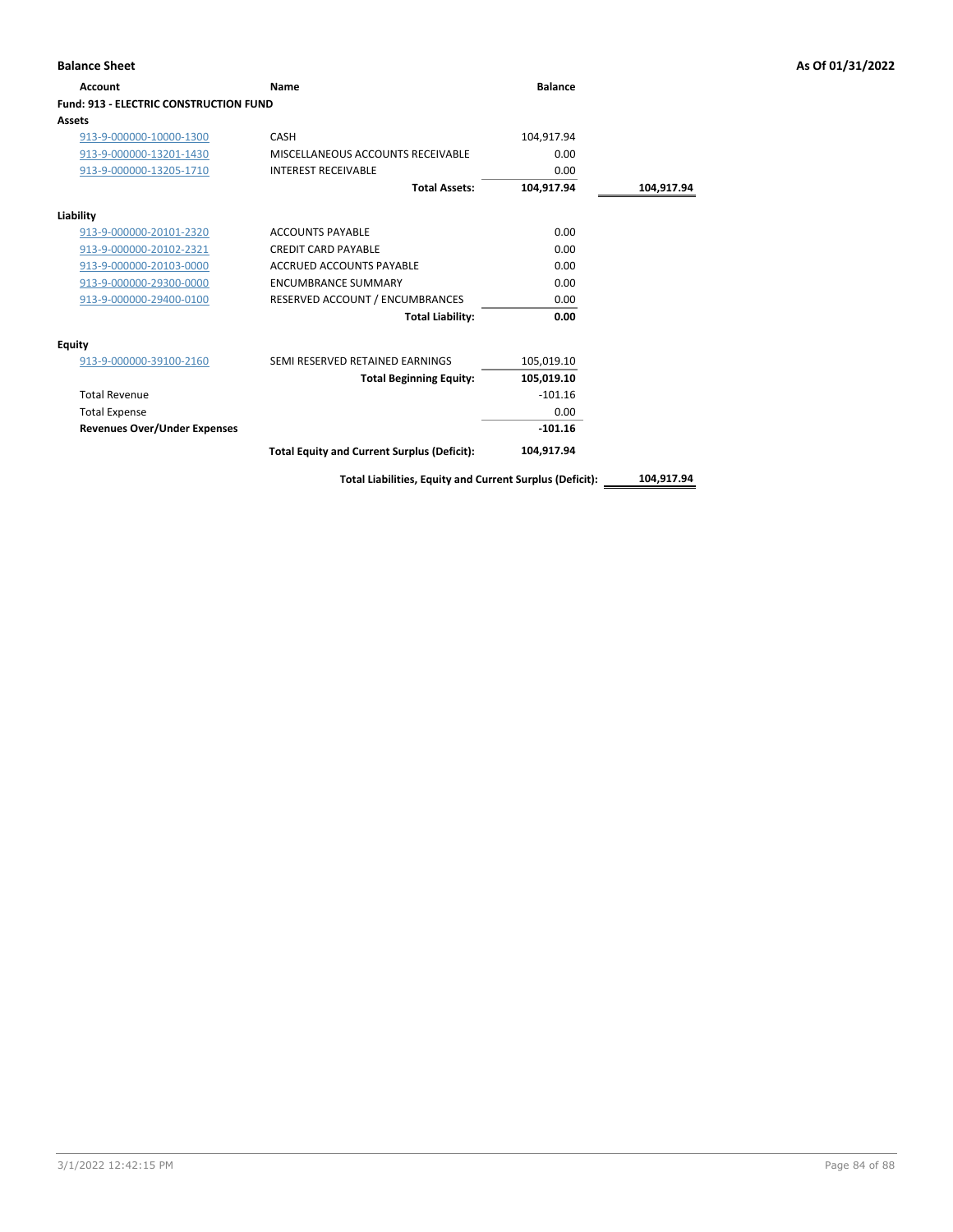**Balance Sheet** — As Of 01/31/2022

| Account | Name | Balance | |
|---|---|---|---|
| **Fund: 913 - ELECTRIC CONSTRUCTION FUND** | | | |
| **Assets** | | | |
| 913-9-000000-10000-1300 | CASH | 104,917.94 | |
| 913-9-000000-13201-1430 | MISCELLANEOUS ACCOUNTS RECEIVABLE | 0.00 | |
| 913-9-000000-13205-1710 | INTEREST RECEIVABLE | 0.00 | |
| | **Total Assets:** | **104,917.94** | **104,917.94** |
| **Liability** | | | |
| 913-9-000000-20101-2320 | ACCOUNTS PAYABLE | 0.00 | |
| 913-9-000000-20102-2321 | CREDIT CARD PAYABLE | 0.00 | |
| 913-9-000000-20103-0000 | ACCRUED ACCOUNTS PAYABLE | 0.00 | |
| 913-9-000000-29300-0000 | ENCUMBRANCE SUMMARY | 0.00 | |
| 913-9-000000-29400-0100 | RESERVED ACCOUNT / ENCUMBRANCES | 0.00 | |
| | **Total Liability:** | **0.00** | |
| **Equity** | | | |
| 913-9-000000-39100-2160 | SEMI RESERVED RETAINED EARNINGS | 105,019.10 | |
| | **Total Beginning Equity:** | **105,019.10** | |
| Total Revenue | | -101.16 | |
| Total Expense | | 0.00 | |
| **Revenues Over/Under Expenses** | | **-101.16** | |
| | **Total Equity and Current Surplus (Deficit):** | **104,917.94** | |
| | **Total Liabilities, Equity and Current Surplus (Deficit):** | | **104,917.94** |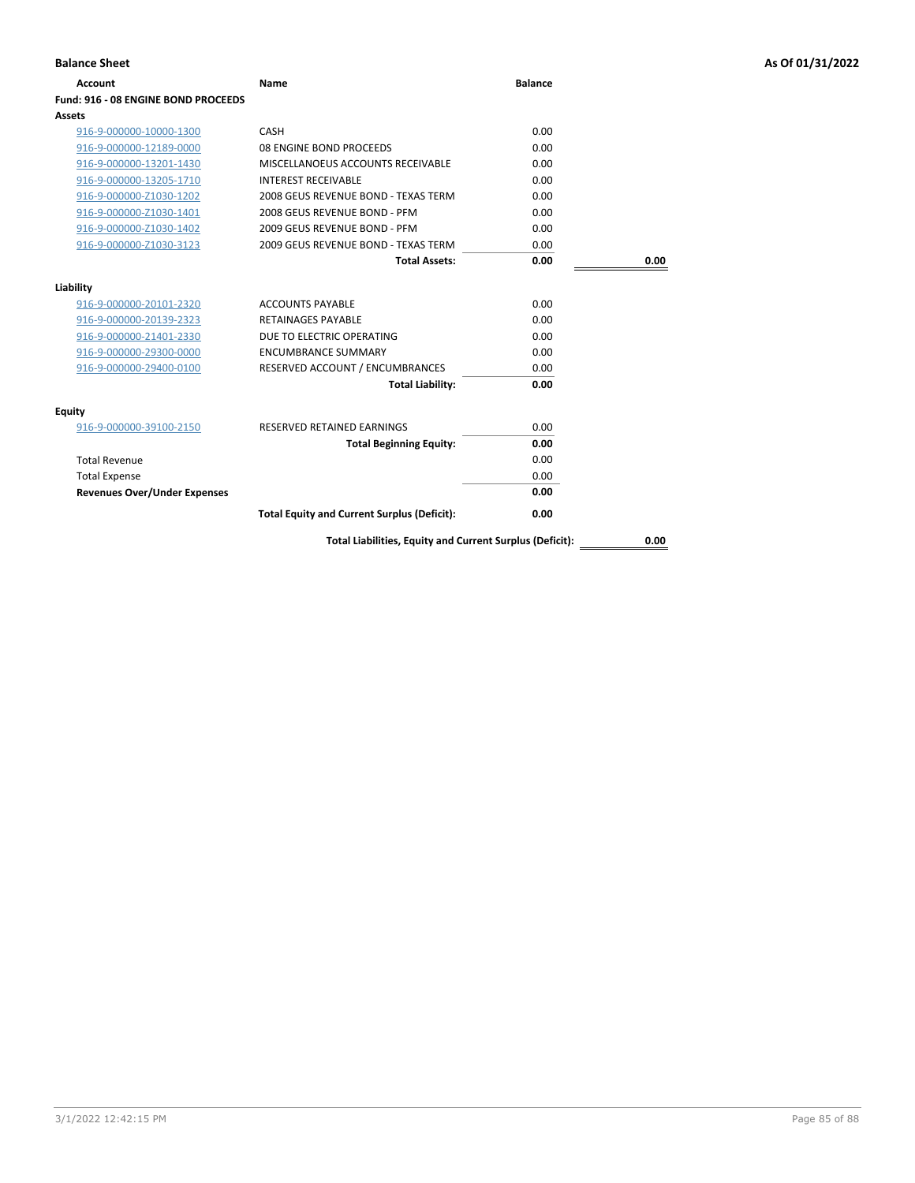**Balance Sheet** **As Of 01/31/2022**

| Account | Name | Balance | |
|---|---|---|---|
| **Fund: 916 - 08 ENGINE BOND PROCEEDS** | | | |
| **Assets** | | | |
| 916-9-000000-10000-1300 | CASH | 0.00 | |
| 916-9-000000-12189-0000 | 08 ENGINE BOND PROCEEDS | 0.00 | |
| 916-9-000000-13201-1430 | MISCELLANOEUS ACCOUNTS RECEIVABLE | 0.00 | |
| 916-9-000000-13205-1710 | INTEREST RECEIVABLE | 0.00 | |
| 916-9-000000-Z1030-1202 | 2008 GEUS REVENUE BOND - TEXAS TERM | 0.00 | |
| 916-9-000000-Z1030-1401 | 2008 GEUS REVENUE BOND - PFM | 0.00 | |
| 916-9-000000-Z1030-1402 | 2009 GEUS REVENUE BOND - PFM | 0.00 | |
| 916-9-000000-Z1030-3123 | 2009 GEUS REVENUE BOND - TEXAS TERM | 0.00 | |
| | **Total Assets:** | **0.00** | **0.00** |
| **Liability** | | | |
| 916-9-000000-20101-2320 | ACCOUNTS PAYABLE | 0.00 | |
| 916-9-000000-20139-2323 | RETAINAGES PAYABLE | 0.00 | |
| 916-9-000000-21401-2330 | DUE TO ELECTRIC OPERATING | 0.00 | |
| 916-9-000000-29300-0000 | ENCUMBRANCE SUMMARY | 0.00 | |
| 916-9-000000-29400-0100 | RESERVED ACCOUNT / ENCUMBRANCES | 0.00 | |
| | **Total Liability:** | **0.00** | |
| **Equity** | | | |
| 916-9-000000-39100-2150 | RESERVED RETAINED EARNINGS | 0.00 | |
| | **Total Beginning Equity:** | **0.00** | |
| Total Revenue | | 0.00 | |
| Total Expense | | 0.00 | |
| **Revenues Over/Under Expenses** | | **0.00** | |
| | **Total Equity and Current Surplus (Deficit):** | **0.00** | |
| | **Total Liabilities, Equity and Current Surplus (Deficit):** | | **0.00** |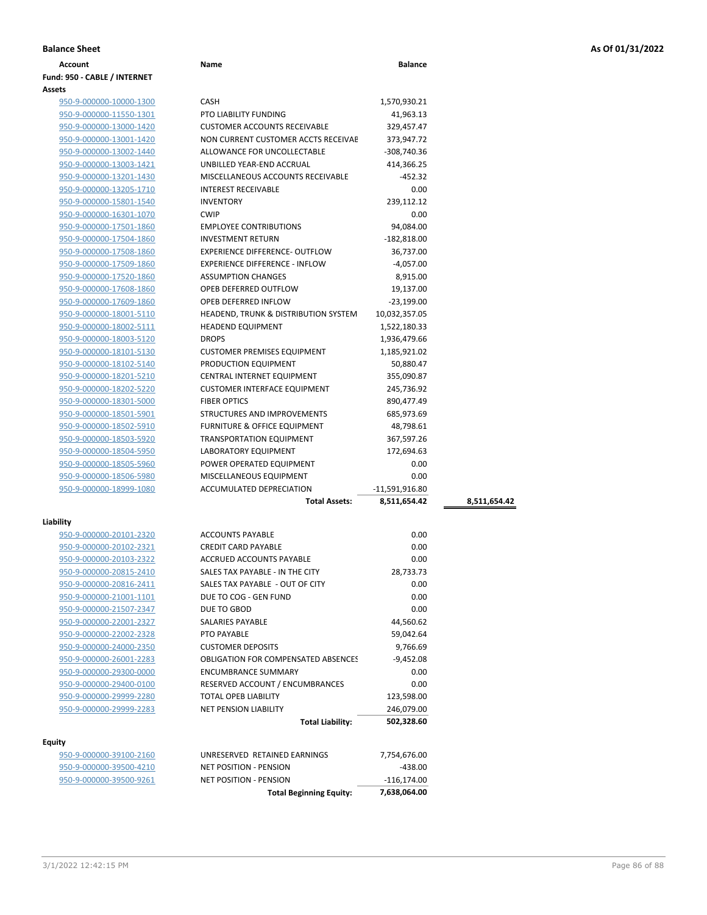**Balance Sheet** — As Of 01/31/2022

| Account | Name | Balance | |
|---|---|---|---|
| **Fund: 950 - CABLE / INTERNET** | | | |
| **Assets** | | | |
| 950-9-000000-10000-1300 | CASH | 1,570,930.21 | |
| 950-9-000000-11550-1301 | PTO LIABILITY FUNDING | 41,963.13 | |
| 950-9-000000-13000-1420 | CUSTOMER ACCOUNTS RECEIVABLE | 329,457.47 | |
| 950-9-000000-13001-1420 | NON CURRENT CUSTOMER ACCTS RECEIVAE | 373,947.72 | |
| 950-9-000000-13002-1440 | ALLOWANCE FOR UNCOLLECTABLE | -308,740.36 | |
| 950-9-000000-13003-1421 | UNBILLED YEAR-END ACCRUAL | 414,366.25 | |
| 950-9-000000-13201-1430 | MISCELLANEOUS ACCOUNTS RECEIVABLE | -452.32 | |
| 950-9-000000-13205-1710 | INTEREST RECEIVABLE | 0.00 | |
| 950-9-000000-15801-1540 | INVENTORY | 239,112.12 | |
| 950-9-000000-16301-1070 | CWIP | 0.00 | |
| 950-9-000000-17501-1860 | EMPLOYEE CONTRIBUTIONS | 94,084.00 | |
| 950-9-000000-17504-1860 | INVESTMENT RETURN | -182,818.00 | |
| 950-9-000000-17508-1860 | EXPERIENCE DIFFERENCE- OUTFLOW | 36,737.00 | |
| 950-9-000000-17509-1860 | EXPERIENCE DIFFERENCE - INFLOW | -4,057.00 | |
| 950-9-000000-17520-1860 | ASSUMPTION CHANGES | 8,915.00 | |
| 950-9-000000-17608-1860 | OPEB DEFERRED OUTFLOW | 19,137.00 | |
| 950-9-000000-17609-1860 | OPEB DEFERRED INFLOW | -23,199.00 | |
| 950-9-000000-18001-5110 | HEADEND, TRUNK & DISTRIBUTION SYSTEM | 10,032,357.05 | |
| 950-9-000000-18002-5111 | HEADEND EQUIPMENT | 1,522,180.33 | |
| 950-9-000000-18003-5120 | DROPS | 1,936,479.66 | |
| 950-9-000000-18101-5130 | CUSTOMER PREMISES EQUIPMENT | 1,185,921.02 | |
| 950-9-000000-18102-5140 | PRODUCTION EQUIPMENT | 50,880.47 | |
| 950-9-000000-18201-5210 | CENTRAL INTERNET EQUIPMENT | 355,090.87 | |
| 950-9-000000-18202-5220 | CUSTOMER INTERFACE EQUIPMENT | 245,736.92 | |
| 950-9-000000-18301-5000 | FIBER OPTICS | 890,477.49 | |
| 950-9-000000-18501-5901 | STRUCTURES AND IMPROVEMENTS | 685,973.69 | |
| 950-9-000000-18502-5910 | FURNITURE & OFFICE EQUIPMENT | 48,798.61 | |
| 950-9-000000-18503-5920 | TRANSPORTATION EQUIPMENT | 367,597.26 | |
| 950-9-000000-18504-5950 | LABORATORY EQUIPMENT | 172,694.63 | |
| 950-9-000000-18505-5960 | POWER OPERATED EQUIPMENT | 0.00 | |
| 950-9-000000-18506-5980 | MISCELLANEOUS EQUIPMENT | 0.00 | |
| 950-9-000000-18999-1080 | ACCUMULATED DEPRECIATION | -11,591,916.80 | |
| | **Total Assets:** | **8,511,654.42** | **8,511,654.42** |
| **Liability** | | | |
| 950-9-000000-20101-2320 | ACCOUNTS PAYABLE | 0.00 | |
| 950-9-000000-20102-2321 | CREDIT CARD PAYABLE | 0.00 | |
| 950-9-000000-20103-2322 | ACCRUED ACCOUNTS PAYABLE | 0.00 | |
| 950-9-000000-20815-2410 | SALES TAX PAYABLE - IN THE CITY | 28,733.73 | |
| 950-9-000000-20816-2411 | SALES TAX PAYABLE - OUT OF CITY | 0.00 | |
| 950-9-000000-21001-1101 | DUE TO COG - GEN FUND | 0.00 | |
| 950-9-000000-21507-2347 | DUE TO GBOD | 0.00 | |
| 950-9-000000-22001-2327 | SALARIES PAYABLE | 44,560.62 | |
| 950-9-000000-22002-2328 | PTO PAYABLE | 59,042.64 | |
| 950-9-000000-24000-2350 | CUSTOMER DEPOSITS | 9,766.69 | |
| 950-9-000000-26001-2283 | OBLIGATION FOR COMPENSATED ABSENCES | -9,452.08 | |
| 950-9-000000-29300-0000 | ENCUMBRANCE SUMMARY | 0.00 | |
| 950-9-000000-29400-0100 | RESERVED ACCOUNT / ENCUMBRANCES | 0.00 | |
| 950-9-000000-29999-2280 | TOTAL OPEB LIABILITY | 123,598.00 | |
| 950-9-000000-29999-2283 | NET PENSION LIABILITY | 246,079.00 | |
| | **Total Liability:** | **502,328.60** | |
| **Equity** | | | |
| 950-9-000000-39100-2160 | UNRESERVED RETAINED EARNINGS | 7,754,676.00 | |
| 950-9-000000-39500-4210 | NET POSITION - PENSION | -438.00 | |
| 950-9-000000-39500-9261 | NET POSITION - PENSION | -116,174.00 | |
| | **Total Beginning Equity:** | **7,638,064.00** | |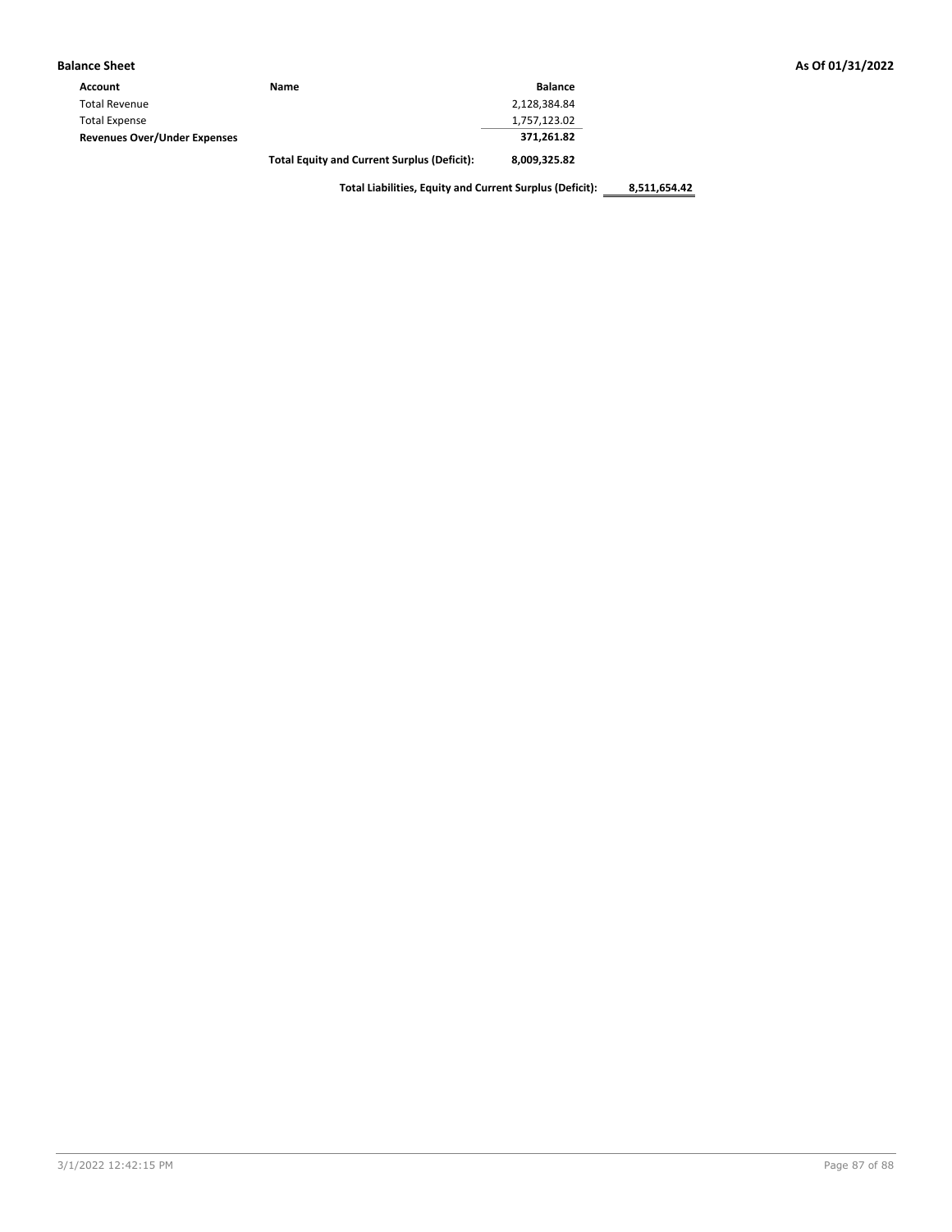**Balance Sheet** **As Of 01/31/2022**

| Account | Name | Balance | |
|---|---|---|---|
| Total Revenue | | 2,128,384.84 | |
| Total Expense | | 1,757,123.02 | |
| **Revenues Over/Under Expenses** | | **371,261.82** | |
| | **Total Equity and Current Surplus (Deficit):** | **8,009,325.82** | |
| | **Total Liabilities, Equity and Current Surplus (Deficit):** | | **8,511,654.42** |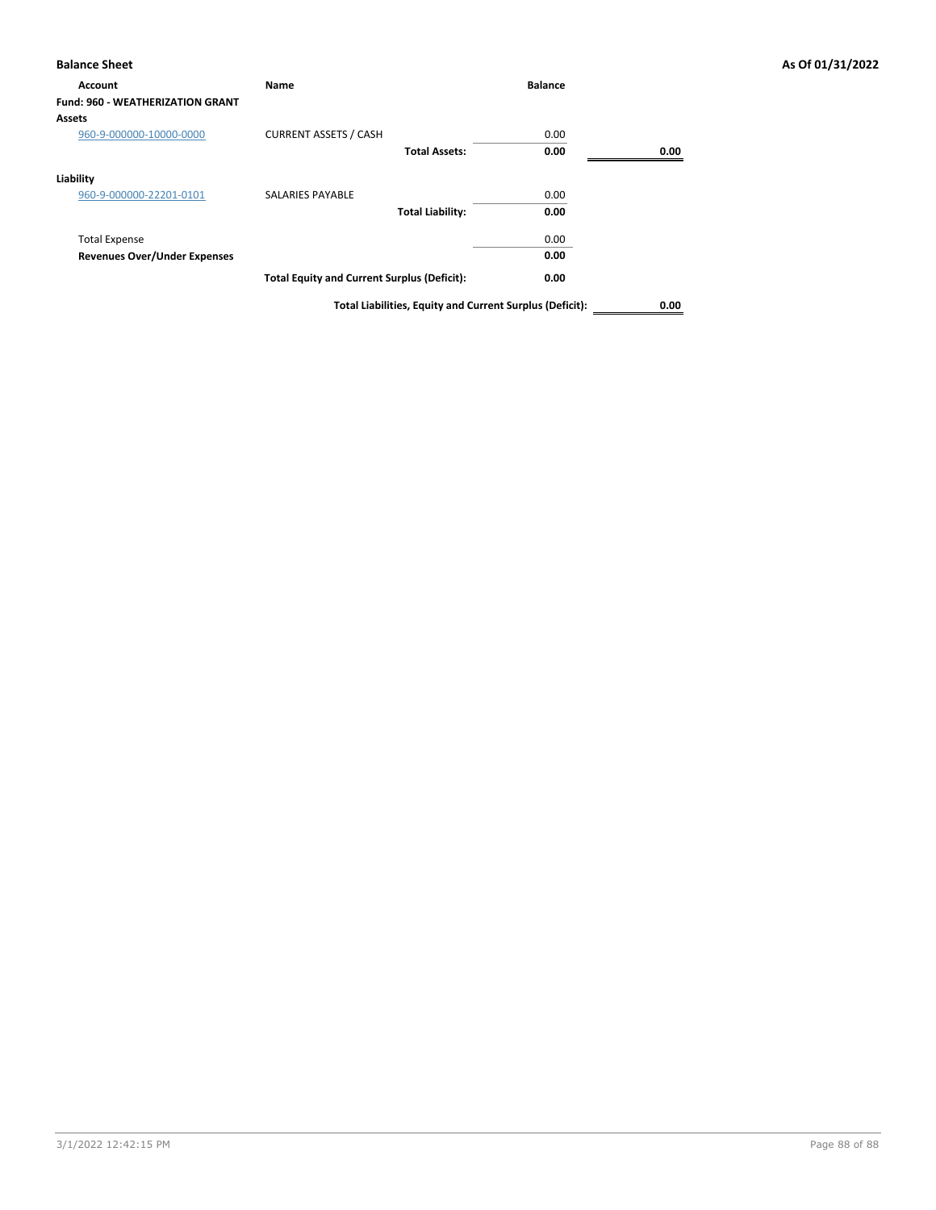## Balance Sheet

As Of 01/31/2022

| Account | Name | Balance | |
|---|---|---|---|
| **Fund: 960 - WEATHERIZATION GRANT** | | | |
| **Assets** | | | |
| 960-9-000000-10000-0000 | CURRENT ASSETS / CASH | 0.00 | |
| | **Total Assets:** | **0.00** | **0.00** |
| **Liability** | | | |
| 960-9-000000-22201-0101 | SALARIES PAYABLE | 0.00 | |
| | **Total Liability:** | **0.00** | |
| Total Expense | | 0.00 | |
| **Revenues Over/Under Expenses** | | **0.00** | |
| | **Total Equity and Current Surplus (Deficit):** | **0.00** | |
| | **Total Liabilities, Equity and Current Surplus (Deficit):** | | **0.00** |